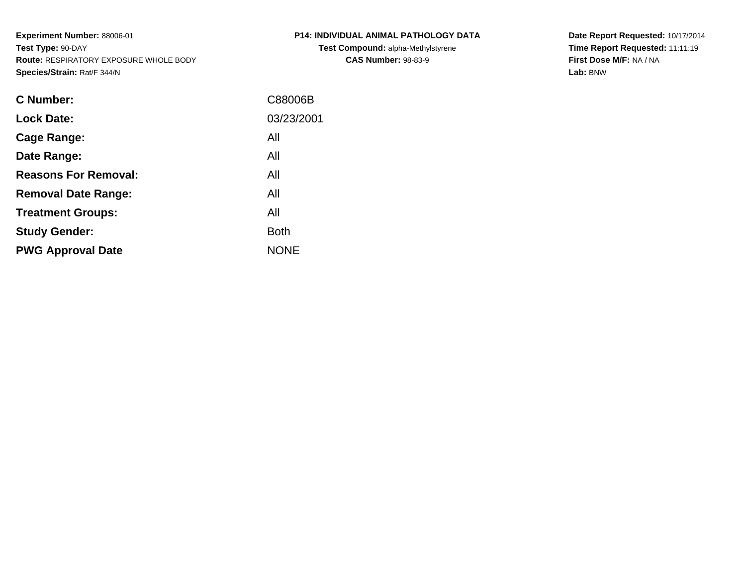**Experiment Number:** 88006-01
**Test Type:** 90-DAY
**Route:** RESPIRATORY EXPOSURE WHOLE BODY
**Species/Strain:** Rat/F 344/N

**P14: INDIVIDUAL ANIMAL PATHOLOGY DATA**
**Test Compound:** alpha-Methylstyrene
**CAS Number:** 98-83-9

**Date Report Requested:** 10/17/2014
**Time Report Requested:** 11:11:19
**First Dose M/F:** NA / NA
**Lab:** BNW

| | |
|---|---|
| **C Number:** | C88006B |
| **Lock Date:** | 03/23/2001 |
| **Cage Range:** | All |
| **Date Range:** | All |
| **Reasons For Removal:** | All |
| **Removal Date Range:** | All |
| **Treatment Groups:** | All |
| **Study Gender:** | Both |
| **PWG Approval Date** | NONE |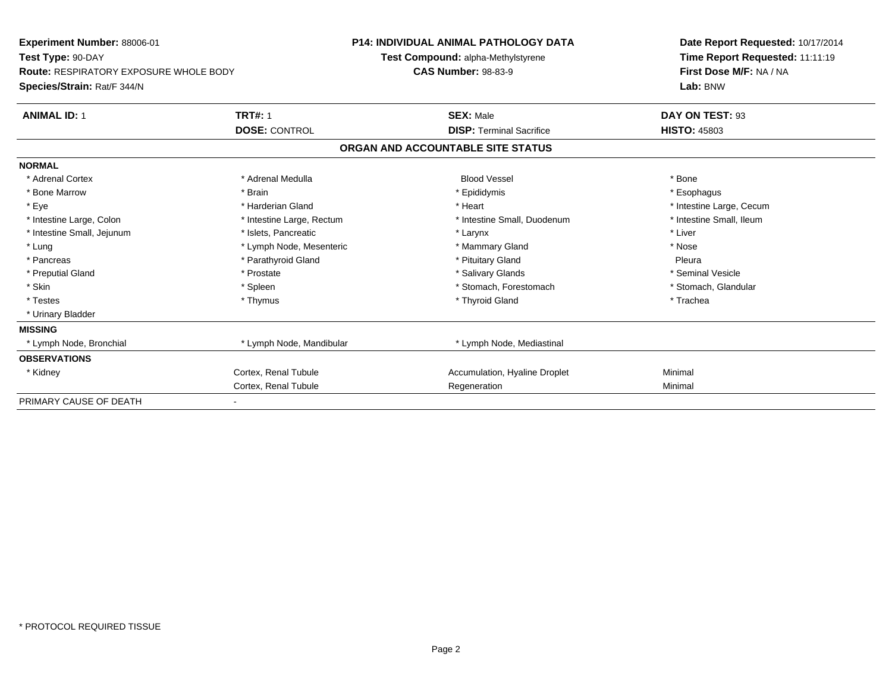**Experiment Number:** 88006-01
**Test Type:** 90-DAY
**Route:** RESPIRATORY EXPOSURE WHOLE BODY
**Species/Strain:** Rat/F 344/N

**P14: INDIVIDUAL ANIMAL PATHOLOGY DATA**
**Test Compound:** alpha-Methylstyrene
**CAS Number:** 98-83-9

**Date Report Requested:** 10/17/2014
**Time Report Requested:** 11:11:19
**First Dose M/F:** NA / NA
**Lab:** BNW

| **ANIMAL ID:** 1 | **TRT#:** 1 | **SEX:** Male | **DAY ON TEST:** 93 |
|---|---|---|---|
| | **DOSE:** CONTROL | **DISP:** Terminal Sacrifice | **HISTO:** 45803 |

## ORGAN AND ACCOUNTABLE SITE STATUS

| | | | |
|---|---|---|---|
| **NORMAL** | | | |
| * Adrenal Cortex | * Adrenal Medulla | Blood Vessel | * Bone |
| * Bone Marrow | * Brain | * Epididymis | * Esophagus |
| * Eye | * Harderian Gland | * Heart | * Intestine Large, Cecum |
| * Intestine Large, Colon | * Intestine Large, Rectum | * Intestine Small, Duodenum | * Intestine Small, Ileum |
| * Intestine Small, Jejunum | * Islets, Pancreatic | * Larynx | * Liver |
| * Lung | * Lymph Node, Mesenteric | * Mammary Gland | * Nose |
| * Pancreas | * Parathyroid Gland | * Pituitary Gland | Pleura |
| * Preputial Gland | * Prostate | * Salivary Glands | * Seminal Vesicle |
| * Skin | * Spleen | * Stomach, Forestomach | * Stomach, Glandular |
| * Testes | * Thymus | * Thyroid Gland | * Trachea |
| * Urinary Bladder | | | |
| **MISSING** | | | |
| * Lymph Node, Bronchial | * Lymph Node, Mandibular | * Lymph Node, Mediastinal | |
| **OBSERVATIONS** | | | |
| * Kidney | Cortex, Renal Tubule | Accumulation, Hyaline Droplet | Minimal |
| | Cortex, Renal Tubule | Regeneration | Minimal |
| PRIMARY CAUSE OF DEATH | - | | |

\* PROTOCOL REQUIRED TISSUE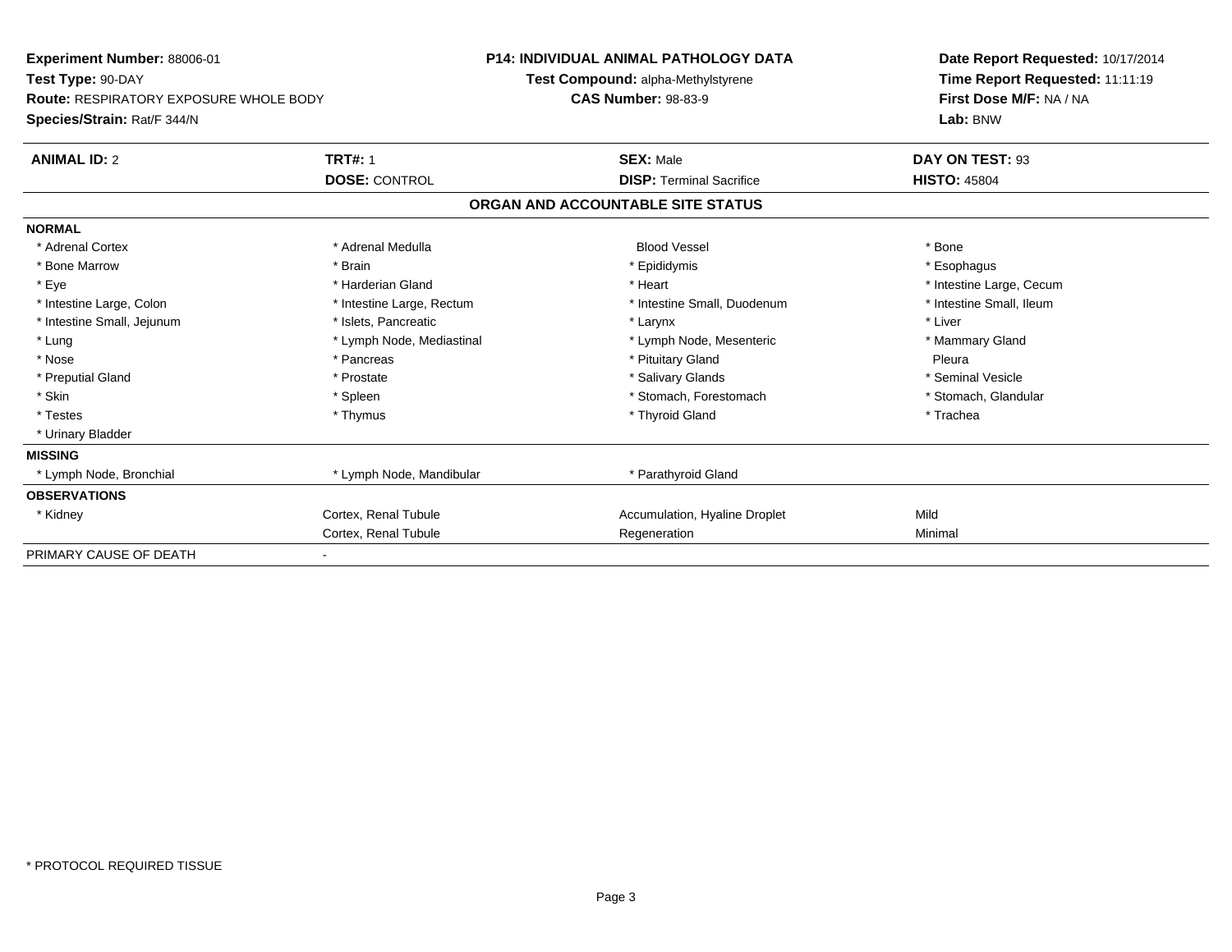**Experiment Number:** 88006-01
**Test Type:** 90-DAY
**Route:** RESPIRATORY EXPOSURE WHOLE BODY
**Species/Strain:** Rat/F 344/N

**P14: INDIVIDUAL ANIMAL PATHOLOGY DATA**
**Test Compound:** alpha-Methylstyrene
**CAS Number:** 98-83-9

**Date Report Requested:** 10/17/2014
**Time Report Requested:** 11:11:19
**First Dose M/F:** NA / NA
**Lab:** BNW

| **ANIMAL ID:** 2 | **TRT#:** 1 | **SEX:** Male | **DAY ON TEST:** 93 |
|---|---|---|---|
| | **DOSE:** CONTROL | **DISP:** Terminal Sacrifice | **HISTO:** 45804 |

## ORGAN AND ACCOUNTABLE SITE STATUS

| | | | |
|---|---|---|---|
| **NORMAL** | | | |
| * Adrenal Cortex | * Adrenal Medulla | Blood Vessel | * Bone |
| * Bone Marrow | * Brain | * Epididymis | * Esophagus |
| * Eye | * Harderian Gland | * Heart | * Intestine Large, Cecum |
| * Intestine Large, Colon | * Intestine Large, Rectum | * Intestine Small, Duodenum | * Intestine Small, Ileum |
| * Intestine Small, Jejunum | * Islets, Pancreatic | * Larynx | * Liver |
| * Lung | * Lymph Node, Mediastinal | * Lymph Node, Mesenteric | * Mammary Gland |
| * Nose | * Pancreas | * Pituitary Gland | Pleura |
| * Preputial Gland | * Prostate | * Salivary Glands | * Seminal Vesicle |
| * Skin | * Spleen | * Stomach, Forestomach | * Stomach, Glandular |
| * Testes | * Thymus | * Thyroid Gland | * Trachea |
| * Urinary Bladder | | | |
| **MISSING** | | | |
| * Lymph Node, Bronchial | * Lymph Node, Mandibular | * Parathyroid Gland | |
| **OBSERVATIONS** | | | |
| * Kidney | Cortex, Renal Tubule | Accumulation, Hyaline Droplet | Mild |
| | Cortex, Renal Tubule | Regeneration | Minimal |
| PRIMARY CAUSE OF DEATH | - | | |

* PROTOCOL REQUIRED TISSUE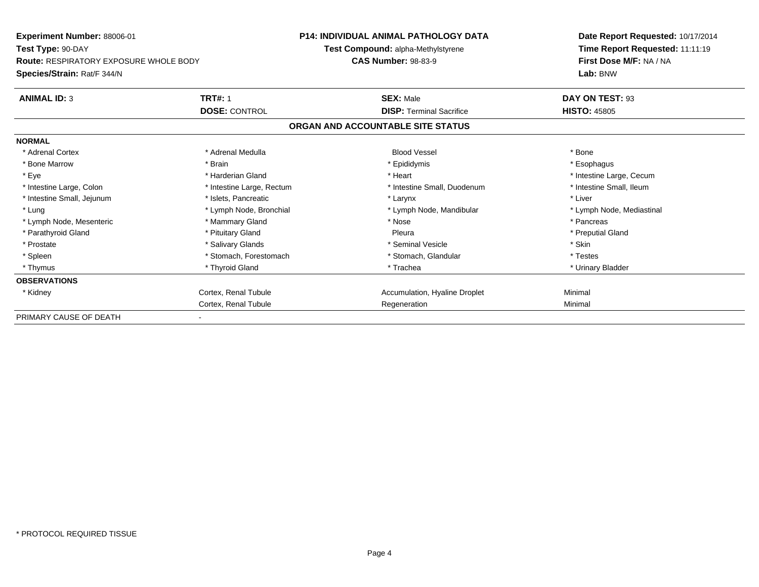**Experiment Number:** 88006-01
**Test Type:** 90-DAY
**Route:** RESPIRATORY EXPOSURE WHOLE BODY
**Species/Strain:** Rat/F 344/N

**P14: INDIVIDUAL ANIMAL PATHOLOGY DATA**
**Test Compound:** alpha-Methylstyrene
**CAS Number:** 98-83-9

**Date Report Requested:** 10/17/2014
**Time Report Requested:** 11:11:19
**First Dose M/F:** NA / NA
**Lab:** BNW

| **ANIMAL ID:** 3 | **TRT#:** 1 | **SEX:** Male | **DAY ON TEST:** 93 |
|---|---|---|---|
| | **DOSE:** CONTROL | **DISP:** Terminal Sacrifice | **HISTO:** 45805 |

## ORGAN AND ACCOUNTABLE SITE STATUS

| | | | |
|---|---|---|---|
| **NORMAL** | | | |
| * Adrenal Cortex | * Adrenal Medulla | Blood Vessel | * Bone |
| * Bone Marrow | * Brain | * Epididymis | * Esophagus |
| * Eye | * Harderian Gland | * Heart | * Intestine Large, Cecum |
| * Intestine Large, Colon | * Intestine Large, Rectum | * Intestine Small, Duodenum | * Intestine Small, Ileum |
| * Intestine Small, Jejunum | * Islets, Pancreatic | * Larynx | * Liver |
| * Lung | * Lymph Node, Bronchial | * Lymph Node, Mandibular | * Lymph Node, Mediastinal |
| * Lymph Node, Mesenteric | * Mammary Gland | * Nose | * Pancreas |
| * Parathyroid Gland | * Pituitary Gland | Pleura | * Preputial Gland |
| * Prostate | * Salivary Glands | * Seminal Vesicle | * Skin |
| * Spleen | * Stomach, Forestomach | * Stomach, Glandular | * Testes |
| * Thymus | * Thyroid Gland | * Trachea | * Urinary Bladder |
| **OBSERVATIONS** | | | |
| * Kidney | Cortex, Renal Tubule | Accumulation, Hyaline Droplet | Minimal |
| | Cortex, Renal Tubule | Regeneration | Minimal |
| PRIMARY CAUSE OF DEATH | - | | |

* PROTOCOL REQUIRED TISSUE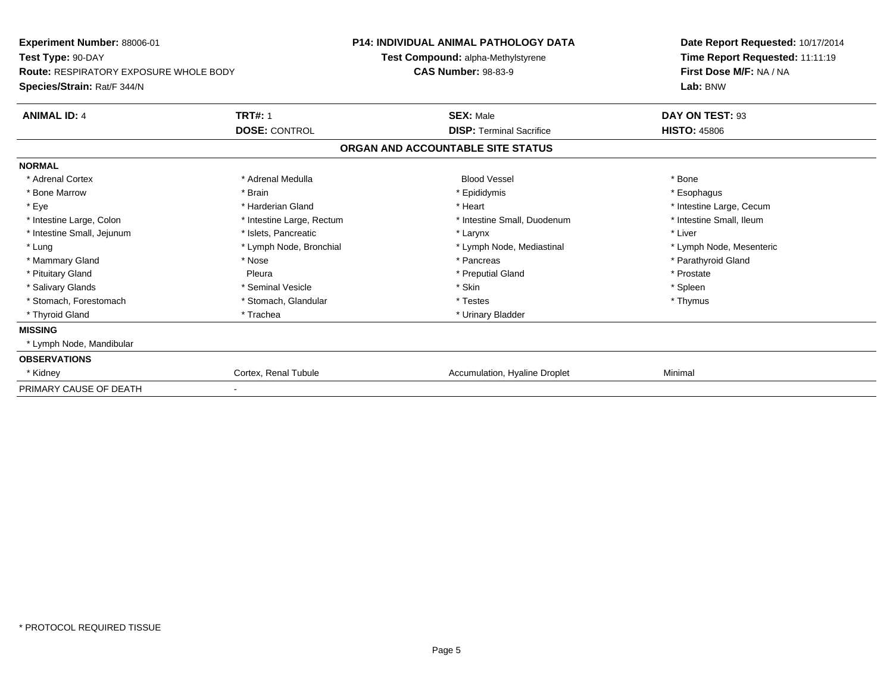**Experiment Number:** 88006-01
**Test Type:** 90-DAY
**Route:** RESPIRATORY EXPOSURE WHOLE BODY
**Species/Strain:** Rat/F 344/N

**P14: INDIVIDUAL ANIMAL PATHOLOGY DATA**
**Test Compound:** alpha-Methylstyrene
**CAS Number:** 98-83-9

**Date Report Requested:** 10/17/2014
**Time Report Requested:** 11:11:19
**First Dose M/F:** NA / NA
**Lab:** BNW

| **ANIMAL ID:** 4 | **TRT#:** 1 | **SEX:** Male | **DAY ON TEST:** 93 |
|---|---|---|---|
| | **DOSE:** CONTROL | **DISP:** Terminal Sacrifice | **HISTO:** 45806 |

## ORGAN AND ACCOUNTABLE SITE STATUS

| | | | |
|---|---|---|---|
| **NORMAL** | | | |
| * Adrenal Cortex | * Adrenal Medulla | Blood Vessel | * Bone |
| * Bone Marrow | * Brain | * Epididymis | * Esophagus |
| * Eye | * Harderian Gland | * Heart | * Intestine Large, Cecum |
| * Intestine Large, Colon | * Intestine Large, Rectum | * Intestine Small, Duodenum | * Intestine Small, Ileum |
| * Intestine Small, Jejunum | * Islets, Pancreatic | * Larynx | * Liver |
| * Lung | * Lymph Node, Bronchial | * Lymph Node, Mediastinal | * Lymph Node, Mesenteric |
| * Mammary Gland | * Nose | * Pancreas | * Parathyroid Gland |
| * Pituitary Gland | Pleura | * Preputial Gland | * Prostate |
| * Salivary Glands | * Seminal Vesicle | * Skin | * Spleen |
| * Stomach, Forestomach | * Stomach, Glandular | * Testes | * Thymus |
| * Thyroid Gland | * Trachea | * Urinary Bladder | |
| **MISSING** | | | |
| * Lymph Node, Mandibular | | | |
| **OBSERVATIONS** | | | |
| * Kidney | Cortex, Renal Tubule | Accumulation, Hyaline Droplet | Minimal |
| PRIMARY CAUSE OF DEATH | - | | |

* PROTOCOL REQUIRED TISSUE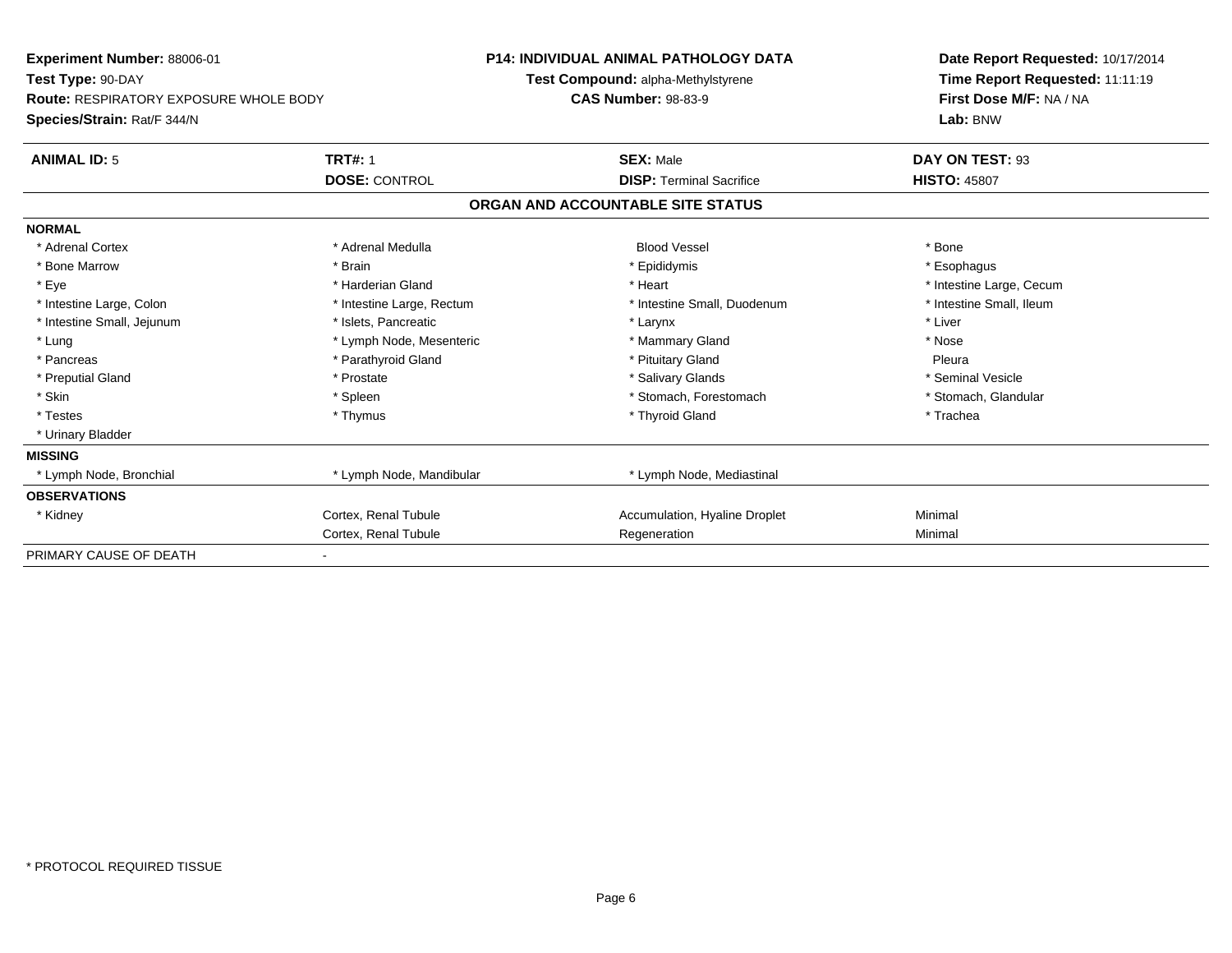**Experiment Number:** 88006-01
**Test Type:** 90-DAY
**Route:** RESPIRATORY EXPOSURE WHOLE BODY
**Species/Strain:** Rat/F 344/N

**P14: INDIVIDUAL ANIMAL PATHOLOGY DATA**
**Test Compound:** alpha-Methylstyrene
**CAS Number:** 98-83-9

**Date Report Requested:** 10/17/2014
**Time Report Requested:** 11:11:19
**First Dose M/F:** NA / NA
**Lab:** BNW

| **ANIMAL ID:** 5 | **TRT#:** 1 | **SEX:** Male | **DAY ON TEST:** 93 |
|---|---|---|---|
| | **DOSE:** CONTROL | **DISP:** Terminal Sacrifice | **HISTO:** 45807 |

## ORGAN AND ACCOUNTABLE SITE STATUS

| | | | |
|---|---|---|---|
| **NORMAL** | | | |
| * Adrenal Cortex | * Adrenal Medulla | Blood Vessel | * Bone |
| * Bone Marrow | * Brain | * Epididymis | * Esophagus |
| * Eye | * Harderian Gland | * Heart | * Intestine Large, Cecum |
| * Intestine Large, Colon | * Intestine Large, Rectum | * Intestine Small, Duodenum | * Intestine Small, Ileum |
| * Intestine Small, Jejunum | * Islets, Pancreatic | * Larynx | * Liver |
| * Lung | * Lymph Node, Mesenteric | * Mammary Gland | * Nose |
| * Pancreas | * Parathyroid Gland | * Pituitary Gland | Pleura |
| * Preputial Gland | * Prostate | * Salivary Glands | * Seminal Vesicle |
| * Skin | * Spleen | * Stomach, Forestomach | * Stomach, Glandular |
| * Testes | * Thymus | * Thyroid Gland | * Trachea |
| * Urinary Bladder | | | |
| **MISSING** | | | |
| * Lymph Node, Bronchial | * Lymph Node, Mandibular | * Lymph Node, Mediastinal | |
| **OBSERVATIONS** | | | |
| * Kidney | Cortex, Renal Tubule | Accumulation, Hyaline Droplet | Minimal |
| | Cortex, Renal Tubule | Regeneration | Minimal |
| PRIMARY CAUSE OF DEATH | - | | |

\* PROTOCOL REQUIRED TISSUE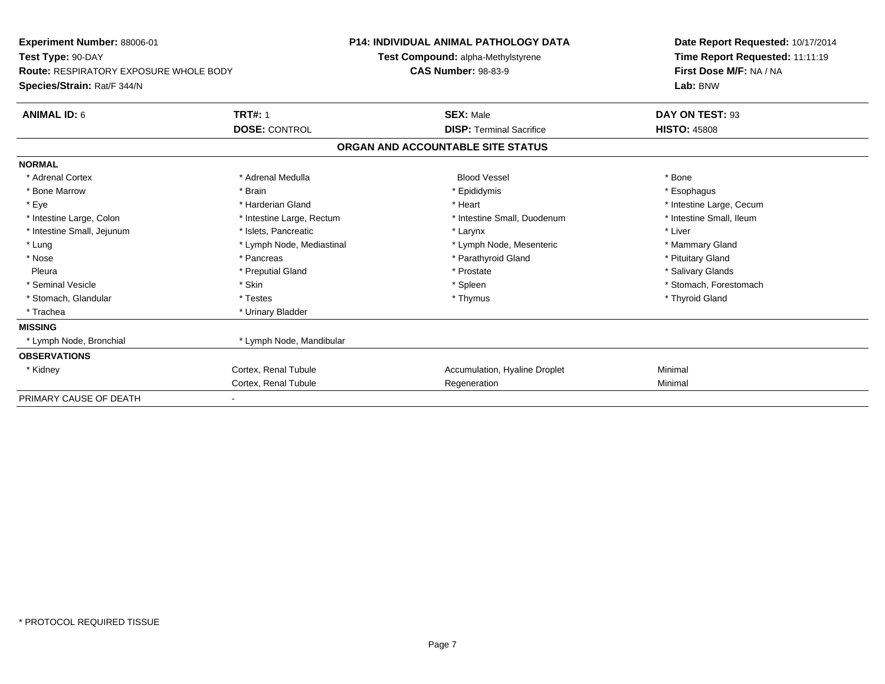**Experiment Number:** 88006-01
**Test Type:** 90-DAY
**Route:** RESPIRATORY EXPOSURE WHOLE BODY
**Species/Strain:** Rat/F 344/N

**P14: INDIVIDUAL ANIMAL PATHOLOGY DATA**
**Test Compound:** alpha-Methylstyrene
**CAS Number:** 98-83-9

**Date Report Requested:** 10/17/2014
**Time Report Requested:** 11:11:19
**First Dose M/F:** NA / NA
**Lab:** BNW

| **ANIMAL ID:** 6 | **TRT#:** 1 | **SEX:** Male | **DAY ON TEST:** 93 |
|---|---|---|---|
| | **DOSE:** CONTROL | **DISP:** Terminal Sacrifice | **HISTO:** 45808 |

## ORGAN AND ACCOUNTABLE SITE STATUS

| | | | |
|---|---|---|---|
| **NORMAL** | | | |
| * Adrenal Cortex | * Adrenal Medulla | Blood Vessel | * Bone |
| * Bone Marrow | * Brain | * Epididymis | * Esophagus |
| * Eye | * Harderian Gland | * Heart | * Intestine Large, Cecum |
| * Intestine Large, Colon | * Intestine Large, Rectum | * Intestine Small, Duodenum | * Intestine Small, Ileum |
| * Intestine Small, Jejunum | * Islets, Pancreatic | * Larynx | * Liver |
| * Lung | * Lymph Node, Mediastinal | * Lymph Node, Mesenteric | * Mammary Gland |
| * Nose | * Pancreas | * Parathyroid Gland | * Pituitary Gland |
| Pleura | * Preputial Gland | * Prostate | * Salivary Glands |
| * Seminal Vesicle | * Skin | * Spleen | * Stomach, Forestomach |
| * Stomach, Glandular | * Testes | * Thymus | * Thyroid Gland |
| * Trachea | * Urinary Bladder | | |
| **MISSING** | | | |
| * Lymph Node, Bronchial | * Lymph Node, Mandibular | | |
| **OBSERVATIONS** | | | |
| * Kidney | Cortex, Renal Tubule | Accumulation, Hyaline Droplet | Minimal |
| | Cortex, Renal Tubule | Regeneration | Minimal |
| PRIMARY CAUSE OF DEATH | - | | |

\* PROTOCOL REQUIRED TISSUE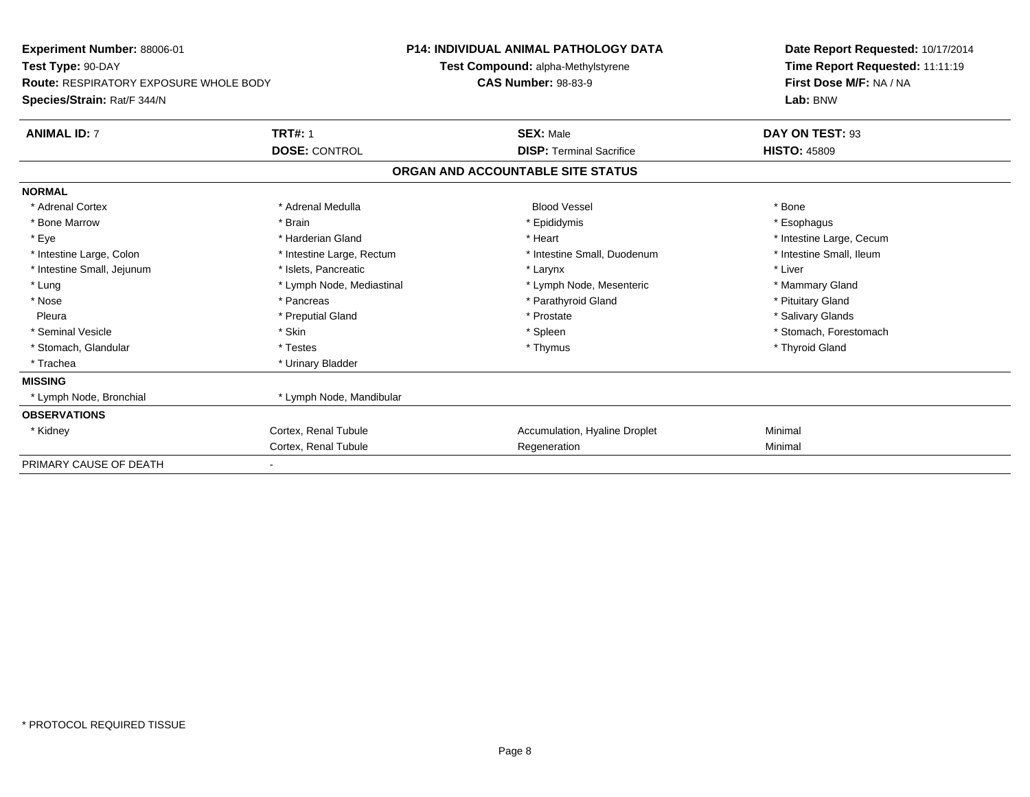**Experiment Number:** 88006-01
**Test Type:** 90-DAY
**Route:** RESPIRATORY EXPOSURE WHOLE BODY
**Species/Strain:** Rat/F 344/N

**P14: INDIVIDUAL ANIMAL PATHOLOGY DATA**
**Test Compound:** alpha-Methylstyrene
**CAS Number:** 98-83-9

**Date Report Requested:** 10/17/2014
**Time Report Requested:** 11:11:19
**First Dose M/F:** NA / NA
**Lab:** BNW

| **ANIMAL ID:** 7 | **TRT#:** 1 | **SEX:** Male | **DAY ON TEST:** 93 |
|---|---|---|---|
| | **DOSE:** CONTROL | **DISP:** Terminal Sacrifice | **HISTO:** 45809 |

## ORGAN AND ACCOUNTABLE SITE STATUS

| | | | |
|---|---|---|---|
| **NORMAL** | | | |
| * Adrenal Cortex | * Adrenal Medulla | Blood Vessel | * Bone |
| * Bone Marrow | * Brain | * Epididymis | * Esophagus |
| * Eye | * Harderian Gland | * Heart | * Intestine Large, Cecum |
| * Intestine Large, Colon | * Intestine Large, Rectum | * Intestine Small, Duodenum | * Intestine Small, Ileum |
| * Intestine Small, Jejunum | * Islets, Pancreatic | * Larynx | * Liver |
| * Lung | * Lymph Node, Mediastinal | * Lymph Node, Mesenteric | * Mammary Gland |
| * Nose | * Pancreas | * Parathyroid Gland | * Pituitary Gland |
| Pleura | * Preputial Gland | * Prostate | * Salivary Glands |
| * Seminal Vesicle | * Skin | * Spleen | * Stomach, Forestomach |
| * Stomach, Glandular | * Testes | * Thymus | * Thyroid Gland |
| * Trachea | * Urinary Bladder | | |
| **MISSING** | | | |
| * Lymph Node, Bronchial | * Lymph Node, Mandibular | | |
| **OBSERVATIONS** | | | |
| * Kidney | Cortex, Renal Tubule | Accumulation, Hyaline Droplet | Minimal |
| | Cortex, Renal Tubule | Regeneration | Minimal |
| PRIMARY CAUSE OF DEATH | - | | |

\* PROTOCOL REQUIRED TISSUE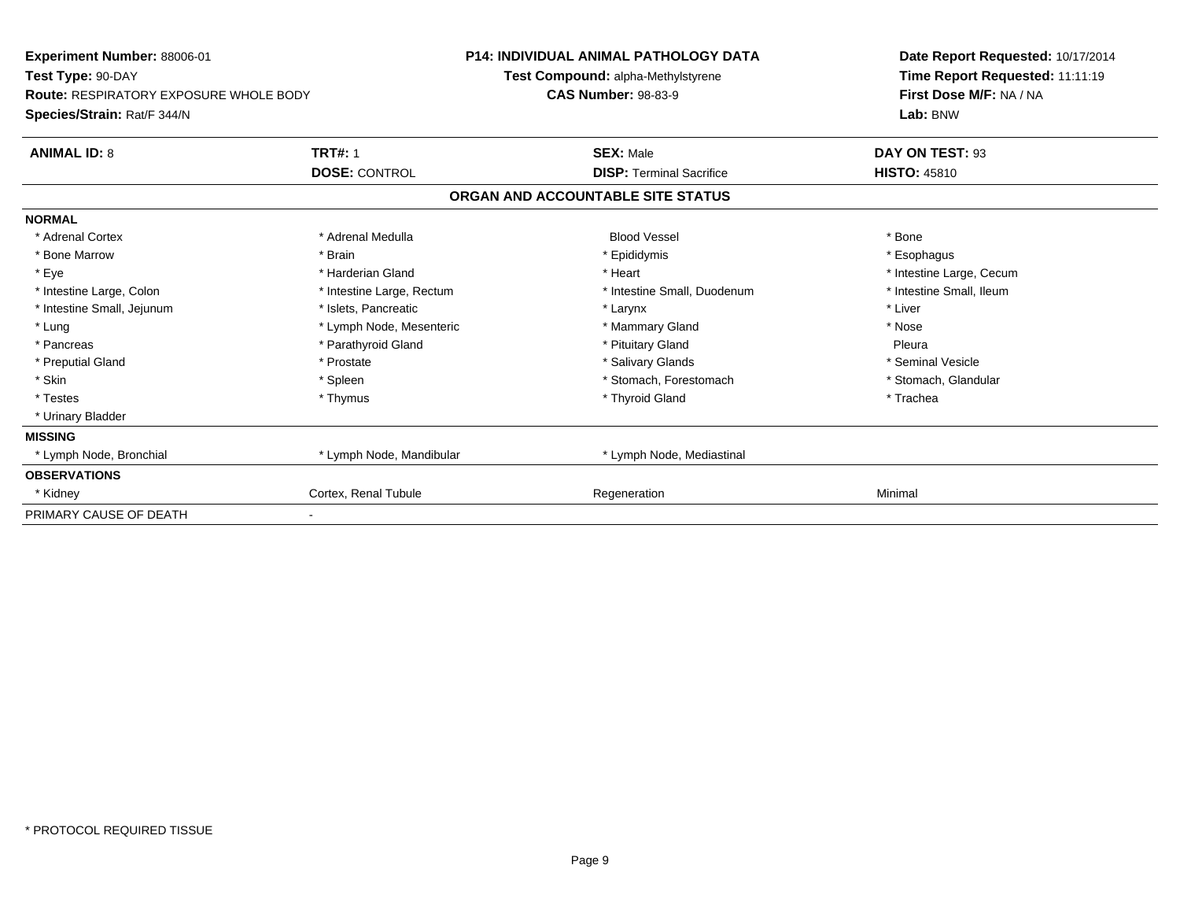**Experiment Number:** 88006-01
**Test Type:** 90-DAY
**Route:** RESPIRATORY EXPOSURE WHOLE BODY
**Species/Strain:** Rat/F 344/N

**P14: INDIVIDUAL ANIMAL PATHOLOGY DATA**
**Test Compound:** alpha-Methylstyrene
**CAS Number:** 98-83-9

**Date Report Requested:** 10/17/2014
**Time Report Requested:** 11:11:19
**First Dose M/F:** NA / NA
**Lab:** BNW

| **ANIMAL ID:** 8 | **TRT#:** 1 | **SEX:** Male | **DAY ON TEST:** 93 |
|---|---|---|---|
| | **DOSE:** CONTROL | **DISP:** Terminal Sacrifice | **HISTO:** 45810 |

**ORGAN AND ACCOUNTABLE SITE STATUS**

| | | | |
|---|---|---|---|
| **NORMAL** | | | |
| * Adrenal Cortex | * Adrenal Medulla | Blood Vessel | * Bone |
| * Bone Marrow | * Brain | * Epididymis | * Esophagus |
| * Eye | * Harderian Gland | * Heart | * Intestine Large, Cecum |
| * Intestine Large, Colon | * Intestine Large, Rectum | * Intestine Small, Duodenum | * Intestine Small, Ileum |
| * Intestine Small, Jejunum | * Islets, Pancreatic | * Larynx | * Liver |
| * Lung | * Lymph Node, Mesenteric | * Mammary Gland | * Nose |
| * Pancreas | * Parathyroid Gland | * Pituitary Gland | Pleura |
| * Preputial Gland | * Prostate | * Salivary Glands | * Seminal Vesicle |
| * Skin | * Spleen | * Stomach, Forestomach | * Stomach, Glandular |
| * Testes | * Thymus | * Thyroid Gland | * Trachea |
| * Urinary Bladder | | | |
| **MISSING** | | | |
| * Lymph Node, Bronchial | * Lymph Node, Mandibular | * Lymph Node, Mediastinal | |
| **OBSERVATIONS** | | | |
| * Kidney | Cortex, Renal Tubule | Regeneration | Minimal |
| PRIMARY CAUSE OF DEATH | - | | |

\* PROTOCOL REQUIRED TISSUE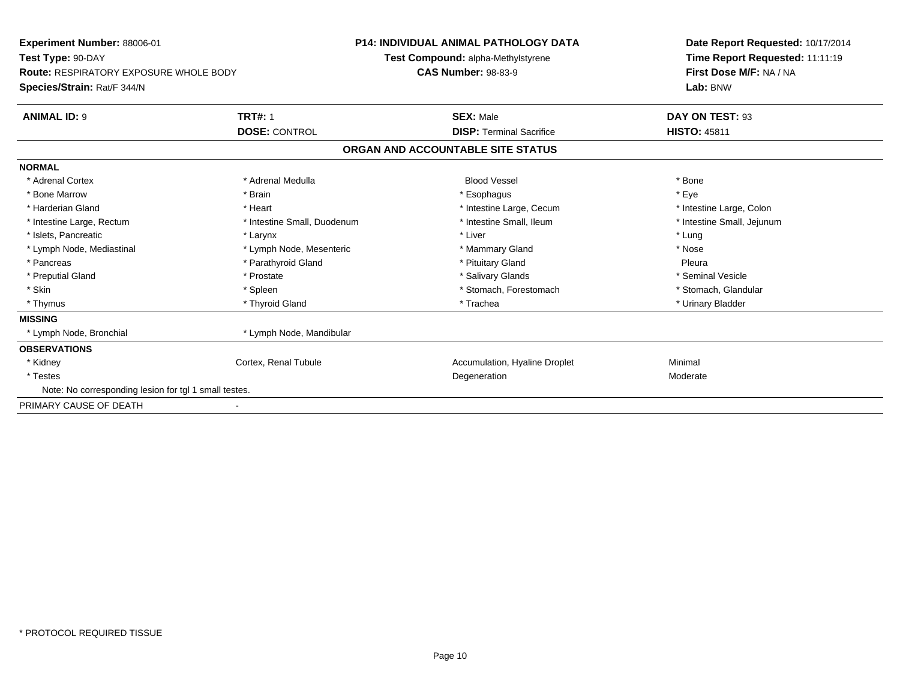**Experiment Number:** 88006-01
**Test Type:** 90-DAY
**Route:** RESPIRATORY EXPOSURE WHOLE BODY
**Species/Strain:** Rat/F 344/N

**P14: INDIVIDUAL ANIMAL PATHOLOGY DATA**
**Test Compound:** alpha-Methylstyrene
**CAS Number:** 98-83-9

**Date Report Requested:** 10/17/2014
**Time Report Requested:** 11:11:19
**First Dose M/F:** NA / NA
**Lab:** BNW

| **ANIMAL ID:** 9 | **TRT#:** 1 | **SEX:** Male | **DAY ON TEST:** 93 |
|---|---|---|---|
| | **DOSE:** CONTROL | **DISP:** Terminal Sacrifice | **HISTO:** 45811 |

**ORGAN AND ACCOUNTABLE SITE STATUS**

| | | | |
|---|---|---|---|
| **NORMAL** | | | |
| * Adrenal Cortex | * Adrenal Medulla | Blood Vessel | * Bone |
| * Bone Marrow | * Brain | * Esophagus | * Eye |
| * Harderian Gland | * Heart | * Intestine Large, Cecum | * Intestine Large, Colon |
| * Intestine Large, Rectum | * Intestine Small, Duodenum | * Intestine Small, Ileum | * Intestine Small, Jejunum |
| * Islets, Pancreatic | * Larynx | * Liver | * Lung |
| * Lymph Node, Mediastinal | * Lymph Node, Mesenteric | * Mammary Gland | * Nose |
| * Pancreas | * Parathyroid Gland | * Pituitary Gland | Pleura |
| * Preputial Gland | * Prostate | * Salivary Glands | * Seminal Vesicle |
| * Skin | * Spleen | * Stomach, Forestomach | * Stomach, Glandular |
| * Thymus | * Thyroid Gland | * Trachea | * Urinary Bladder |
| **MISSING** | | | |
| * Lymph Node, Bronchial | * Lymph Node, Mandibular | | |
| **OBSERVATIONS** | | | |
| * Kidney | Cortex, Renal Tubule | Accumulation, Hyaline Droplet | Minimal |
| * Testes | | Degeneration | Moderate |
| Note: No corresponding lesion for tgl 1 small testes. | | | |
| PRIMARY CAUSE OF DEATH | - | | |

\* PROTOCOL REQUIRED TISSUE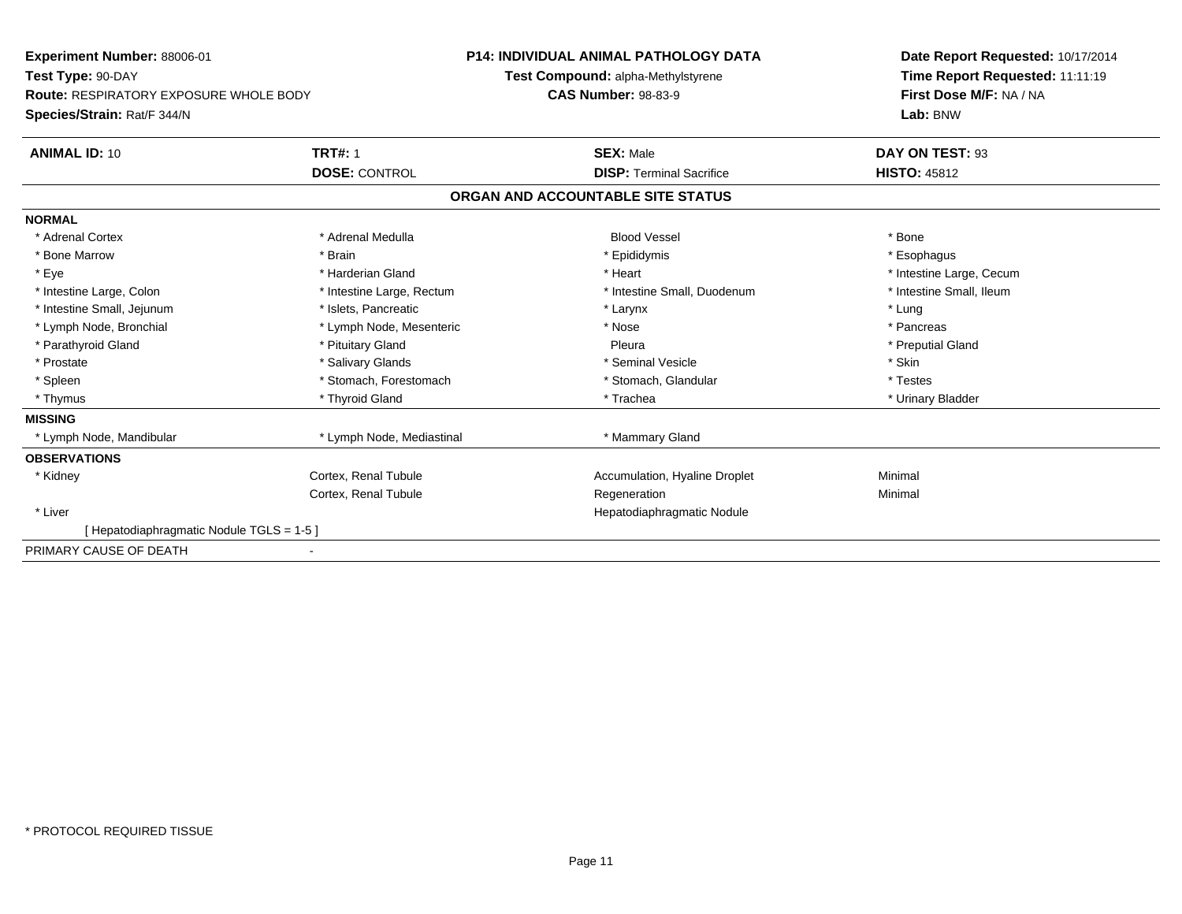**Experiment Number:** 88006-01
**Test Type:** 90-DAY
**Route:** RESPIRATORY EXPOSURE WHOLE BODY
**Species/Strain:** Rat/F 344/N

**P14: INDIVIDUAL ANIMAL PATHOLOGY DATA**
**Test Compound:** alpha-Methylstyrene
**CAS Number:** 98-83-9

**Date Report Requested:** 10/17/2014
**Time Report Requested:** 11:11:19
**First Dose M/F:** NA / NA
**Lab:** BNW

| **ANIMAL ID:** 10 | **TRT#:** 1 | **SEX:** Male | **DAY ON TEST:** 93 |
|---|---|---|---|
| | **DOSE:** CONTROL | **DISP:** Terminal Sacrifice | **HISTO:** 45812 |

## ORGAN AND ACCOUNTABLE SITE STATUS

| | | | |
|---|---|---|---|
| **NORMAL** | | | |
| * Adrenal Cortex | * Adrenal Medulla | Blood Vessel | * Bone |
| * Bone Marrow | * Brain | * Epididymis | * Esophagus |
| * Eye | * Harderian Gland | * Heart | * Intestine Large, Cecum |
| * Intestine Large, Colon | * Intestine Large, Rectum | * Intestine Small, Duodenum | * Intestine Small, Ileum |
| * Intestine Small, Jejunum | * Islets, Pancreatic | * Larynx | * Lung |
| * Lymph Node, Bronchial | * Lymph Node, Mesenteric | * Nose | * Pancreas |
| * Parathyroid Gland | * Pituitary Gland | Pleura | * Preputial Gland |
| * Prostate | * Salivary Glands | * Seminal Vesicle | * Skin |
| * Spleen | * Stomach, Forestomach | * Stomach, Glandular | * Testes |
| * Thymus | * Thyroid Gland | * Trachea | * Urinary Bladder |
| **MISSING** | | | |
| * Lymph Node, Mandibular | * Lymph Node, Mediastinal | * Mammary Gland | |
| **OBSERVATIONS** | | | |
| * Kidney | Cortex, Renal Tubule | Accumulation, Hyaline Droplet | Minimal |
| | Cortex, Renal Tubule | Regeneration | Minimal |
| * Liver | | Hepatodiaphragmatic Nodule | |
| [ Hepatodiaphragmatic Nodule TGLS = 1-5 ] | | | |
| PRIMARY CAUSE OF DEATH | - | | |

* PROTOCOL REQUIRED TISSUE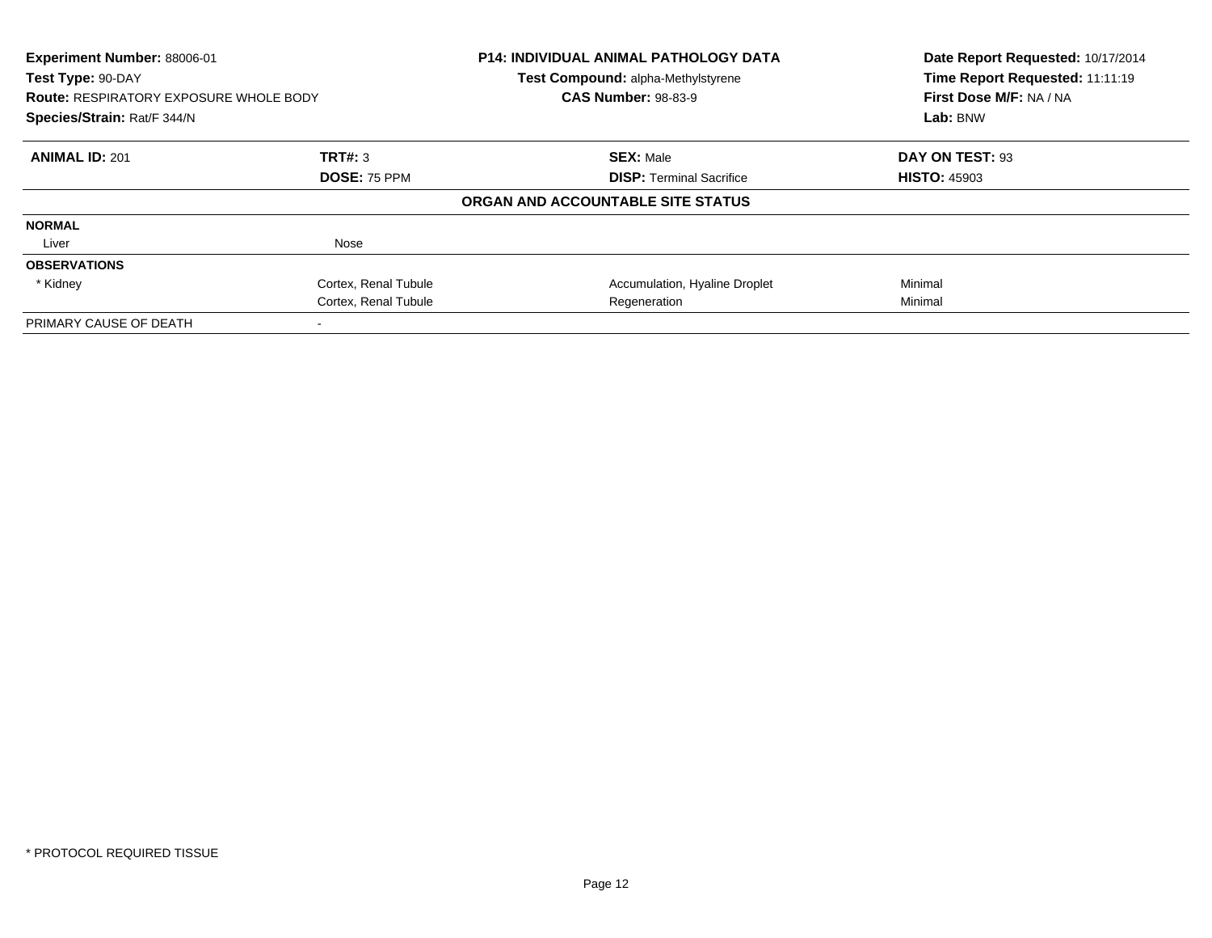**Experiment Number:** 88006-01
**Test Type:** 90-DAY
**Route:** RESPIRATORY EXPOSURE WHOLE BODY
**Species/Strain:** Rat/F 344/N

**P14: INDIVIDUAL ANIMAL PATHOLOGY DATA**
**Test Compound:** alpha-Methylstyrene
**CAS Number:** 98-83-9

**Date Report Requested:** 10/17/2014
**Time Report Requested:** 11:11:19
**First Dose M/F:** NA / NA
**Lab:** BNW

| **ANIMAL ID:** 201 | **TRT#:** 3 | **SEX:** Male | **DAY ON TEST:** 93 |
|---|---|---|---|
| | **DOSE:** 75 PPM | **DISP:** Terminal Sacrifice | **HISTO:** 45903 |

**ORGAN AND ACCOUNTABLE SITE STATUS**

| | | | |
|---|---|---|---|
| **NORMAL** | | | |
| Liver | Nose | | |
| **OBSERVATIONS** | | | |
| * Kidney | Cortex, Renal Tubule | Accumulation, Hyaline Droplet | Minimal |
| | Cortex, Renal Tubule | Regeneration | Minimal |
| PRIMARY CAUSE OF DEATH | - | | |

* PROTOCOL REQUIRED TISSUE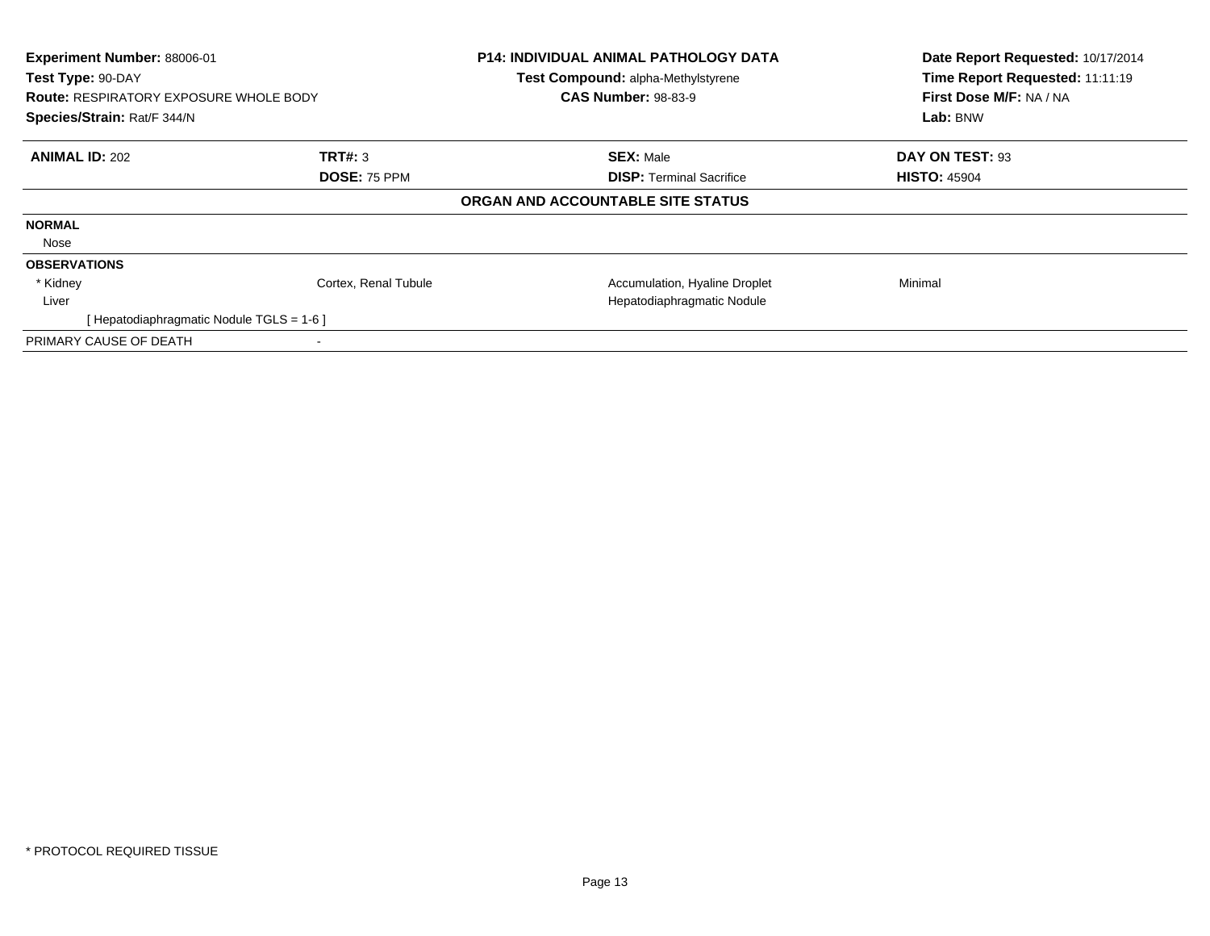| Experiment Number: 88006-01 | P14: INDIVIDUAL ANIMAL PATHOLOGY DATA | Date Report Requested: 10/17/2014 |
|---|---|---|
| Test Type: 90-DAY | Test Compound: alpha-Methylstyrene | Time Report Requested: 11:11:19 |
| Route: RESPIRATORY EXPOSURE WHOLE BODY | CAS Number: 98-83-9 | First Dose M/F: NA / NA |
| Species/Strain: Rat/F 344/N | | Lab: BNW |

| ANIMAL ID: 202 | TRT#: 3 | SEX: Male | DAY ON TEST: 93 |
|---|---|---|---|
| | DOSE: 75 PPM | DISP: Terminal Sacrifice | HISTO: 45904 |

**ORGAN AND ACCOUNTABLE SITE STATUS**

| | | | |
|---|---|---|---|
| **NORMAL** | | | |
| Nose | | | |
| **OBSERVATIONS** | | | |
| * Kidney | Cortex, Renal Tubule | Accumulation, Hyaline Droplet | Minimal |
| Liver | | Hepatodiaphragmatic Nodule | |
| [ Hepatodiaphragmatic Nodule TGLS = 1-6 ] | | | |
| PRIMARY CAUSE OF DEATH | - | | |

* PROTOCOL REQUIRED TISSUE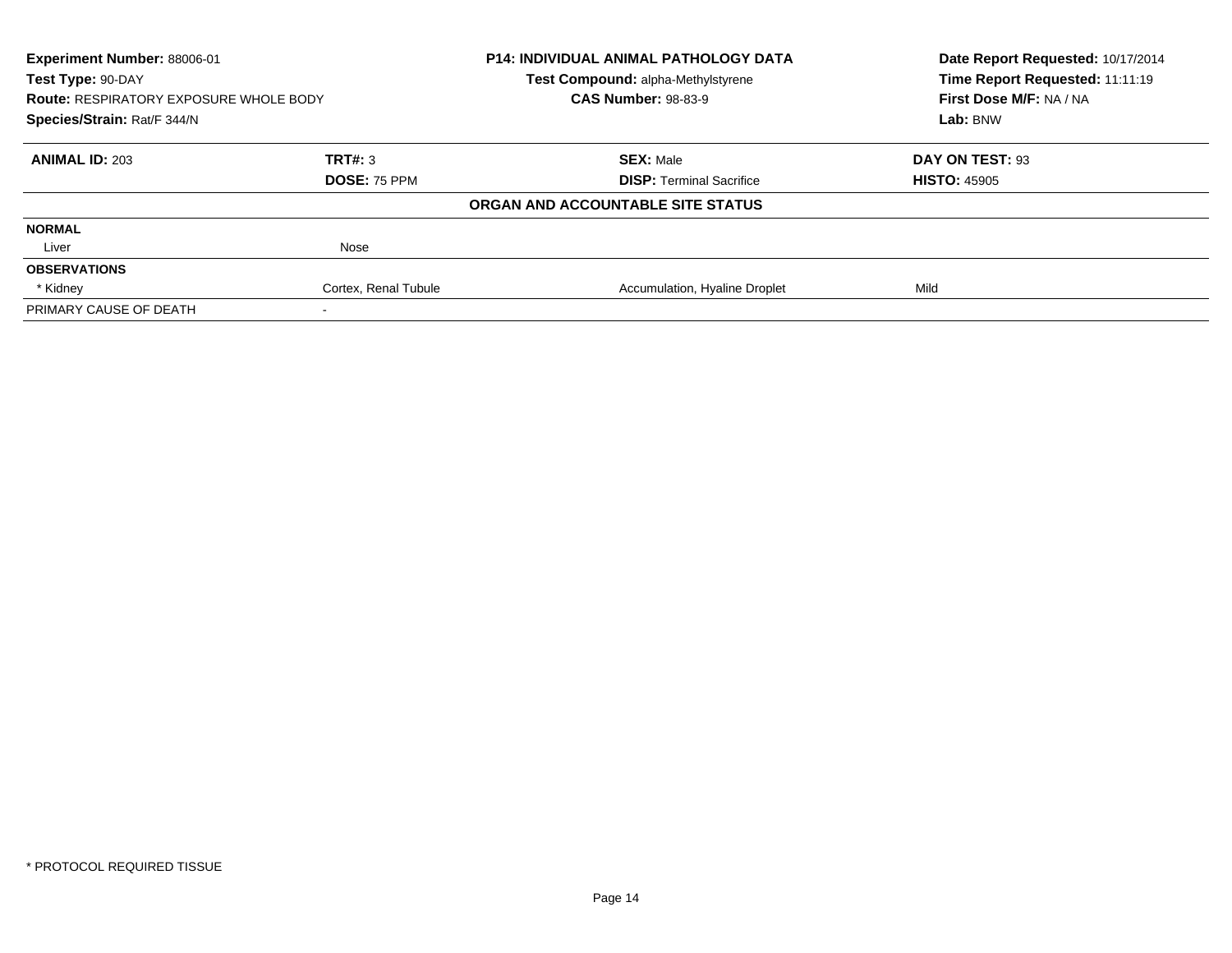**Experiment Number:** 88006-01
**Test Type:** 90-DAY
**Route:** RESPIRATORY EXPOSURE WHOLE BODY
**Species/Strain:** Rat/F 344/N

**P14: INDIVIDUAL ANIMAL PATHOLOGY DATA**
**Test Compound:** alpha-Methylstyrene
**CAS Number:** 98-83-9

**Date Report Requested:** 10/17/2014
**Time Report Requested:** 11:11:19
**First Dose M/F:** NA / NA
**Lab:** BNW

| **ANIMAL ID:** 203 | **TRT#:** 3 | **SEX:** Male | **DAY ON TEST:** 93 |
|---|---|---|---|
| | **DOSE:** 75 PPM | **DISP:** Terminal Sacrifice | **HISTO:** 45905 |

**ORGAN AND ACCOUNTABLE SITE STATUS**

| | | | |
|---|---|---|---|
| **NORMAL** | | | |
| Liver | Nose | | |
| **OBSERVATIONS** | | | |
| * Kidney | Cortex, Renal Tubule | Accumulation, Hyaline Droplet | Mild |
| PRIMARY CAUSE OF DEATH | - | | |

* PROTOCOL REQUIRED TISSUE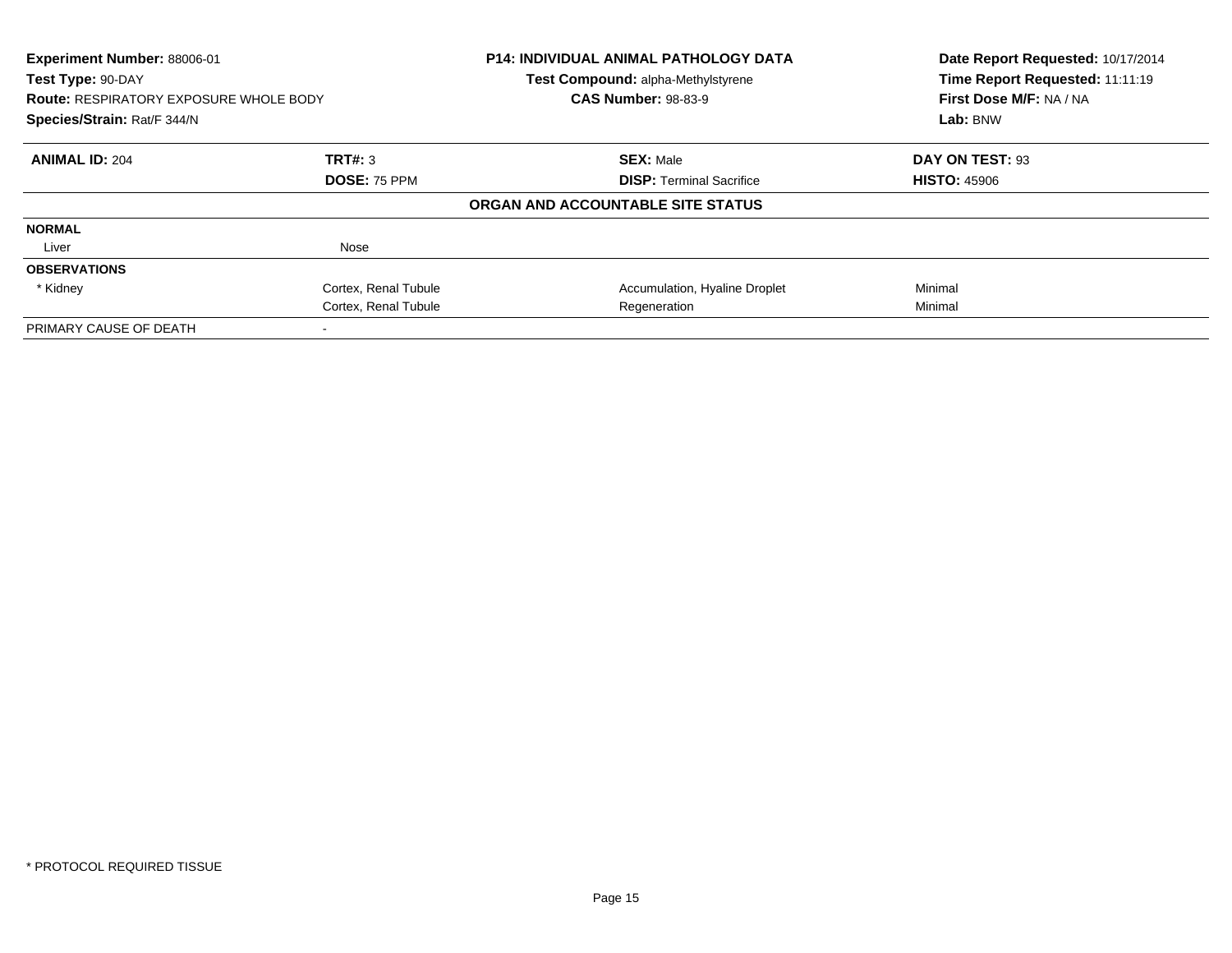**Experiment Number:** 88006-01
**Test Type:** 90-DAY
**Route:** RESPIRATORY EXPOSURE WHOLE BODY
**Species/Strain:** Rat/F 344/N

**P14: INDIVIDUAL ANIMAL PATHOLOGY DATA**
**Test Compound:** alpha-Methylstyrene
**CAS Number:** 98-83-9

**Date Report Requested:** 10/17/2014
**Time Report Requested:** 11:11:19
**First Dose M/F:** NA / NA
**Lab:** BNW

| **ANIMAL ID:** 204 | **TRT#:** 3 | **SEX:** Male | **DAY ON TEST:** 93 |
|---|---|---|---|
| | **DOSE:** 75 PPM | **DISP:** Terminal Sacrifice | **HISTO:** 45906 |

**ORGAN AND ACCOUNTABLE SITE STATUS**

| | | | |
|---|---|---|---|
| **NORMAL** | | | |
| Liver | Nose | | |
| **OBSERVATIONS** | | | |
| * Kidney | Cortex, Renal Tubule | Accumulation, Hyaline Droplet | Minimal |
| | Cortex, Renal Tubule | Regeneration | Minimal |
| PRIMARY CAUSE OF DEATH | - | | |

* PROTOCOL REQUIRED TISSUE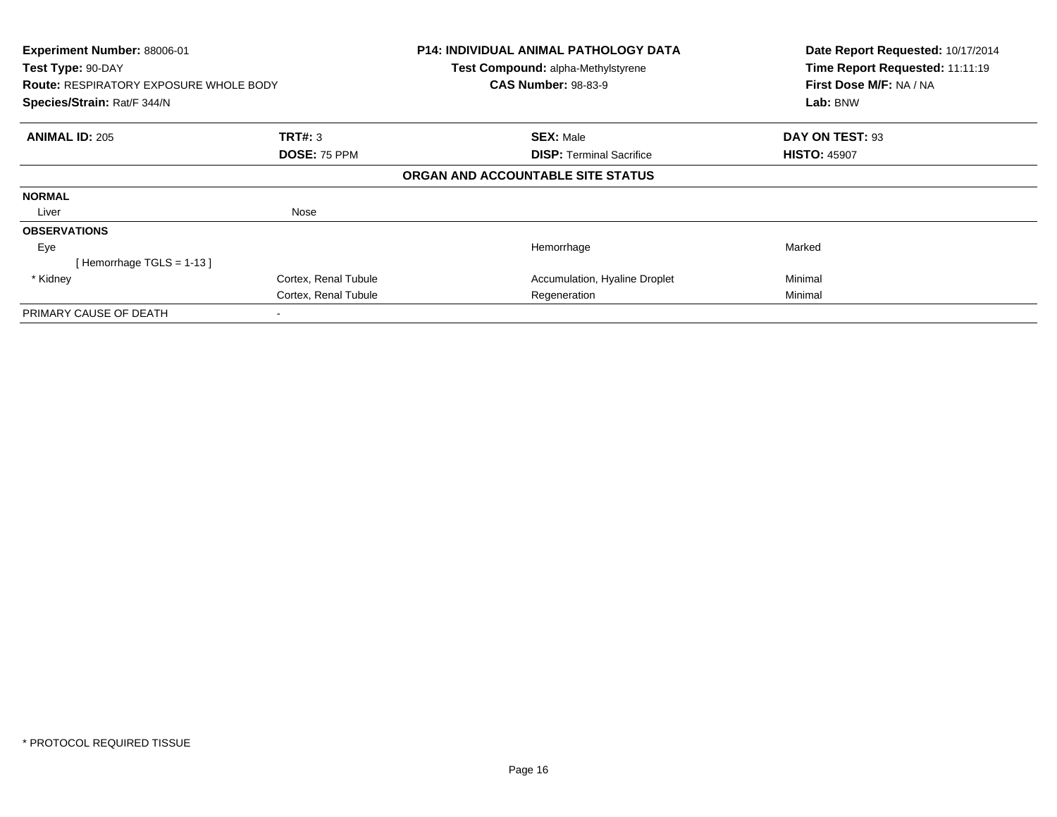**Experiment Number:** 88006-01
**Test Type:** 90-DAY
**Route:** RESPIRATORY EXPOSURE WHOLE BODY
**Species/Strain:** Rat/F 344/N

**P14: INDIVIDUAL ANIMAL PATHOLOGY DATA**
**Test Compound:** alpha-Methylstyrene
**CAS Number:** 98-83-9

**Date Report Requested:** 10/17/2014
**Time Report Requested:** 11:11:19
**First Dose M/F:** NA / NA
**Lab:** BNW

| **ANIMAL ID:** 205 | **TRT#:** 3 | **SEX:** Male | **DAY ON TEST:** 93 |
|---|---|---|---|
| | **DOSE:** 75 PPM | **DISP:** Terminal Sacrifice | **HISTO:** 45907 |

**ORGAN AND ACCOUNTABLE SITE STATUS**

| | | | |
|---|---|---|---|
| **NORMAL** | | | |
| Liver | Nose | | |
| **OBSERVATIONS** | | | |
| Eye | | Hemorrhage | Marked |
| [ Hemorrhage TGLS = 1-13 ] | | | |
| * Kidney | Cortex, Renal Tubule | Accumulation, Hyaline Droplet | Minimal |
| | Cortex, Renal Tubule | Regeneration | Minimal |
| PRIMARY CAUSE OF DEATH | - | | |

* PROTOCOL REQUIRED TISSUE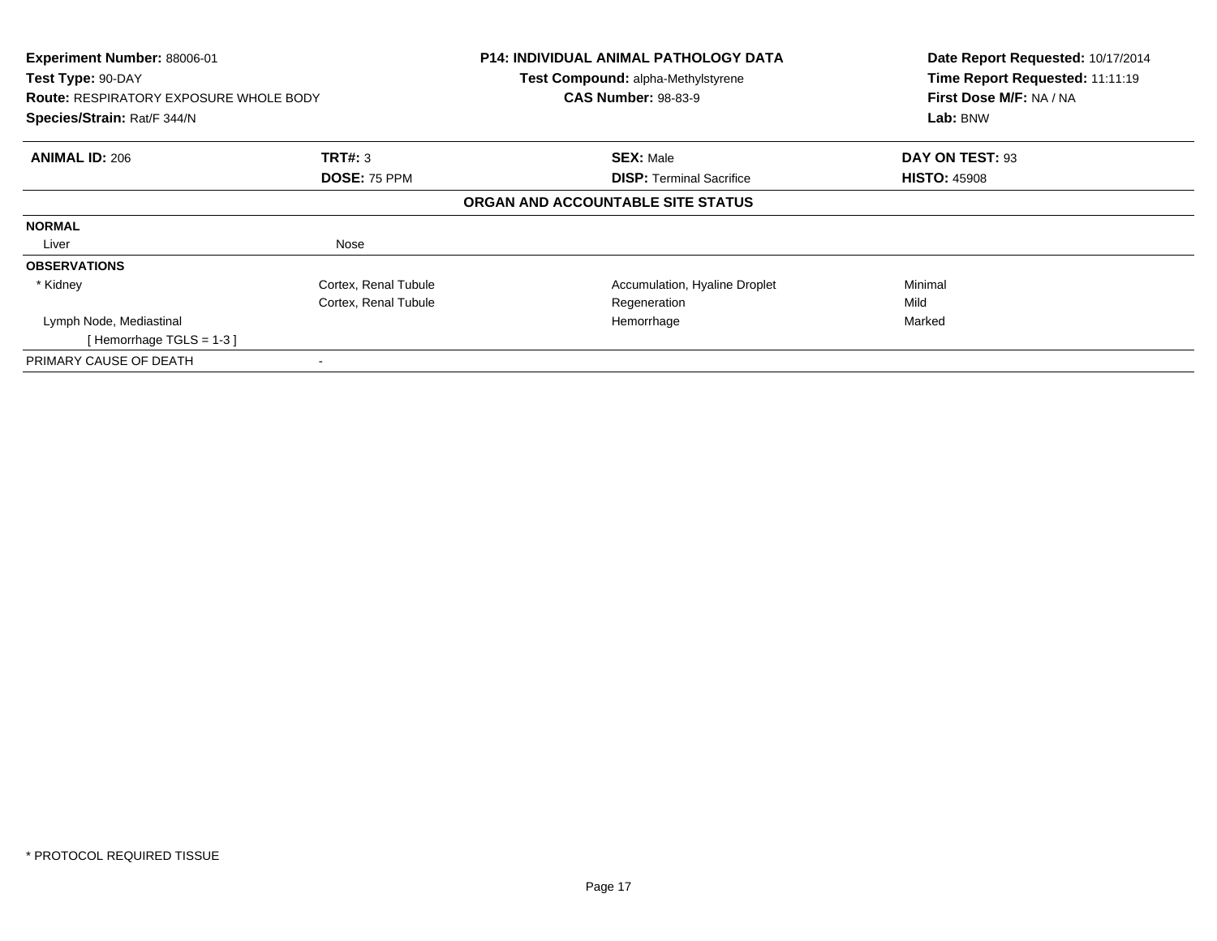**Experiment Number:** 88006-01
**Test Type:** 90-DAY
**Route:** RESPIRATORY EXPOSURE WHOLE BODY
**Species/Strain:** Rat/F 344/N

**P14: INDIVIDUAL ANIMAL PATHOLOGY DATA**
**Test Compound:** alpha-Methylstyrene
**CAS Number:** 98-83-9

**Date Report Requested:** 10/17/2014
**Time Report Requested:** 11:11:19
**First Dose M/F:** NA / NA
**Lab:** BNW

| **ANIMAL ID:** 206 | **TRT#:** 3 | **SEX:** Male | **DAY ON TEST:** 93 |
|---|---|---|---|
| | **DOSE:** 75 PPM | **DISP:** Terminal Sacrifice | **HISTO:** 45908 |

**ORGAN AND ACCOUNTABLE SITE STATUS**

| | | | |
|---|---|---|---|
| **NORMAL** | | | |
| Liver | Nose | | |
| **OBSERVATIONS** | | | |
| * Kidney | Cortex, Renal Tubule | Accumulation, Hyaline Droplet | Minimal |
| | Cortex, Renal Tubule | Regeneration | Mild |
| Lymph Node, Mediastinal | | Hemorrhage | Marked |
| [ Hemorrhage TGLS = 1-3 ] | | | |
| PRIMARY CAUSE OF DEATH | - | | |

* PROTOCOL REQUIRED TISSUE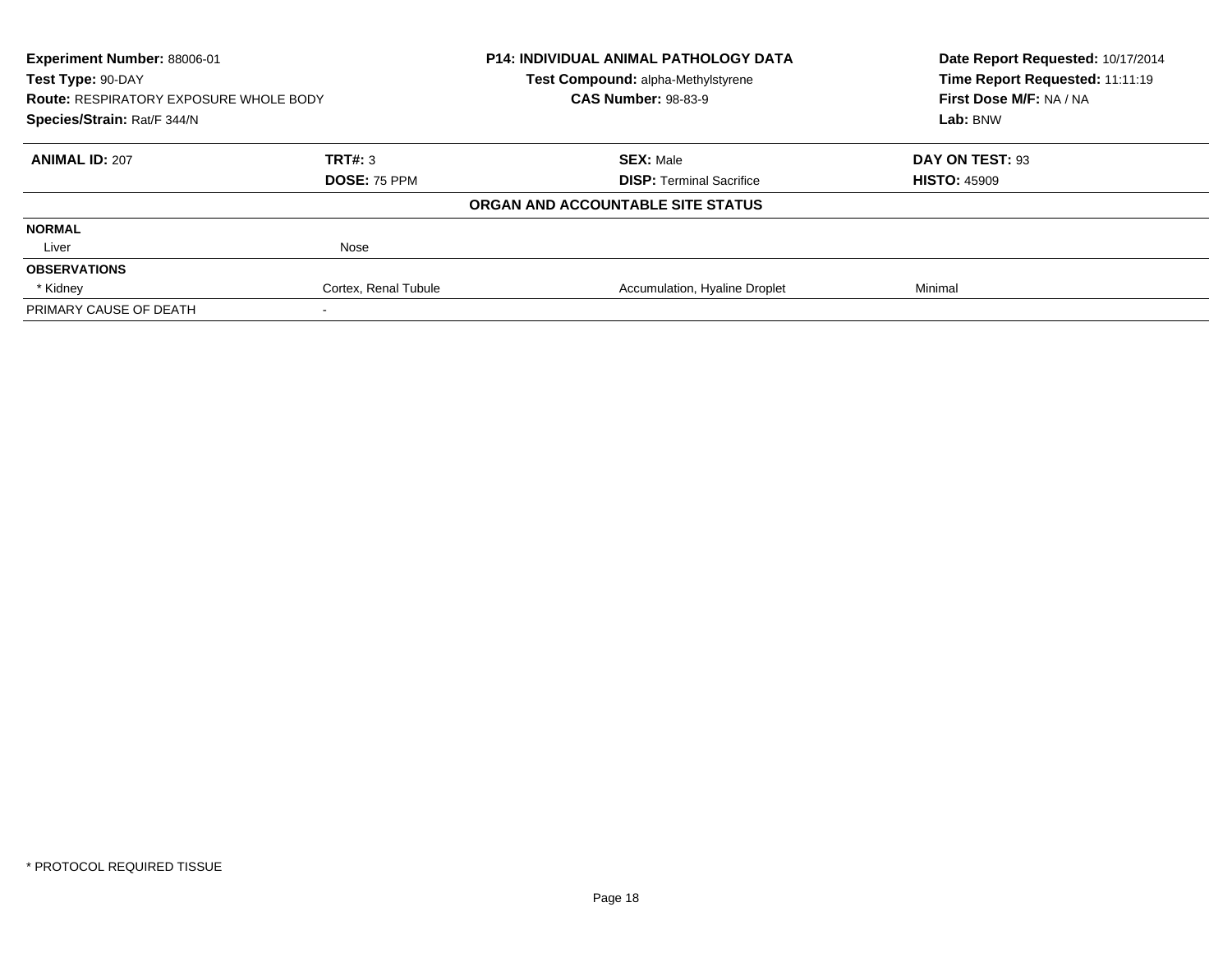**Experiment Number:** 88006-01
**Test Type:** 90-DAY
**Route:** RESPIRATORY EXPOSURE WHOLE BODY
**Species/Strain:** Rat/F 344/N

**P14: INDIVIDUAL ANIMAL PATHOLOGY DATA**
**Test Compound:** alpha-Methylstyrene
**CAS Number:** 98-83-9

**Date Report Requested:** 10/17/2014
**Time Report Requested:** 11:11:19
**First Dose M/F:** NA / NA
**Lab:** BNW

| **ANIMAL ID:** 207 | **TRT#:** 3 | **SEX:** Male | **DAY ON TEST:** 93 |
|---|---|---|---|
| | **DOSE:** 75 PPM | **DISP:** Terminal Sacrifice | **HISTO:** 45909 |

**ORGAN AND ACCOUNTABLE SITE STATUS**

| | | | |
|---|---|---|---|
| **NORMAL** | | | |
| Liver | Nose | | |
| **OBSERVATIONS** | | | |
| * Kidney | Cortex, Renal Tubule | Accumulation, Hyaline Droplet | Minimal |
| PRIMARY CAUSE OF DEATH | - | | |

\* PROTOCOL REQUIRED TISSUE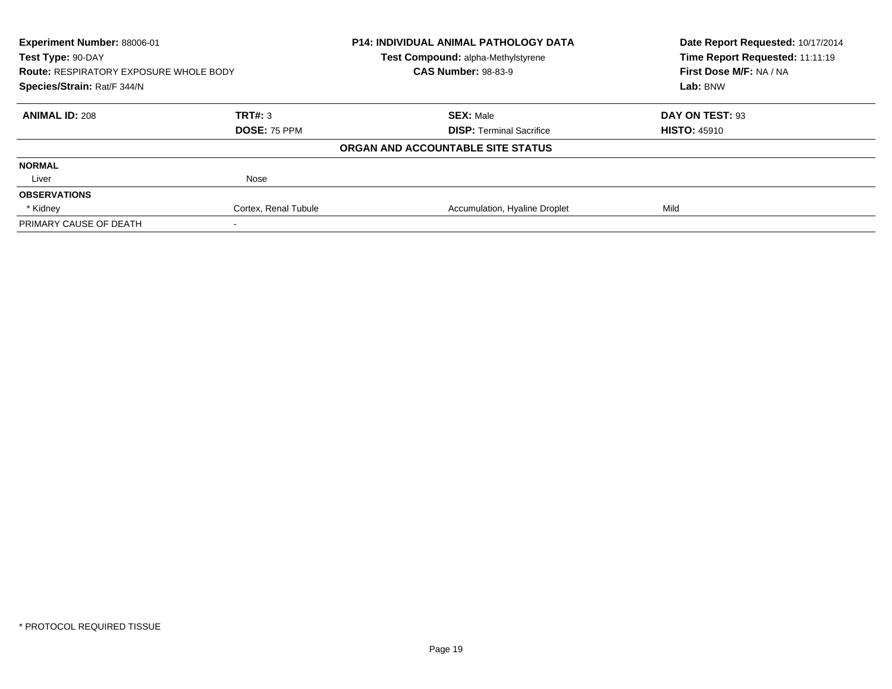**Experiment Number:** 88006-01
**Test Type:** 90-DAY
**Route:** RESPIRATORY EXPOSURE WHOLE BODY
**Species/Strain:** Rat/F 344/N

**P14: INDIVIDUAL ANIMAL PATHOLOGY DATA**
**Test Compound:** alpha-Methylstyrene
**CAS Number:** 98-83-9

**Date Report Requested:** 10/17/2014
**Time Report Requested:** 11:11:19
**First Dose M/F:** NA / NA
**Lab:** BNW

| **ANIMAL ID:** 208 | **TRT#:** 3 | **SEX:** Male | **DAY ON TEST:** 93 |
|---|---|---|---|
| | **DOSE:** 75 PPM | **DISP:** Terminal Sacrifice | **HISTO:** 45910 |

**ORGAN AND ACCOUNTABLE SITE STATUS**

| | | | |
|---|---|---|---|
| **NORMAL** | | | |
| Liver | Nose | | |
| **OBSERVATIONS** | | | |
| * Kidney | Cortex, Renal Tubule | Accumulation, Hyaline Droplet | Mild |
| PRIMARY CAUSE OF DEATH | - | | |

* PROTOCOL REQUIRED TISSUE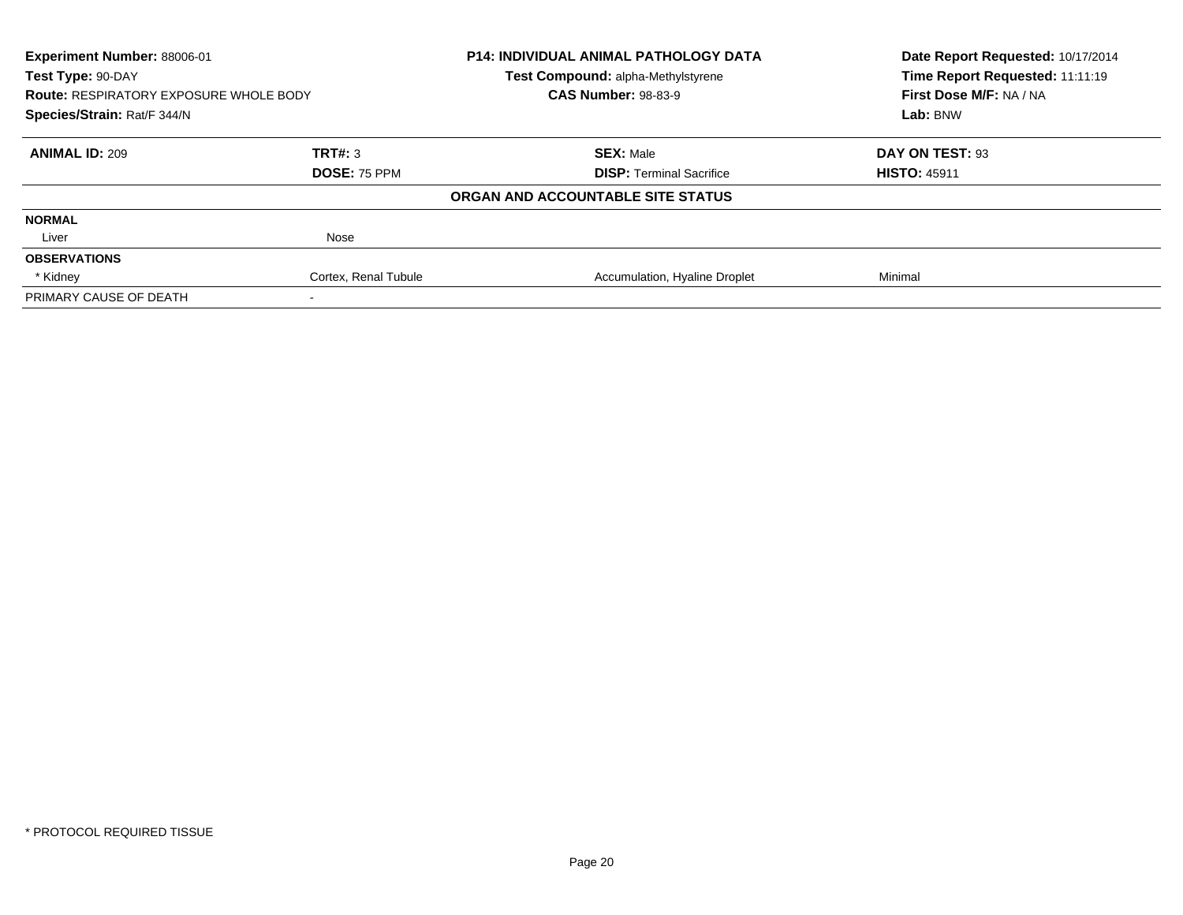**Experiment Number:** 88006-01
**Test Type:** 90-DAY
**Route:** RESPIRATORY EXPOSURE WHOLE BODY
**Species/Strain:** Rat/F 344/N

**P14: INDIVIDUAL ANIMAL PATHOLOGY DATA**
**Test Compound:** alpha-Methylstyrene
**CAS Number:** 98-83-9

**Date Report Requested:** 10/17/2014
**Time Report Requested:** 11:11:19
**First Dose M/F:** NA / NA
**Lab:** BNW

| **ANIMAL ID:** 209 | **TRT#:** 3 | **SEX:** Male | **DAY ON TEST:** 93 |
|---|---|---|---|
| | **DOSE:** 75 PPM | **DISP:** Terminal Sacrifice | **HISTO:** 45911 |
| | | **ORGAN AND ACCOUNTABLE SITE STATUS** | |
| **NORMAL** | | | |
| Liver | Nose | | |
| **OBSERVATIONS** | | | |
| * Kidney | Cortex, Renal Tubule | Accumulation, Hyaline Droplet | Minimal |
| PRIMARY CAUSE OF DEATH | - | | |

* PROTOCOL REQUIRED TISSUE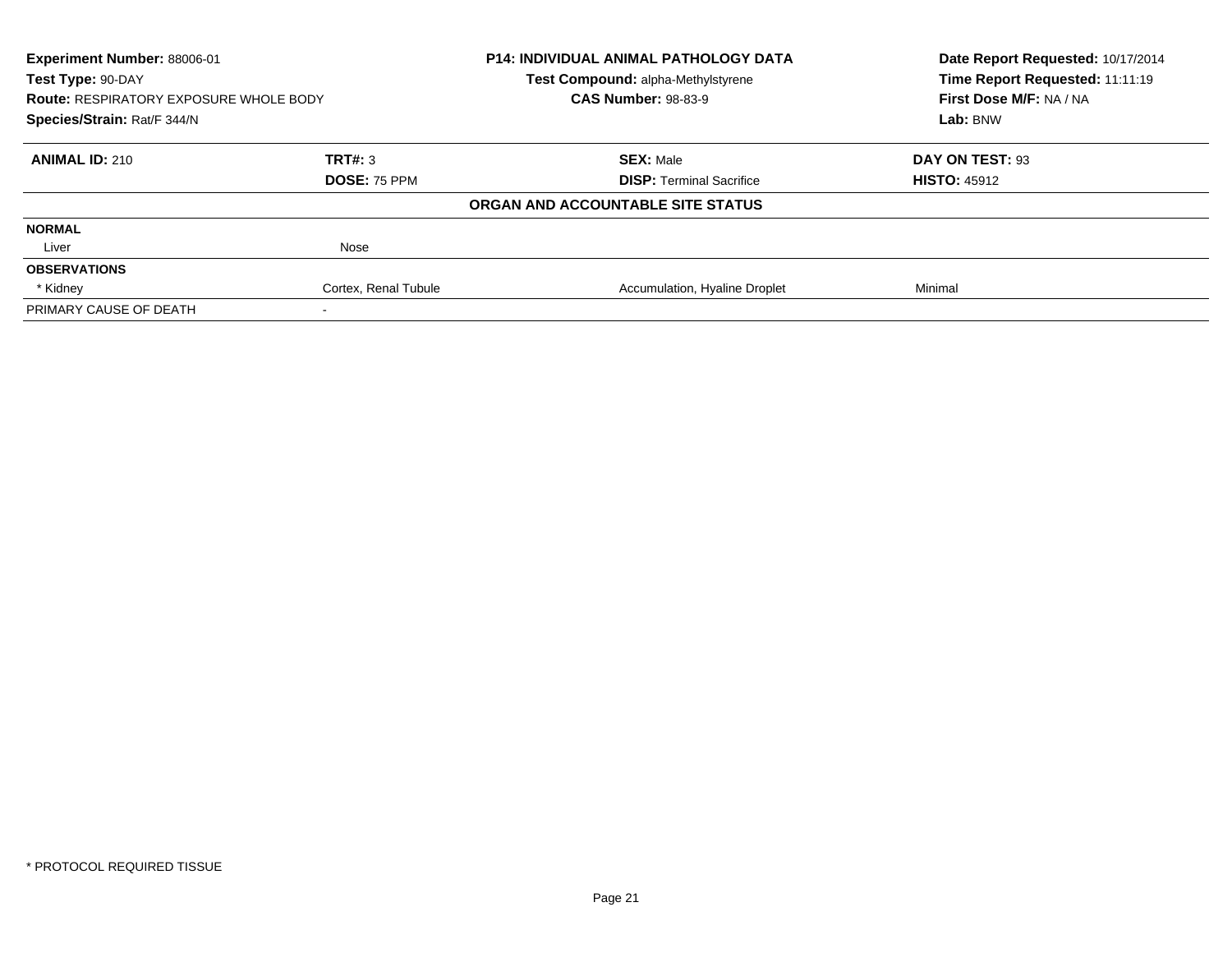**Experiment Number:** 88006-01
**Test Type:** 90-DAY
**Route:** RESPIRATORY EXPOSURE WHOLE BODY
**Species/Strain:** Rat/F 344/N

**P14: INDIVIDUAL ANIMAL PATHOLOGY DATA**
**Test Compound:** alpha-Methylstyrene
**CAS Number:** 98-83-9

**Date Report Requested:** 10/17/2014
**Time Report Requested:** 11:11:19
**First Dose M/F:** NA / NA
**Lab:** BNW

| **ANIMAL ID:** 210 | **TRT#:** 3 | **SEX:** Male | **DAY ON TEST:** 93 |
|---|---|---|---|
| | **DOSE:** 75 PPM | **DISP:** Terminal Sacrifice | **HISTO:** 45912 |

**ORGAN AND ACCOUNTABLE SITE STATUS**

| | | | |
|---|---|---|---|
| **NORMAL** | | | |
| Liver | Nose | | |
| **OBSERVATIONS** | | | |
| * Kidney | Cortex, Renal Tubule | Accumulation, Hyaline Droplet | Minimal |
| PRIMARY CAUSE OF DEATH | - | | |

* PROTOCOL REQUIRED TISSUE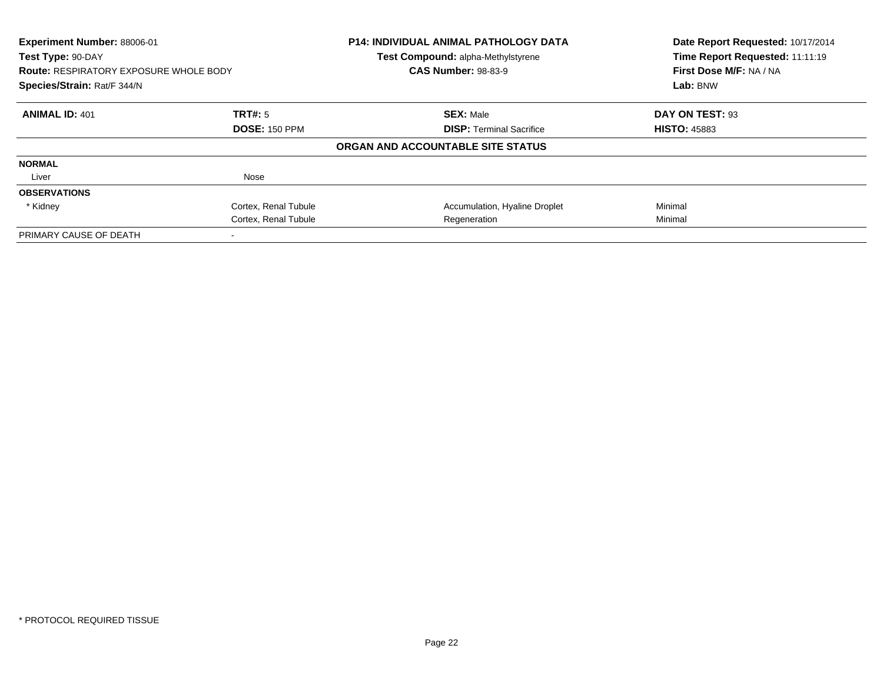**Experiment Number:** 88006-01
**Test Type:** 90-DAY
**Route:** RESPIRATORY EXPOSURE WHOLE BODY
**Species/Strain:** Rat/F 344/N

**P14: INDIVIDUAL ANIMAL PATHOLOGY DATA**
**Test Compound:** alpha-Methylstyrene
**CAS Number:** 98-83-9

**Date Report Requested:** 10/17/2014
**Time Report Requested:** 11:11:19
**First Dose M/F:** NA / NA
**Lab:** BNW

| **ANIMAL ID:** 401 | **TRT#:** 5 | **SEX:** Male | **DAY ON TEST:** 93 |
|---|---|---|---|
| | **DOSE:** 150 PPM | **DISP:** Terminal Sacrifice | **HISTO:** 45883 |

**ORGAN AND ACCOUNTABLE SITE STATUS**

| | | | |
|---|---|---|---|
| **NORMAL** | | | |
| Liver | Nose | | |
| **OBSERVATIONS** | | | |
| * Kidney | Cortex, Renal Tubule | Accumulation, Hyaline Droplet | Minimal |
| | Cortex, Renal Tubule | Regeneration | Minimal |
| PRIMARY CAUSE OF DEATH | - | | |

* PROTOCOL REQUIRED TISSUE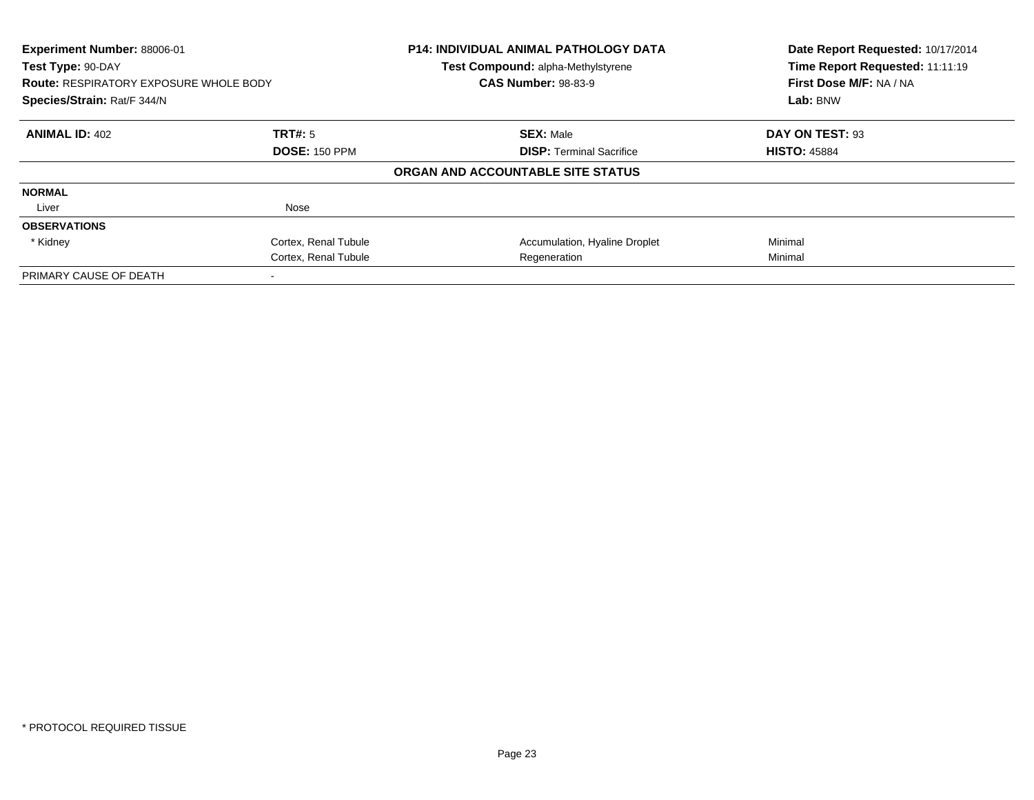**Experiment Number:** 88006-01
**Test Type:** 90-DAY
**Route:** RESPIRATORY EXPOSURE WHOLE BODY
**Species/Strain:** Rat/F 344/N

**P14: INDIVIDUAL ANIMAL PATHOLOGY DATA**
**Test Compound:** alpha-Methylstyrene
**CAS Number:** 98-83-9

**Date Report Requested:** 10/17/2014
**Time Report Requested:** 11:11:19
**First Dose M/F:** NA / NA
**Lab:** BNW

| **ANIMAL ID:** 402 | **TRT#:** 5 | **SEX:** Male | **DAY ON TEST:** 93 |
|---|---|---|---|
| | **DOSE:** 150 PPM | **DISP:** Terminal Sacrifice | **HISTO:** 45884 |

**ORGAN AND ACCOUNTABLE SITE STATUS**

| | | | |
|---|---|---|---|
| **NORMAL** | | | |
| Liver | Nose | | |
| **OBSERVATIONS** | | | |
| * Kidney | Cortex, Renal Tubule | Accumulation, Hyaline Droplet | Minimal |
| | Cortex, Renal Tubule | Regeneration | Minimal |
| PRIMARY CAUSE OF DEATH | - | | |

* PROTOCOL REQUIRED TISSUE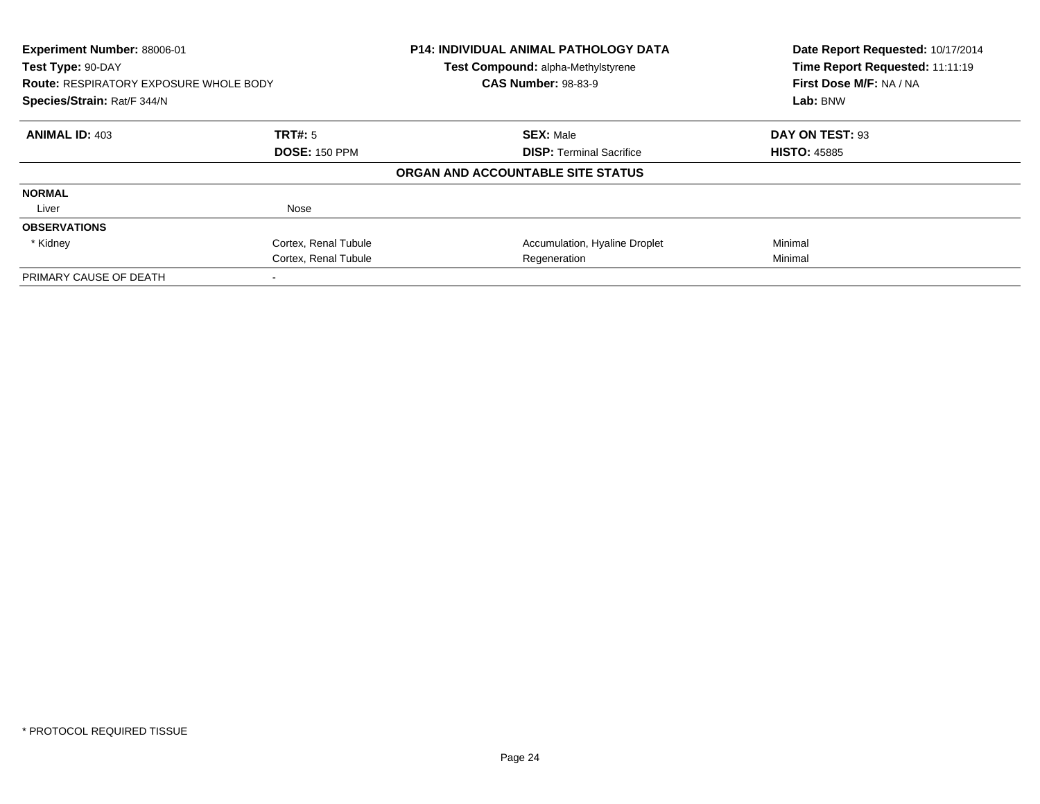**Experiment Number:** 88006-01
**Test Type:** 90-DAY
**Route:** RESPIRATORY EXPOSURE WHOLE BODY
**Species/Strain:** Rat/F 344/N

**P14: INDIVIDUAL ANIMAL PATHOLOGY DATA**
**Test Compound:** alpha-Methylstyrene
**CAS Number:** 98-83-9

**Date Report Requested:** 10/17/2014
**Time Report Requested:** 11:11:19
**First Dose M/F:** NA / NA
**Lab:** BNW

| **ANIMAL ID:** 403 | **TRT#:** 5 | **SEX:** Male | **DAY ON TEST:** 93 |
|---|---|---|---|
| | **DOSE:** 150 PPM | **DISP:** Terminal Sacrifice | **HISTO:** 45885 |

**ORGAN AND ACCOUNTABLE SITE STATUS**

| | | | |
|---|---|---|---|
| **NORMAL** | | | |
| Liver | Nose | | |
| **OBSERVATIONS** | | | |
| * Kidney | Cortex, Renal Tubule | Accumulation, Hyaline Droplet | Minimal |
| | Cortex, Renal Tubule | Regeneration | Minimal |
| PRIMARY CAUSE OF DEATH | - | | |

* PROTOCOL REQUIRED TISSUE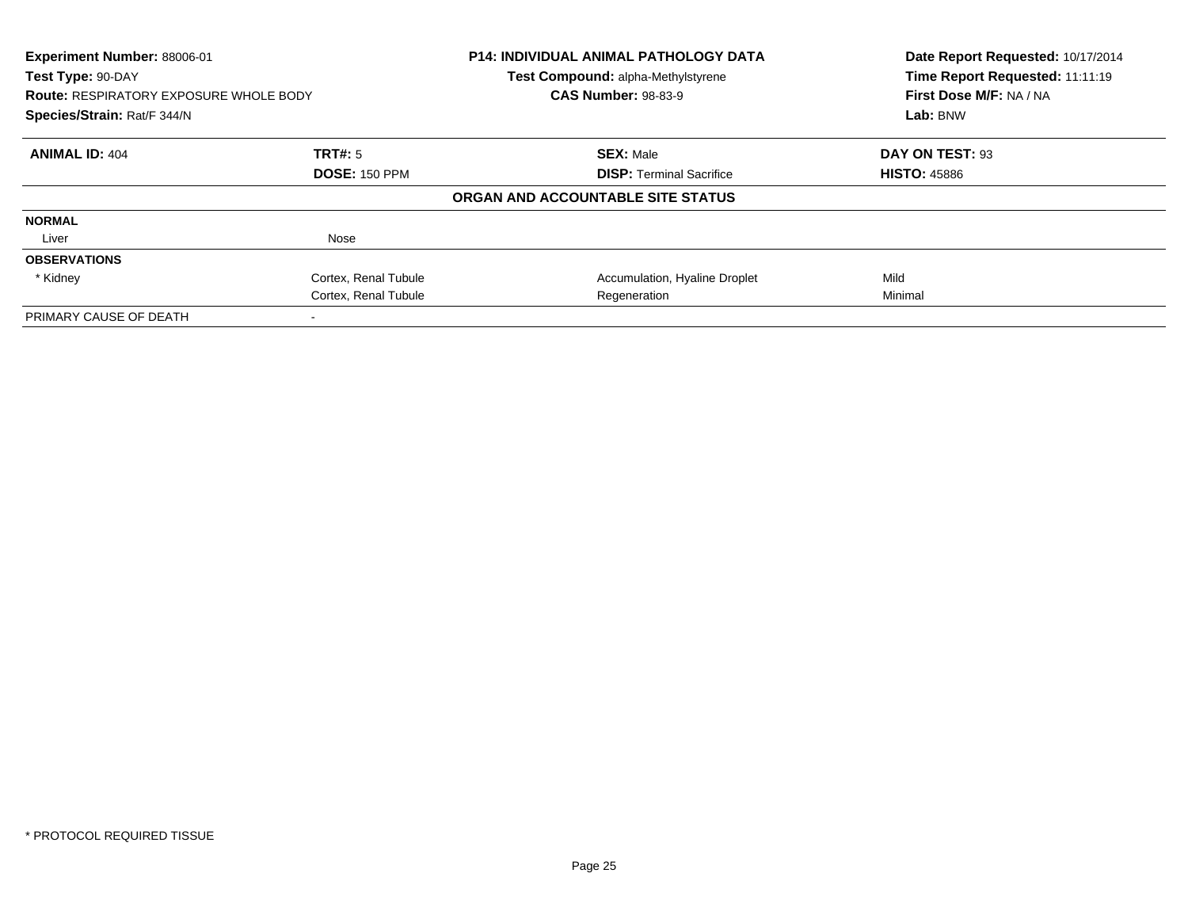**Experiment Number:** 88006-01
**Test Type:** 90-DAY
**Route:** RESPIRATORY EXPOSURE WHOLE BODY
**Species/Strain:** Rat/F 344/N

**P14: INDIVIDUAL ANIMAL PATHOLOGY DATA**
**Test Compound:** alpha-Methylstyrene
**CAS Number:** 98-83-9

**Date Report Requested:** 10/17/2014
**Time Report Requested:** 11:11:19
**First Dose M/F:** NA / NA
**Lab:** BNW

| **ANIMAL ID:** 404 | **TRT#:** 5 | **SEX:** Male | **DAY ON TEST:** 93 |
|---|---|---|---|
| | **DOSE:** 150 PPM | **DISP:** Terminal Sacrifice | **HISTO:** 45886 |

**ORGAN AND ACCOUNTABLE SITE STATUS**

| | | | |
|---|---|---|---|
| **NORMAL** | | | |
| Liver | Nose | | |
| **OBSERVATIONS** | | | |
| * Kidney | Cortex, Renal Tubule | Accumulation, Hyaline Droplet | Mild |
| | Cortex, Renal Tubule | Regeneration | Minimal |
| PRIMARY CAUSE OF DEATH | - | | |

* PROTOCOL REQUIRED TISSUE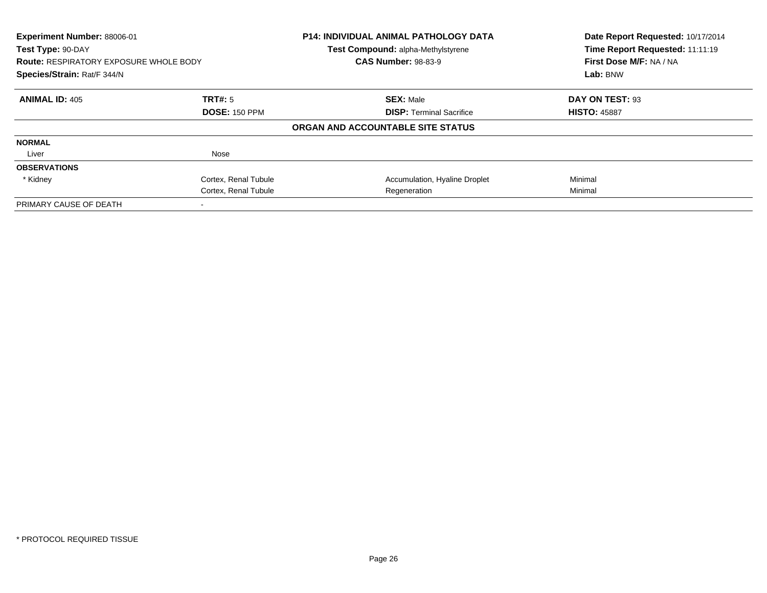**Experiment Number:** 88006-01
**Test Type:** 90-DAY
**Route:** RESPIRATORY EXPOSURE WHOLE BODY
**Species/Strain:** Rat/F 344/N

**P14: INDIVIDUAL ANIMAL PATHOLOGY DATA**
**Test Compound:** alpha-Methylstyrene
**CAS Number:** 98-83-9

**Date Report Requested:** 10/17/2014
**Time Report Requested:** 11:11:19
**First Dose M/F:** NA / NA
**Lab:** BNW

| **ANIMAL ID:** 405 | **TRT#:** 5 | **SEX:** Male | **DAY ON TEST:** 93 |
|---|---|---|---|
| | **DOSE:** 150 PPM | **DISP:** Terminal Sacrifice | **HISTO:** 45887 |

**ORGAN AND ACCOUNTABLE SITE STATUS**

| | | | |
|---|---|---|---|
| **NORMAL** | | | |
| Liver | Nose | | |
| **OBSERVATIONS** | | | |
| * Kidney | Cortex, Renal Tubule | Accumulation, Hyaline Droplet | Minimal |
| | Cortex, Renal Tubule | Regeneration | Minimal |
| PRIMARY CAUSE OF DEATH | - | | |

* PROTOCOL REQUIRED TISSUE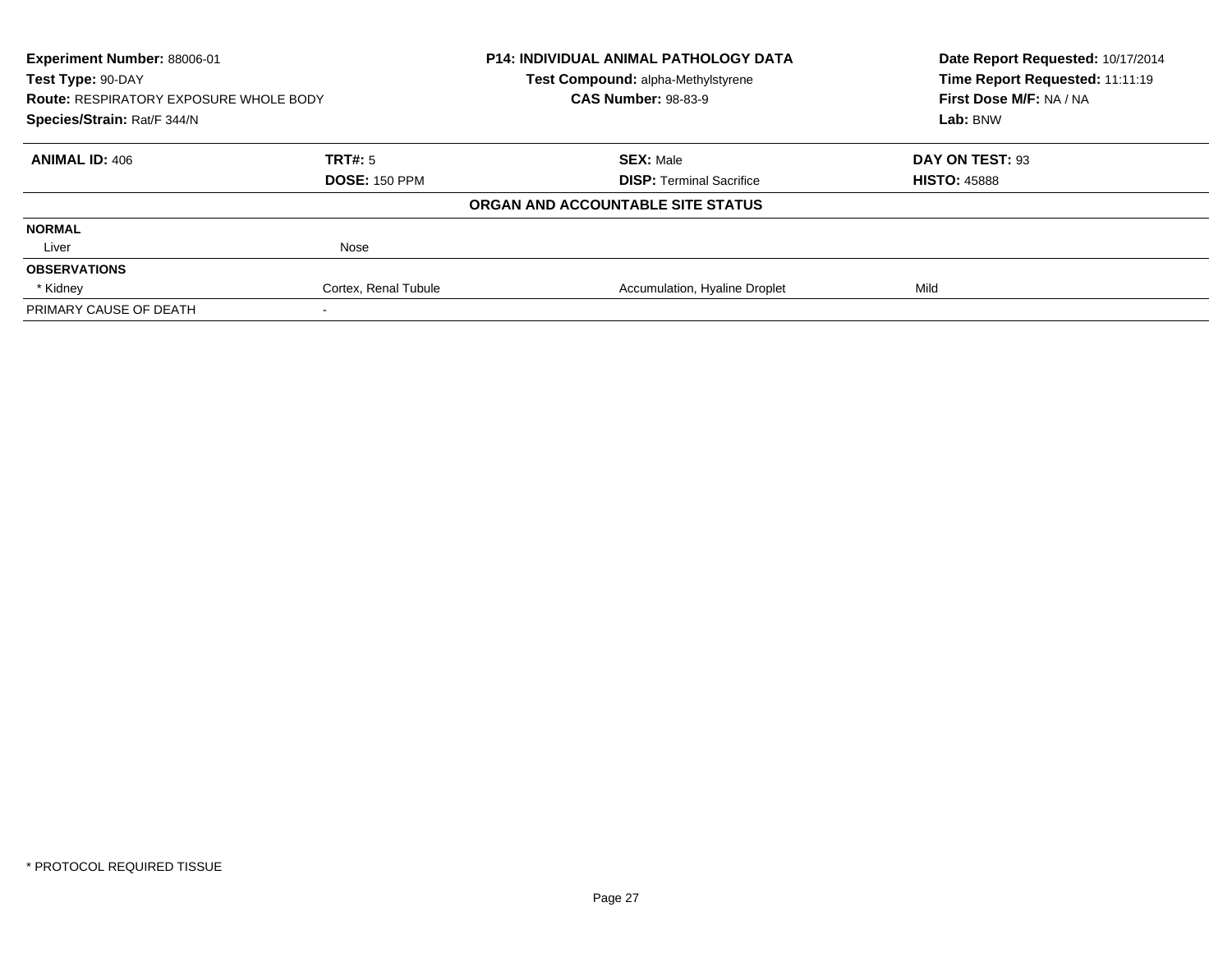**Experiment Number:** 88006-01
**Test Type:** 90-DAY
**Route:** RESPIRATORY EXPOSURE WHOLE BODY
**Species/Strain:** Rat/F 344/N

**P14: INDIVIDUAL ANIMAL PATHOLOGY DATA**
**Test Compound:** alpha-Methylstyrene
**CAS Number:** 98-83-9

**Date Report Requested:** 10/17/2014
**Time Report Requested:** 11:11:19
**First Dose M/F:** NA / NA
**Lab:** BNW

| **ANIMAL ID:** 406 | **TRT#:** 5 | **SEX:** Male | **DAY ON TEST:** 93 |
|---|---|---|---|
| | **DOSE:** 150 PPM | **DISP:** Terminal Sacrifice | **HISTO:** 45888 |

**ORGAN AND ACCOUNTABLE SITE STATUS**

| | | | |
|---|---|---|---|
| **NORMAL** | | | |
| Liver | Nose | | |
| **OBSERVATIONS** | | | |
| * Kidney | Cortex, Renal Tubule | Accumulation, Hyaline Droplet | Mild |
| PRIMARY CAUSE OF DEATH | - | | |

* PROTOCOL REQUIRED TISSUE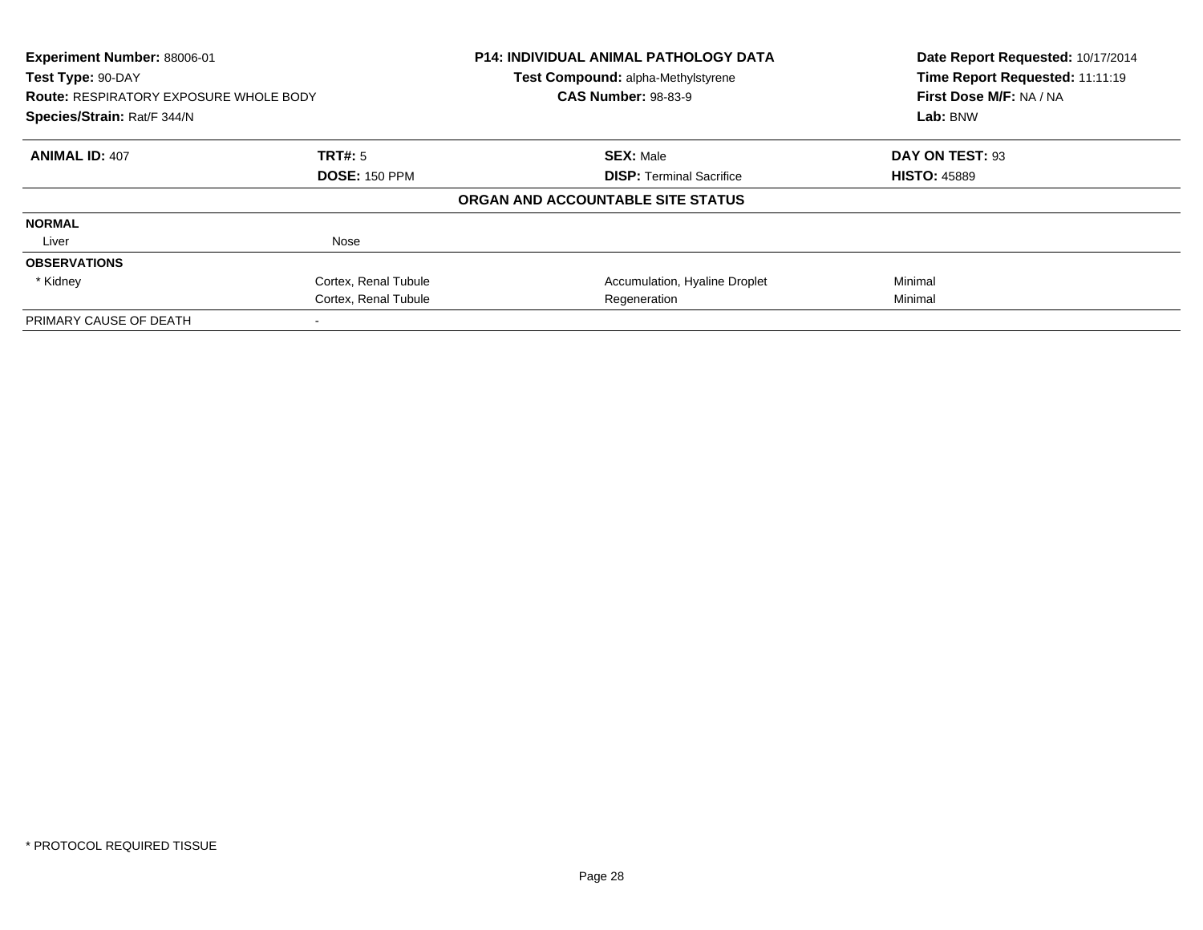**Experiment Number:** 88006-01
**Test Type:** 90-DAY
**Route:** RESPIRATORY EXPOSURE WHOLE BODY
**Species/Strain:** Rat/F 344/N

**P14: INDIVIDUAL ANIMAL PATHOLOGY DATA**
**Test Compound:** alpha-Methylstyrene
**CAS Number:** 98-83-9

**Date Report Requested:** 10/17/2014
**Time Report Requested:** 11:11:19
**First Dose M/F:** NA / NA
**Lab:** BNW

| **ANIMAL ID:** 407 | **TRT#:** 5 | **SEX:** Male | **DAY ON TEST:** 93 |
|---|---|---|---|
| | **DOSE:** 150 PPM | **DISP:** Terminal Sacrifice | **HISTO:** 45889 |

**ORGAN AND ACCOUNTABLE SITE STATUS**

| | | | |
|---|---|---|---|
| **NORMAL** | | | |
| Liver | Nose | | |
| **OBSERVATIONS** | | | |
| * Kidney | Cortex, Renal Tubule | Accumulation, Hyaline Droplet | Minimal |
| | Cortex, Renal Tubule | Regeneration | Minimal |
| PRIMARY CAUSE OF DEATH | - | | |

* PROTOCOL REQUIRED TISSUE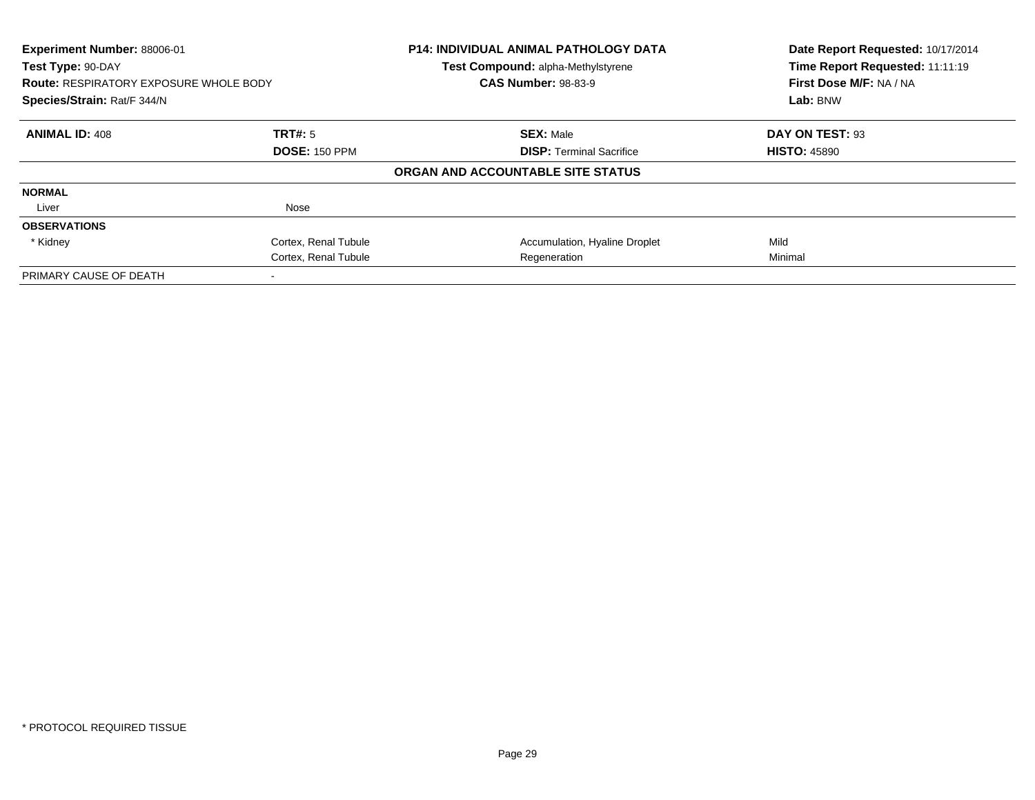**Experiment Number:** 88006-01
**Test Type:** 90-DAY
**Route:** RESPIRATORY EXPOSURE WHOLE BODY
**Species/Strain:** Rat/F 344/N

**P14: INDIVIDUAL ANIMAL PATHOLOGY DATA**
**Test Compound:** alpha-Methylstyrene
**CAS Number:** 98-83-9

**Date Report Requested:** 10/17/2014
**Time Report Requested:** 11:11:19
**First Dose M/F:** NA / NA
**Lab:** BNW

| **ANIMAL ID:** 408 | **TRT#:** 5 | **SEX:** Male | **DAY ON TEST:** 93 |
|---|---|---|---|
| | **DOSE:** 150 PPM | **DISP:** Terminal Sacrifice | **HISTO:** 45890 |

**ORGAN AND ACCOUNTABLE SITE STATUS**

| | | | |
|---|---|---|---|
| **NORMAL** | | | |
| Liver | Nose | | |
| **OBSERVATIONS** | | | |
| * Kidney | Cortex, Renal Tubule | Accumulation, Hyaline Droplet | Mild |
| | Cortex, Renal Tubule | Regeneration | Minimal |
| PRIMARY CAUSE OF DEATH | - | | |

* PROTOCOL REQUIRED TISSUE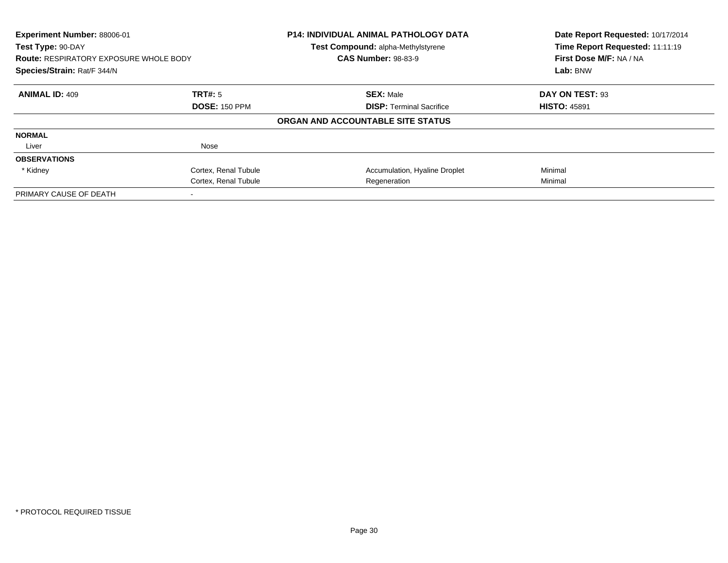**Experiment Number:** 88006-01
**Test Type:** 90-DAY
**Route:** RESPIRATORY EXPOSURE WHOLE BODY
**Species/Strain:** Rat/F 344/N

**P14: INDIVIDUAL ANIMAL PATHOLOGY DATA**
**Test Compound:** alpha-Methylstyrene
**CAS Number:** 98-83-9

**Date Report Requested:** 10/17/2014
**Time Report Requested:** 11:11:19
**First Dose M/F:** NA / NA
**Lab:** BNW

| **ANIMAL ID:** 409 | **TRT#:** 5 | **SEX:** Male | **DAY ON TEST:** 93 |
|---|---|---|---|
| | **DOSE:** 150 PPM | **DISP:** Terminal Sacrifice | **HISTO:** 45891 |

**ORGAN AND ACCOUNTABLE SITE STATUS**

| | | | |
|---|---|---|---|
| **NORMAL** | | | |
| Liver | Nose | | |
| **OBSERVATIONS** | | | |
| * Kidney | Cortex, Renal Tubule | Accumulation, Hyaline Droplet | Minimal |
| | Cortex, Renal Tubule | Regeneration | Minimal |
| PRIMARY CAUSE OF DEATH | - | | |

* PROTOCOL REQUIRED TISSUE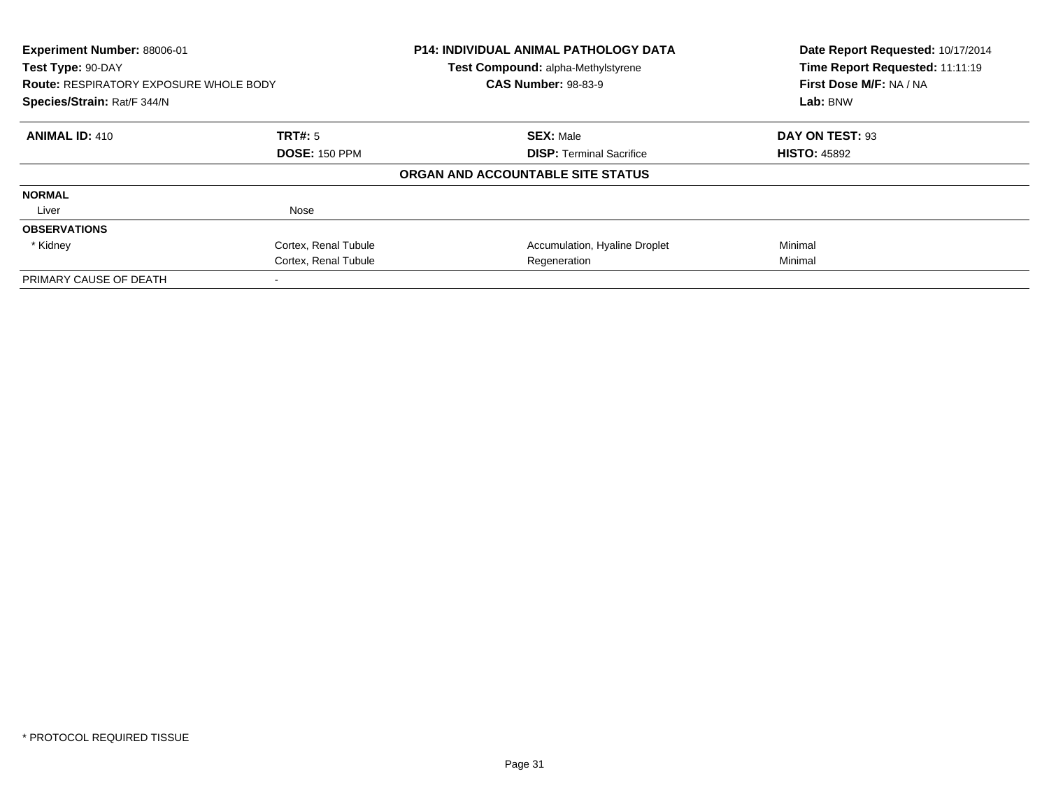| | | | |
|---|---|---|---|
| **Experiment Number:** 88006-01 | **P14: INDIVIDUAL ANIMAL PATHOLOGY DATA** | | **Date Report Requested:** 10/17/2014 |
| **Test Type:** 90-DAY | **Test Compound:** alpha-Methylstyrene | | **Time Report Requested:** 11:11:19 |
| **Route:** RESPIRATORY EXPOSURE WHOLE BODY | **CAS Number:** 98-83-9 | | **First Dose M/F:** NA / NA |
| **Species/Strain:** Rat/F 344/N | | | **Lab:** BNW |

| **ANIMAL ID:** 410 | **TRT#:** 5 | **SEX:** Male | **DAY ON TEST:** 93 |
|---|---|---|---|
| | **DOSE:** 150 PPM | **DISP:** Terminal Sacrifice | **HISTO:** 45892 |

**ORGAN AND ACCOUNTABLE SITE STATUS**

| | | | |
|---|---|---|---|
| **NORMAL** | | | |
| Liver | Nose | | |
| **OBSERVATIONS** | | | |
| * Kidney | Cortex, Renal Tubule | Accumulation, Hyaline Droplet | Minimal |
| | Cortex, Renal Tubule | Regeneration | Minimal |
| PRIMARY CAUSE OF DEATH | - | | |

* PROTOCOL REQUIRED TISSUE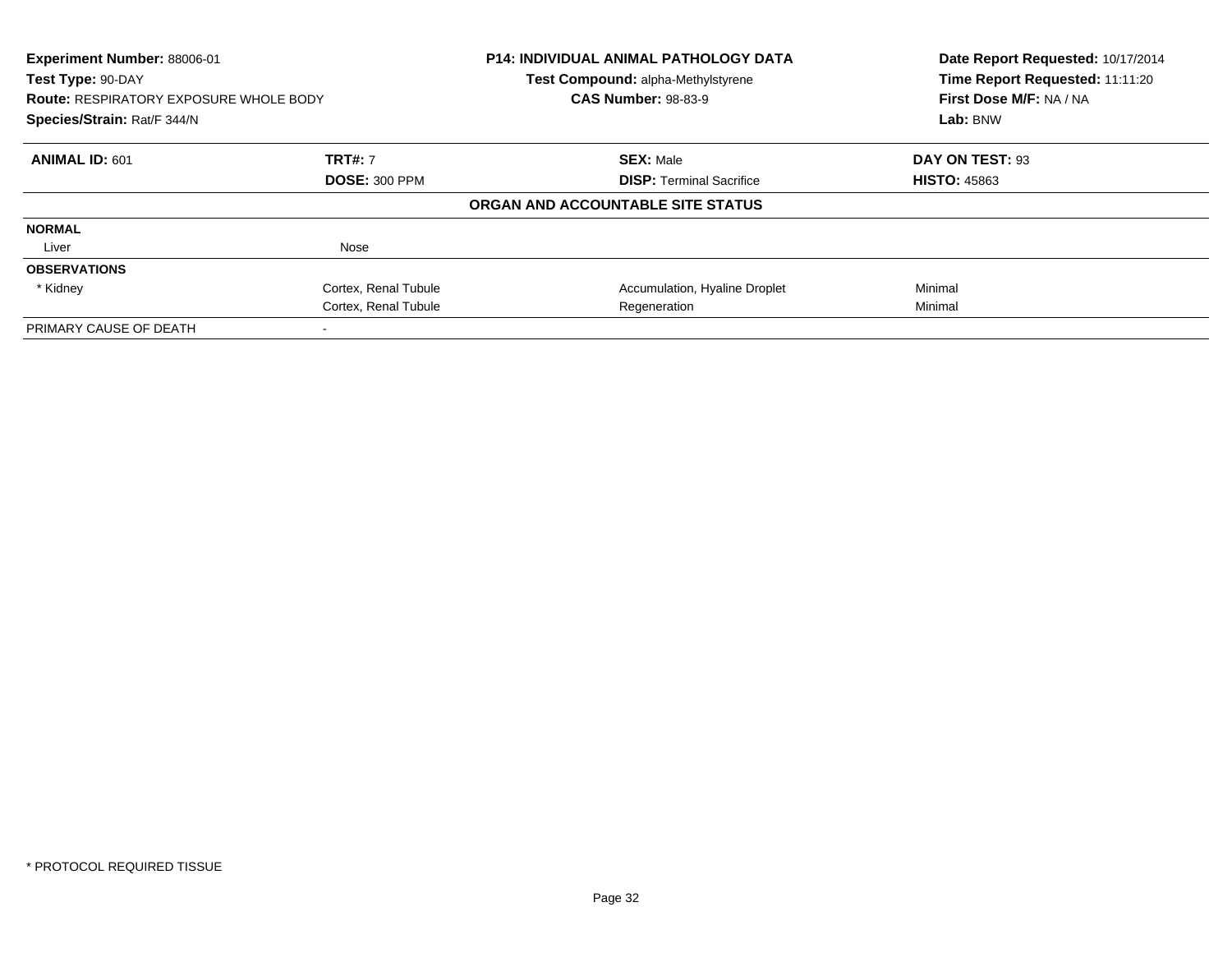**Experiment Number:** 88006-01
**Test Type:** 90-DAY
**Route:** RESPIRATORY EXPOSURE WHOLE BODY
**Species/Strain:** Rat/F 344/N

**P14: INDIVIDUAL ANIMAL PATHOLOGY DATA**
**Test Compound:** alpha-Methylstyrene
**CAS Number:** 98-83-9

**Date Report Requested:** 10/17/2014
**Time Report Requested:** 11:11:20
**First Dose M/F:** NA / NA
**Lab:** BNW

| **ANIMAL ID:** 601 | **TRT#:** 7 | **SEX:** Male | **DAY ON TEST:** 93 |
|---|---|---|---|
| | **DOSE:** 300 PPM | **DISP:** Terminal Sacrifice | **HISTO:** 45863 |

**ORGAN AND ACCOUNTABLE SITE STATUS**

| | | | |
|---|---|---|---|
| **NORMAL** | | | |
| Liver | Nose | | |
| **OBSERVATIONS** | | | |
| * Kidney | Cortex, Renal Tubule | Accumulation, Hyaline Droplet | Minimal |
| | Cortex, Renal Tubule | Regeneration | Minimal |
| PRIMARY CAUSE OF DEATH | - | | |

* PROTOCOL REQUIRED TISSUE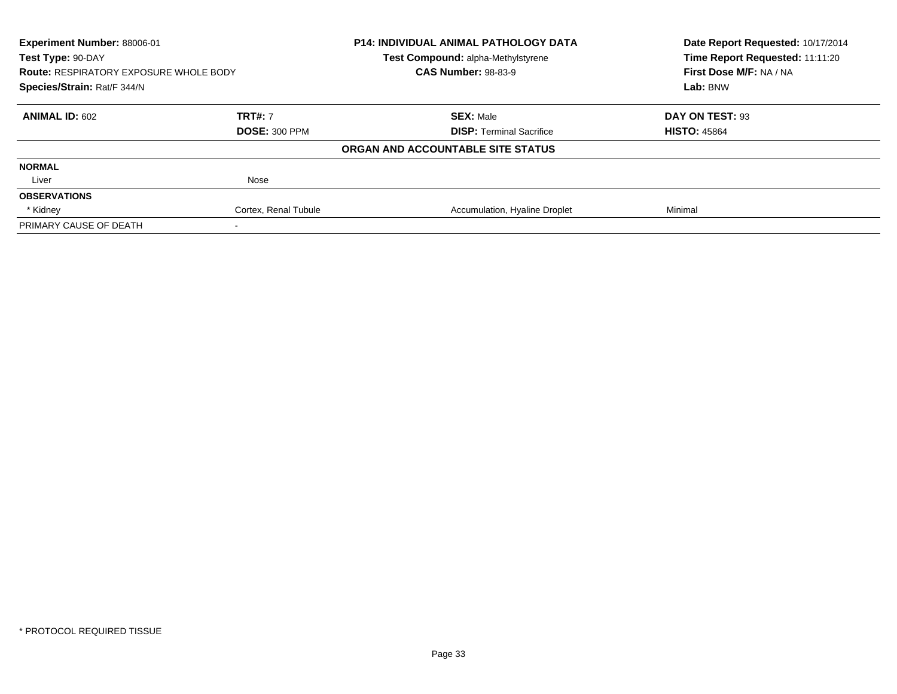**Experiment Number:** 88006-01
**Test Type:** 90-DAY
**Route:** RESPIRATORY EXPOSURE WHOLE BODY
**Species/Strain:** Rat/F 344/N

**P14: INDIVIDUAL ANIMAL PATHOLOGY DATA**
**Test Compound:** alpha-Methylstyrene
**CAS Number:** 98-83-9

**Date Report Requested:** 10/17/2014
**Time Report Requested:** 11:11:20
**First Dose M/F:** NA / NA
**Lab:** BNW

| **ANIMAL ID:** 602 | **TRT#:** 7 | **SEX:** Male | **DAY ON TEST:** 93 |
|---|---|---|---|
| | **DOSE:** 300 PPM | **DISP:** Terminal Sacrifice | **HISTO:** 45864 |

**ORGAN AND ACCOUNTABLE SITE STATUS**

| | | | |
|---|---|---|---|
| **NORMAL** | | | |
| Liver | Nose | | |
| **OBSERVATIONS** | | | |
| * Kidney | Cortex, Renal Tubule | Accumulation, Hyaline Droplet | Minimal |
| PRIMARY CAUSE OF DEATH | - | | |

\* PROTOCOL REQUIRED TISSUE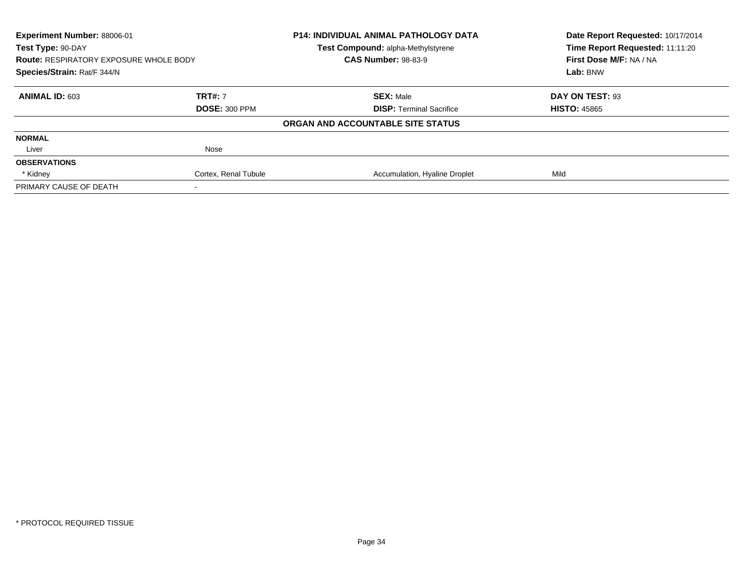**Experiment Number:** 88006-01
**Test Type:** 90-DAY
**Route:** RESPIRATORY EXPOSURE WHOLE BODY
**Species/Strain:** Rat/F 344/N

**P14: INDIVIDUAL ANIMAL PATHOLOGY DATA**
**Test Compound:** alpha-Methylstyrene
**CAS Number:** 98-83-9

**Date Report Requested:** 10/17/2014
**Time Report Requested:** 11:11:20
**First Dose M/F:** NA / NA
**Lab:** BNW

| **ANIMAL ID:** 603 | **TRT#:** 7 | **SEX:** Male | **DAY ON TEST:** 93 |
|---|---|---|---|
| | **DOSE:** 300 PPM | **DISP:** Terminal Sacrifice | **HISTO:** 45865 |

**ORGAN AND ACCOUNTABLE SITE STATUS**

| | | | |
|---|---|---|---|
| **NORMAL** | | | |
| Liver | Nose | | |
| **OBSERVATIONS** | | | |
| * Kidney | Cortex, Renal Tubule | Accumulation, Hyaline Droplet | Mild |
| PRIMARY CAUSE OF DEATH | - | | |

* PROTOCOL REQUIRED TISSUE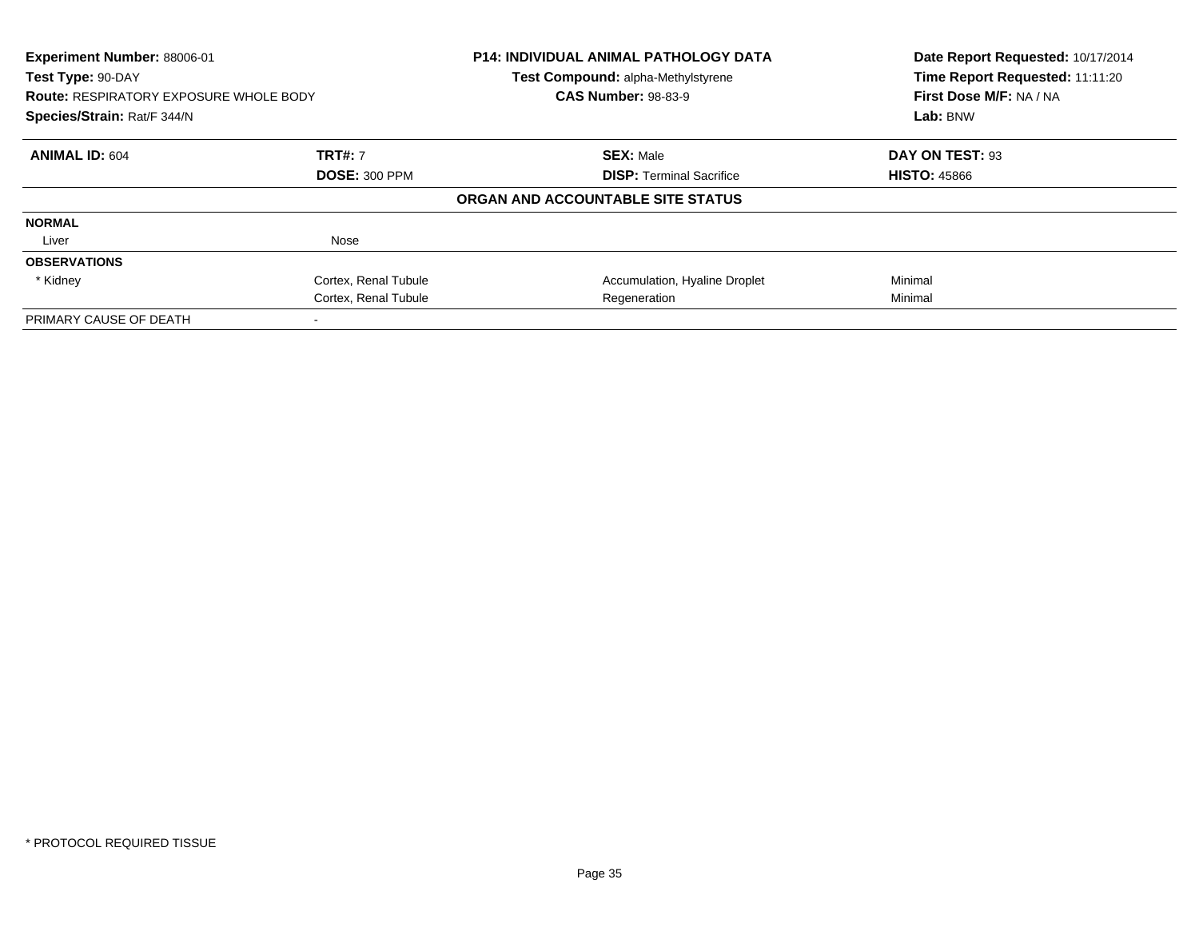**Experiment Number:** 88006-01
**Test Type:** 90-DAY
**Route:** RESPIRATORY EXPOSURE WHOLE BODY
**Species/Strain:** Rat/F 344/N

**P14: INDIVIDUAL ANIMAL PATHOLOGY DATA**
**Test Compound:** alpha-Methylstyrene
**CAS Number:** 98-83-9

**Date Report Requested:** 10/17/2014
**Time Report Requested:** 11:11:20
**First Dose M/F:** NA / NA
**Lab:** BNW

| **ANIMAL ID:** 604 | **TRT#:** 7 | **SEX:** Male | **DAY ON TEST:** 93 |
|---|---|---|---|
| | **DOSE:** 300 PPM | **DISP:** Terminal Sacrifice | **HISTO:** 45866 |

**ORGAN AND ACCOUNTABLE SITE STATUS**

| | | | |
|---|---|---|---|
| **NORMAL** | | | |
| Liver | Nose | | |
| **OBSERVATIONS** | | | |
| * Kidney | Cortex, Renal Tubule | Accumulation, Hyaline Droplet | Minimal |
| | Cortex, Renal Tubule | Regeneration | Minimal |
| PRIMARY CAUSE OF DEATH | - | | |

\* PROTOCOL REQUIRED TISSUE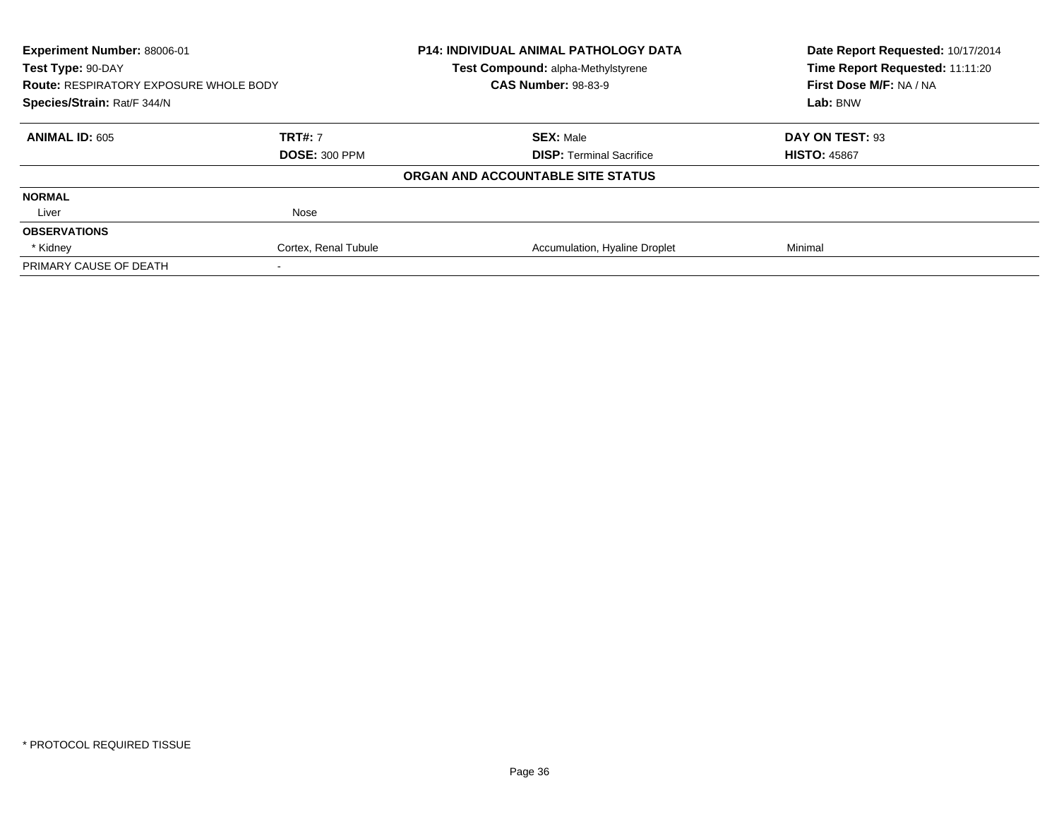| **Experiment Number:** 88006-01 | **P14: INDIVIDUAL ANIMAL PATHOLOGY DATA** | **Date Report Requested:** 10/17/2014 |
|---|---|---|
| **Test Type:** 90-DAY | **Test Compound:** alpha-Methylstyrene | **Time Report Requested:** 11:11:20 |
| **Route:** RESPIRATORY EXPOSURE WHOLE BODY | **CAS Number:** 98-83-9 | **First Dose M/F:** NA / NA |
| **Species/Strain:** Rat/F 344/N | | **Lab:** BNW |

| **ANIMAL ID:** 605 | **TRT#:** 7 | **SEX:** Male | **DAY ON TEST:** 93 |
|---|---|---|---|
| | **DOSE:** 300 PPM | **DISP:** Terminal Sacrifice | **HISTO:** 45867 |

**ORGAN AND ACCOUNTABLE SITE STATUS**

| | | | |
|---|---|---|---|
| **NORMAL** | | | |
| Liver | Nose | | |
| **OBSERVATIONS** | | | |
| * Kidney | Cortex, Renal Tubule | Accumulation, Hyaline Droplet | Minimal |
| PRIMARY CAUSE OF DEATH | - | | |

* PROTOCOL REQUIRED TISSUE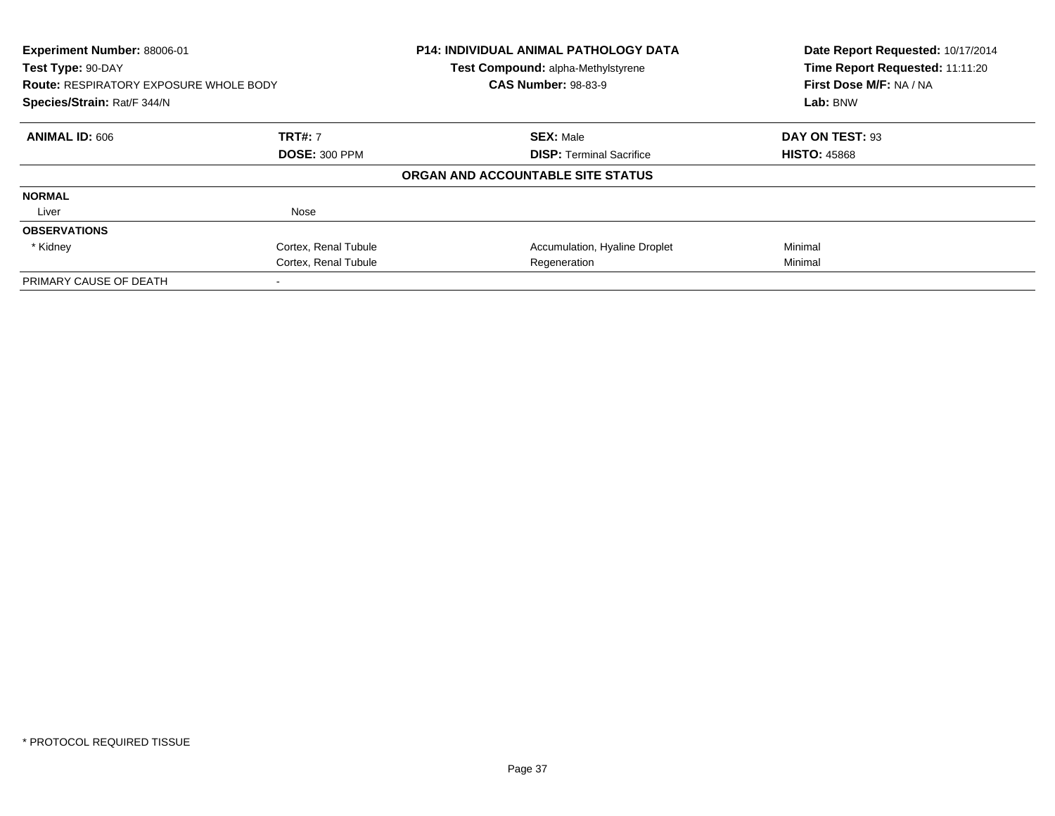**Experiment Number:** 88006-01
**Test Type:** 90-DAY
**Route:** RESPIRATORY EXPOSURE WHOLE BODY
**Species/Strain:** Rat/F 344/N

**P14: INDIVIDUAL ANIMAL PATHOLOGY DATA**
**Test Compound:** alpha-Methylstyrene
**CAS Number:** 98-83-9

**Date Report Requested:** 10/17/2014
**Time Report Requested:** 11:11:20
**First Dose M/F:** NA / NA
**Lab:** BNW

| **ANIMAL ID:** 606 | **TRT#:** 7 | **SEX:** Male | **DAY ON TEST:** 93 |
|---|---|---|---|
| | **DOSE:** 300 PPM | **DISP:** Terminal Sacrifice | **HISTO:** 45868 |

**ORGAN AND ACCOUNTABLE SITE STATUS**

| | | | |
|---|---|---|---|
| **NORMAL** | | | |
| Liver | Nose | | |
| **OBSERVATIONS** | | | |
| * Kidney | Cortex, Renal Tubule | Accumulation, Hyaline Droplet | Minimal |
| | Cortex, Renal Tubule | Regeneration | Minimal |
| PRIMARY CAUSE OF DEATH | - | | |

* PROTOCOL REQUIRED TISSUE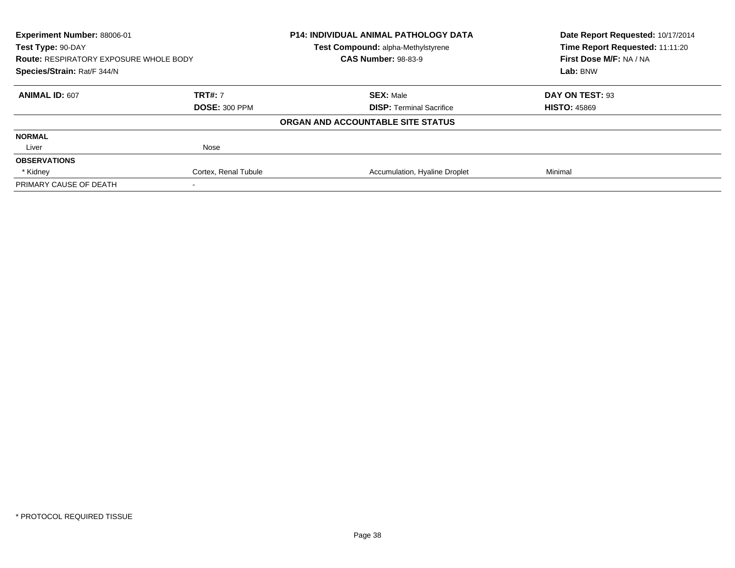**Experiment Number:** 88006-01
**Test Type:** 90-DAY
**Route:** RESPIRATORY EXPOSURE WHOLE BODY
**Species/Strain:** Rat/F 344/N

**P14: INDIVIDUAL ANIMAL PATHOLOGY DATA**
**Test Compound:** alpha-Methylstyrene
**CAS Number:** 98-83-9

**Date Report Requested:** 10/17/2014
**Time Report Requested:** 11:11:20
**First Dose M/F:** NA / NA
**Lab:** BNW

| **ANIMAL ID:** 607 | **TRT#:** 7 | **SEX:** Male | **DAY ON TEST:** 93 |
|---|---|---|---|
| | **DOSE:** 300 PPM | **DISP:** Terminal Sacrifice | **HISTO:** 45869 |
| | | **ORGAN AND ACCOUNTABLE SITE STATUS** | |
| **NORMAL** | | | |
| Liver | Nose | | |
| **OBSERVATIONS** | | | |
| * Kidney | Cortex, Renal Tubule | Accumulation, Hyaline Droplet | Minimal |
| PRIMARY CAUSE OF DEATH | - | | |

* PROTOCOL REQUIRED TISSUE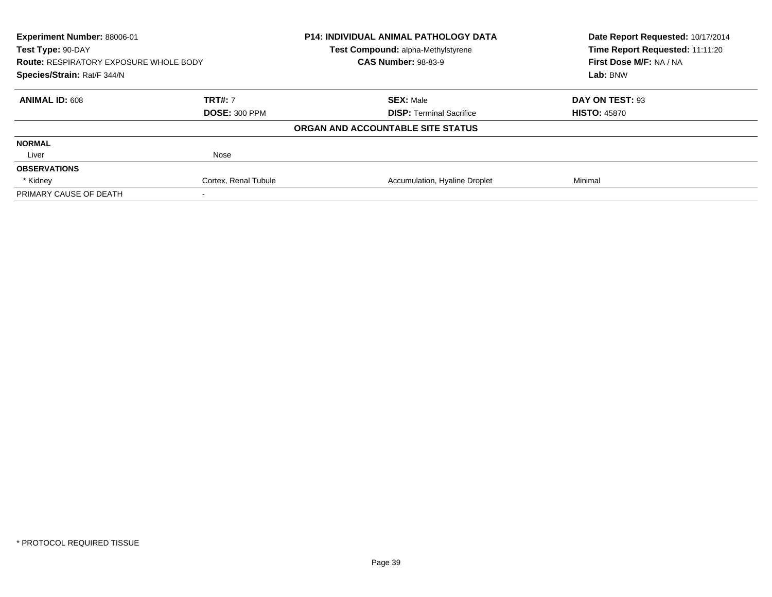**Experiment Number:** 88006-01
**Test Type:** 90-DAY
**Route:** RESPIRATORY EXPOSURE WHOLE BODY
**Species/Strain:** Rat/F 344/N

**P14: INDIVIDUAL ANIMAL PATHOLOGY DATA**
**Test Compound:** alpha-Methylstyrene
**CAS Number:** 98-83-9

**Date Report Requested:** 10/17/2014
**Time Report Requested:** 11:11:20
**First Dose M/F:** NA / NA
**Lab:** BNW

| **ANIMAL ID:** 608 | **TRT#:** 7 | **SEX:** Male | **DAY ON TEST:** 93 |
|---|---|---|---|
| | **DOSE:** 300 PPM | **DISP:** Terminal Sacrifice | **HISTO:** 45870 |

**ORGAN AND ACCOUNTABLE SITE STATUS**

| | | | |
|---|---|---|---|
| **NORMAL** | | | |
| Liver | Nose | | |
| **OBSERVATIONS** | | | |
| * Kidney | Cortex, Renal Tubule | Accumulation, Hyaline Droplet | Minimal |
| PRIMARY CAUSE OF DEATH | - | | |

* PROTOCOL REQUIRED TISSUE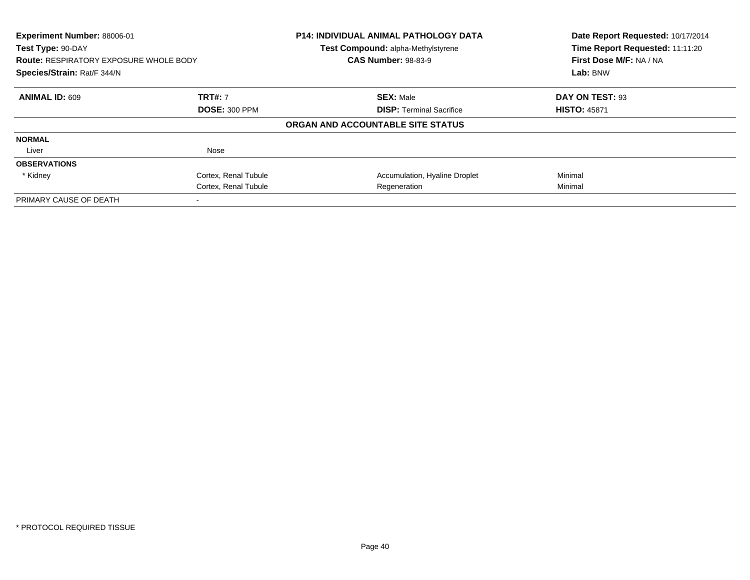**Experiment Number:** 88006-01
**Test Type:** 90-DAY
**Route:** RESPIRATORY EXPOSURE WHOLE BODY
**Species/Strain:** Rat/F 344/N

**P14: INDIVIDUAL ANIMAL PATHOLOGY DATA**
**Test Compound:** alpha-Methylstyrene
**CAS Number:** 98-83-9

**Date Report Requested:** 10/17/2014
**Time Report Requested:** 11:11:20
**First Dose M/F:** NA / NA
**Lab:** BNW

| **ANIMAL ID:** 609 | **TRT#:** 7 | **SEX:** Male | **DAY ON TEST:** 93 |
|---|---|---|---|
| | **DOSE:** 300 PPM | **DISP:** Terminal Sacrifice | **HISTO:** 45871 |

**ORGAN AND ACCOUNTABLE SITE STATUS**

| | | | |
|---|---|---|---|
| **NORMAL** | | | |
| Liver | Nose | | |
| **OBSERVATIONS** | | | |
| * Kidney | Cortex, Renal Tubule | Accumulation, Hyaline Droplet | Minimal |
| | Cortex, Renal Tubule | Regeneration | Minimal |
| PRIMARY CAUSE OF DEATH | - | | |

* PROTOCOL REQUIRED TISSUE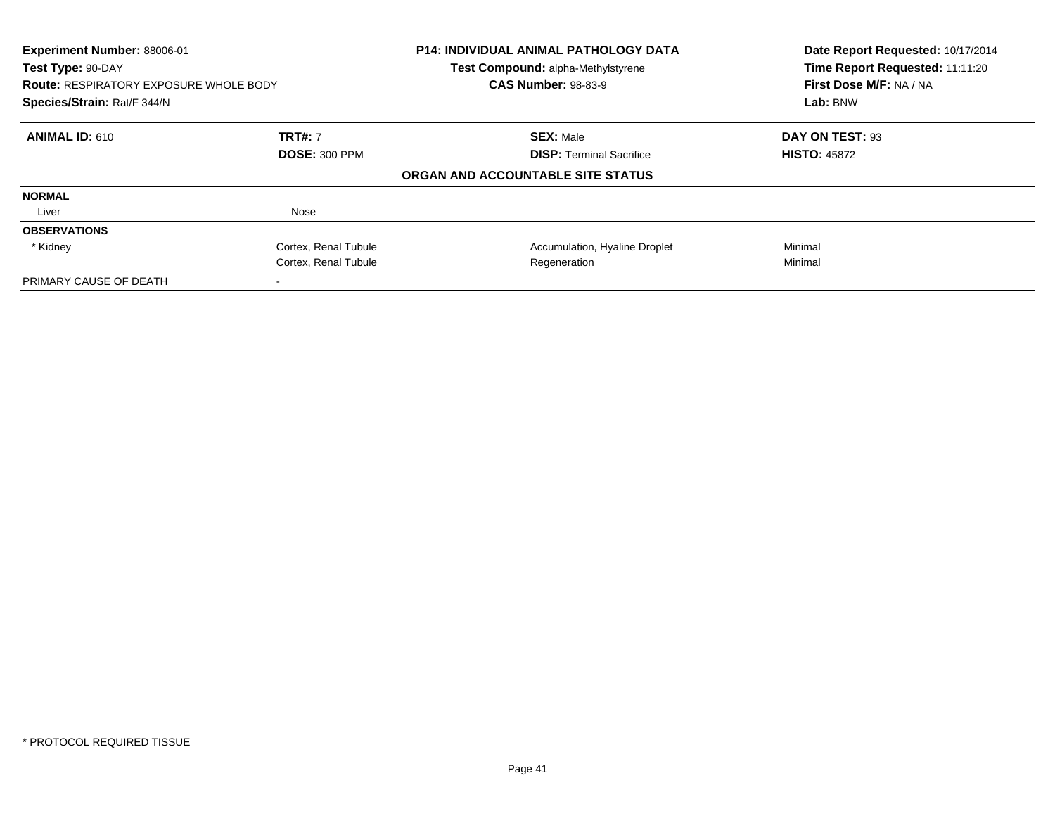**Experiment Number:** 88006-01
**Test Type:** 90-DAY
**Route:** RESPIRATORY EXPOSURE WHOLE BODY
**Species/Strain:** Rat/F 344/N

**P14: INDIVIDUAL ANIMAL PATHOLOGY DATA**
**Test Compound:** alpha-Methylstyrene
**CAS Number:** 98-83-9

**Date Report Requested:** 10/17/2014
**Time Report Requested:** 11:11:20
**First Dose M/F:** NA / NA
**Lab:** BNW

| **ANIMAL ID:** 610 | **TRT#:** 7 | **SEX:** Male | **DAY ON TEST:** 93 |
|---|---|---|---|
| | **DOSE:** 300 PPM | **DISP:** Terminal Sacrifice | **HISTO:** 45872 |

**ORGAN AND ACCOUNTABLE SITE STATUS**

| | | | |
|---|---|---|---|
| **NORMAL** | | | |
| Liver | Nose | | |
| **OBSERVATIONS** | | | |
| * Kidney | Cortex, Renal Tubule | Accumulation, Hyaline Droplet | Minimal |
| | Cortex, Renal Tubule | Regeneration | Minimal |
| PRIMARY CAUSE OF DEATH | - | | |

* PROTOCOL REQUIRED TISSUE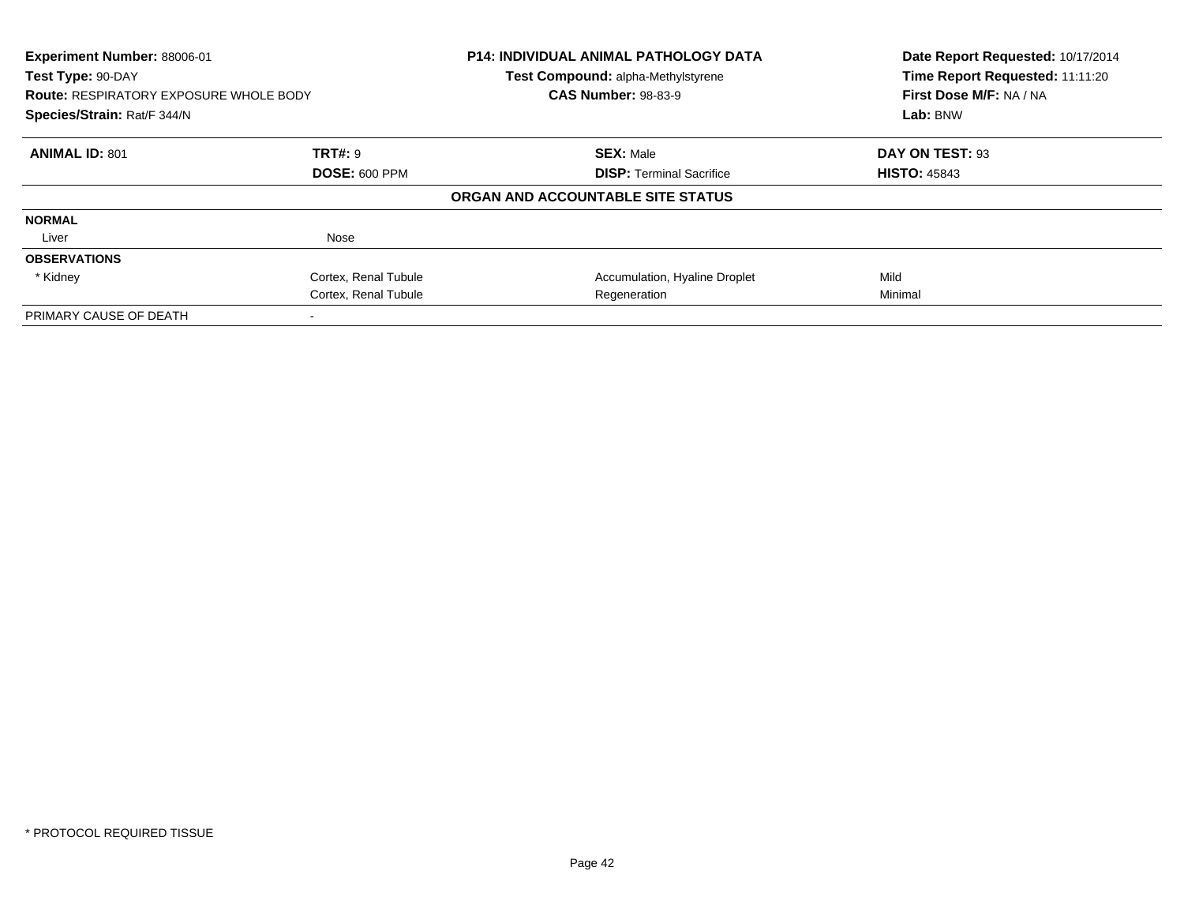| Experiment Number: 88006-01 | P14: INDIVIDUAL ANIMAL PATHOLOGY DATA | Date Report Requested: 10/17/2014 |
|---|---|---|
| Test Type: 90-DAY | Test Compound: alpha-Methylstyrene | Time Report Requested: 11:11:20 |
| Route: RESPIRATORY EXPOSURE WHOLE BODY | CAS Number: 98-83-9 | First Dose M/F: NA / NA |
| Species/Strain: Rat/F 344/N | | Lab: BNW |

| ANIMAL ID: 801 | TRT#: 9 | SEX: Male | DAY ON TEST: 93 |
|---|---|---|---|
| | DOSE: 600 PPM | DISP: Terminal Sacrifice | HISTO: 45843 |

**ORGAN AND ACCOUNTABLE SITE STATUS**

| | | | |
|---|---|---|---|
| **NORMAL** | | | |
| Liver | Nose | | |
| **OBSERVATIONS** | | | |
| * Kidney | Cortex, Renal Tubule | Accumulation, Hyaline Droplet | Mild |
| | Cortex, Renal Tubule | Regeneration | Minimal |
| PRIMARY CAUSE OF DEATH | - | | |

\* PROTOCOL REQUIRED TISSUE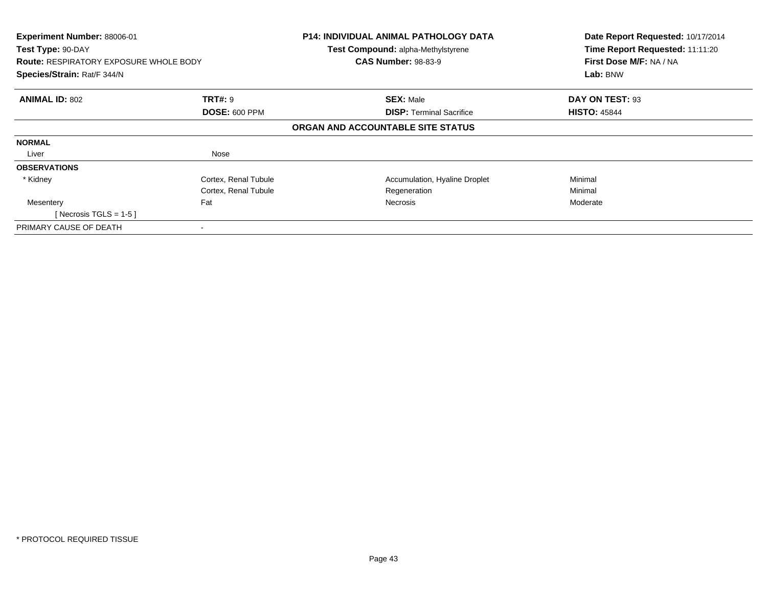**Experiment Number:** 88006-01
**Test Type:** 90-DAY
**Route:** RESPIRATORY EXPOSURE WHOLE BODY
**Species/Strain:** Rat/F 344/N

**P14: INDIVIDUAL ANIMAL PATHOLOGY DATA**
**Test Compound:** alpha-Methylstyrene
**CAS Number:** 98-83-9

**Date Report Requested:** 10/17/2014
**Time Report Requested:** 11:11:20
**First Dose M/F:** NA / NA
**Lab:** BNW

| **ANIMAL ID:** 802 | **TRT#:** 9 | **SEX:** Male | **DAY ON TEST:** 93 |
|---|---|---|---|
| | **DOSE:** 600 PPM | **DISP:** Terminal Sacrifice | **HISTO:** 45844 |

**ORGAN AND ACCOUNTABLE SITE STATUS**

| | | | |
|---|---|---|---|
| **NORMAL** | | | |
| Liver | Nose | | |
| **OBSERVATIONS** | | | |
| * Kidney | Cortex, Renal Tubule | Accumulation, Hyaline Droplet | Minimal |
| | Cortex, Renal Tubule | Regeneration | Minimal |
| Mesentery | Fat | Necrosis | Moderate |
| [ Necrosis TGLS = 1-5 ] | | | |
| PRIMARY CAUSE OF DEATH | - | | |

* PROTOCOL REQUIRED TISSUE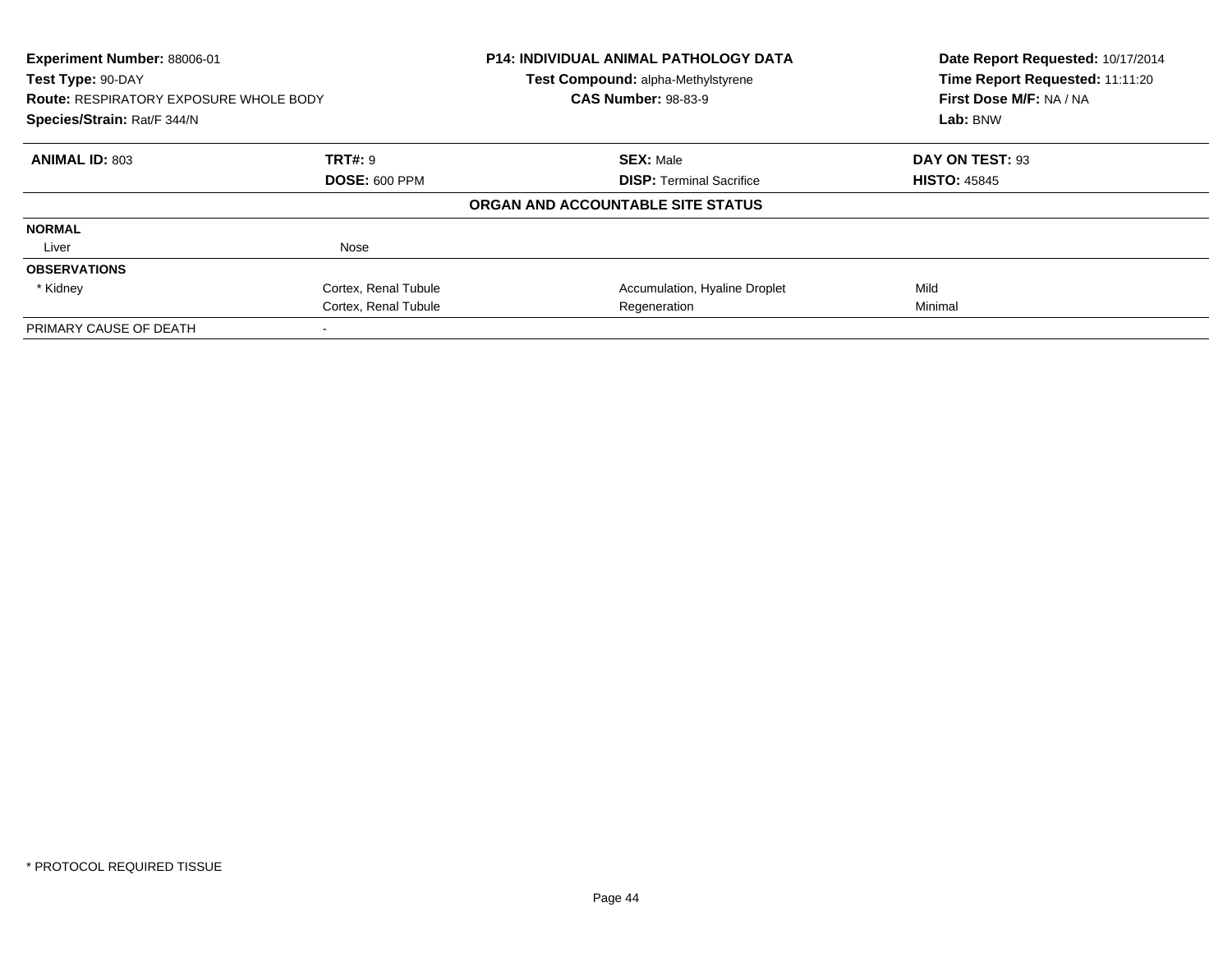| **Experiment Number:** 88006-01 | **P14: INDIVIDUAL ANIMAL PATHOLOGY DATA** | **Date Report Requested:** 10/17/2014 |
|---|---|---|
| **Test Type:** 90-DAY | **Test Compound:** alpha-Methylstyrene | **Time Report Requested:** 11:11:20 |
| **Route:** RESPIRATORY EXPOSURE WHOLE BODY | **CAS Number:** 98-83-9 | **First Dose M/F:** NA / NA |
| **Species/Strain:** Rat/F 344/N | | **Lab:** BNW |

| **ANIMAL ID:** 803 | **TRT#:** 9 | **SEX:** Male | **DAY ON TEST:** 93 |
|---|---|---|---|
| | **DOSE:** 600 PPM | **DISP:** Terminal Sacrifice | **HISTO:** 45845 |

## ORGAN AND ACCOUNTABLE SITE STATUS

| | | | |
|---|---|---|---|
| **NORMAL** | | | |
| Liver | Nose | | |
| **OBSERVATIONS** | | | |
| * Kidney | Cortex, Renal Tubule | Accumulation, Hyaline Droplet | Mild |
| | Cortex, Renal Tubule | Regeneration | Minimal |
| PRIMARY CAUSE OF DEATH | - | | |

* PROTOCOL REQUIRED TISSUE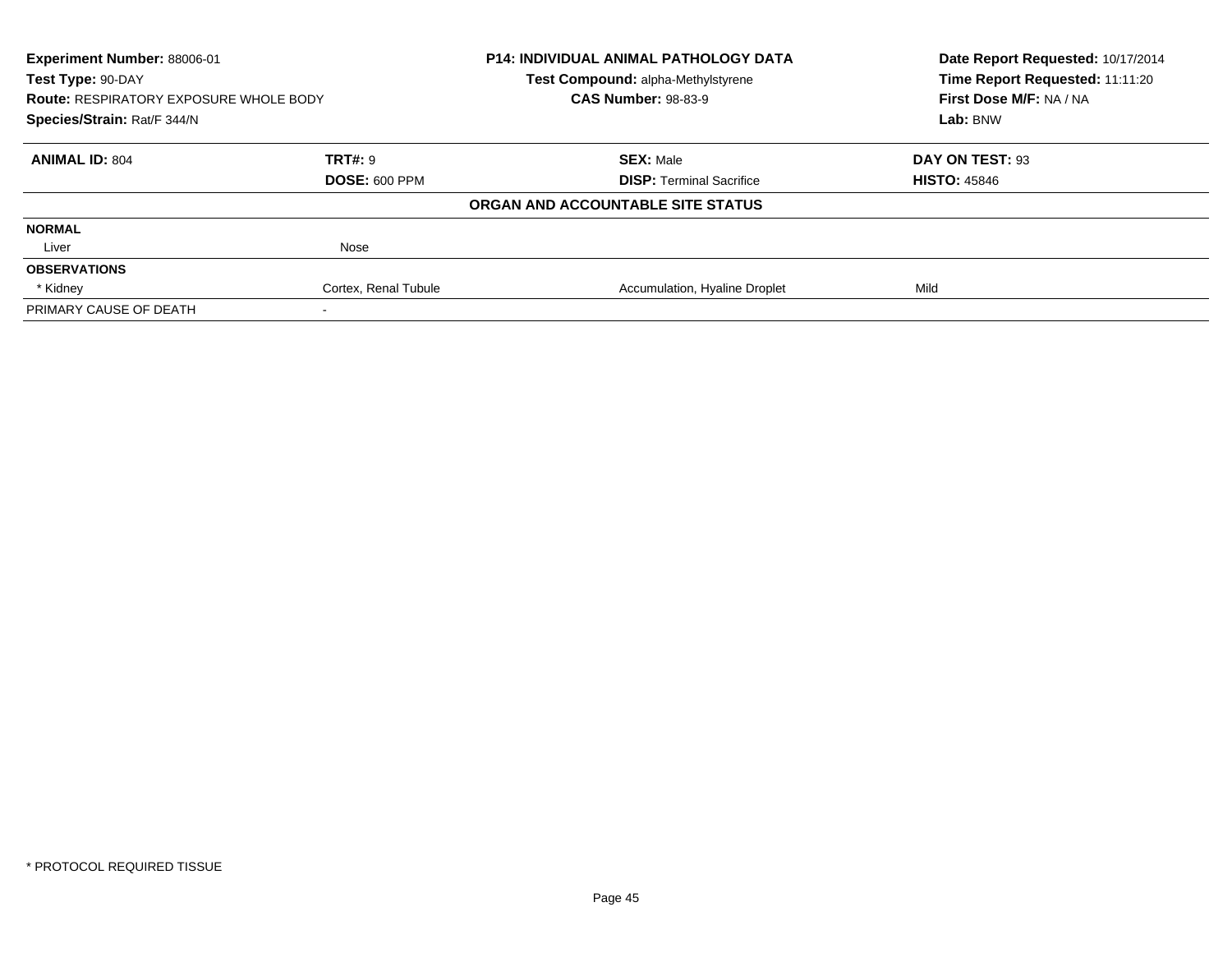**Experiment Number:** 88006-01
**Test Type:** 90-DAY
**Route:** RESPIRATORY EXPOSURE WHOLE BODY
**Species/Strain:** Rat/F 344/N

**P14: INDIVIDUAL ANIMAL PATHOLOGY DATA**
**Test Compound:** alpha-Methylstyrene
**CAS Number:** 98-83-9

**Date Report Requested:** 10/17/2014
**Time Report Requested:** 11:11:20
**First Dose M/F:** NA / NA
**Lab:** BNW

| **ANIMAL ID:** 804 | **TRT#:** 9 | **SEX:** Male | **DAY ON TEST:** 93 |
|---|---|---|---|
| | **DOSE:** 600 PPM | **DISP:** Terminal Sacrifice | **HISTO:** 45846 |

**ORGAN AND ACCOUNTABLE SITE STATUS**

| | | | |
|---|---|---|---|
| **NORMAL** | | | |
| Liver | Nose | | |
| **OBSERVATIONS** | | | |
| * Kidney | Cortex, Renal Tubule | Accumulation, Hyaline Droplet | Mild |
| PRIMARY CAUSE OF DEATH | - | | |

* PROTOCOL REQUIRED TISSUE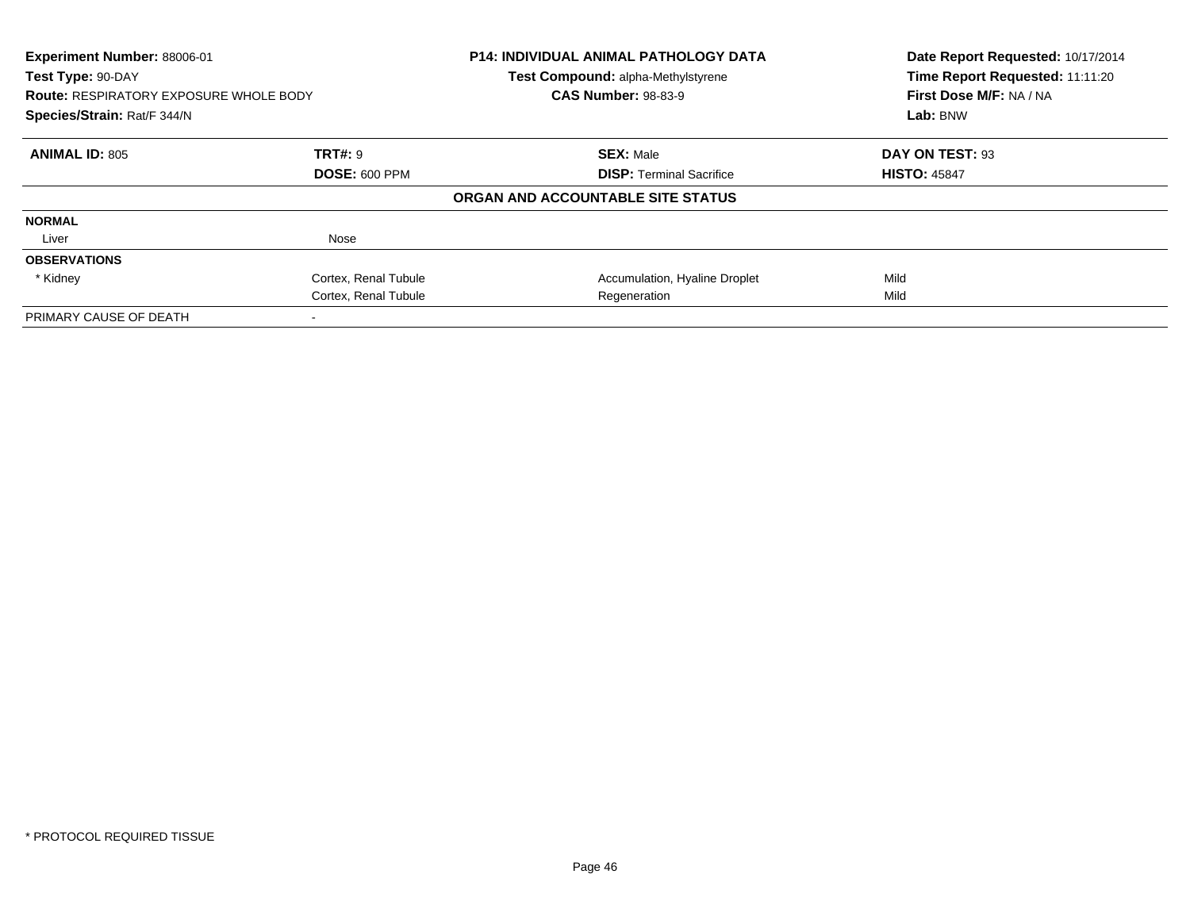**Experiment Number:** 88006-01
**Test Type:** 90-DAY
**Route:** RESPIRATORY EXPOSURE WHOLE BODY
**Species/Strain:** Rat/F 344/N

**P14: INDIVIDUAL ANIMAL PATHOLOGY DATA**
**Test Compound:** alpha-Methylstyrene
**CAS Number:** 98-83-9

**Date Report Requested:** 10/17/2014
**Time Report Requested:** 11:11:20
**First Dose M/F:** NA / NA
**Lab:** BNW

| **ANIMAL ID:** 805 | **TRT#:** 9 | **SEX:** Male | **DAY ON TEST:** 93 |
|---|---|---|---|
| | **DOSE:** 600 PPM | **DISP:** Terminal Sacrifice | **HISTO:** 45847 |

**ORGAN AND ACCOUNTABLE SITE STATUS**

| | | | |
|---|---|---|---|
| **NORMAL** | | | |
| Liver | Nose | | |
| **OBSERVATIONS** | | | |
| * Kidney | Cortex, Renal Tubule | Accumulation, Hyaline Droplet | Mild |
| | Cortex, Renal Tubule | Regeneration | Mild |
| PRIMARY CAUSE OF DEATH | - | | |

\* PROTOCOL REQUIRED TISSUE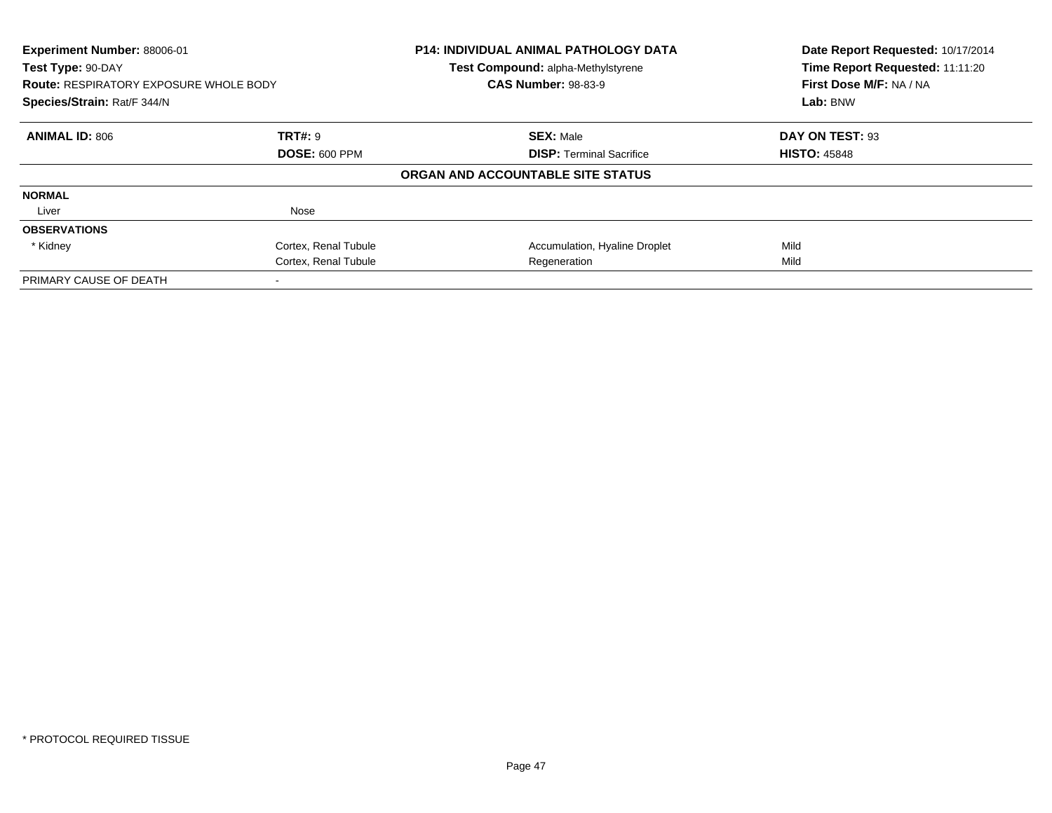| **Experiment Number:** 88006-01 | **P14: INDIVIDUAL ANIMAL PATHOLOGY DATA** | **Date Report Requested:** 10/17/2014 |
|---|---|---|
| **Test Type:** 90-DAY | **Test Compound:** alpha-Methylstyrene | **Time Report Requested:** 11:11:20 |
| **Route:** RESPIRATORY EXPOSURE WHOLE BODY | **CAS Number:** 98-83-9 | **First Dose M/F:** NA / NA |
| **Species/Strain:** Rat/F 344/N | | **Lab:** BNW |

| **ANIMAL ID:** 806 | **TRT#:** 9 | **SEX:** Male | **DAY ON TEST:** 93 |
|---|---|---|---|
| | **DOSE:** 600 PPM | **DISP:** Terminal Sacrifice | **HISTO:** 45848 |

**ORGAN AND ACCOUNTABLE SITE STATUS**

| | | | |
|---|---|---|---|
| **NORMAL** | | | |
| Liver | Nose | | |
| **OBSERVATIONS** | | | |
| * Kidney | Cortex, Renal Tubule | Accumulation, Hyaline Droplet | Mild |
| | Cortex, Renal Tubule | Regeneration | Mild |
| PRIMARY CAUSE OF DEATH | - | | |

* PROTOCOL REQUIRED TISSUE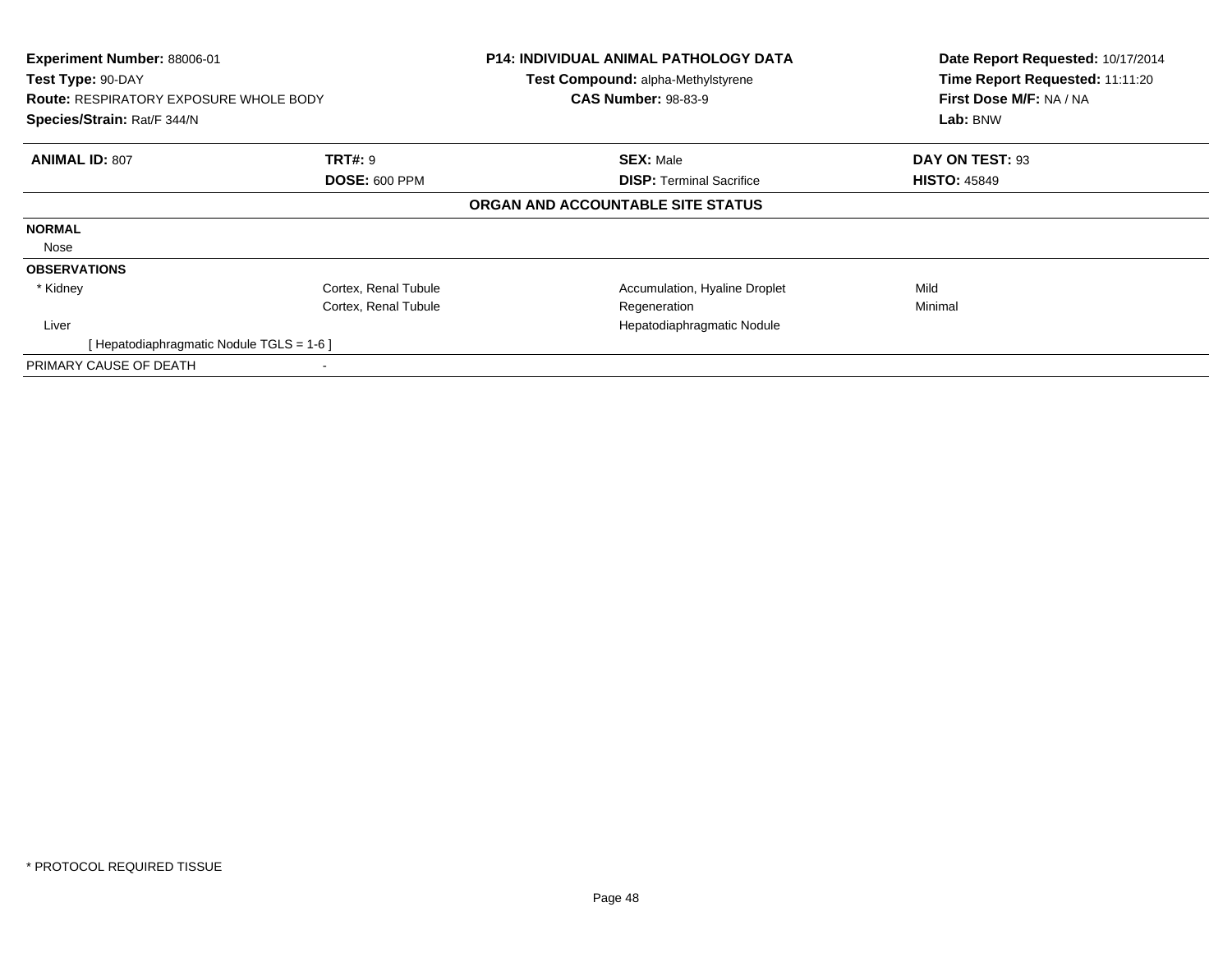**Experiment Number:** 88006-01
**Test Type:** 90-DAY
**Route:** RESPIRATORY EXPOSURE WHOLE BODY
**Species/Strain:** Rat/F 344/N

**P14: INDIVIDUAL ANIMAL PATHOLOGY DATA**
**Test Compound:** alpha-Methylstyrene
**CAS Number:** 98-83-9

**Date Report Requested:** 10/17/2014
**Time Report Requested:** 11:11:20
**First Dose M/F:** NA / NA
**Lab:** BNW

| **ANIMAL ID:** 807 | **TRT#:** 9 | **SEX:** Male | **DAY ON TEST:** 93 |
|---|---|---|---|
| | **DOSE:** 600 PPM | **DISP:** Terminal Sacrifice | **HISTO:** 45849 |

**ORGAN AND ACCOUNTABLE SITE STATUS**

| | | | |
|---|---|---|---|
| **NORMAL** | | | |
| Nose | | | |
| **OBSERVATIONS** | | | |
| * Kidney | Cortex, Renal Tubule | Accumulation, Hyaline Droplet | Mild |
| | Cortex, Renal Tubule | Regeneration | Minimal |
| Liver | | Hepatodiaphragmatic Nodule | |
| [ Hepatodiaphragmatic Nodule TGLS = 1-6 ] | | | |
| PRIMARY CAUSE OF DEATH | - | | |

* PROTOCOL REQUIRED TISSUE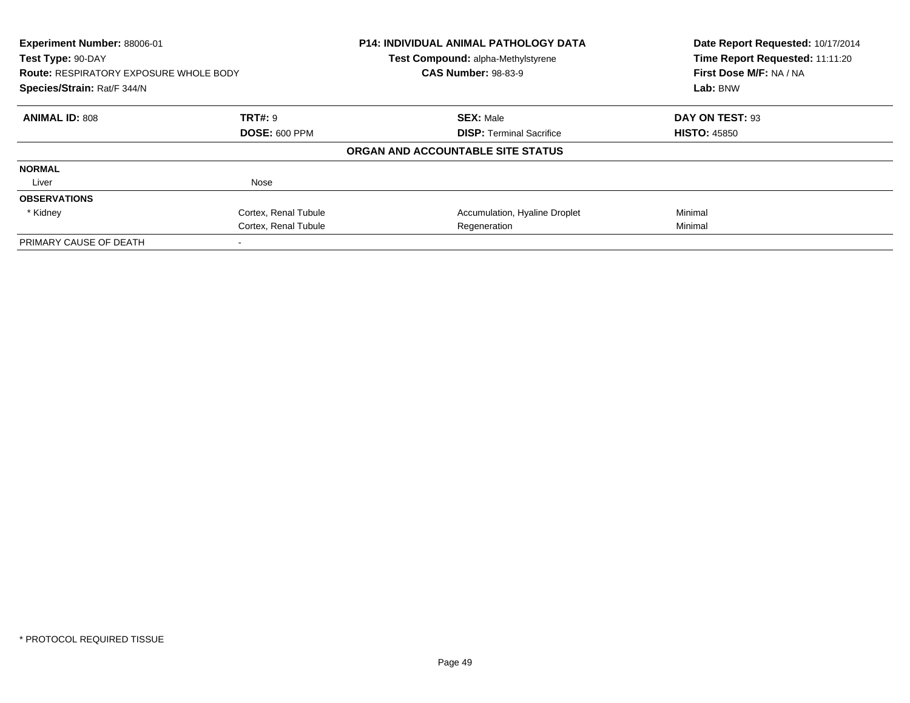**Experiment Number:** 88006-01
**Test Type:** 90-DAY
**Route:** RESPIRATORY EXPOSURE WHOLE BODY
**Species/Strain:** Rat/F 344/N

**P14: INDIVIDUAL ANIMAL PATHOLOGY DATA**
**Test Compound:** alpha-Methylstyrene
**CAS Number:** 98-83-9

**Date Report Requested:** 10/17/2014
**Time Report Requested:** 11:11:20
**First Dose M/F:** NA / NA
**Lab:** BNW

| **ANIMAL ID:** 808 | **TRT#:** 9 | **SEX:** Male | **DAY ON TEST:** 93 |
|---|---|---|---|
| | **DOSE:** 600 PPM | **DISP:** Terminal Sacrifice | **HISTO:** 45850 |

**ORGAN AND ACCOUNTABLE SITE STATUS**

| | | | |
|---|---|---|---|
| **NORMAL** | | | |
| Liver | Nose | | |
| **OBSERVATIONS** | | | |
| * Kidney | Cortex, Renal Tubule | Accumulation, Hyaline Droplet | Minimal |
| | Cortex, Renal Tubule | Regeneration | Minimal |
| PRIMARY CAUSE OF DEATH | - | | |

* PROTOCOL REQUIRED TISSUE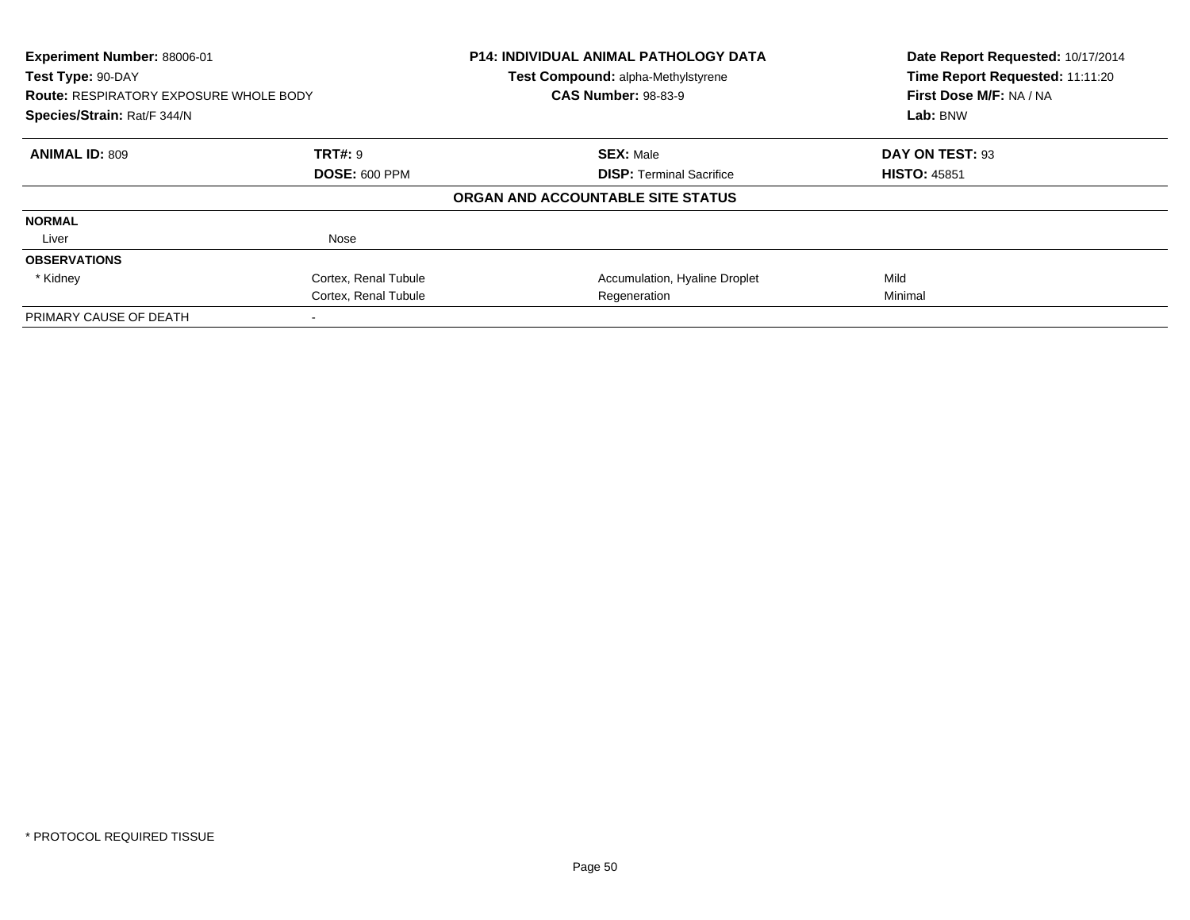**Experiment Number:** 88006-01
**Test Type:** 90-DAY
**Route:** RESPIRATORY EXPOSURE WHOLE BODY
**Species/Strain:** Rat/F 344/N

**P14: INDIVIDUAL ANIMAL PATHOLOGY DATA**
**Test Compound:** alpha-Methylstyrene
**CAS Number:** 98-83-9

**Date Report Requested:** 10/17/2014
**Time Report Requested:** 11:11:20
**First Dose M/F:** NA / NA
**Lab:** BNW

| **ANIMAL ID:** 809 | **TRT#:** 9 | **SEX:** Male | **DAY ON TEST:** 93 |
|---|---|---|---|
| | **DOSE:** 600 PPM | **DISP:** Terminal Sacrifice | **HISTO:** 45851 |

**ORGAN AND ACCOUNTABLE SITE STATUS**

| | | | |
|---|---|---|---|
| **NORMAL** | | | |
| Liver | Nose | | |
| **OBSERVATIONS** | | | |
| * Kidney | Cortex, Renal Tubule | Accumulation, Hyaline Droplet | Mild |
| | Cortex, Renal Tubule | Regeneration | Minimal |
| PRIMARY CAUSE OF DEATH | - | | |

* PROTOCOL REQUIRED TISSUE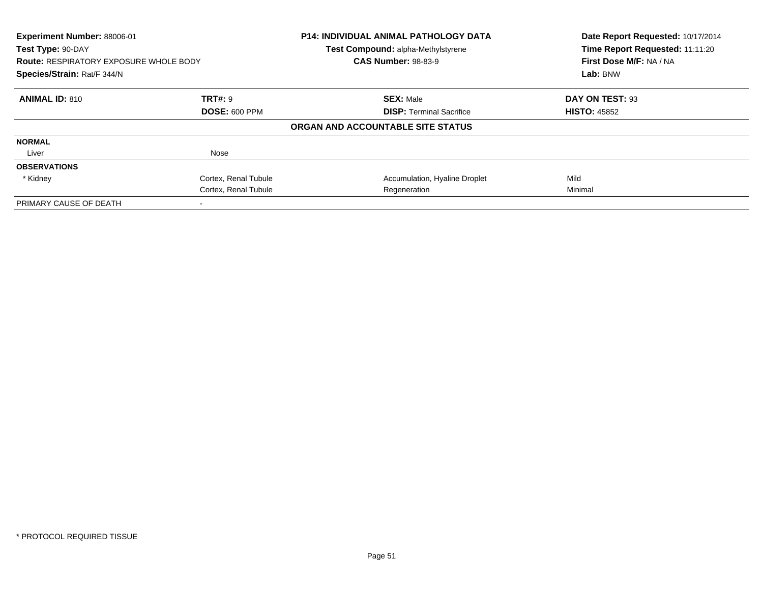**Experiment Number:** 88006-01
**Test Type:** 90-DAY
**Route:** RESPIRATORY EXPOSURE WHOLE BODY
**Species/Strain:** Rat/F 344/N

**P14: INDIVIDUAL ANIMAL PATHOLOGY DATA**
**Test Compound:** alpha-Methylstyrene
**CAS Number:** 98-83-9

**Date Report Requested:** 10/17/2014
**Time Report Requested:** 11:11:20
**First Dose M/F:** NA / NA
**Lab:** BNW

| **ANIMAL ID:** 810 | **TRT#:** 9 | **SEX:** Male | **DAY ON TEST:** 93 |
|---|---|---|---|
| | **DOSE:** 600 PPM | **DISP:** Terminal Sacrifice | **HISTO:** 45852 |

**ORGAN AND ACCOUNTABLE SITE STATUS**

| | | | |
|---|---|---|---|
| **NORMAL** | | | |
| Liver | Nose | | |
| **OBSERVATIONS** | | | |
| * Kidney | Cortex, Renal Tubule | Accumulation, Hyaline Droplet | Mild |
| | Cortex, Renal Tubule | Regeneration | Minimal |
| PRIMARY CAUSE OF DEATH | - | | |

* PROTOCOL REQUIRED TISSUE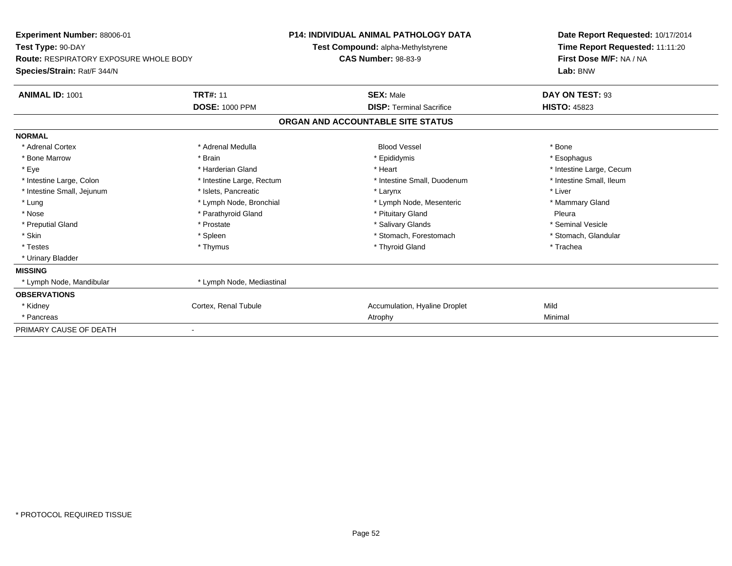**Experiment Number:** 88006-01
**Test Type:** 90-DAY
**Route:** RESPIRATORY EXPOSURE WHOLE BODY
**Species/Strain:** Rat/F 344/N

**P14: INDIVIDUAL ANIMAL PATHOLOGY DATA**
**Test Compound:** alpha-Methylstyrene
**CAS Number:** 98-83-9

**Date Report Requested:** 10/17/2014
**Time Report Requested:** 11:11:20
**First Dose M/F:** NA / NA
**Lab:** BNW

| **ANIMAL ID:** 1001 | **TRT#:** 11 | **SEX:** Male | **DAY ON TEST:** 93 |
|---|---|---|---|
| | **DOSE:** 1000 PPM | **DISP:** Terminal Sacrifice | **HISTO:** 45823 |

**ORGAN AND ACCOUNTABLE SITE STATUS**

| | | | |
|---|---|---|---|
| **NORMAL** | | | |
| * Adrenal Cortex | * Adrenal Medulla | Blood Vessel | * Bone |
| * Bone Marrow | * Brain | * Epididymis | * Esophagus |
| * Eye | * Harderian Gland | * Heart | * Intestine Large, Cecum |
| * Intestine Large, Colon | * Intestine Large, Rectum | * Intestine Small, Duodenum | * Intestine Small, Ileum |
| * Intestine Small, Jejunum | * Islets, Pancreatic | * Larynx | * Liver |
| * Lung | * Lymph Node, Bronchial | * Lymph Node, Mesenteric | * Mammary Gland |
| * Nose | * Parathyroid Gland | * Pituitary Gland | Pleura |
| * Preputial Gland | * Prostate | * Salivary Glands | * Seminal Vesicle |
| * Skin | * Spleen | * Stomach, Forestomach | * Stomach, Glandular |
| * Testes | * Thymus | * Thyroid Gland | * Trachea |
| * Urinary Bladder | | | |
| **MISSING** | | | |
| * Lymph Node, Mandibular | * Lymph Node, Mediastinal | | |
| **OBSERVATIONS** | | | |
| * Kidney | Cortex, Renal Tubule | Accumulation, Hyaline Droplet | Mild |
| * Pancreas | | Atrophy | Minimal |
| PRIMARY CAUSE OF DEATH | - | | |

* PROTOCOL REQUIRED TISSUE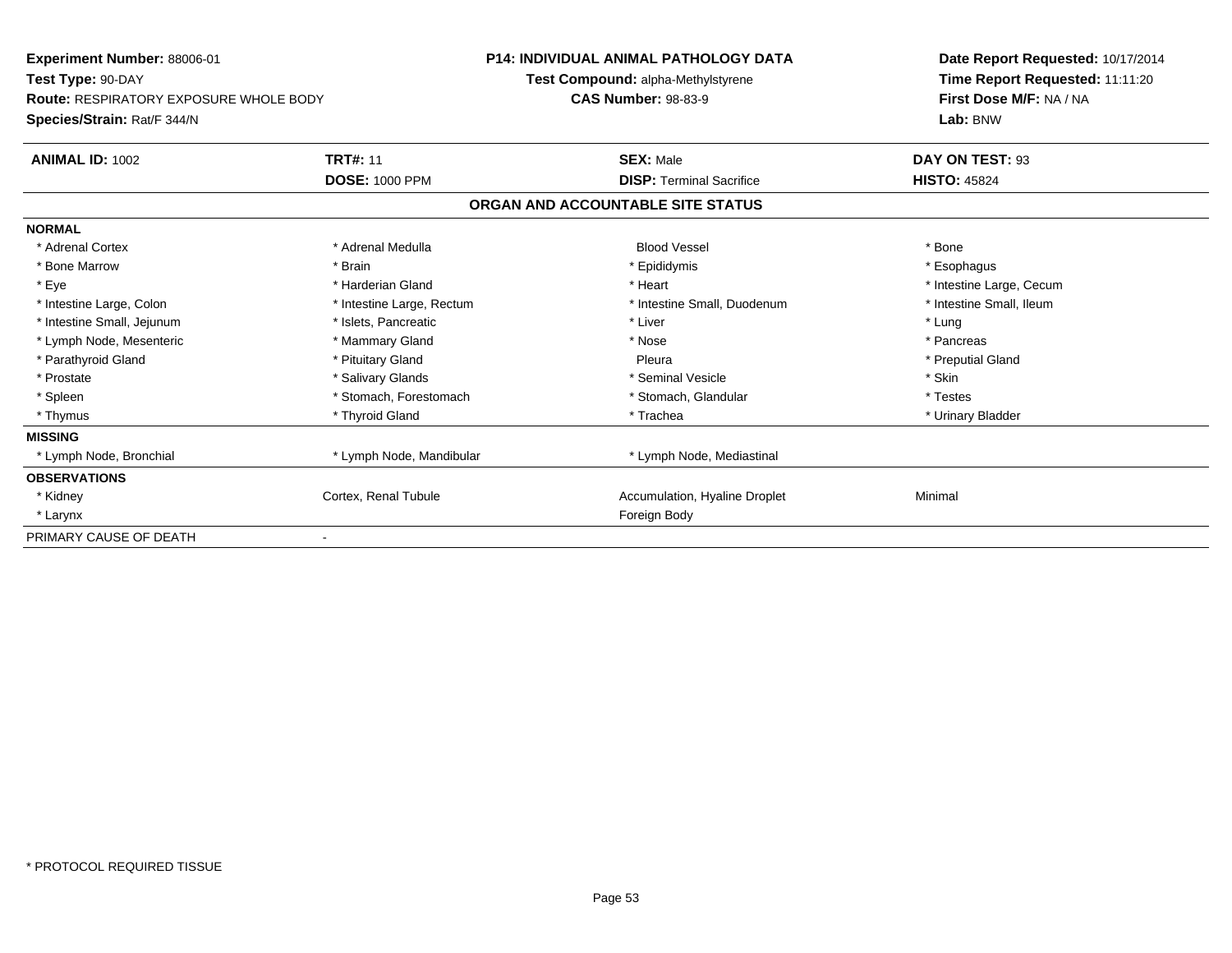**Experiment Number:** 88006-01
**Test Type:** 90-DAY
**Route:** RESPIRATORY EXPOSURE WHOLE BODY
**Species/Strain:** Rat/F 344/N

**P14: INDIVIDUAL ANIMAL PATHOLOGY DATA**
**Test Compound:** alpha-Methylstyrene
**CAS Number:** 98-83-9

**Date Report Requested:** 10/17/2014
**Time Report Requested:** 11:11:20
**First Dose M/F:** NA / NA
**Lab:** BNW

| **ANIMAL ID:** 1002 | **TRT#:** 11 | **SEX:** Male | **DAY ON TEST:** 93 |
|---|---|---|---|
| | **DOSE:** 1000 PPM | **DISP:** Terminal Sacrifice | **HISTO:** 45824 |

## ORGAN AND ACCOUNTABLE SITE STATUS

| | | | |
|---|---|---|---|
| **NORMAL** | | | |
| * Adrenal Cortex | * Adrenal Medulla | Blood Vessel | * Bone |
| * Bone Marrow | * Brain | * Epididymis | * Esophagus |
| * Eye | * Harderian Gland | * Heart | * Intestine Large, Cecum |
| * Intestine Large, Colon | * Intestine Large, Rectum | * Intestine Small, Duodenum | * Intestine Small, Ileum |
| * Intestine Small, Jejunum | * Islets, Pancreatic | * Liver | * Lung |
| * Lymph Node, Mesenteric | * Mammary Gland | * Nose | * Pancreas |
| * Parathyroid Gland | * Pituitary Gland | Pleura | * Preputial Gland |
| * Prostate | * Salivary Glands | * Seminal Vesicle | * Skin |
| * Spleen | * Stomach, Forestomach | * Stomach, Glandular | * Testes |
| * Thymus | * Thyroid Gland | * Trachea | * Urinary Bladder |
| **MISSING** | | | |
| * Lymph Node, Bronchial | * Lymph Node, Mandibular | * Lymph Node, Mediastinal | |
| **OBSERVATIONS** | | | |
| * Kidney | Cortex, Renal Tubule | Accumulation, Hyaline Droplet | Minimal |
| * Larynx | | Foreign Body | |
| PRIMARY CAUSE OF DEATH | - | | |

\* PROTOCOL REQUIRED TISSUE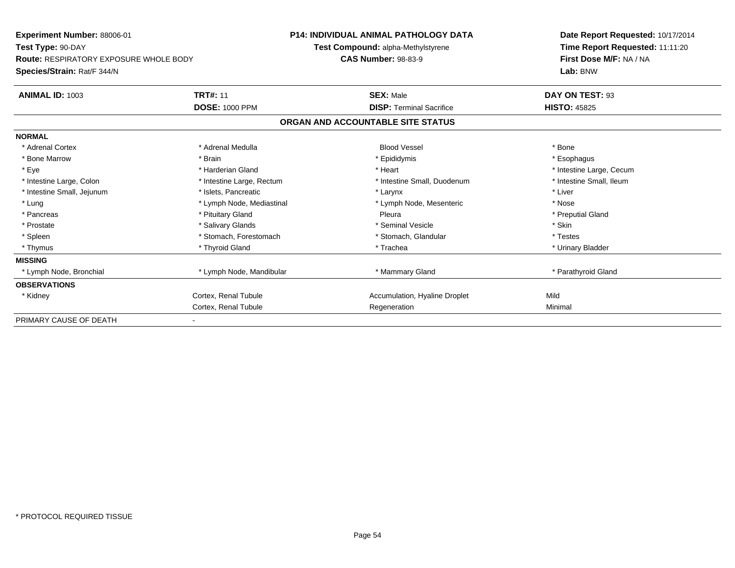**Experiment Number:** 88006-01
**Test Type:** 90-DAY
**Route:** RESPIRATORY EXPOSURE WHOLE BODY
**Species/Strain:** Rat/F 344/N

**P14: INDIVIDUAL ANIMAL PATHOLOGY DATA**
**Test Compound:** alpha-Methylstyrene
**CAS Number:** 98-83-9

**Date Report Requested:** 10/17/2014
**Time Report Requested:** 11:11:20
**First Dose M/F:** NA / NA
**Lab:** BNW

| **ANIMAL ID:** 1003 | **TRT#:** 11 | **SEX:** Male | **DAY ON TEST:** 93 |
|---|---|---|---|
| | **DOSE:** 1000 PPM | **DISP:** Terminal Sacrifice | **HISTO:** 45825 |

## ORGAN AND ACCOUNTABLE SITE STATUS

| | | | |
|---|---|---|---|
| **NORMAL** | | | |
| * Adrenal Cortex | * Adrenal Medulla | Blood Vessel | * Bone |
| * Bone Marrow | * Brain | * Epididymis | * Esophagus |
| * Eye | * Harderian Gland | * Heart | * Intestine Large, Cecum |
| * Intestine Large, Colon | * Intestine Large, Rectum | * Intestine Small, Duodenum | * Intestine Small, Ileum |
| * Intestine Small, Jejunum | * Islets, Pancreatic | * Larynx | * Liver |
| * Lung | * Lymph Node, Mediastinal | * Lymph Node, Mesenteric | * Nose |
| * Pancreas | * Pituitary Gland | Pleura | * Preputial Gland |
| * Prostate | * Salivary Glands | * Seminal Vesicle | * Skin |
| * Spleen | * Stomach, Forestomach | * Stomach, Glandular | * Testes |
| * Thymus | * Thyroid Gland | * Trachea | * Urinary Bladder |
| **MISSING** | | | |
| * Lymph Node, Bronchial | * Lymph Node, Mandibular | * Mammary Gland | * Parathyroid Gland |
| **OBSERVATIONS** | | | |
| * Kidney | Cortex, Renal Tubule | Accumulation, Hyaline Droplet | Mild |
| | Cortex, Renal Tubule | Regeneration | Minimal |
| PRIMARY CAUSE OF DEATH | - | | |

* PROTOCOL REQUIRED TISSUE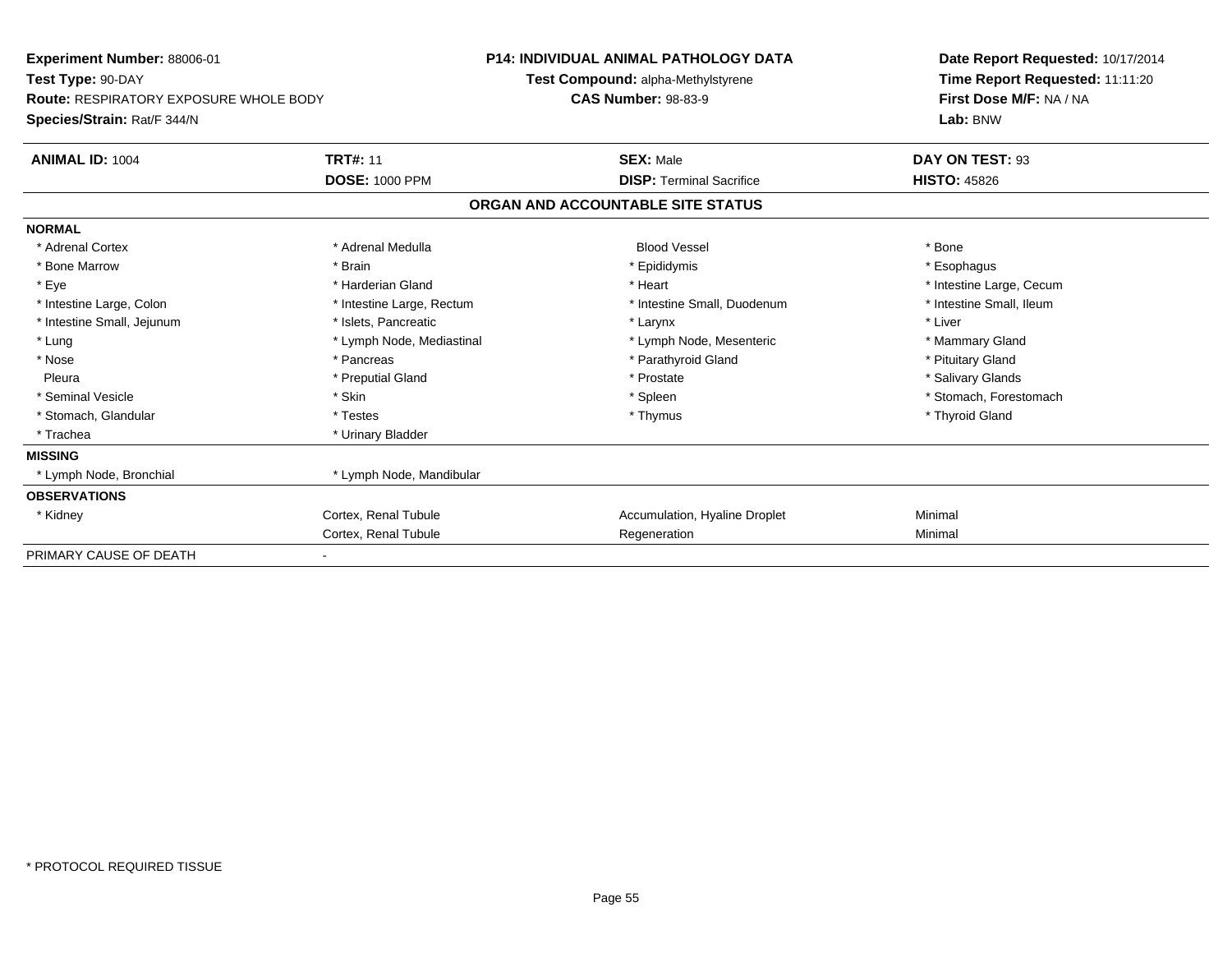**Experiment Number:** 88006-01
**Test Type:** 90-DAY
**Route:** RESPIRATORY EXPOSURE WHOLE BODY
**Species/Strain:** Rat/F 344/N

**P14: INDIVIDUAL ANIMAL PATHOLOGY DATA**
**Test Compound:** alpha-Methylstyrene
**CAS Number:** 98-83-9

**Date Report Requested:** 10/17/2014
**Time Report Requested:** 11:11:20
**First Dose M/F:** NA / NA
**Lab:** BNW

| **ANIMAL ID:** 1004 | **TRT#:** 11 | **SEX:** Male | **DAY ON TEST:** 93 |
|---|---|---|---|
| | **DOSE:** 1000 PPM | **DISP:** Terminal Sacrifice | **HISTO:** 45826 |

## ORGAN AND ACCOUNTABLE SITE STATUS

| | | | |
|---|---|---|---|
| **NORMAL** | | | |
| * Adrenal Cortex | * Adrenal Medulla | Blood Vessel | * Bone |
| * Bone Marrow | * Brain | * Epididymis | * Esophagus |
| * Eye | * Harderian Gland | * Heart | * Intestine Large, Cecum |
| * Intestine Large, Colon | * Intestine Large, Rectum | * Intestine Small, Duodenum | * Intestine Small, Ileum |
| * Intestine Small, Jejunum | * Islets, Pancreatic | * Larynx | * Liver |
| * Lung | * Lymph Node, Mediastinal | * Lymph Node, Mesenteric | * Mammary Gland |
| * Nose | * Pancreas | * Parathyroid Gland | * Pituitary Gland |
| Pleura | * Preputial Gland | * Prostate | * Salivary Glands |
| * Seminal Vesicle | * Skin | * Spleen | * Stomach, Forestomach |
| * Stomach, Glandular | * Testes | * Thymus | * Thyroid Gland |
| * Trachea | * Urinary Bladder | | |
| **MISSING** | | | |
| * Lymph Node, Bronchial | * Lymph Node, Mandibular | | |
| **OBSERVATIONS** | | | |
| * Kidney | Cortex, Renal Tubule | Accumulation, Hyaline Droplet | Minimal |
| | Cortex, Renal Tubule | Regeneration | Minimal |
| PRIMARY CAUSE OF DEATH | - | | |

* PROTOCOL REQUIRED TISSUE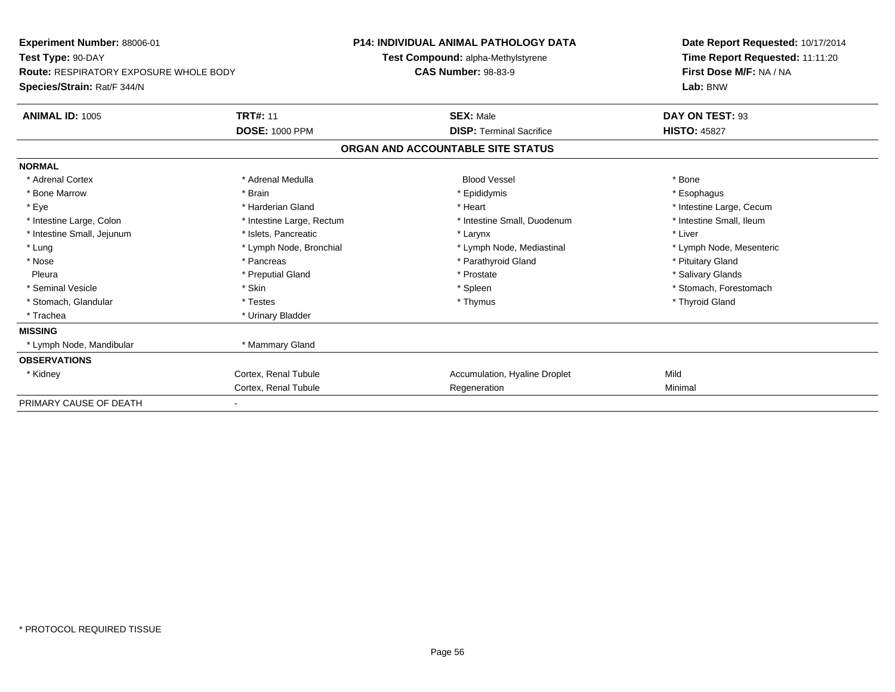**Experiment Number:** 88006-01
**Test Type:** 90-DAY
**Route:** RESPIRATORY EXPOSURE WHOLE BODY
**Species/Strain:** Rat/F 344/N

**P14: INDIVIDUAL ANIMAL PATHOLOGY DATA**
**Test Compound:** alpha-Methylstyrene
**CAS Number:** 98-83-9

**Date Report Requested:** 10/17/2014
**Time Report Requested:** 11:11:20
**First Dose M/F:** NA / NA
**Lab:** BNW

| **ANIMAL ID:** 1005 | **TRT#:** 11 | **SEX:** Male | **DAY ON TEST:** 93 |
|---|---|---|---|
| | **DOSE:** 1000 PPM | **DISP:** Terminal Sacrifice | **HISTO:** 45827 |

## ORGAN AND ACCOUNTABLE SITE STATUS

| | | | |
|---|---|---|---|
| **NORMAL** | | | |
| * Adrenal Cortex | * Adrenal Medulla | Blood Vessel | * Bone |
| * Bone Marrow | * Brain | * Epididymis | * Esophagus |
| * Eye | * Harderian Gland | * Heart | * Intestine Large, Cecum |
| * Intestine Large, Colon | * Intestine Large, Rectum | * Intestine Small, Duodenum | * Intestine Small, Ileum |
| * Intestine Small, Jejunum | * Islets, Pancreatic | * Larynx | * Liver |
| * Lung | * Lymph Node, Bronchial | * Lymph Node, Mediastinal | * Lymph Node, Mesenteric |
| * Nose | * Pancreas | * Parathyroid Gland | * Pituitary Gland |
| Pleura | * Preputial Gland | * Prostate | * Salivary Glands |
| * Seminal Vesicle | * Skin | * Spleen | * Stomach, Forestomach |
| * Stomach, Glandular | * Testes | * Thymus | * Thyroid Gland |
| * Trachea | * Urinary Bladder | | |
| **MISSING** | | | |
| * Lymph Node, Mandibular | * Mammary Gland | | |
| **OBSERVATIONS** | | | |
| * Kidney | Cortex, Renal Tubule | Accumulation, Hyaline Droplet | Mild |
| | Cortex, Renal Tubule | Regeneration | Minimal |
| PRIMARY CAUSE OF DEATH | - | | |

* PROTOCOL REQUIRED TISSUE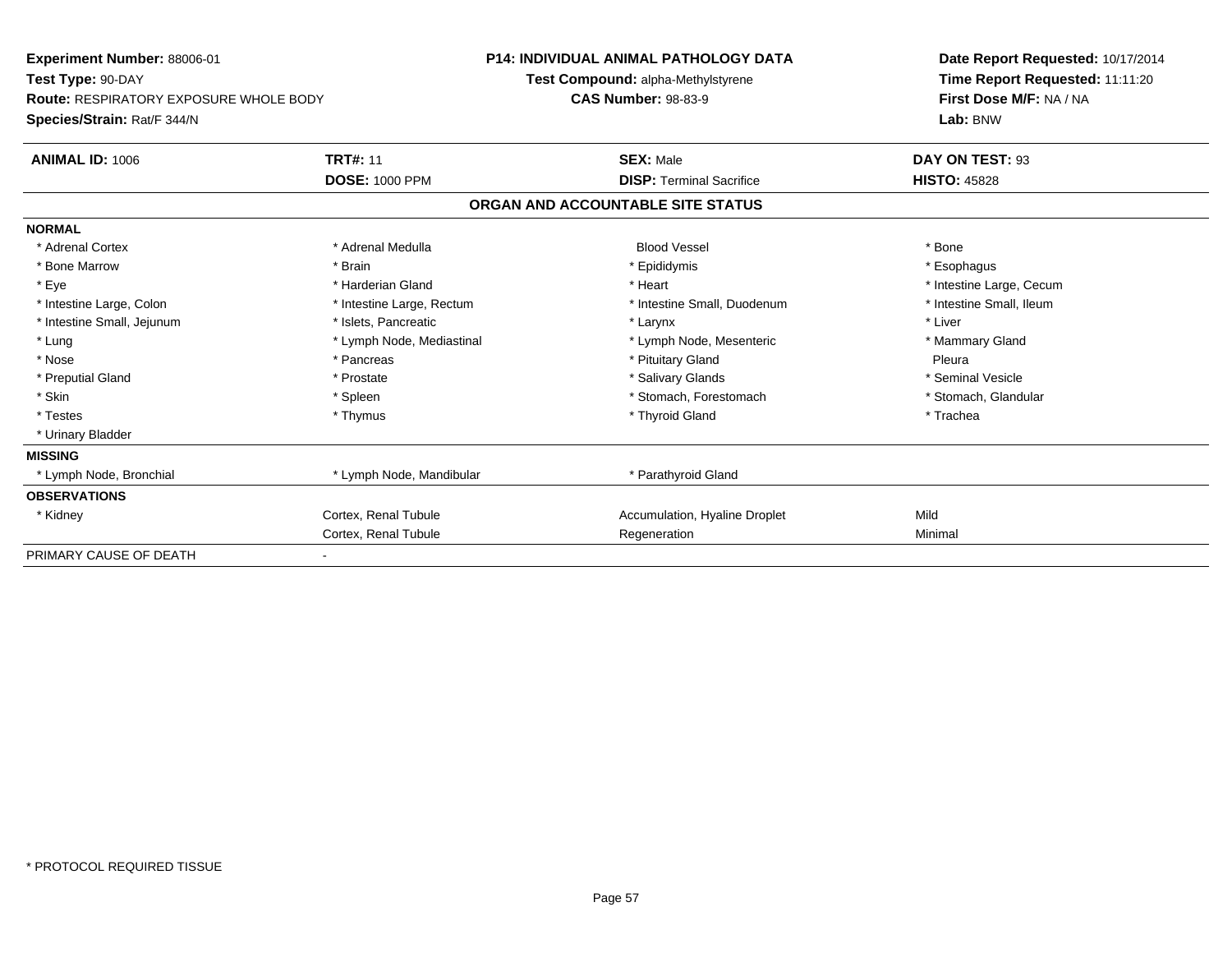**Experiment Number:** 88006-01
**Test Type:** 90-DAY
**Route:** RESPIRATORY EXPOSURE WHOLE BODY
**Species/Strain:** Rat/F 344/N

**P14: INDIVIDUAL ANIMAL PATHOLOGY DATA**
**Test Compound:** alpha-Methylstyrene
**CAS Number:** 98-83-9

**Date Report Requested:** 10/17/2014
**Time Report Requested:** 11:11:20
**First Dose M/F:** NA / NA
**Lab:** BNW

| **ANIMAL ID:** 1006 | **TRT#:** 11 | **SEX:** Male | **DAY ON TEST:** 93 |
|---|---|---|---|
| | **DOSE:** 1000 PPM | **DISP:** Terminal Sacrifice | **HISTO:** 45828 |

## ORGAN AND ACCOUNTABLE SITE STATUS

| | | | |
|---|---|---|---|
| **NORMAL** | | | |
| * Adrenal Cortex | * Adrenal Medulla | Blood Vessel | * Bone |
| * Bone Marrow | * Brain | * Epididymis | * Esophagus |
| * Eye | * Harderian Gland | * Heart | * Intestine Large, Cecum |
| * Intestine Large, Colon | * Intestine Large, Rectum | * Intestine Small, Duodenum | * Intestine Small, Ileum |
| * Intestine Small, Jejunum | * Islets, Pancreatic | * Larynx | * Liver |
| * Lung | * Lymph Node, Mediastinal | * Lymph Node, Mesenteric | * Mammary Gland |
| * Nose | * Pancreas | * Pituitary Gland | Pleura |
| * Preputial Gland | * Prostate | * Salivary Glands | * Seminal Vesicle |
| * Skin | * Spleen | * Stomach, Forestomach | * Stomach, Glandular |
| * Testes | * Thymus | * Thyroid Gland | * Trachea |
| * Urinary Bladder | | | |
| **MISSING** | | | |
| * Lymph Node, Bronchial | * Lymph Node, Mandibular | * Parathyroid Gland | |
| **OBSERVATIONS** | | | |
| * Kidney | Cortex, Renal Tubule | Accumulation, Hyaline Droplet | Mild |
| | Cortex, Renal Tubule | Regeneration | Minimal |
| PRIMARY CAUSE OF DEATH | - | | |

* PROTOCOL REQUIRED TISSUE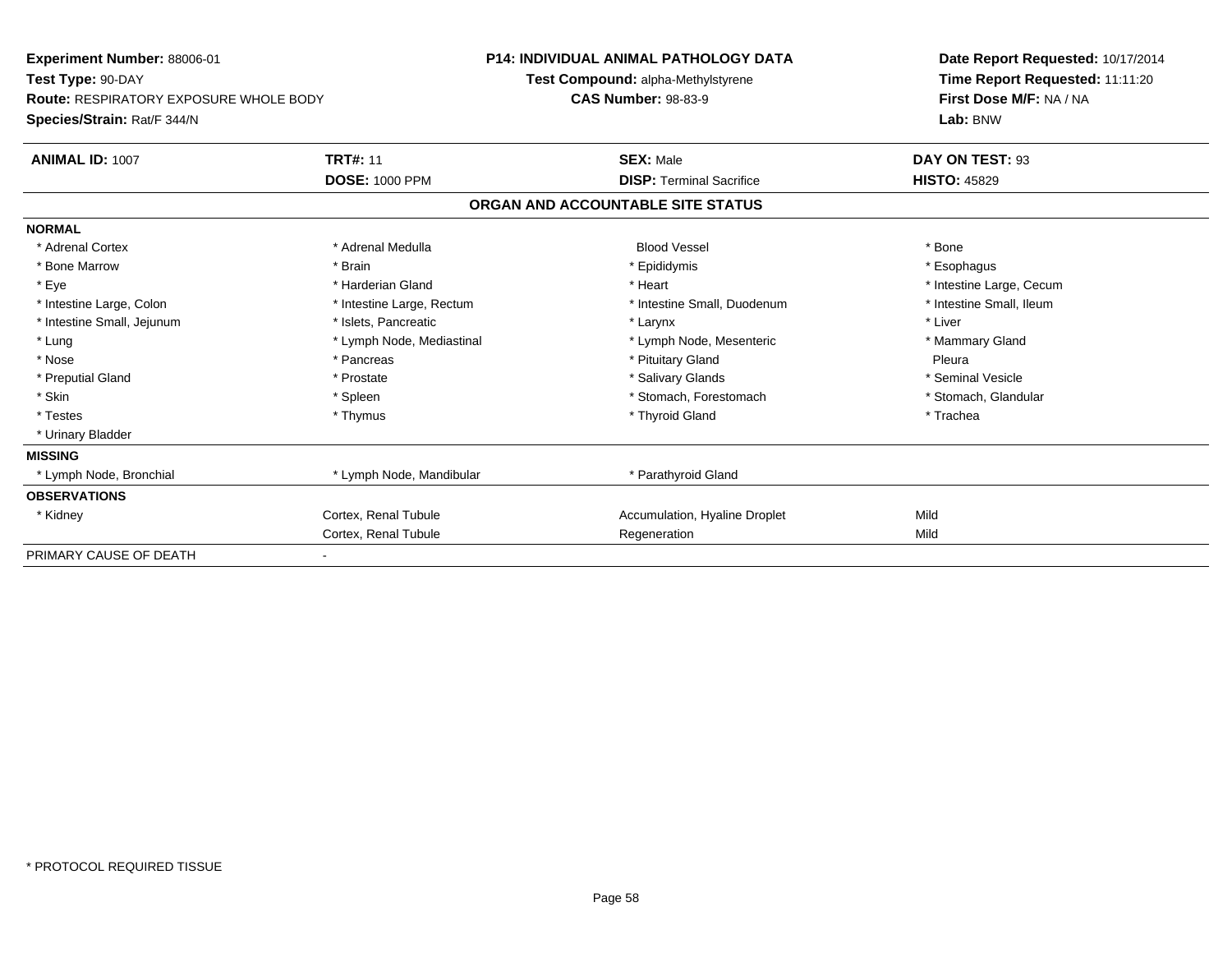**Experiment Number:** 88006-01
**Test Type:** 90-DAY
**Route:** RESPIRATORY EXPOSURE WHOLE BODY
**Species/Strain:** Rat/F 344/N

**P14: INDIVIDUAL ANIMAL PATHOLOGY DATA**
**Test Compound:** alpha-Methylstyrene
**CAS Number:** 98-83-9

**Date Report Requested:** 10/17/2014
**Time Report Requested:** 11:11:20
**First Dose M/F:** NA / NA
**Lab:** BNW

| **ANIMAL ID:** 1007 | **TRT#:** 11 | **SEX:** Male | **DAY ON TEST:** 93 |
|---|---|---|---|
| | **DOSE:** 1000 PPM | **DISP:** Terminal Sacrifice | **HISTO:** 45829 |

## ORGAN AND ACCOUNTABLE SITE STATUS

| | | | |
|---|---|---|---|
| **NORMAL** | | | |
| * Adrenal Cortex | * Adrenal Medulla | Blood Vessel | * Bone |
| * Bone Marrow | * Brain | * Epididymis | * Esophagus |
| * Eye | * Harderian Gland | * Heart | * Intestine Large, Cecum |
| * Intestine Large, Colon | * Intestine Large, Rectum | * Intestine Small, Duodenum | * Intestine Small, Ileum |
| * Intestine Small, Jejunum | * Islets, Pancreatic | * Larynx | * Liver |
| * Lung | * Lymph Node, Mediastinal | * Lymph Node, Mesenteric | * Mammary Gland |
| * Nose | * Pancreas | * Pituitary Gland | Pleura |
| * Preputial Gland | * Prostate | * Salivary Glands | * Seminal Vesicle |
| * Skin | * Spleen | * Stomach, Forestomach | * Stomach, Glandular |
| * Testes | * Thymus | * Thyroid Gland | * Trachea |
| * Urinary Bladder | | | |
| **MISSING** | | | |
| * Lymph Node, Bronchial | * Lymph Node, Mandibular | * Parathyroid Gland | |
| **OBSERVATIONS** | | | |
| * Kidney | Cortex, Renal Tubule | Accumulation, Hyaline Droplet | Mild |
| | Cortex, Renal Tubule | Regeneration | Mild |
| PRIMARY CAUSE OF DEATH | - | | |

* PROTOCOL REQUIRED TISSUE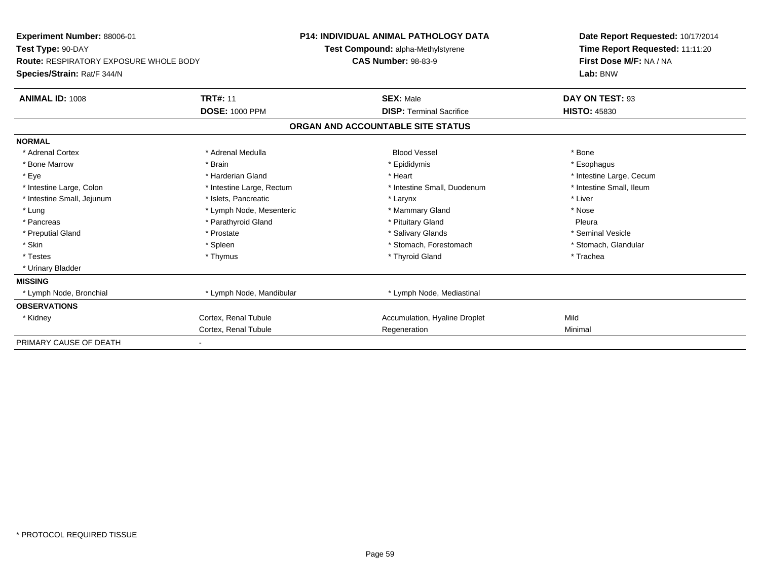**Experiment Number:** 88006-01
**Test Type:** 90-DAY
**Route:** RESPIRATORY EXPOSURE WHOLE BODY
**Species/Strain:** Rat/F 344/N

**P14: INDIVIDUAL ANIMAL PATHOLOGY DATA**
**Test Compound:** alpha-Methylstyrene
**CAS Number:** 98-83-9

**Date Report Requested:** 10/17/2014
**Time Report Requested:** 11:11:20
**First Dose M/F:** NA / NA
**Lab:** BNW

| **ANIMAL ID:** 1008 | **TRT#:** 11 | **SEX:** Male | **DAY ON TEST:** 93 |
|---|---|---|---|
| | **DOSE:** 1000 PPM | **DISP:** Terminal Sacrifice | **HISTO:** 45830 |

## ORGAN AND ACCOUNTABLE SITE STATUS

**NORMAL**

| | | | |
|---|---|---|---|
| * Adrenal Cortex | * Adrenal Medulla | Blood Vessel | * Bone |
| * Bone Marrow | * Brain | * Epididymis | * Esophagus |
| * Eye | * Harderian Gland | * Heart | * Intestine Large, Cecum |
| * Intestine Large, Colon | * Intestine Large, Rectum | * Intestine Small, Duodenum | * Intestine Small, Ileum |
| * Intestine Small, Jejunum | * Islets, Pancreatic | * Larynx | * Liver |
| * Lung | * Lymph Node, Mesenteric | * Mammary Gland | * Nose |
| * Pancreas | * Parathyroid Gland | * Pituitary Gland | Pleura |
| * Preputial Gland | * Prostate | * Salivary Glands | * Seminal Vesicle |
| * Skin | * Spleen | * Stomach, Forestomach | * Stomach, Glandular |
| * Testes | * Thymus | * Thyroid Gland | * Trachea |
| * Urinary Bladder | | | |

**MISSING**

| | | |
|---|---|---|
| * Lymph Node, Bronchial | * Lymph Node, Mandibular | * Lymph Node, Mediastinal |

**OBSERVATIONS**

| | | | |
|---|---|---|---|
| * Kidney | Cortex, Renal Tubule | Accumulation, Hyaline Droplet | Mild |
| | Cortex, Renal Tubule | Regeneration | Minimal |

PRIMARY CAUSE OF DEATH -

\* PROTOCOL REQUIRED TISSUE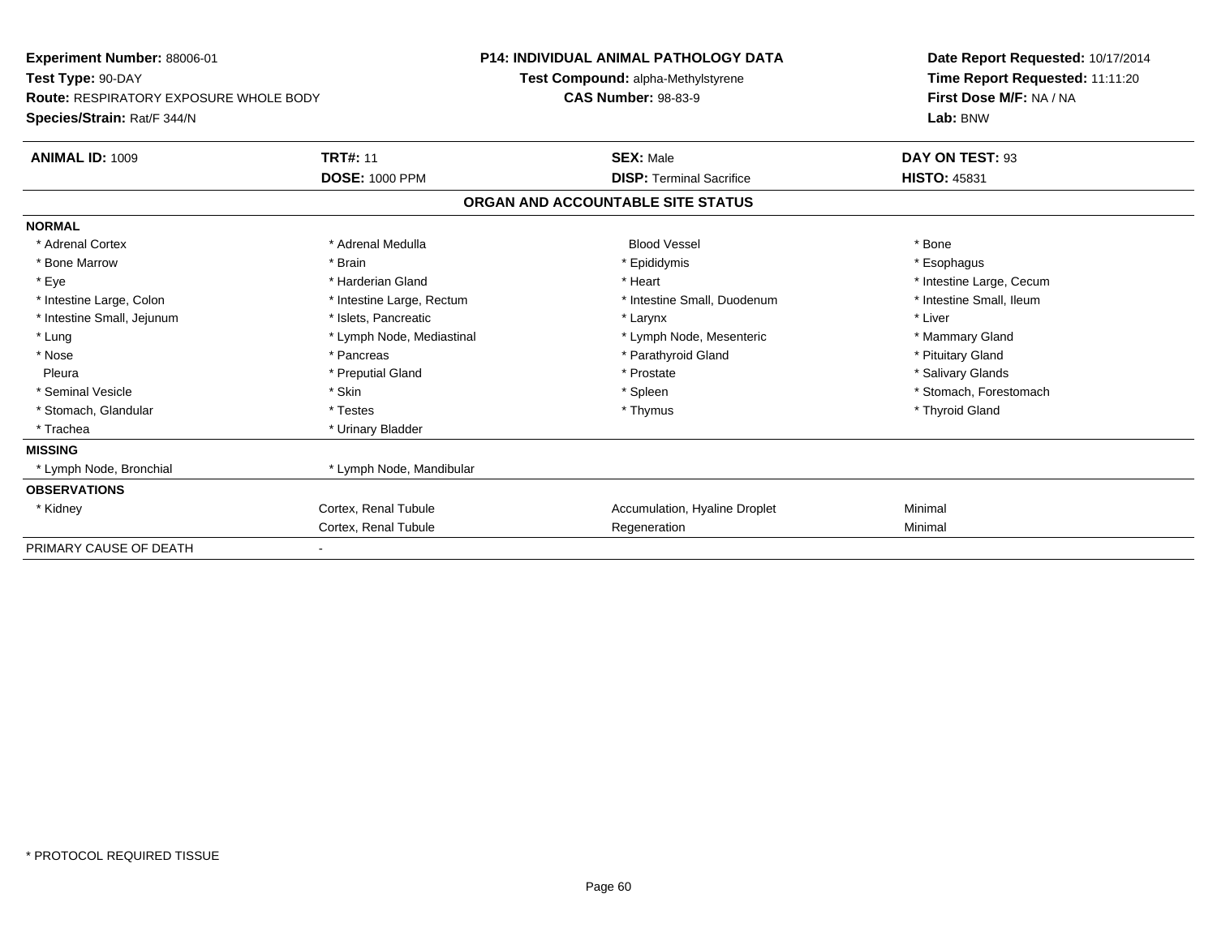**Experiment Number:** 88006-01
**Test Type:** 90-DAY
**Route:** RESPIRATORY EXPOSURE WHOLE BODY
**Species/Strain:** Rat/F 344/N

**P14: INDIVIDUAL ANIMAL PATHOLOGY DATA**
**Test Compound:** alpha-Methylstyrene
**CAS Number:** 98-83-9

**Date Report Requested:** 10/17/2014
**Time Report Requested:** 11:11:20
**First Dose M/F:** NA / NA
**Lab:** BNW

| **ANIMAL ID:** 1009 | **TRT#:** 11 | **SEX:** Male | **DAY ON TEST:** 93 |
|---|---|---|---|
| | **DOSE:** 1000 PPM | **DISP:** Terminal Sacrifice | **HISTO:** 45831 |

## ORGAN AND ACCOUNTABLE SITE STATUS

| | | | |
|---|---|---|---|
| **NORMAL** | | | |
| * Adrenal Cortex | * Adrenal Medulla | Blood Vessel | * Bone |
| * Bone Marrow | * Brain | * Epididymis | * Esophagus |
| * Eye | * Harderian Gland | * Heart | * Intestine Large, Cecum |
| * Intestine Large, Colon | * Intestine Large, Rectum | * Intestine Small, Duodenum | * Intestine Small, Ileum |
| * Intestine Small, Jejunum | * Islets, Pancreatic | * Larynx | * Liver |
| * Lung | * Lymph Node, Mediastinal | * Lymph Node, Mesenteric | * Mammary Gland |
| * Nose | * Pancreas | * Parathyroid Gland | * Pituitary Gland |
| Pleura | * Preputial Gland | * Prostate | * Salivary Glands |
| * Seminal Vesicle | * Skin | * Spleen | * Stomach, Forestomach |
| * Stomach, Glandular | * Testes | * Thymus | * Thyroid Gland |
| * Trachea | * Urinary Bladder | | |
| **MISSING** | | | |
| * Lymph Node, Bronchial | * Lymph Node, Mandibular | | |
| **OBSERVATIONS** | | | |
| * Kidney | Cortex, Renal Tubule | Accumulation, Hyaline Droplet | Minimal |
| | Cortex, Renal Tubule | Regeneration | Minimal |
| PRIMARY CAUSE OF DEATH | - | | |

* PROTOCOL REQUIRED TISSUE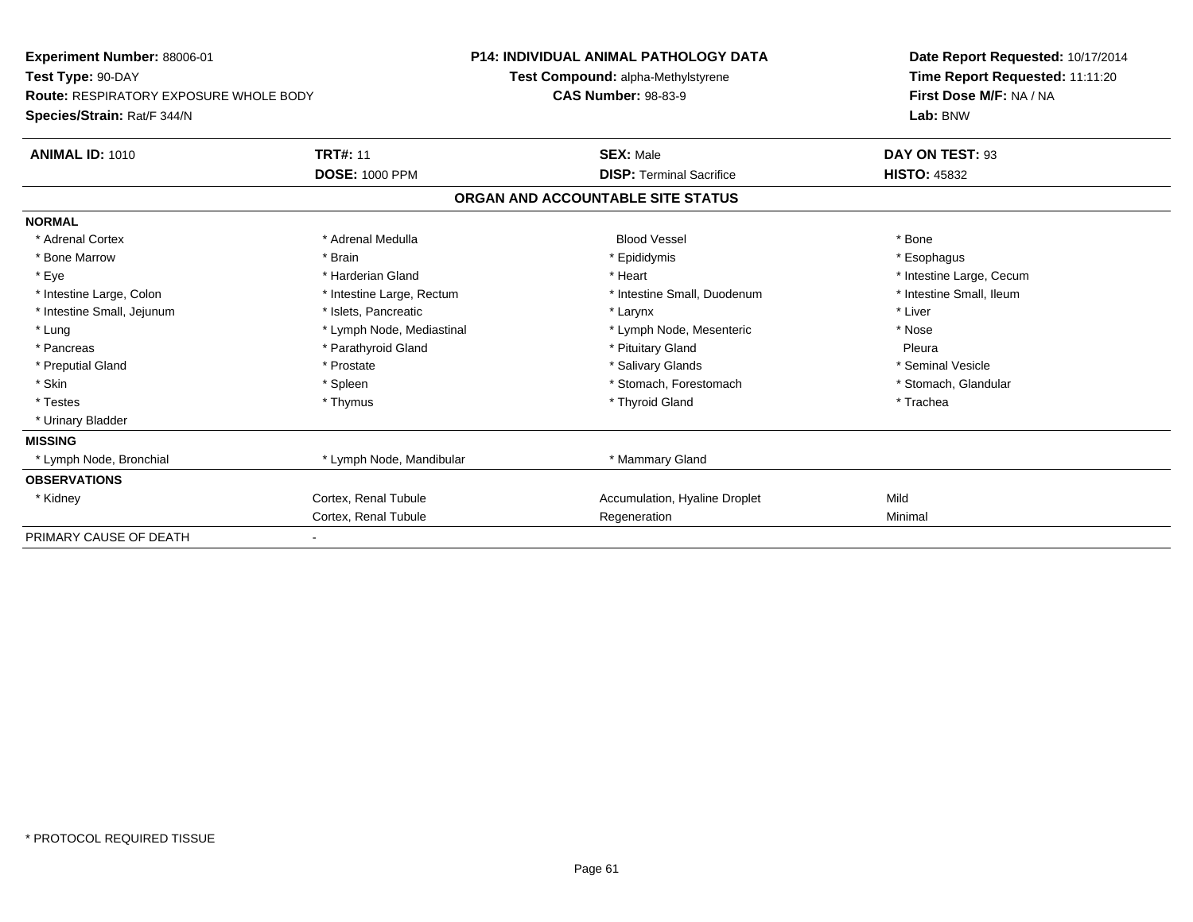**Experiment Number:** 88006-01
**Test Type:** 90-DAY
**Route:** RESPIRATORY EXPOSURE WHOLE BODY
**Species/Strain:** Rat/F 344/N

**P14: INDIVIDUAL ANIMAL PATHOLOGY DATA**
**Test Compound:** alpha-Methylstyrene
**CAS Number:** 98-83-9

**Date Report Requested:** 10/17/2014
**Time Report Requested:** 11:11:20
**First Dose M/F:** NA / NA
**Lab:** BNW

| **ANIMAL ID:** 1010 | **TRT#:** 11 | **SEX:** Male | **DAY ON TEST:** 93 |
|---|---|---|---|
| | **DOSE:** 1000 PPM | **DISP:** Terminal Sacrifice | **HISTO:** 45832 |

## ORGAN AND ACCOUNTABLE SITE STATUS

| | | | |
|---|---|---|---|
| **NORMAL** | | | |
| * Adrenal Cortex | * Adrenal Medulla | Blood Vessel | * Bone |
| * Bone Marrow | * Brain | * Epididymis | * Esophagus |
| * Eye | * Harderian Gland | * Heart | * Intestine Large, Cecum |
| * Intestine Large, Colon | * Intestine Large, Rectum | * Intestine Small, Duodenum | * Intestine Small, Ileum |
| * Intestine Small, Jejunum | * Islets, Pancreatic | * Larynx | * Liver |
| * Lung | * Lymph Node, Mediastinal | * Lymph Node, Mesenteric | * Nose |
| * Pancreas | * Parathyroid Gland | * Pituitary Gland | Pleura |
| * Preputial Gland | * Prostate | * Salivary Glands | * Seminal Vesicle |
| * Skin | * Spleen | * Stomach, Forestomach | * Stomach, Glandular |
| * Testes | * Thymus | * Thyroid Gland | * Trachea |
| * Urinary Bladder | | | |
| **MISSING** | | | |
| * Lymph Node, Bronchial | * Lymph Node, Mandibular | * Mammary Gland | |
| **OBSERVATIONS** | | | |
| * Kidney | Cortex, Renal Tubule | Accumulation, Hyaline Droplet | Mild |
| | Cortex, Renal Tubule | Regeneration | Minimal |
| PRIMARY CAUSE OF DEATH | - | | |

* PROTOCOL REQUIRED TISSUE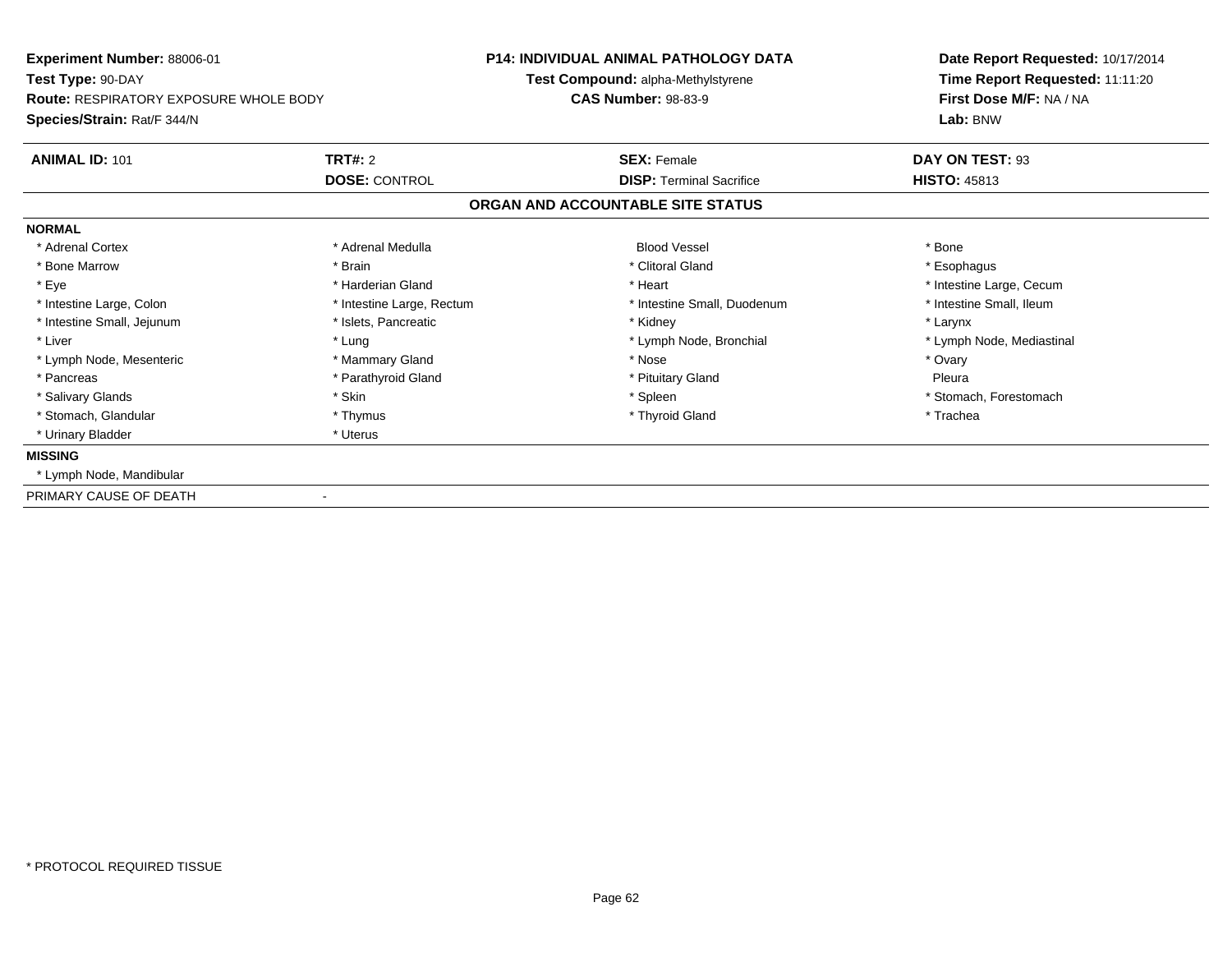**Experiment Number:** 88006-01
**Test Type:** 90-DAY
**Route:** RESPIRATORY EXPOSURE WHOLE BODY
**Species/Strain:** Rat/F 344/N

**P14: INDIVIDUAL ANIMAL PATHOLOGY DATA**
**Test Compound:** alpha-Methylstyrene
**CAS Number:** 98-83-9

**Date Report Requested:** 10/17/2014
**Time Report Requested:** 11:11:20
**First Dose M/F:** NA / NA
**Lab:** BNW

| **ANIMAL ID:** 101 | **TRT#:** 2 | **SEX:** Female | **DAY ON TEST:** 93 |
|---|---|---|---|
| | **DOSE:** CONTROL | **DISP:** Terminal Sacrifice | **HISTO:** 45813 |

## ORGAN AND ACCOUNTABLE SITE STATUS

**NORMAL**

| | | | |
|---|---|---|---|
| * Adrenal Cortex | * Adrenal Medulla | Blood Vessel | * Bone |
| * Bone Marrow | * Brain | * Clitoral Gland | * Esophagus |
| * Eye | * Harderian Gland | * Heart | * Intestine Large, Cecum |
| * Intestine Large, Colon | * Intestine Large, Rectum | * Intestine Small, Duodenum | * Intestine Small, Ileum |
| * Intestine Small, Jejunum | * Islets, Pancreatic | * Kidney | * Larynx |
| * Liver | * Lung | * Lymph Node, Bronchial | * Lymph Node, Mediastinal |
| * Lymph Node, Mesenteric | * Mammary Gland | * Nose | * Ovary |
| * Pancreas | * Parathyroid Gland | * Pituitary Gland | Pleura |
| * Salivary Glands | * Skin | * Spleen | * Stomach, Forestomach |
| * Stomach, Glandular | * Thymus | * Thyroid Gland | * Trachea |
| * Urinary Bladder | * Uterus | | |

**MISSING**

* Lymph Node, Mandibular

PRIMARY CAUSE OF DEATH -

* PROTOCOL REQUIRED TISSUE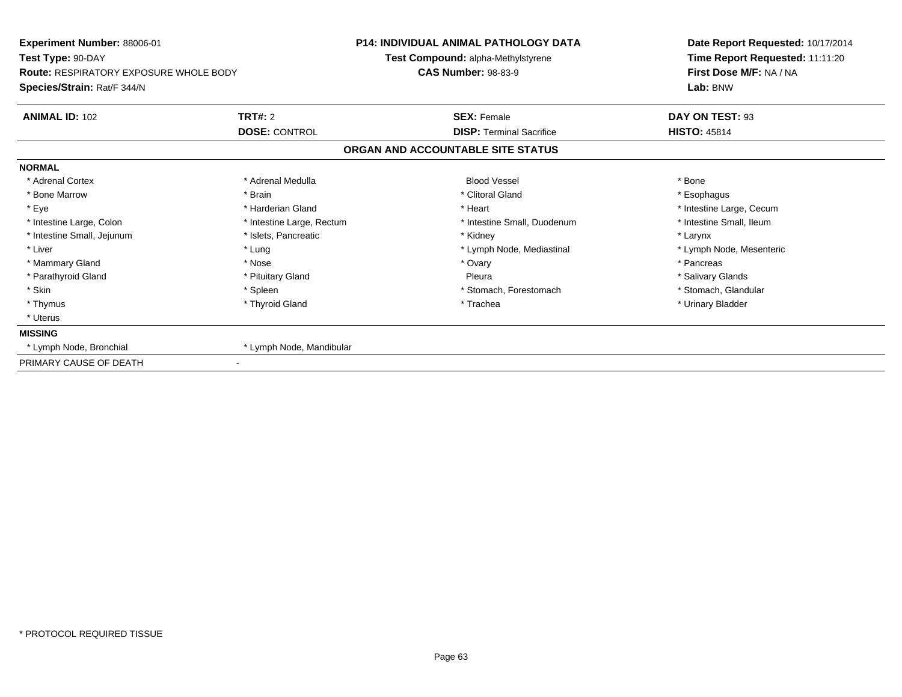**Experiment Number:** 88006-01
**Test Type:** 90-DAY
**Route:** RESPIRATORY EXPOSURE WHOLE BODY
**Species/Strain:** Rat/F 344/N

**P14: INDIVIDUAL ANIMAL PATHOLOGY DATA**
**Test Compound:** alpha-Methylstyrene
**CAS Number:** 98-83-9

**Date Report Requested:** 10/17/2014
**Time Report Requested:** 11:11:20
**First Dose M/F:** NA / NA
**Lab:** BNW

| **ANIMAL ID:** 102 | **TRT#:** 2 | **SEX:** Female | **DAY ON TEST:** 93 |
|---|---|---|---|
| | **DOSE:** CONTROL | **DISP:** Terminal Sacrifice | **HISTO:** 45814 |

## ORGAN AND ACCOUNTABLE SITE STATUS

| | | | |
|---|---|---|---|
| **NORMAL** | | | |
| * Adrenal Cortex | * Adrenal Medulla | Blood Vessel | * Bone |
| * Bone Marrow | * Brain | * Clitoral Gland | * Esophagus |
| * Eye | * Harderian Gland | * Heart | * Intestine Large, Cecum |
| * Intestine Large, Colon | * Intestine Large, Rectum | * Intestine Small, Duodenum | * Intestine Small, Ileum |
| * Intestine Small, Jejunum | * Islets, Pancreatic | * Kidney | * Larynx |
| * Liver | * Lung | * Lymph Node, Mediastinal | * Lymph Node, Mesenteric |
| * Mammary Gland | * Nose | * Ovary | * Pancreas |
| * Parathyroid Gland | * Pituitary Gland | Pleura | * Salivary Glands |
| * Skin | * Spleen | * Stomach, Forestomach | * Stomach, Glandular |
| * Thymus | * Thyroid Gland | * Trachea | * Urinary Bladder |
| * Uterus | | | |
| **MISSING** | | | |
| * Lymph Node, Bronchial | * Lymph Node, Mandibular | | |
| PRIMARY CAUSE OF DEATH | - | | |

* PROTOCOL REQUIRED TISSUE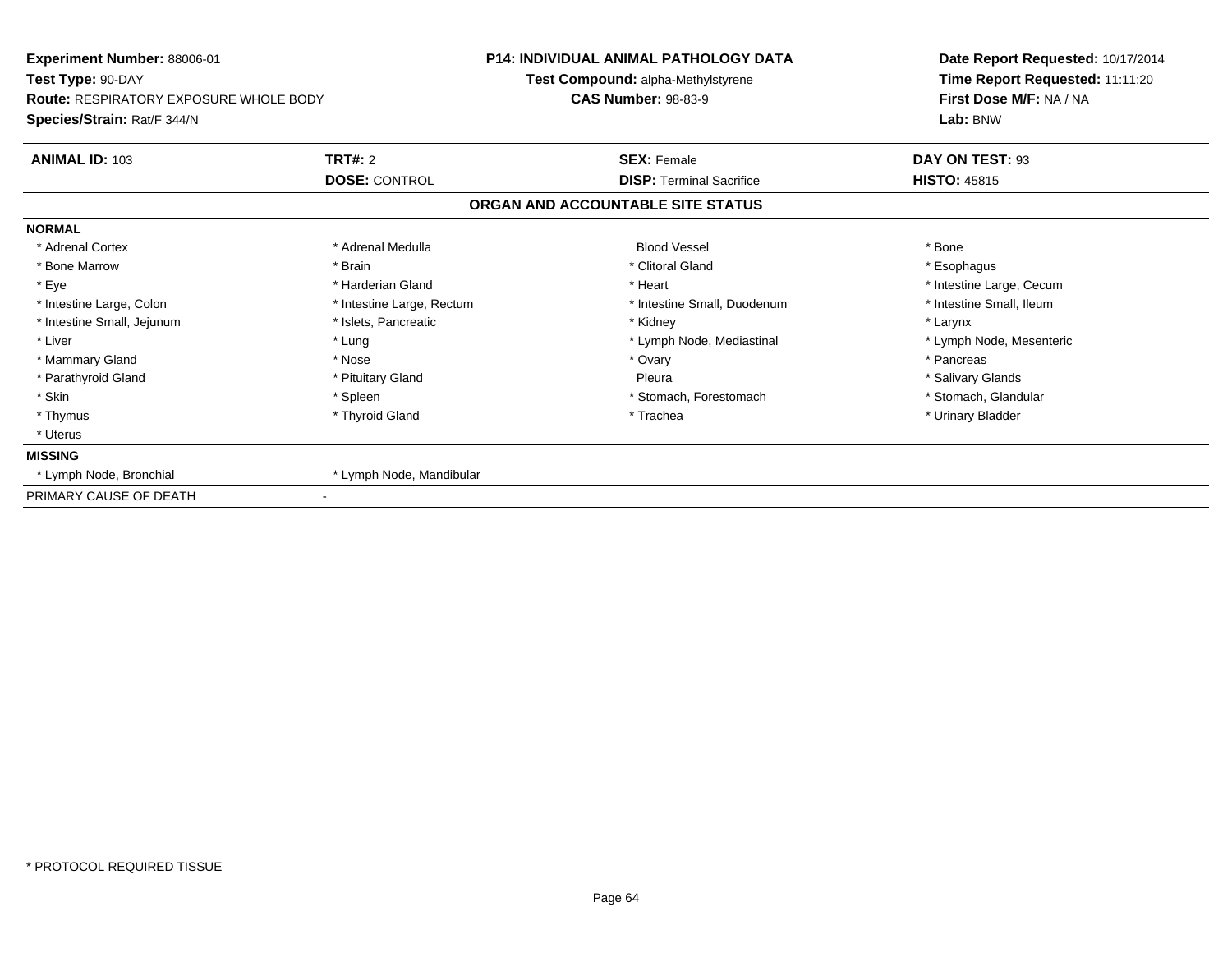**Experiment Number:** 88006-01
**Test Type:** 90-DAY
**Route:** RESPIRATORY EXPOSURE WHOLE BODY
**Species/Strain:** Rat/F 344/N

**P14: INDIVIDUAL ANIMAL PATHOLOGY DATA**
**Test Compound:** alpha-Methylstyrene
**CAS Number:** 98-83-9

**Date Report Requested:** 10/17/2014
**Time Report Requested:** 11:11:20
**First Dose M/F:** NA / NA
**Lab:** BNW

| **ANIMAL ID:** 103 | **TRT#:** 2 | **SEX:** Female | **DAY ON TEST:** 93 |
|---|---|---|---|
| | **DOSE:** CONTROL | **DISP:** Terminal Sacrifice | **HISTO:** 45815 |

## ORGAN AND ACCOUNTABLE SITE STATUS

**NORMAL**

| | | | |
|---|---|---|---|
| * Adrenal Cortex | * Adrenal Medulla | Blood Vessel | * Bone |
| * Bone Marrow | * Brain | * Clitoral Gland | * Esophagus |
| * Eye | * Harderian Gland | * Heart | * Intestine Large, Cecum |
| * Intestine Large, Colon | * Intestine Large, Rectum | * Intestine Small, Duodenum | * Intestine Small, Ileum |
| * Intestine Small, Jejunum | * Islets, Pancreatic | * Kidney | * Larynx |
| * Liver | * Lung | * Lymph Node, Mediastinal | * Lymph Node, Mesenteric |
| * Mammary Gland | * Nose | * Ovary | * Pancreas |
| * Parathyroid Gland | * Pituitary Gland | Pleura | * Salivary Glands |
| * Skin | * Spleen | * Stomach, Forestomach | * Stomach, Glandular |
| * Thymus | * Thyroid Gland | * Trachea | * Urinary Bladder |
| * Uterus | | | |

**MISSING**

| | |
|---|---|
| * Lymph Node, Bronchial | * Lymph Node, Mandibular |

PRIMARY CAUSE OF DEATH -

* PROTOCOL REQUIRED TISSUE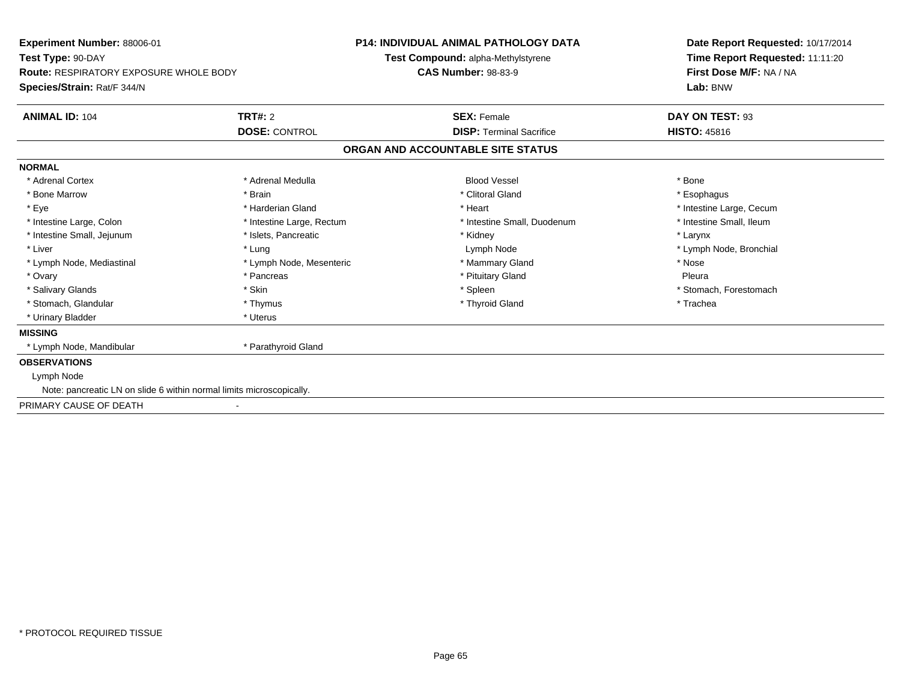**Experiment Number:** 88006-01
**Test Type:** 90-DAY
**Route:** RESPIRATORY EXPOSURE WHOLE BODY
**Species/Strain:** Rat/F 344/N

**P14: INDIVIDUAL ANIMAL PATHOLOGY DATA**
**Test Compound:** alpha-Methylstyrene
**CAS Number:** 98-83-9

**Date Report Requested:** 10/17/2014
**Time Report Requested:** 11:11:20
**First Dose M/F:** NA / NA
**Lab:** BNW

| **ANIMAL ID:** 104 | **TRT#:** 2 | **SEX:** Female | **DAY ON TEST:** 93 |
|---|---|---|---|
| | **DOSE:** CONTROL | **DISP:** Terminal Sacrifice | **HISTO:** 45816 |

## ORGAN AND ACCOUNTABLE SITE STATUS

**NORMAL**

| | | | |
|---|---|---|---|
| * Adrenal Cortex | * Adrenal Medulla | Blood Vessel | * Bone |
| * Bone Marrow | * Brain | * Clitoral Gland | * Esophagus |
| * Eye | * Harderian Gland | * Heart | * Intestine Large, Cecum |
| * Intestine Large, Colon | * Intestine Large, Rectum | * Intestine Small, Duodenum | * Intestine Small, Ileum |
| * Intestine Small, Jejunum | * Islets, Pancreatic | * Kidney | * Larynx |
| * Liver | * Lung | Lymph Node | * Lymph Node, Bronchial |
| * Lymph Node, Mediastinal | * Lymph Node, Mesenteric | * Mammary Gland | * Nose |
| * Ovary | * Pancreas | * Pituitary Gland | Pleura |
| * Salivary Glands | * Skin | * Spleen | * Stomach, Forestomach |
| * Stomach, Glandular | * Thymus | * Thyroid Gland | * Trachea |
| * Urinary Bladder | * Uterus | | |

**MISSING**

| | |
|---|---|
| * Lymph Node, Mandibular | * Parathyroid Gland |

**OBSERVATIONS**

Lymph Node

Note: pancreatic LN on slide 6 within normal limits microscopically.

PRIMARY CAUSE OF DEATH -

\* PROTOCOL REQUIRED TISSUE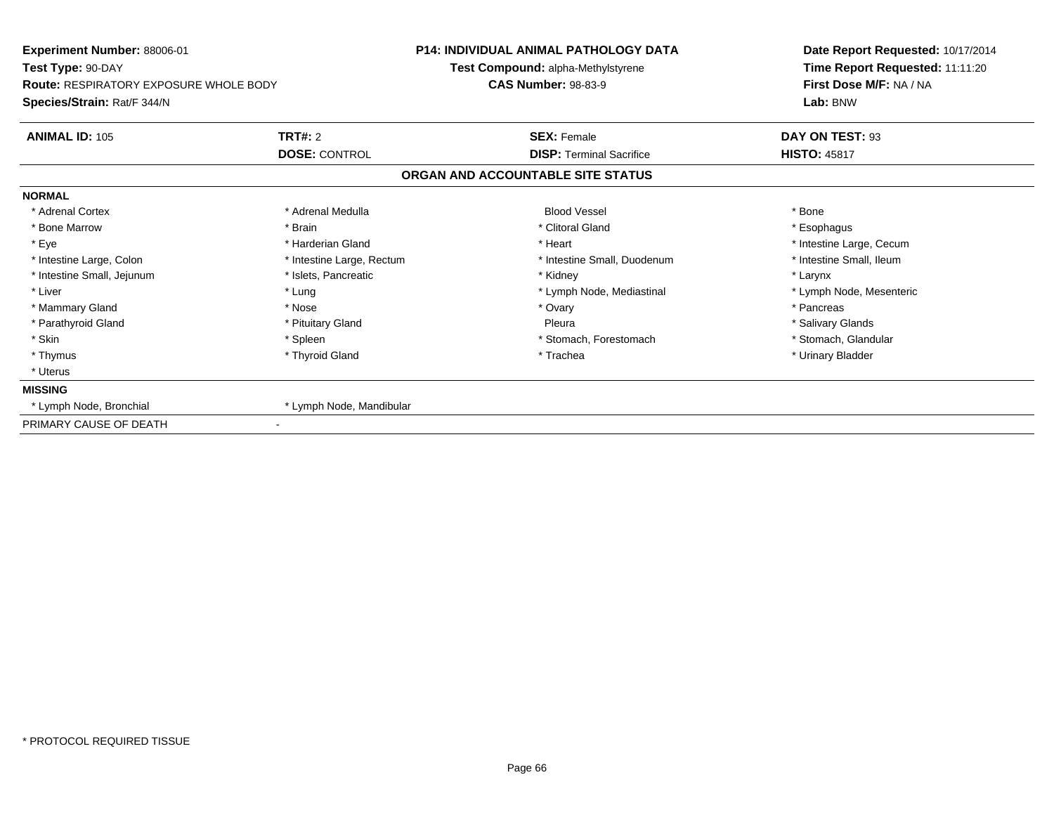**Experiment Number:** 88006-01
**Test Type:** 90-DAY
**Route:** RESPIRATORY EXPOSURE WHOLE BODY
**Species/Strain:** Rat/F 344/N

**P14: INDIVIDUAL ANIMAL PATHOLOGY DATA**
**Test Compound:** alpha-Methylstyrene
**CAS Number:** 98-83-9

**Date Report Requested:** 10/17/2014
**Time Report Requested:** 11:11:20
**First Dose M/F:** NA / NA
**Lab:** BNW

| **ANIMAL ID:** 105 | **TRT#:** 2 | **SEX:** Female | **DAY ON TEST:** 93 |
|---|---|---|---|
| | **DOSE:** CONTROL | **DISP:** Terminal Sacrifice | **HISTO:** 45817 |

## ORGAN AND ACCOUNTABLE SITE STATUS

**NORMAL**

| | | | |
|---|---|---|---|
| * Adrenal Cortex | * Adrenal Medulla | Blood Vessel | * Bone |
| * Bone Marrow | * Brain | * Clitoral Gland | * Esophagus |
| * Eye | * Harderian Gland | * Heart | * Intestine Large, Cecum |
| * Intestine Large, Colon | * Intestine Large, Rectum | * Intestine Small, Duodenum | * Intestine Small, Ileum |
| * Intestine Small, Jejunum | * Islets, Pancreatic | * Kidney | * Larynx |
| * Liver | * Lung | * Lymph Node, Mediastinal | * Lymph Node, Mesenteric |
| * Mammary Gland | * Nose | * Ovary | * Pancreas |
| * Parathyroid Gland | * Pituitary Gland | Pleura | * Salivary Glands |
| * Skin | * Spleen | * Stomach, Forestomach | * Stomach, Glandular |
| * Thymus | * Thyroid Gland | * Trachea | * Urinary Bladder |
| * Uterus | | | |

**MISSING**

| | |
|---|---|
| * Lymph Node, Bronchial | * Lymph Node, Mandibular |

PRIMARY CAUSE OF DEATH -

* PROTOCOL REQUIRED TISSUE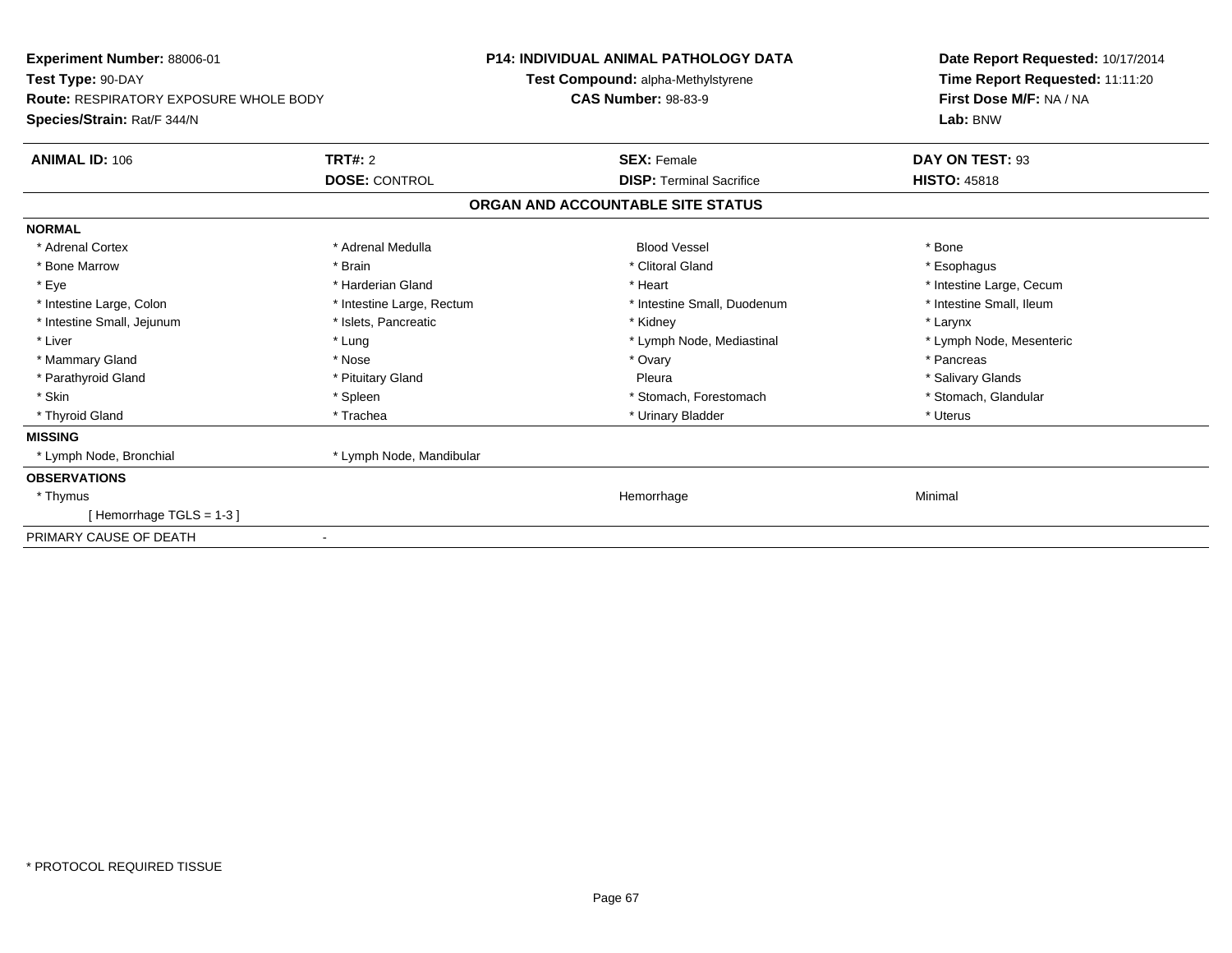**Experiment Number:** 88006-01
**Test Type:** 90-DAY
**Route:** RESPIRATORY EXPOSURE WHOLE BODY
**Species/Strain:** Rat/F 344/N

**P14: INDIVIDUAL ANIMAL PATHOLOGY DATA**
**Test Compound:** alpha-Methylstyrene
**CAS Number:** 98-83-9

**Date Report Requested:** 10/17/2014
**Time Report Requested:** 11:11:20
**First Dose M/F:** NA / NA
**Lab:** BNW

| **ANIMAL ID:** 106 | **TRT#:** 2 | **SEX:** Female | **DAY ON TEST:** 93 |
|---|---|---|---|
| | **DOSE:** CONTROL | **DISP:** Terminal Sacrifice | **HISTO:** 45818 |

## ORGAN AND ACCOUNTABLE SITE STATUS

**NORMAL**

| | | | |
|---|---|---|---|
| * Adrenal Cortex | * Adrenal Medulla | Blood Vessel | * Bone |
| * Bone Marrow | * Brain | * Clitoral Gland | * Esophagus |
| * Eye | * Harderian Gland | * Heart | * Intestine Large, Cecum |
| * Intestine Large, Colon | * Intestine Large, Rectum | * Intestine Small, Duodenum | * Intestine Small, Ileum |
| * Intestine Small, Jejunum | * Islets, Pancreatic | * Kidney | * Larynx |
| * Liver | * Lung | * Lymph Node, Mediastinal | * Lymph Node, Mesenteric |
| * Mammary Gland | * Nose | * Ovary | * Pancreas |
| * Parathyroid Gland | * Pituitary Gland | Pleura | * Salivary Glands |
| * Skin | * Spleen | * Stomach, Forestomach | * Stomach, Glandular |
| * Thyroid Gland | * Trachea | * Urinary Bladder | * Uterus |

**MISSING**

* Lymph Node, Bronchial
* Lymph Node, Mandibular

**OBSERVATIONS**

| | | | |
|---|---|---|---|
| * Thymus | | Hemorrhage | Minimal |
| [ Hemorrhage TGLS = 1-3 ] | | | |

PRIMARY CAUSE OF DEATH -

* PROTOCOL REQUIRED TISSUE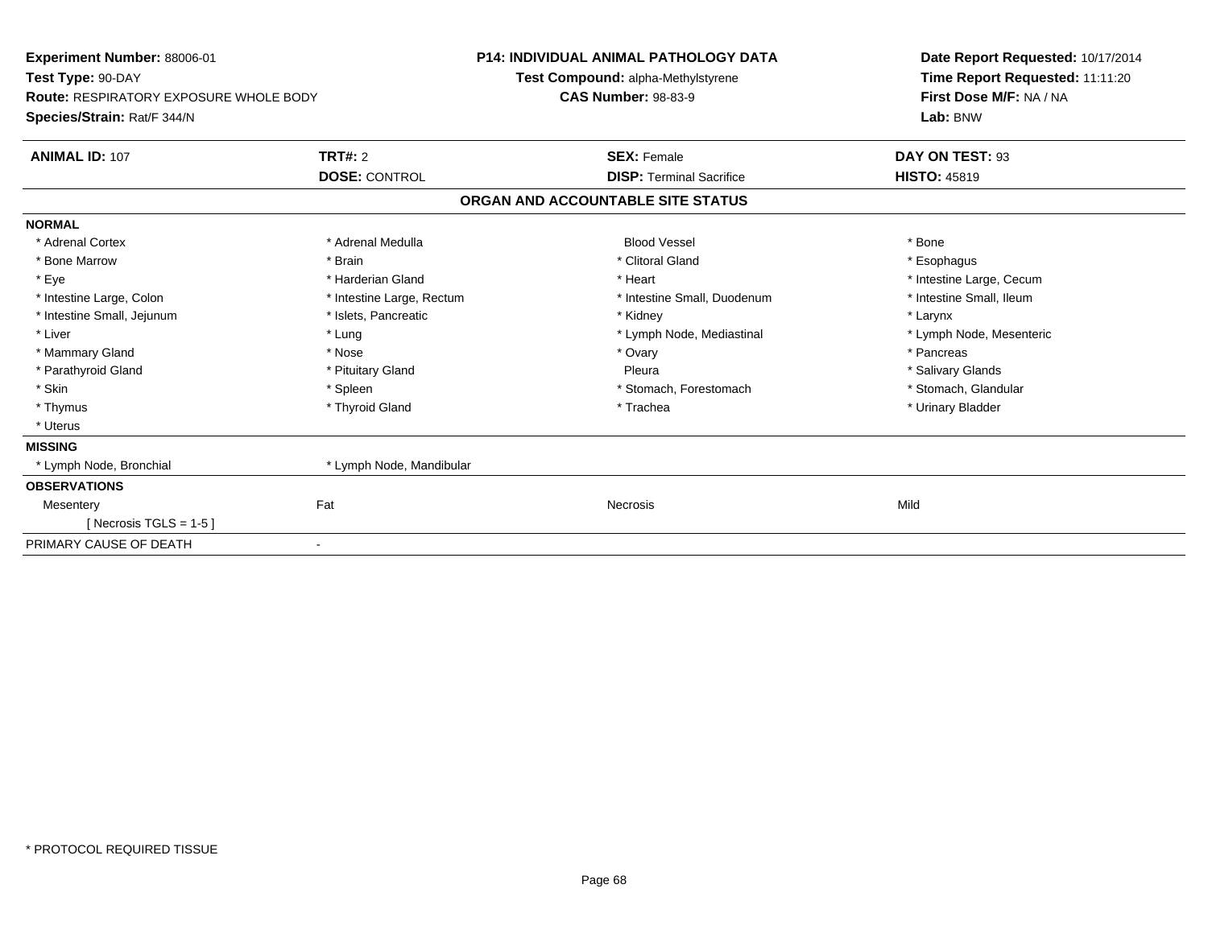**Experiment Number:** 88006-01
**Test Type:** 90-DAY
**Route:** RESPIRATORY EXPOSURE WHOLE BODY
**Species/Strain:** Rat/F 344/N

**P14: INDIVIDUAL ANIMAL PATHOLOGY DATA**
**Test Compound:** alpha-Methylstyrene
**CAS Number:** 98-83-9

**Date Report Requested:** 10/17/2014
**Time Report Requested:** 11:11:20
**First Dose M/F:** NA / NA
**Lab:** BNW

| **ANIMAL ID:** 107 | **TRT#:** 2 | **SEX:** Female | **DAY ON TEST:** 93 |
|---|---|---|---|
| | **DOSE:** CONTROL | **DISP:** Terminal Sacrifice | **HISTO:** 45819 |

## ORGAN AND ACCOUNTABLE SITE STATUS

| | | | |
|---|---|---|---|
| **NORMAL** | | | |
| * Adrenal Cortex | * Adrenal Medulla | Blood Vessel | * Bone |
| * Bone Marrow | * Brain | * Clitoral Gland | * Esophagus |
| * Eye | * Harderian Gland | * Heart | * Intestine Large, Cecum |
| * Intestine Large, Colon | * Intestine Large, Rectum | * Intestine Small, Duodenum | * Intestine Small, Ileum |
| * Intestine Small, Jejunum | * Islets, Pancreatic | * Kidney | * Larynx |
| * Liver | * Lung | * Lymph Node, Mediastinal | * Lymph Node, Mesenteric |
| * Mammary Gland | * Nose | * Ovary | * Pancreas |
| * Parathyroid Gland | * Pituitary Gland | Pleura | * Salivary Glands |
| * Skin | * Spleen | * Stomach, Forestomach | * Stomach, Glandular |
| * Thymus | * Thyroid Gland | * Trachea | * Urinary Bladder |
| * Uterus | | | |
| **MISSING** | | | |
| * Lymph Node, Bronchial | * Lymph Node, Mandibular | | |
| **OBSERVATIONS** | | | |
| Mesentery | Fat | Necrosis | Mild |
| [ Necrosis TGLS = 1-5 ] | | | |
| PRIMARY CAUSE OF DEATH | - | | |

* PROTOCOL REQUIRED TISSUE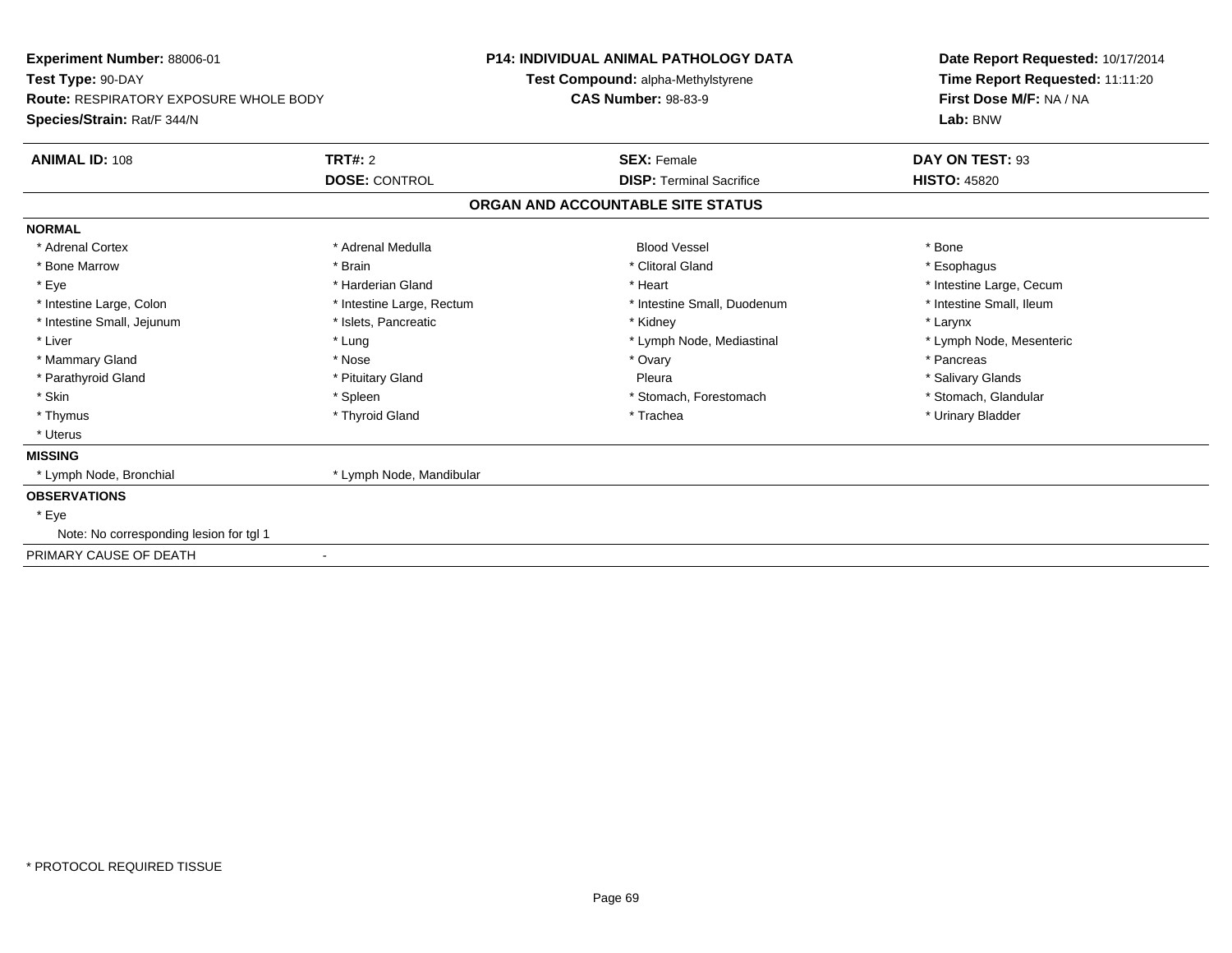**Experiment Number:** 88006-01
**Test Type:** 90-DAY
**Route:** RESPIRATORY EXPOSURE WHOLE BODY
**Species/Strain:** Rat/F 344/N

**P14: INDIVIDUAL ANIMAL PATHOLOGY DATA**
**Test Compound:** alpha-Methylstyrene
**CAS Number:** 98-83-9

**Date Report Requested:** 10/17/2014
**Time Report Requested:** 11:11:20
**First Dose M/F:** NA / NA
**Lab:** BNW

| **ANIMAL ID:** 108 | **TRT#:** 2 | **SEX:** Female | **DAY ON TEST:** 93 |
|---|---|---|---|
| | **DOSE:** CONTROL | **DISP:** Terminal Sacrifice | **HISTO:** 45820 |

## ORGAN AND ACCOUNTABLE SITE STATUS

**NORMAL**

| | | | |
|---|---|---|---|
| * Adrenal Cortex | * Adrenal Medulla | Blood Vessel | * Bone |
| * Bone Marrow | * Brain | * Clitoral Gland | * Esophagus |
| * Eye | * Harderian Gland | * Heart | * Intestine Large, Cecum |
| * Intestine Large, Colon | * Intestine Large, Rectum | * Intestine Small, Duodenum | * Intestine Small, Ileum |
| * Intestine Small, Jejunum | * Islets, Pancreatic | * Kidney | * Larynx |
| * Liver | * Lung | * Lymph Node, Mediastinal | * Lymph Node, Mesenteric |
| * Mammary Gland | * Nose | * Ovary | * Pancreas |
| * Parathyroid Gland | * Pituitary Gland | Pleura | * Salivary Glands |
| * Skin | * Spleen | * Stomach, Forestomach | * Stomach, Glandular |
| * Thymus | * Thyroid Gland | * Trachea | * Urinary Bladder |
| * Uterus | | | |

**MISSING**

* Lymph Node, Bronchial
* Lymph Node, Mandibular

**OBSERVATIONS**

* Eye
  Note: No corresponding lesion for tgl 1

PRIMARY CAUSE OF DEATH -

* PROTOCOL REQUIRED TISSUE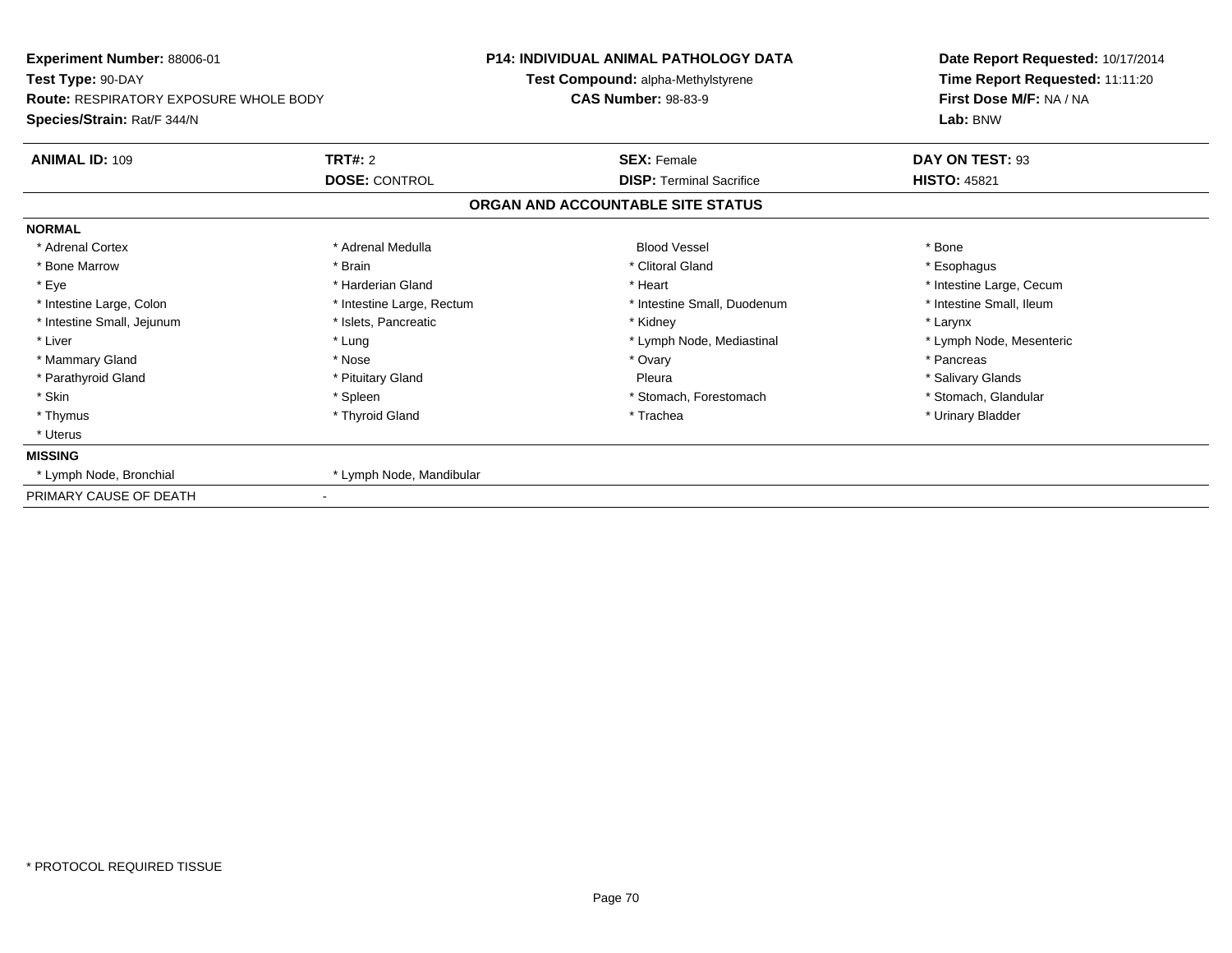**Experiment Number:** 88006-01
**Test Type:** 90-DAY
**Route:** RESPIRATORY EXPOSURE WHOLE BODY
**Species/Strain:** Rat/F 344/N

**P14: INDIVIDUAL ANIMAL PATHOLOGY DATA**
**Test Compound:** alpha-Methylstyrene
**CAS Number:** 98-83-9

**Date Report Requested:** 10/17/2014
**Time Report Requested:** 11:11:20
**First Dose M/F:** NA / NA
**Lab:** BNW

| **ANIMAL ID:** 109 | **TRT#:** 2 | **SEX:** Female | **DAY ON TEST:** 93 |
|---|---|---|---|
| | **DOSE:** CONTROL | **DISP:** Terminal Sacrifice | **HISTO:** 45821 |

## ORGAN AND ACCOUNTABLE SITE STATUS

| | | | |
|---|---|---|---|
| **NORMAL** | | | |
| * Adrenal Cortex | * Adrenal Medulla | Blood Vessel | * Bone |
| * Bone Marrow | * Brain | * Clitoral Gland | * Esophagus |
| * Eye | * Harderian Gland | * Heart | * Intestine Large, Cecum |
| * Intestine Large, Colon | * Intestine Large, Rectum | * Intestine Small, Duodenum | * Intestine Small, Ileum |
| * Intestine Small, Jejunum | * Islets, Pancreatic | * Kidney | * Larynx |
| * Liver | * Lung | * Lymph Node, Mediastinal | * Lymph Node, Mesenteric |
| * Mammary Gland | * Nose | * Ovary | * Pancreas |
| * Parathyroid Gland | * Pituitary Gland | Pleura | * Salivary Glands |
| * Skin | * Spleen | * Stomach, Forestomach | * Stomach, Glandular |
| * Thymus | * Thyroid Gland | * Trachea | * Urinary Bladder |
| * Uterus | | | |
| **MISSING** | | | |
| * Lymph Node, Bronchial | * Lymph Node, Mandibular | | |
| PRIMARY CAUSE OF DEATH | - | | |

* PROTOCOL REQUIRED TISSUE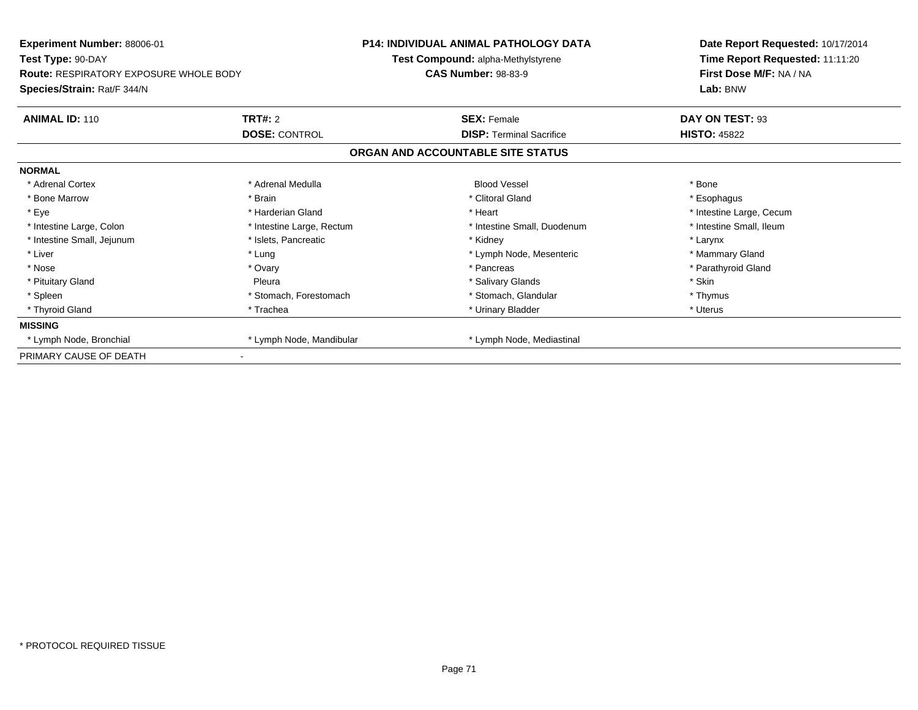**Experiment Number:** 88006-01
**Test Type:** 90-DAY
**Route:** RESPIRATORY EXPOSURE WHOLE BODY
**Species/Strain:** Rat/F 344/N

**P14: INDIVIDUAL ANIMAL PATHOLOGY DATA**
**Test Compound:** alpha-Methylstyrene
**CAS Number:** 98-83-9

**Date Report Requested:** 10/17/2014
**Time Report Requested:** 11:11:20
**First Dose M/F:** NA / NA
**Lab:** BNW

| **ANIMAL ID:** 110 | **TRT#:** 2 | **SEX:** Female | **DAY ON TEST:** 93 |
|---|---|---|---|
| | **DOSE:** CONTROL | **DISP:** Terminal Sacrifice | **HISTO:** 45822 |

**ORGAN AND ACCOUNTABLE SITE STATUS**

| | | | |
|---|---|---|---|
| **NORMAL** | | | |
| * Adrenal Cortex | * Adrenal Medulla | Blood Vessel | * Bone |
| * Bone Marrow | * Brain | * Clitoral Gland | * Esophagus |
| * Eye | * Harderian Gland | * Heart | * Intestine Large, Cecum |
| * Intestine Large, Colon | * Intestine Large, Rectum | * Intestine Small, Duodenum | * Intestine Small, Ileum |
| * Intestine Small, Jejunum | * Islets, Pancreatic | * Kidney | * Larynx |
| * Liver | * Lung | * Lymph Node, Mesenteric | * Mammary Gland |
| * Nose | * Ovary | * Pancreas | * Parathyroid Gland |
| * Pituitary Gland | Pleura | * Salivary Glands | * Skin |
| * Spleen | * Stomach, Forestomach | * Stomach, Glandular | * Thymus |
| * Thyroid Gland | * Trachea | * Urinary Bladder | * Uterus |
| **MISSING** | | | |
| * Lymph Node, Bronchial | * Lymph Node, Mandibular | * Lymph Node, Mediastinal | |
| PRIMARY CAUSE OF DEATH | - | | |

\* PROTOCOL REQUIRED TISSUE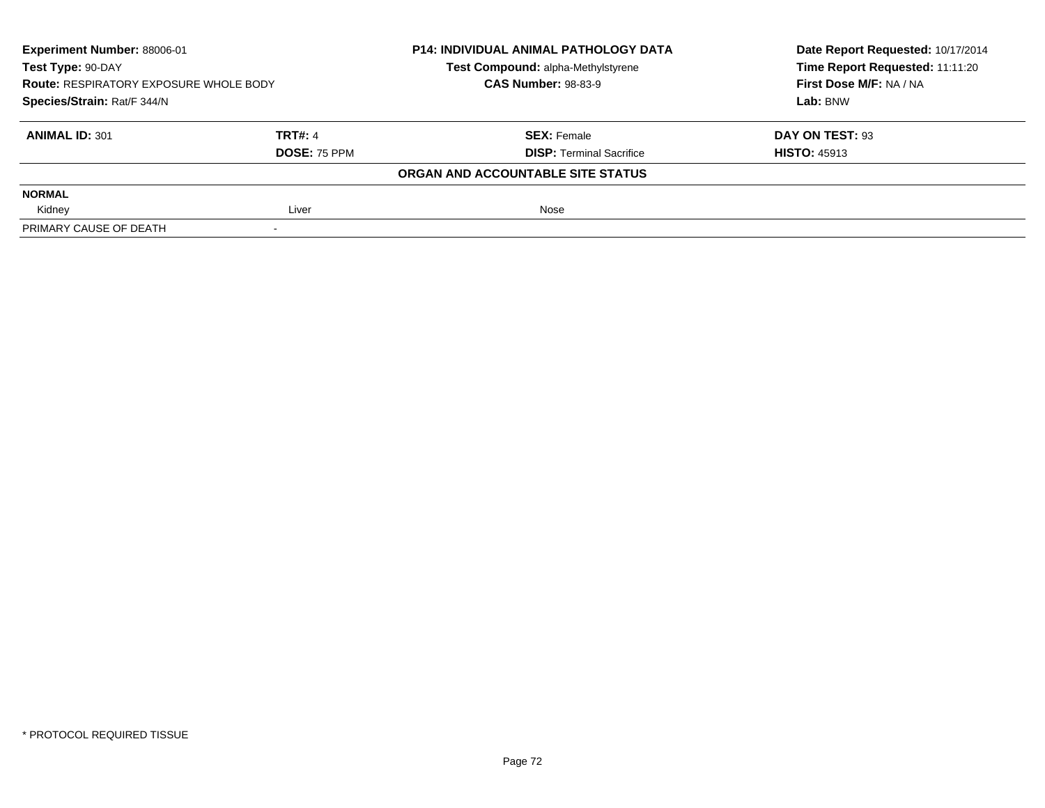**Experiment Number:** 88006-01
**Test Type:** 90-DAY
**Route:** RESPIRATORY EXPOSURE WHOLE BODY
**Species/Strain:** Rat/F 344/N

**P14: INDIVIDUAL ANIMAL PATHOLOGY DATA**
**Test Compound:** alpha-Methylstyrene
**CAS Number:** 98-83-9

**Date Report Requested:** 10/17/2014
**Time Report Requested:** 11:11:20
**First Dose M/F:** NA / NA
**Lab:** BNW

| **ANIMAL ID:** 301 | **TRT#:** 4 | **SEX:** Female | **DAY ON TEST:** 93 |
|---|---|---|---|
| | **DOSE:** 75 PPM | **DISP:** Terminal Sacrifice | **HISTO:** 45913 |

**ORGAN AND ACCOUNTABLE SITE STATUS**

| **NORMAL** | | | |
|---|---|---|---|
| Kidney | Liver | Nose | |
| PRIMARY CAUSE OF DEATH | - | | |

\* PROTOCOL REQUIRED TISSUE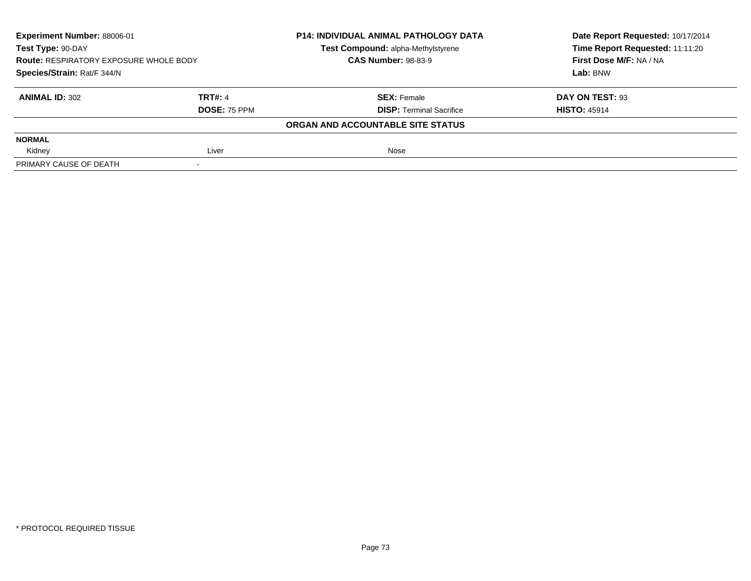**Experiment Number:** 88006-01
**Test Type:** 90-DAY
**Route:** RESPIRATORY EXPOSURE WHOLE BODY
**Species/Strain:** Rat/F 344/N

**P14: INDIVIDUAL ANIMAL PATHOLOGY DATA**
**Test Compound:** alpha-Methylstyrene
**CAS Number:** 98-83-9

**Date Report Requested:** 10/17/2014
**Time Report Requested:** 11:11:20
**First Dose M/F:** NA / NA
**Lab:** BNW

| **ANIMAL ID:** 302 | **TRT#:** 4 | **SEX:** Female | **DAY ON TEST:** 93 |
|---|---|---|---|
| | **DOSE:** 75 PPM | **DISP:** Terminal Sacrifice | **HISTO:** 45914 |

**ORGAN AND ACCOUNTABLE SITE STATUS**

| **NORMAL** | | | |
|---|---|---|---|
| Kidney | Liver | Nose | |
| PRIMARY CAUSE OF DEATH | - | | |

\* PROTOCOL REQUIRED TISSUE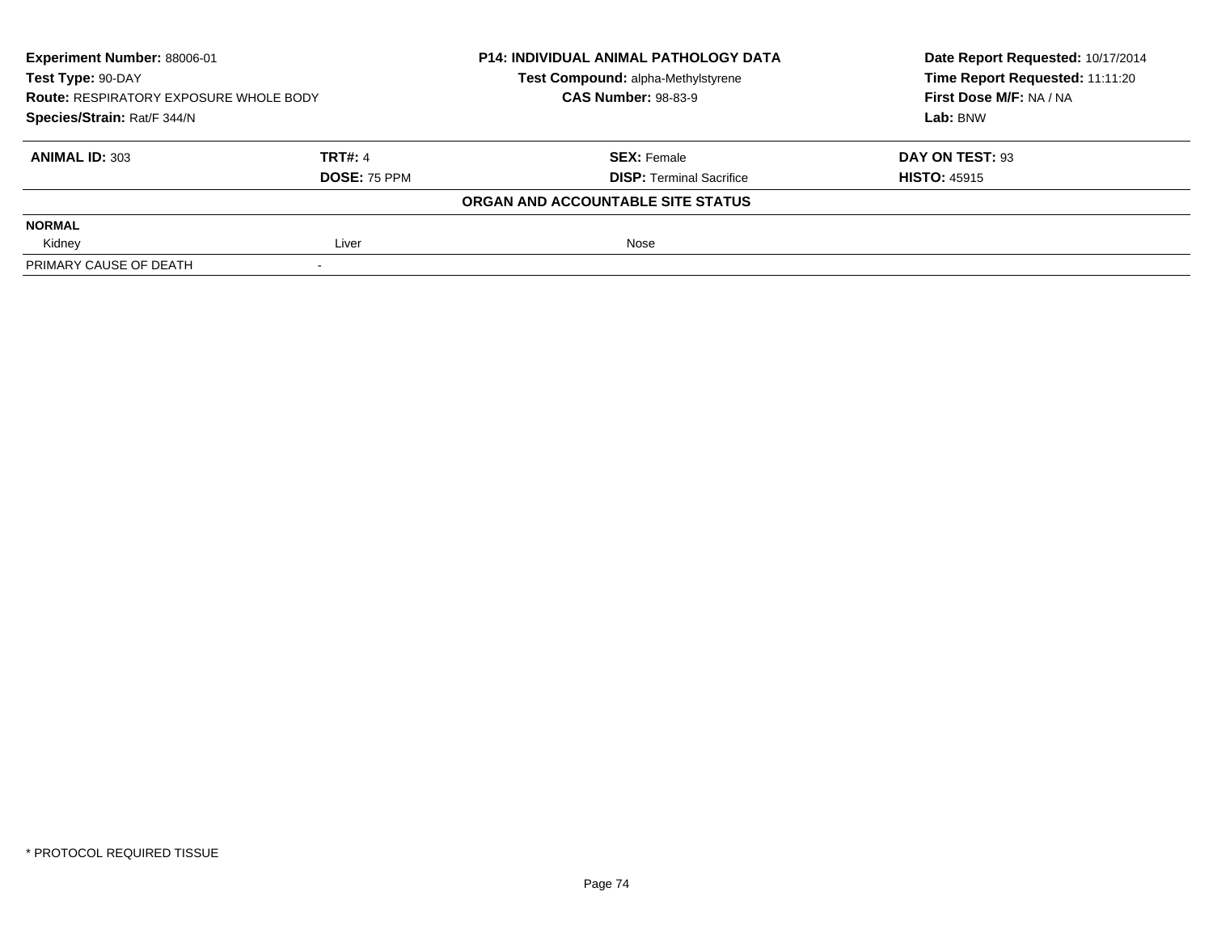| **Experiment Number:** 88006-01 | **P14: INDIVIDUAL ANIMAL PATHOLOGY DATA** | **Date Report Requested:** 10/17/2014 |
|---|---|---|
| **Test Type:** 90-DAY | **Test Compound:** alpha-Methylstyrene | **Time Report Requested:** 11:11:20 |
| **Route:** RESPIRATORY EXPOSURE WHOLE BODY | **CAS Number:** 98-83-9 | **First Dose M/F:** NA / NA |
| **Species/Strain:** Rat/F 344/N | | **Lab:** BNW |

| **ANIMAL ID:** 303 | **TRT#:** 4 | **SEX:** Female | **DAY ON TEST:** 93 |
|---|---|---|---|
| | **DOSE:** 75 PPM | **DISP:** Terminal Sacrifice | **HISTO:** 45915 |

**ORGAN AND ACCOUNTABLE SITE STATUS**

| | | | |
|---|---|---|---|
| **NORMAL** | | | |
| Kidney | Liver | Nose | |
| PRIMARY CAUSE OF DEATH | - | | |

\* PROTOCOL REQUIRED TISSUE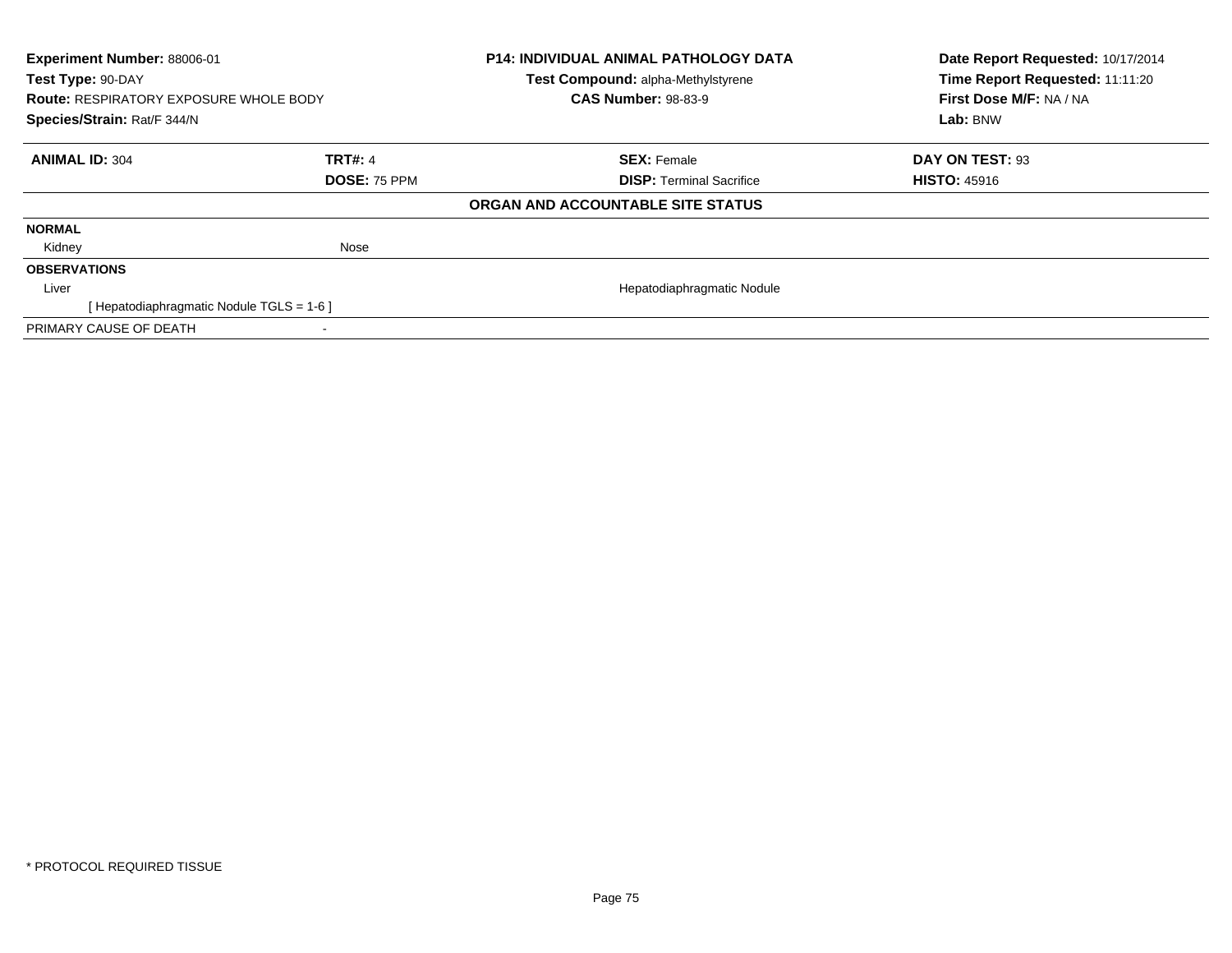**Experiment Number:** 88006-01
**Test Type:** 90-DAY
**Route:** RESPIRATORY EXPOSURE WHOLE BODY
**Species/Strain:** Rat/F 344/N

**P14: INDIVIDUAL ANIMAL PATHOLOGY DATA**
**Test Compound:** alpha-Methylstyrene
**CAS Number:** 98-83-9

**Date Report Requested:** 10/17/2014
**Time Report Requested:** 11:11:20
**First Dose M/F:** NA / NA
**Lab:** BNW

| **ANIMAL ID:** 304 | **TRT#:** 4 | **SEX:** Female | **DAY ON TEST:** 93 |
|---|---|---|---|
| | **DOSE:** 75 PPM | **DISP:** Terminal Sacrifice | **HISTO:** 45916 |

**ORGAN AND ACCOUNTABLE SITE STATUS**

| | | |
|---|---|---|
| **NORMAL** | | |
| Kidney | Nose | |
| **OBSERVATIONS** | | |
| Liver | | Hepatodiaphragmatic Nodule |
| [ Hepatodiaphragmatic Nodule TGLS = 1-6 ] | | |
| PRIMARY CAUSE OF DEATH | - | |

* PROTOCOL REQUIRED TISSUE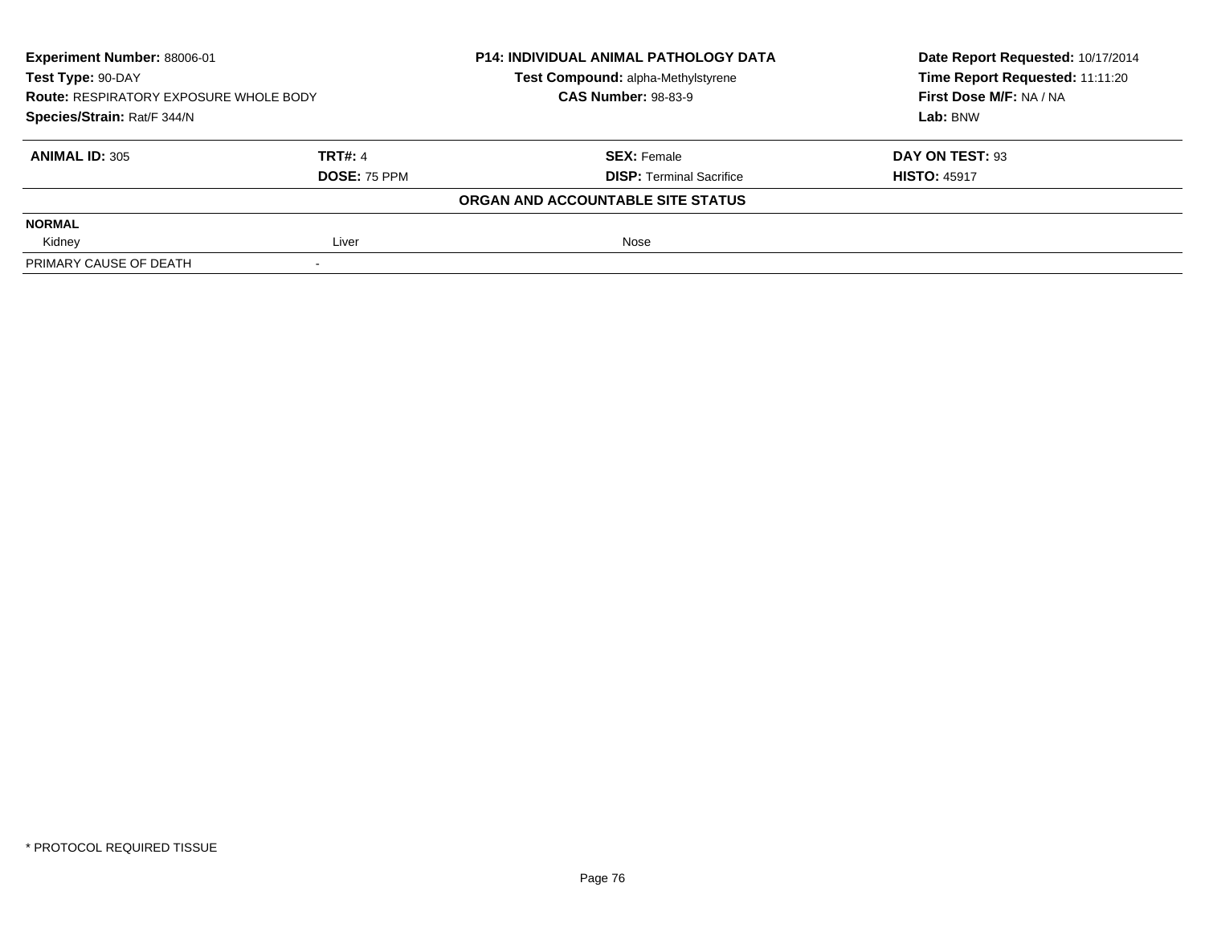| Experiment Number: 88006-01 | P14: INDIVIDUAL ANIMAL PATHOLOGY DATA | Date Report Requested: 10/17/2014 |
|---|---|---|
| Test Type: 90-DAY | Test Compound: alpha-Methylstyrene | Time Report Requested: 11:11:20 |
| Route: RESPIRATORY EXPOSURE WHOLE BODY | CAS Number: 98-83-9 | First Dose M/F: NA / NA |
| Species/Strain: Rat/F 344/N | | Lab: BNW |

| ANIMAL ID: 305 | TRT#: 4 | SEX: Female | DAY ON TEST: 93 |
|---|---|---|---|
| | DOSE: 75 PPM | DISP: Terminal Sacrifice | HISTO: 45917 |

**ORGAN AND ACCOUNTABLE SITE STATUS**

| NORMAL | | | |
|---|---|---|---|
| Kidney | Liver | Nose | |
| PRIMARY CAUSE OF DEATH | - | | |

\* PROTOCOL REQUIRED TISSUE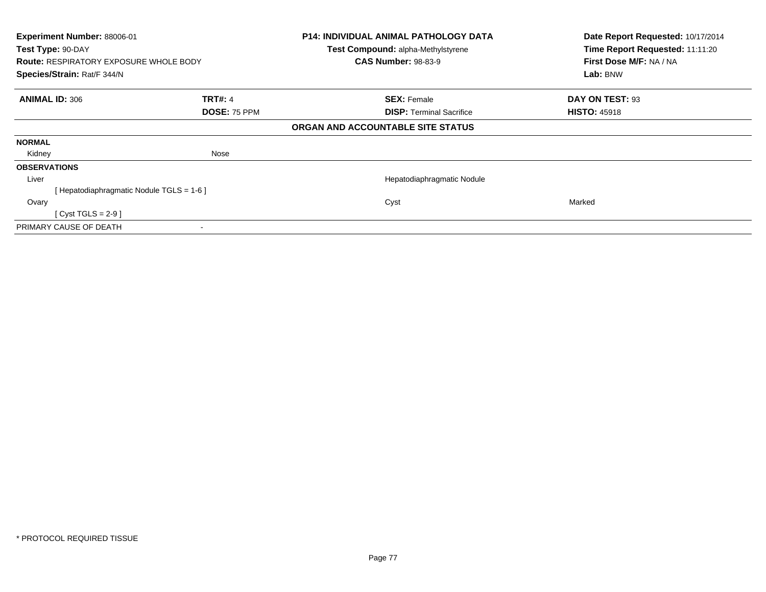**Experiment Number:** 88006-01
**Test Type:** 90-DAY
**Route:** RESPIRATORY EXPOSURE WHOLE BODY
**Species/Strain:** Rat/F 344/N

**P14: INDIVIDUAL ANIMAL PATHOLOGY DATA**
**Test Compound:** alpha-Methylstyrene
**CAS Number:** 98-83-9

**Date Report Requested:** 10/17/2014
**Time Report Requested:** 11:11:20
**First Dose M/F:** NA / NA
**Lab:** BNW

| **ANIMAL ID:** 306 | **TRT#:** 4 | **SEX:** Female | **DAY ON TEST:** 93 |
|---|---|---|---|
| | **DOSE:** 75 PPM | **DISP:** Terminal Sacrifice | **HISTO:** 45918 |

**ORGAN AND ACCOUNTABLE SITE STATUS**

| | | | |
|---|---|---|---|
| **NORMAL** | | | |
| Kidney | Nose | | |
| **OBSERVATIONS** | | | |
| Liver | | Hepatodiaphragmatic Nodule | |
| [ Hepatodiaphragmatic Nodule TGLS = 1-6 ] | | | |
| Ovary | | Cyst | Marked |
| [ Cyst TGLS = 2-9 ] | | | |
| PRIMARY CAUSE OF DEATH | - | | |

* PROTOCOL REQUIRED TISSUE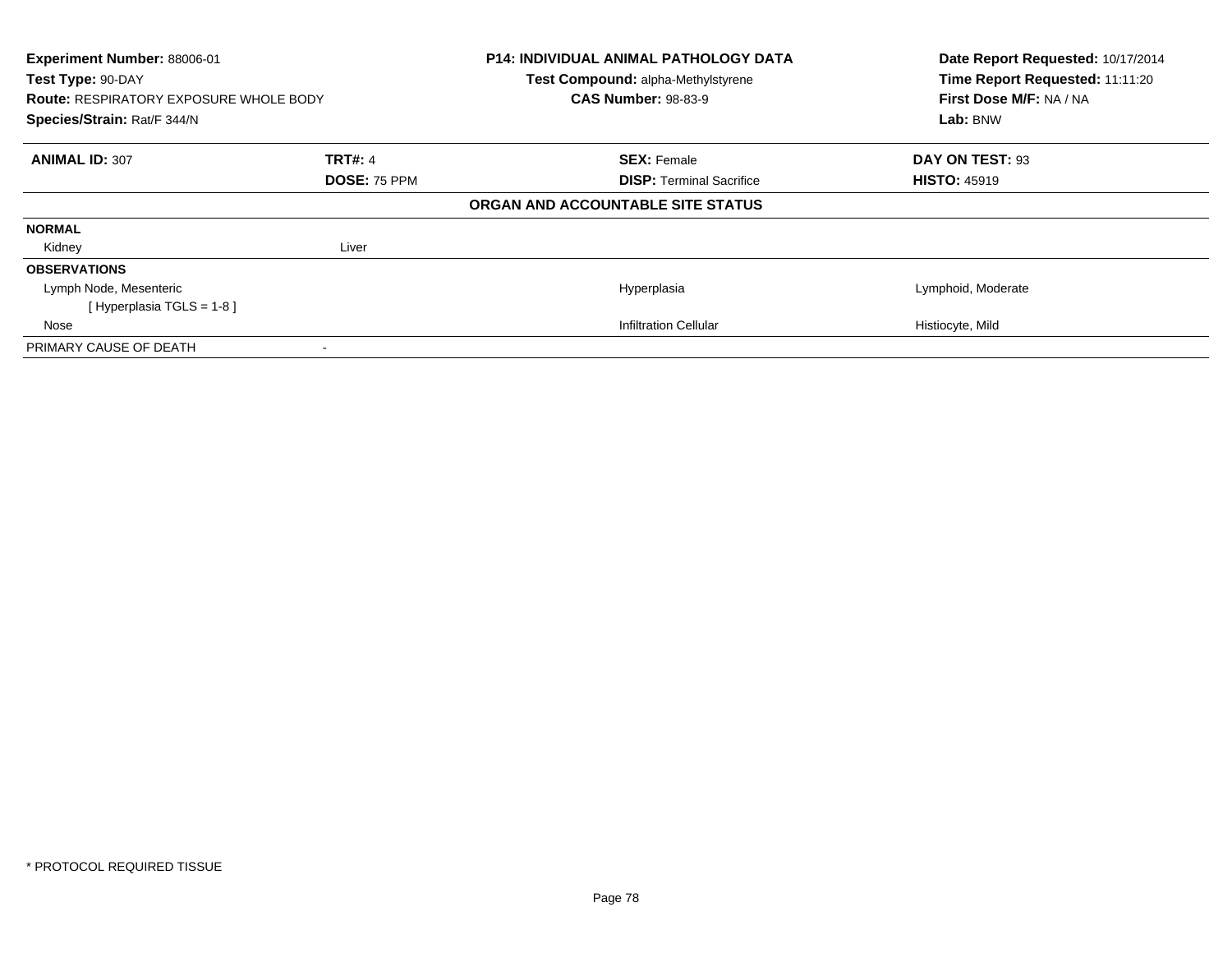**Experiment Number:** 88006-01
**Test Type:** 90-DAY
**Route:** RESPIRATORY EXPOSURE WHOLE BODY
**Species/Strain:** Rat/F 344/N

**P14: INDIVIDUAL ANIMAL PATHOLOGY DATA**
**Test Compound:** alpha-Methylstyrene
**CAS Number:** 98-83-9

**Date Report Requested:** 10/17/2014
**Time Report Requested:** 11:11:20
**First Dose M/F:** NA / NA
**Lab:** BNW

| **ANIMAL ID:** 307 | **TRT#:** 4 | **SEX:** Female | **DAY ON TEST:** 93 |
|---|---|---|---|
| | **DOSE:** 75 PPM | **DISP:** Terminal Sacrifice | **HISTO:** 45919 |

**ORGAN AND ACCOUNTABLE SITE STATUS**

| | | | |
|---|---|---|---|
| **NORMAL** | | | |
| Kidney | Liver | | |
| **OBSERVATIONS** | | | |
| Lymph Node, Mesenteric | | Hyperplasia | Lymphoid, Moderate |
| [ Hyperplasia TGLS = 1-8 ] | | | |
| Nose | | Infiltration Cellular | Histiocyte, Mild |
| PRIMARY CAUSE OF DEATH | - | | |

* PROTOCOL REQUIRED TISSUE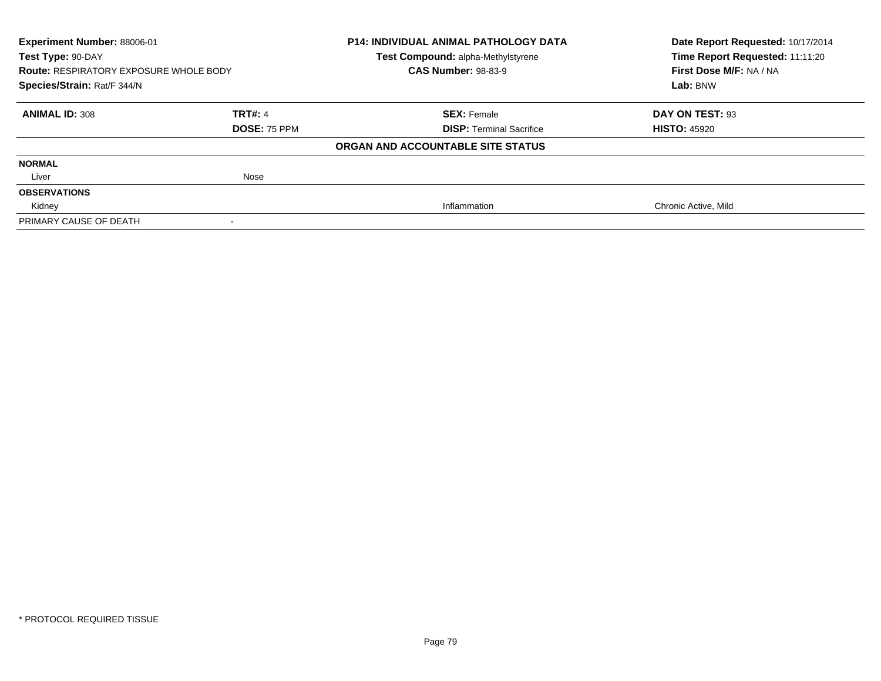| **Experiment Number:** 88006-01 | | **P14: INDIVIDUAL ANIMAL PATHOLOGY DATA** | **Date Report Requested:** 10/17/2014 |
|---|---|---|---|
| **Test Type:** 90-DAY | | **Test Compound:** alpha-Methylstyrene | **Time Report Requested:** 11:11:20 |
| **Route:** RESPIRATORY EXPOSURE WHOLE BODY | | **CAS Number:** 98-83-9 | **First Dose M/F:** NA / NA |
| **Species/Strain:** Rat/F 344/N | | | **Lab:** BNW |

| **ANIMAL ID:** 308 | **TRT#:** 4 | **SEX:** Female | **DAY ON TEST:** 93 |
|---|---|---|---|
| | **DOSE:** 75 PPM | **DISP:** Terminal Sacrifice | **HISTO:** 45920 |
| | | **ORGAN AND ACCOUNTABLE SITE STATUS** | |
| **NORMAL** | | | |
| Liver | Nose | | |
| **OBSERVATIONS** | | | |
| Kidney | | Inflammation | Chronic Active, Mild |
| PRIMARY CAUSE OF DEATH | - | | |

* PROTOCOL REQUIRED TISSUE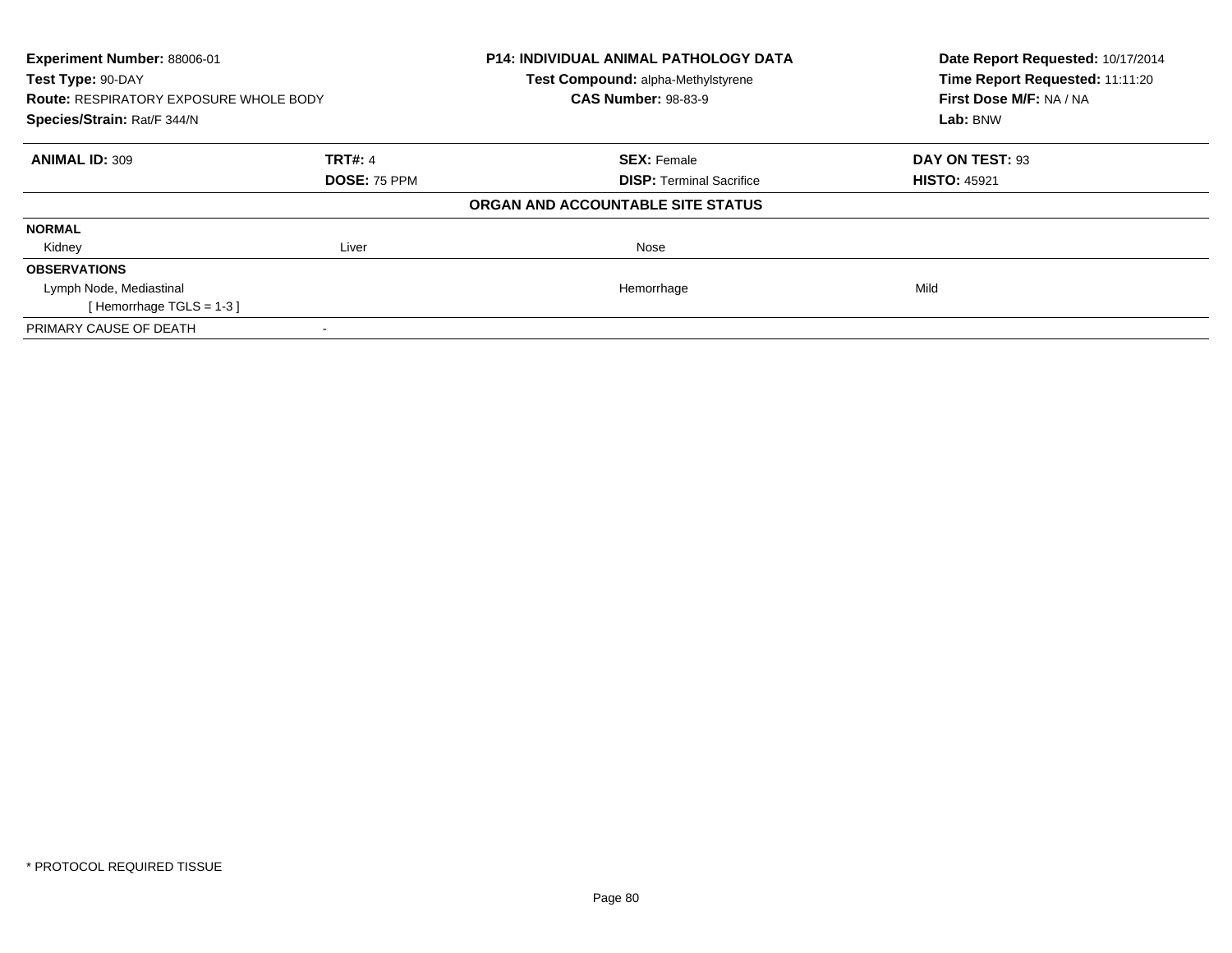| **Experiment Number:** 88006-01 | **P14: INDIVIDUAL ANIMAL PATHOLOGY DATA** | **Date Report Requested:** 10/17/2014 |
|---|---|---|
| **Test Type:** 90-DAY | **Test Compound:** alpha-Methylstyrene | **Time Report Requested:** 11:11:20 |
| **Route:** RESPIRATORY EXPOSURE WHOLE BODY | **CAS Number:** 98-83-9 | **First Dose M/F:** NA / NA |
| **Species/Strain:** Rat/F 344/N | | **Lab:** BNW |

| **ANIMAL ID:** 309 | **TRT#:** 4 | **SEX:** Female | **DAY ON TEST:** 93 |
|---|---|---|---|
| | **DOSE:** 75 PPM | **DISP:** Terminal Sacrifice | **HISTO:** 45921 |

**ORGAN AND ACCOUNTABLE SITE STATUS**

| | | | |
|---|---|---|---|
| **NORMAL** | | | |
| Kidney | Liver | Nose | |
| **OBSERVATIONS** | | | |
| Lymph Node, Mediastinal | | Hemorrhage | Mild |
| [ Hemorrhage TGLS = 1-3 ] | | | |
| PRIMARY CAUSE OF DEATH | - | | |

* PROTOCOL REQUIRED TISSUE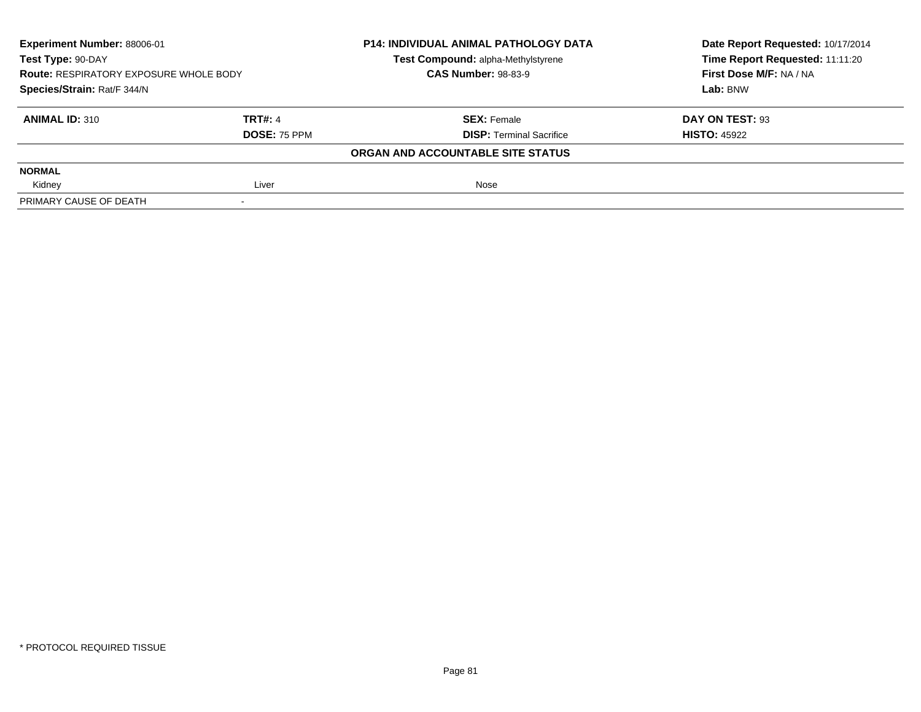**Experiment Number:** 88006-01
**Test Type:** 90-DAY
**Route:** RESPIRATORY EXPOSURE WHOLE BODY
**Species/Strain:** Rat/F 344/N

**P14: INDIVIDUAL ANIMAL PATHOLOGY DATA**
**Test Compound:** alpha-Methylstyrene
**CAS Number:** 98-83-9

**Date Report Requested:** 10/17/2014
**Time Report Requested:** 11:11:20
**First Dose M/F:** NA / NA
**Lab:** BNW

| **ANIMAL ID:** 310 | **TRT#:** 4 | **SEX:** Female | **DAY ON TEST:** 93 |
|---|---|---|---|
| | **DOSE:** 75 PPM | **DISP:** Terminal Sacrifice | **HISTO:** 45922 |

**ORGAN AND ACCOUNTABLE SITE STATUS**

| **NORMAL** | | | |
|---|---|---|---|
| Kidney | Liver | Nose | |
| PRIMARY CAUSE OF DEATH | - | | |

\* PROTOCOL REQUIRED TISSUE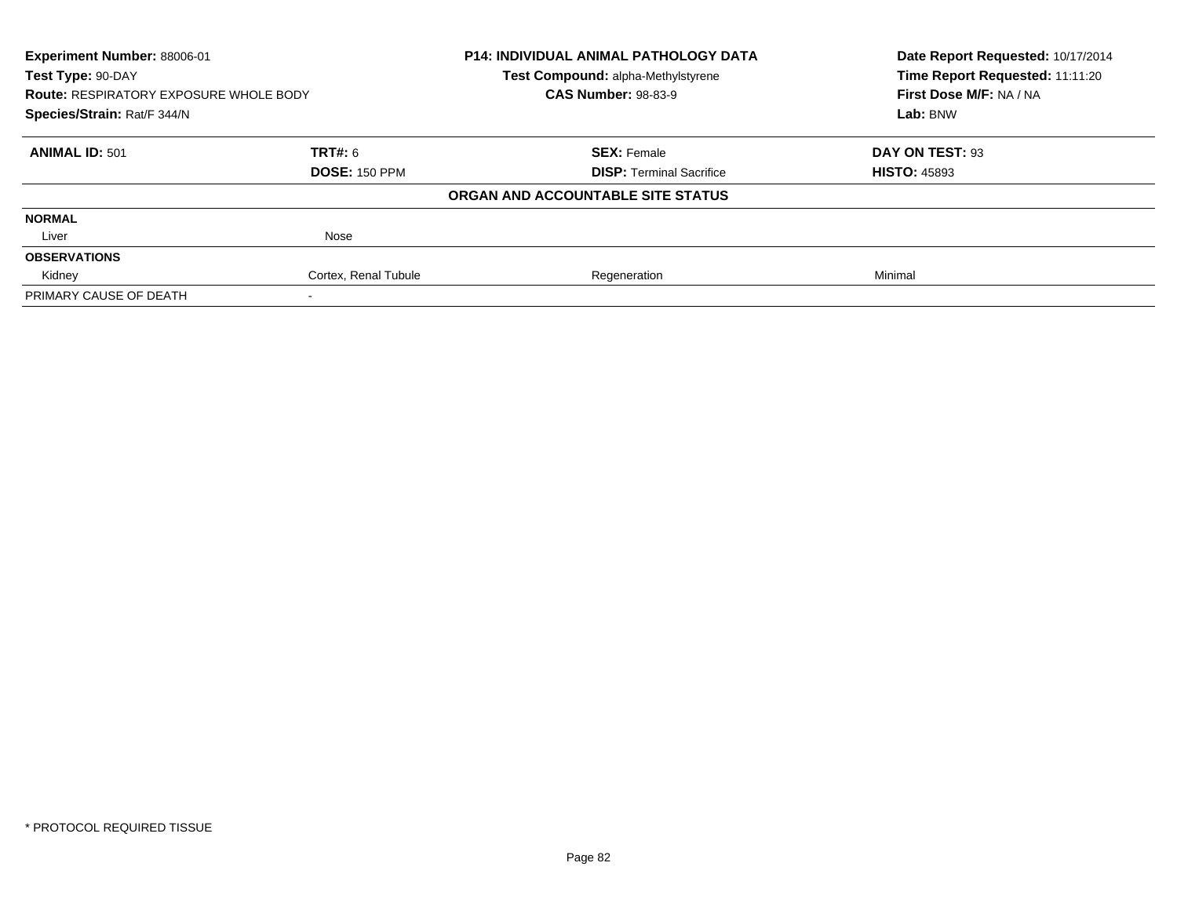**Experiment Number:** 88006-01
**Test Type:** 90-DAY
**Route:** RESPIRATORY EXPOSURE WHOLE BODY
**Species/Strain:** Rat/F 344/N

**P14: INDIVIDUAL ANIMAL PATHOLOGY DATA**
**Test Compound:** alpha-Methylstyrene
**CAS Number:** 98-83-9

**Date Report Requested:** 10/17/2014
**Time Report Requested:** 11:11:20
**First Dose M/F:** NA / NA
**Lab:** BNW

| **ANIMAL ID:** 501 | **TRT#:** 6 | **SEX:** Female | **DAY ON TEST:** 93 |
|---|---|---|---|
| | **DOSE:** 150 PPM | **DISP:** Terminal Sacrifice | **HISTO:** 45893 |
| | | **ORGAN AND ACCOUNTABLE SITE STATUS** | |
| **NORMAL** | | | |
| Liver | Nose | | |
| **OBSERVATIONS** | | | |
| Kidney | Cortex, Renal Tubule | Regeneration | Minimal |
| PRIMARY CAUSE OF DEATH | - | | |

* PROTOCOL REQUIRED TISSUE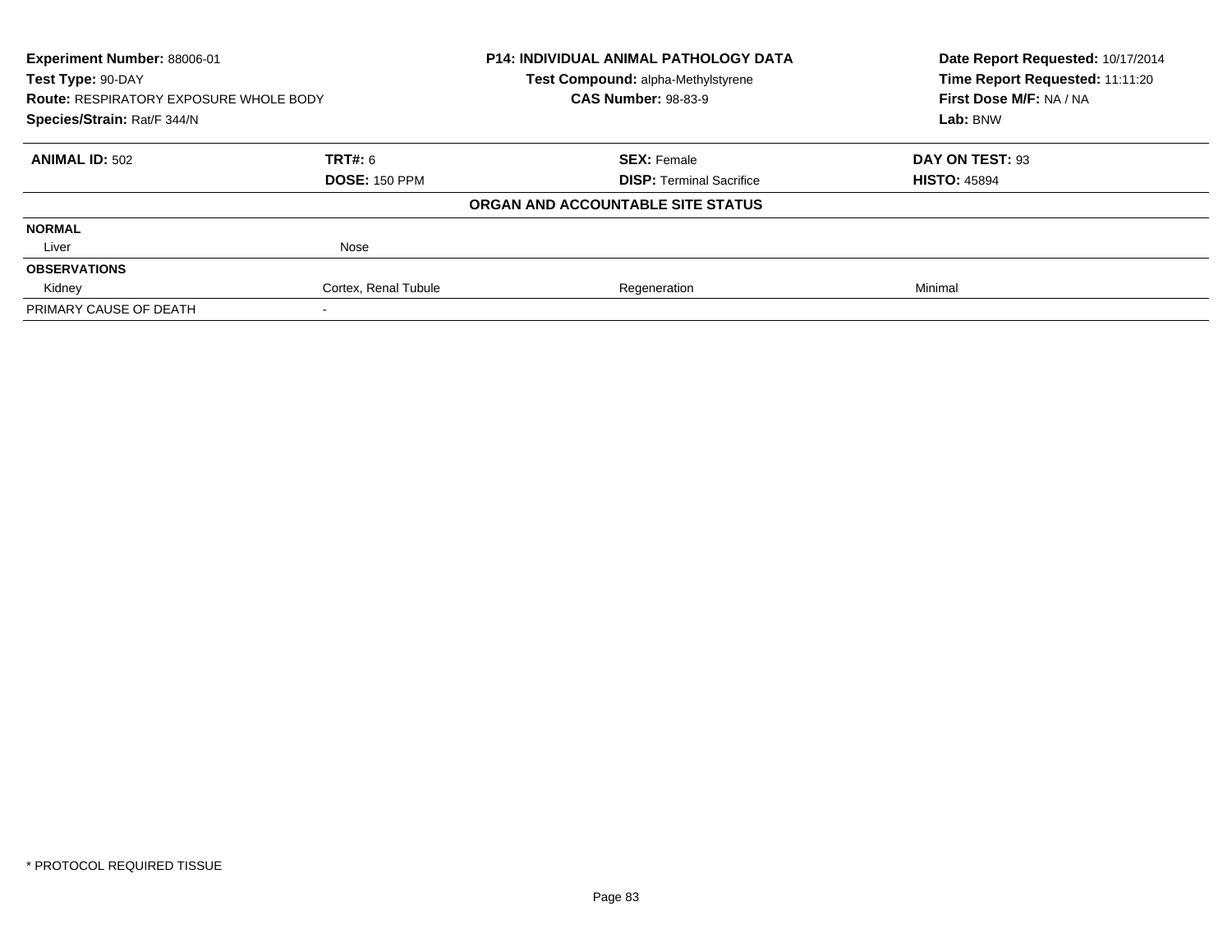**Experiment Number:** 88006-01
**Test Type:** 90-DAY
**Route:** RESPIRATORY EXPOSURE WHOLE BODY
**Species/Strain:** Rat/F 344/N

**P14: INDIVIDUAL ANIMAL PATHOLOGY DATA**
**Test Compound:** alpha-Methylstyrene
**CAS Number:** 98-83-9

**Date Report Requested:** 10/17/2014
**Time Report Requested:** 11:11:20
**First Dose M/F:** NA / NA
**Lab:** BNW

| **ANIMAL ID:** 502 | **TRT#:** 6 | **SEX:** Female | **DAY ON TEST:** 93 |
|---|---|---|---|
| | **DOSE:** 150 PPM | **DISP:** Terminal Sacrifice | **HISTO:** 45894 |

**ORGAN AND ACCOUNTABLE SITE STATUS**

| | | | |
|---|---|---|---|
| **NORMAL** | | | |
| Liver | Nose | | |
| **OBSERVATIONS** | | | |
| Kidney | Cortex, Renal Tubule | Regeneration | Minimal |
| PRIMARY CAUSE OF DEATH | - | | |

* PROTOCOL REQUIRED TISSUE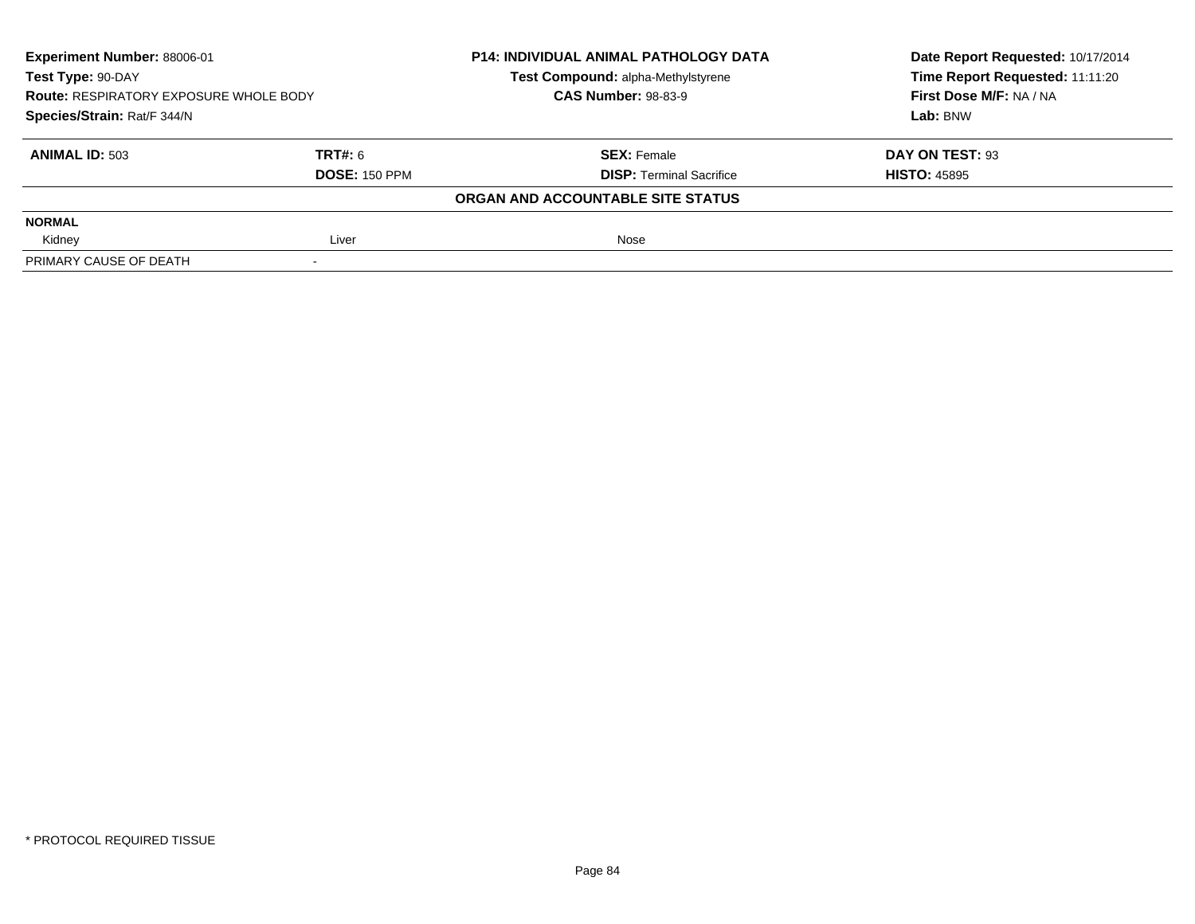| Experiment Number: 88006-01 | P14: INDIVIDUAL ANIMAL PATHOLOGY DATA | Date Report Requested: 10/17/2014 |
|---|---|---|
| Test Type: 90-DAY | Test Compound: alpha-Methylstyrene | Time Report Requested: 11:11:20 |
| Route: RESPIRATORY EXPOSURE WHOLE BODY | CAS Number: 98-83-9 | First Dose M/F: NA / NA |
| Species/Strain: Rat/F 344/N | | Lab: BNW |

| ANIMAL ID: 503 | TRT#: 6 | SEX: Female | DAY ON TEST: 93 |
|---|---|---|---|
| | DOSE: 150 PPM | DISP: Terminal Sacrifice | HISTO: 45895 |

**ORGAN AND ACCOUNTABLE SITE STATUS**

| NORMAL | | | |
|---|---|---|---|
| Kidney | Liver | Nose | |
| PRIMARY CAUSE OF DEATH | - | | |

\* PROTOCOL REQUIRED TISSUE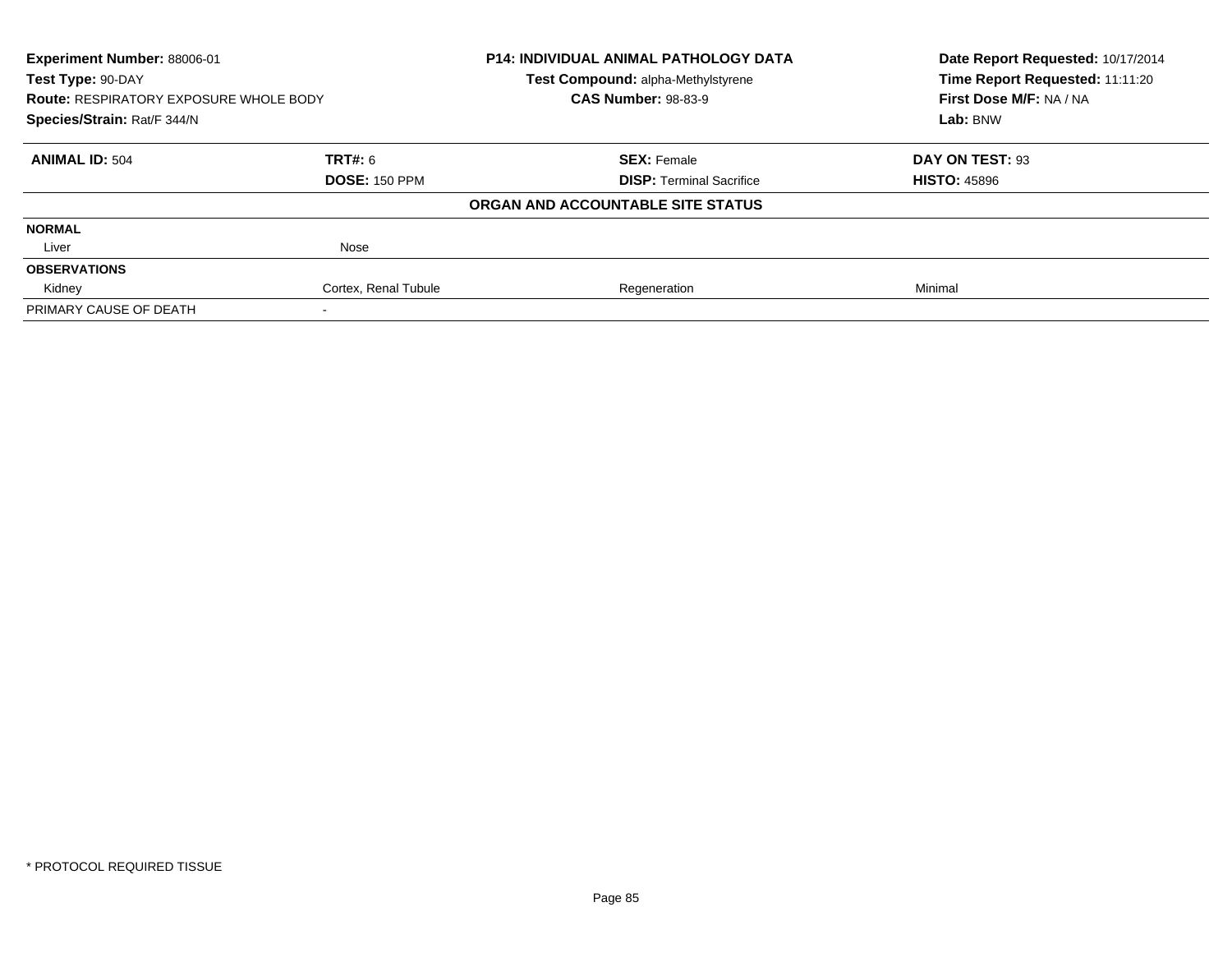**Experiment Number:** 88006-01
**Test Type:** 90-DAY
**Route:** RESPIRATORY EXPOSURE WHOLE BODY
**Species/Strain:** Rat/F 344/N

**P14: INDIVIDUAL ANIMAL PATHOLOGY DATA**
**Test Compound:** alpha-Methylstyrene
**CAS Number:** 98-83-9

**Date Report Requested:** 10/17/2014
**Time Report Requested:** 11:11:20
**First Dose M/F:** NA / NA
**Lab:** BNW

| **ANIMAL ID:** 504 | **TRT#:** 6 | **SEX:** Female | **DAY ON TEST:** 93 |
|---|---|---|---|
| | **DOSE:** 150 PPM | **DISP:** Terminal Sacrifice | **HISTO:** 45896 |

**ORGAN AND ACCOUNTABLE SITE STATUS**

| | | | |
|---|---|---|---|
| **NORMAL** | | | |
| Liver | Nose | | |
| **OBSERVATIONS** | | | |
| Kidney | Cortex, Renal Tubule | Regeneration | Minimal |
| PRIMARY CAUSE OF DEATH | - | | |

* PROTOCOL REQUIRED TISSUE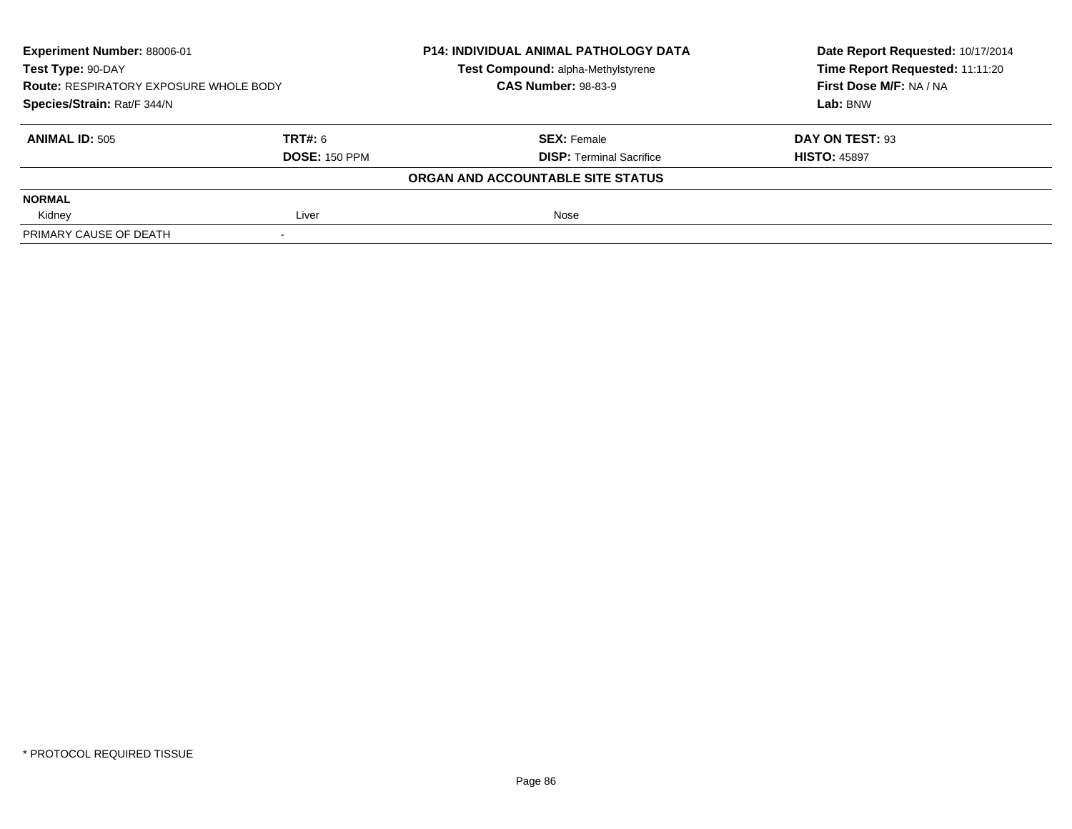**Experiment Number:** 88006-01
**Test Type:** 90-DAY
**Route:** RESPIRATORY EXPOSURE WHOLE BODY
**Species/Strain:** Rat/F 344/N

**P14: INDIVIDUAL ANIMAL PATHOLOGY DATA**
**Test Compound:** alpha-Methylstyrene
**CAS Number:** 98-83-9

**Date Report Requested:** 10/17/2014
**Time Report Requested:** 11:11:20
**First Dose M/F:** NA / NA
**Lab:** BNW

| **ANIMAL ID:** 505 | **TRT#:** 6 | **SEX:** Female | **DAY ON TEST:** 93 |
|---|---|---|---|
| | **DOSE:** 150 PPM | **DISP:** Terminal Sacrifice | **HISTO:** 45897 |

**ORGAN AND ACCOUNTABLE SITE STATUS**

| | | | |
|---|---|---|---|
| **NORMAL** | | | |
| Kidney | Liver | Nose | |
| PRIMARY CAUSE OF DEATH | - | | |

\* PROTOCOL REQUIRED TISSUE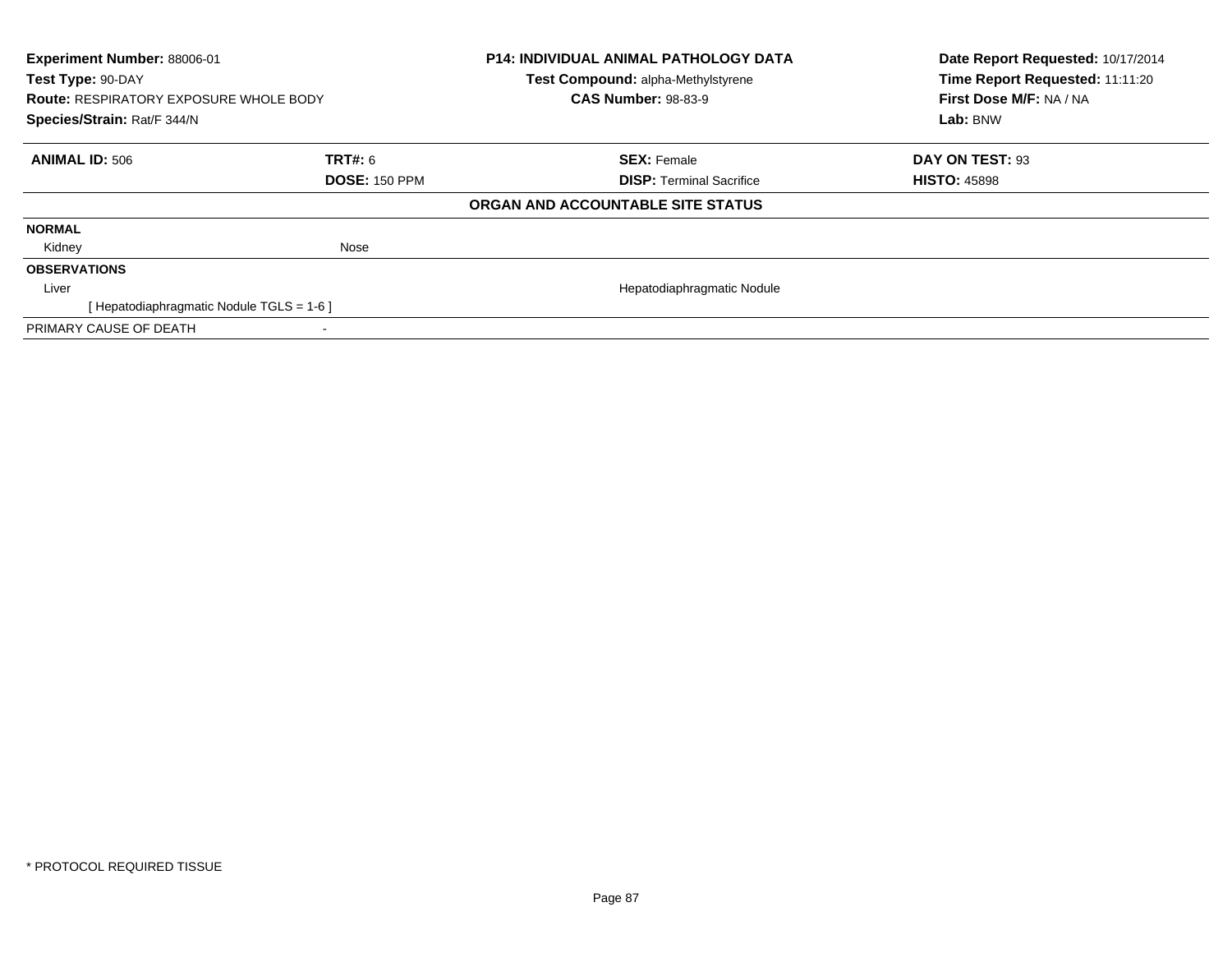**Experiment Number:** 88006-01
**Test Type:** 90-DAY
**Route:** RESPIRATORY EXPOSURE WHOLE BODY
**Species/Strain:** Rat/F 344/N

**P14: INDIVIDUAL ANIMAL PATHOLOGY DATA**
**Test Compound:** alpha-Methylstyrene
**CAS Number:** 98-83-9

**Date Report Requested:** 10/17/2014
**Time Report Requested:** 11:11:20
**First Dose M/F:** NA / NA
**Lab:** BNW

| **ANIMAL ID:** 506 | **TRT#:** 6 | **SEX:** Female | **DAY ON TEST:** 93 |
|---|---|---|---|
| | **DOSE:** 150 PPM | **DISP:** Terminal Sacrifice | **HISTO:** 45898 |

**ORGAN AND ACCOUNTABLE SITE STATUS**

**NORMAL**

| | |
|---|---|
| Kidney | Nose |

**OBSERVATIONS**

| | |
|---|---|
| Liver | Hepatodiaphragmatic Nodule |
| [ Hepatodiaphragmatic Nodule TGLS = 1-6 ] | |

PRIMARY CAUSE OF DEATH -

* PROTOCOL REQUIRED TISSUE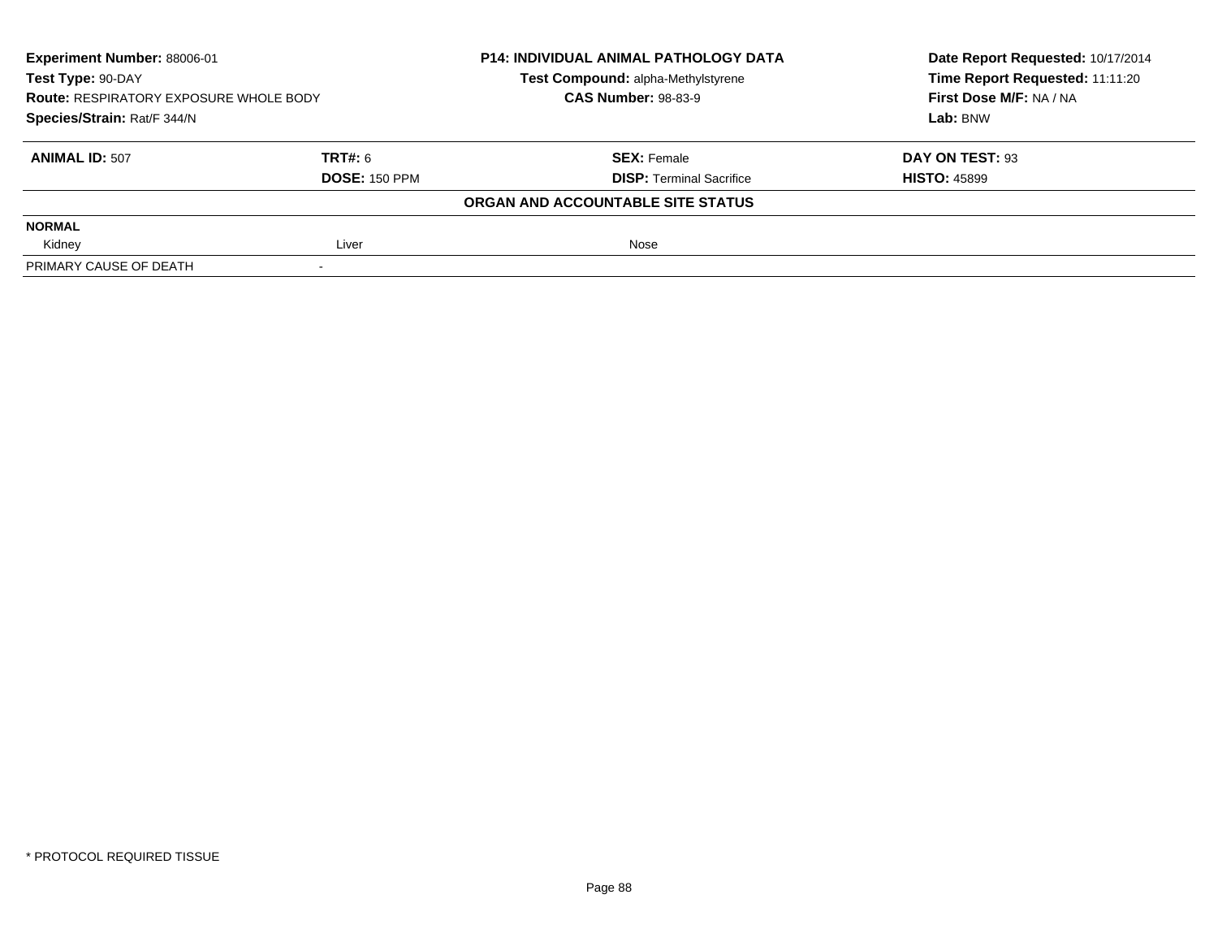| Experiment Number: 88006-01 | P14: INDIVIDUAL ANIMAL PATHOLOGY DATA | Date Report Requested: 10/17/2014 |
|---|---|---|
| Test Type: 90-DAY | Test Compound: alpha-Methylstyrene | Time Report Requested: 11:11:20 |
| Route: RESPIRATORY EXPOSURE WHOLE BODY | CAS Number: 98-83-9 | First Dose M/F: NA / NA |
| Species/Strain: Rat/F 344/N | | Lab: BNW |

| ANIMAL ID: 507 | TRT#: 6 | SEX: Female | DAY ON TEST: 93 |
|---|---|---|---|
| | DOSE: 150 PPM | DISP: Terminal Sacrifice | HISTO: 45899 |

**ORGAN AND ACCOUNTABLE SITE STATUS**

| NORMAL | | |
|---|---|---|
| Kidney | Liver | Nose |
| PRIMARY CAUSE OF DEATH | - | |

* PROTOCOL REQUIRED TISSUE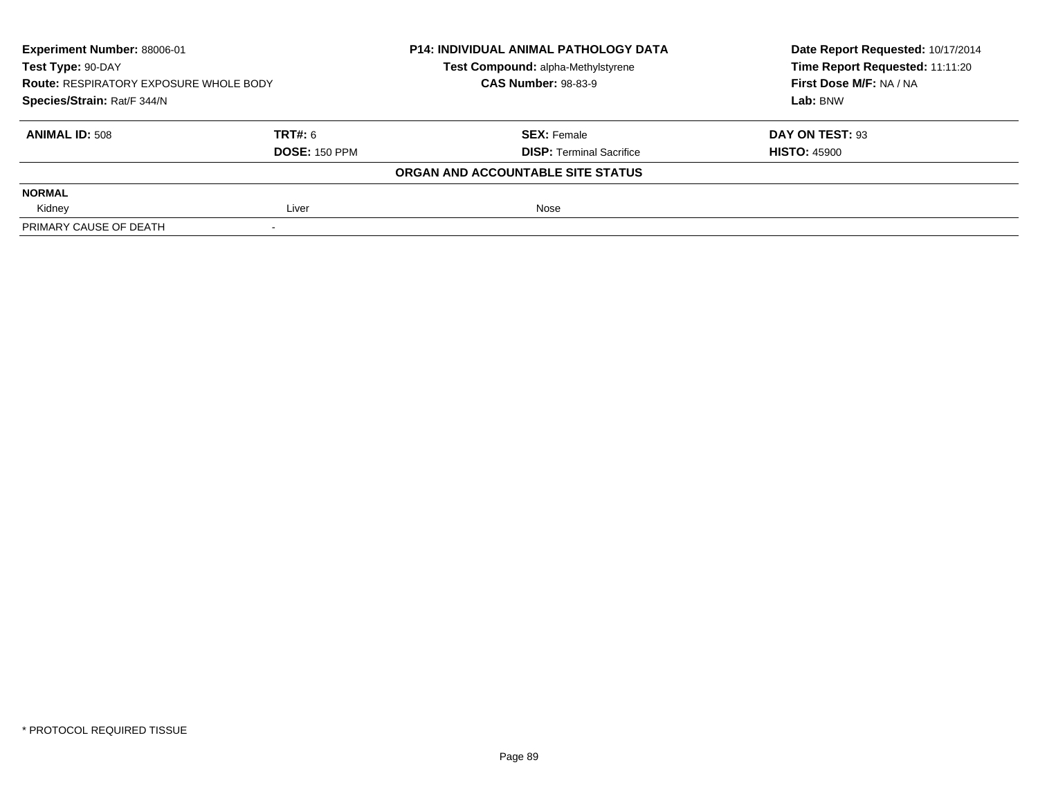**Experiment Number:** 88006-01
**Test Type:** 90-DAY
**Route:** RESPIRATORY EXPOSURE WHOLE BODY
**Species/Strain:** Rat/F 344/N

**P14: INDIVIDUAL ANIMAL PATHOLOGY DATA**
**Test Compound:** alpha-Methylstyrene
**CAS Number:** 98-83-9

**Date Report Requested:** 10/17/2014
**Time Report Requested:** 11:11:20
**First Dose M/F:** NA / NA
**Lab:** BNW

| **ANIMAL ID:** 508 | **TRT#:** 6 | **SEX:** Female | **DAY ON TEST:** 93 |
|---|---|---|---|
| | **DOSE:** 150 PPM | **DISP:** Terminal Sacrifice | **HISTO:** 45900 |

**ORGAN AND ACCOUNTABLE SITE STATUS**

| | | | |
|---|---|---|---|
| **NORMAL** | | | |
| Kidney | Liver | Nose | |
| PRIMARY CAUSE OF DEATH | - | | |

\* PROTOCOL REQUIRED TISSUE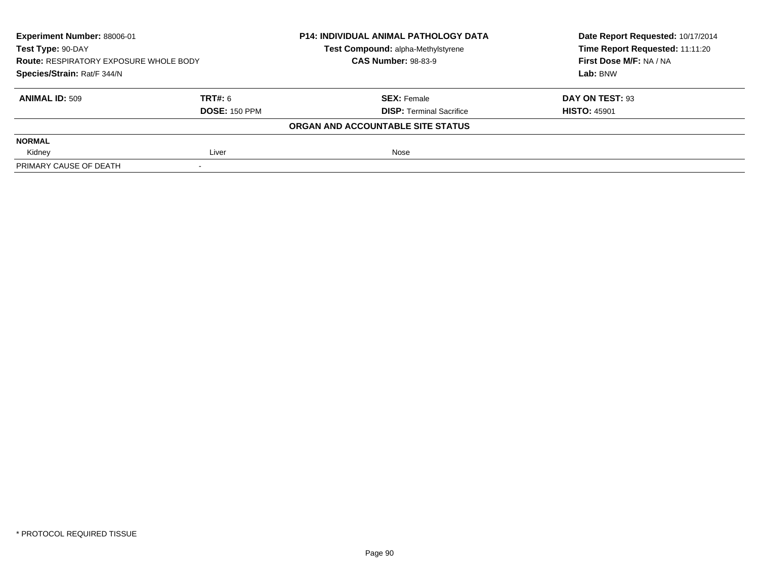**Experiment Number:** 88006-01
**Test Type:** 90-DAY
**Route:** RESPIRATORY EXPOSURE WHOLE BODY
**Species/Strain:** Rat/F 344/N

**P14: INDIVIDUAL ANIMAL PATHOLOGY DATA**
**Test Compound:** alpha-Methylstyrene
**CAS Number:** 98-83-9

**Date Report Requested:** 10/17/2014
**Time Report Requested:** 11:11:20
**First Dose M/F:** NA / NA
**Lab:** BNW

| **ANIMAL ID:** 509 | **TRT#:** 6 | **SEX:** Female | **DAY ON TEST:** 93 |
|---|---|---|---|
| | **DOSE:** 150 PPM | **DISP:** Terminal Sacrifice | **HISTO:** 45901 |

**ORGAN AND ACCOUNTABLE SITE STATUS**

| | | | |
|---|---|---|---|
| **NORMAL** | | | |
| Kidney | Liver | Nose | |
| PRIMARY CAUSE OF DEATH | - | | |

* PROTOCOL REQUIRED TISSUE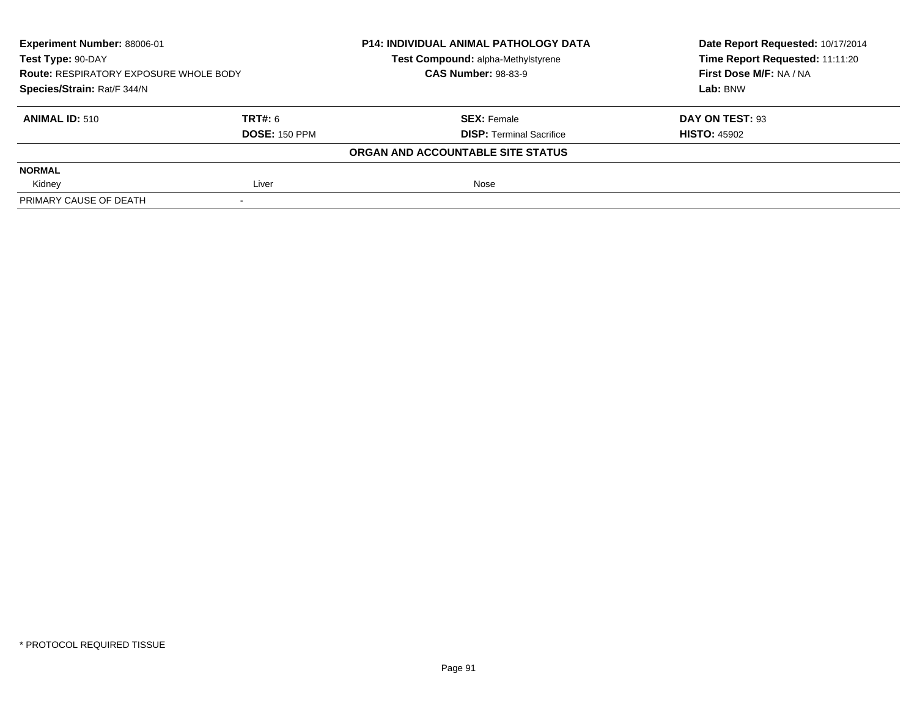**Experiment Number:** 88006-01
**Test Type:** 90-DAY
**Route:** RESPIRATORY EXPOSURE WHOLE BODY
**Species/Strain:** Rat/F 344/N

**P14: INDIVIDUAL ANIMAL PATHOLOGY DATA**
**Test Compound:** alpha-Methylstyrene
**CAS Number:** 98-83-9

**Date Report Requested:** 10/17/2014
**Time Report Requested:** 11:11:20
**First Dose M/F:** NA / NA
**Lab:** BNW

| **ANIMAL ID:** 510 | **TRT#:** 6 | **SEX:** Female | **DAY ON TEST:** 93 |
|---|---|---|---|
| | **DOSE:** 150 PPM | **DISP:** Terminal Sacrifice | **HISTO:** 45902 |

**ORGAN AND ACCOUNTABLE SITE STATUS**

| **NORMAL** | | | |
|---|---|---|---|
| Kidney | Liver | Nose | |
| PRIMARY CAUSE OF DEATH | - | | |

* PROTOCOL REQUIRED TISSUE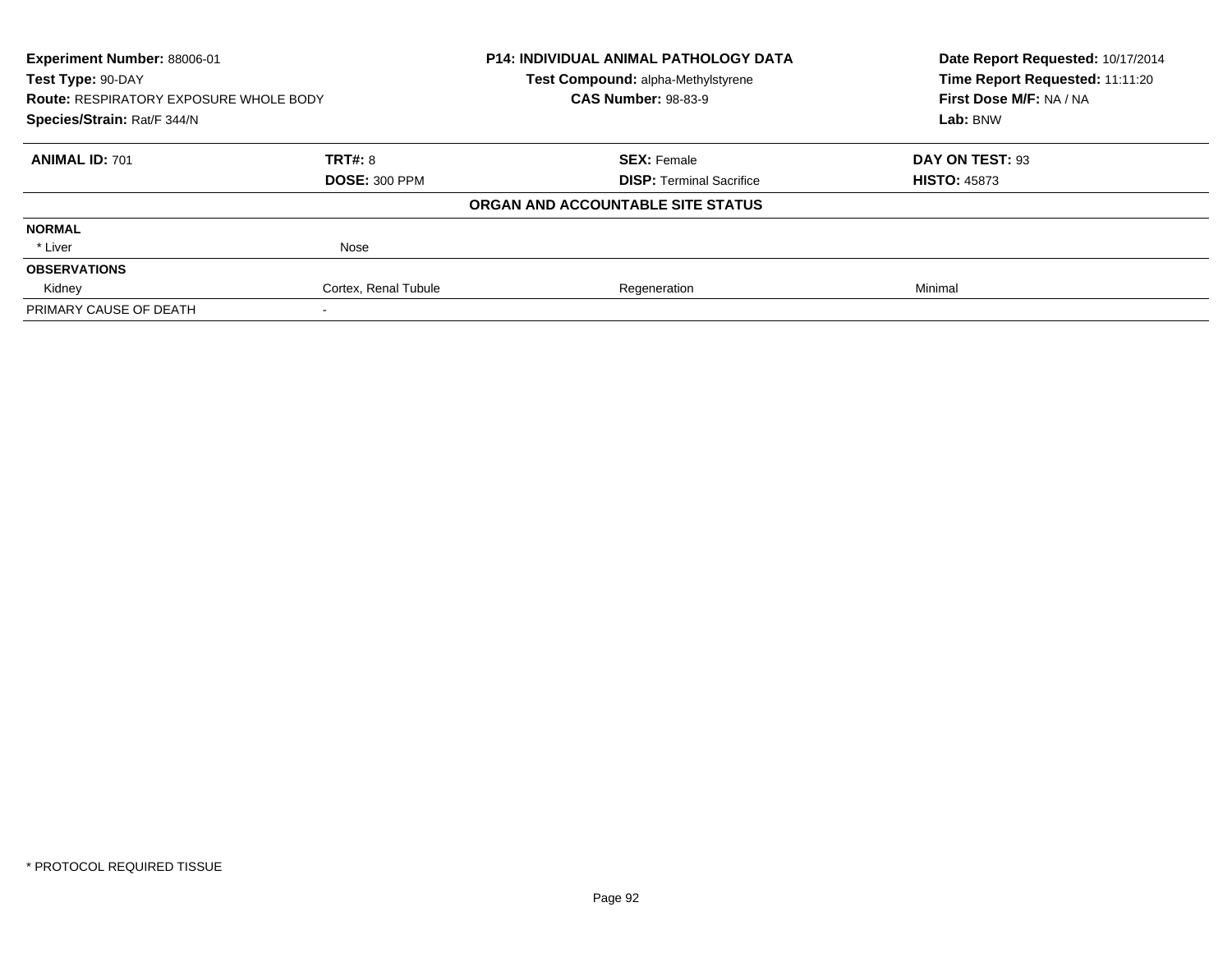**Experiment Number:** 88006-01
**Test Type:** 90-DAY
**Route:** RESPIRATORY EXPOSURE WHOLE BODY
**Species/Strain:** Rat/F 344/N

**P14: INDIVIDUAL ANIMAL PATHOLOGY DATA**
**Test Compound:** alpha-Methylstyrene
**CAS Number:** 98-83-9

**Date Report Requested:** 10/17/2014
**Time Report Requested:** 11:11:20
**First Dose M/F:** NA / NA
**Lab:** BNW

| **ANIMAL ID:** 701 | **TRT#:** 8 | **SEX:** Female | **DAY ON TEST:** 93 |
|---|---|---|---|
| | **DOSE:** 300 PPM | **DISP:** Terminal Sacrifice | **HISTO:** 45873 |

**ORGAN AND ACCOUNTABLE SITE STATUS**

| | | | |
|---|---|---|---|
| **NORMAL** | | | |
| * Liver | Nose | | |
| **OBSERVATIONS** | | | |
| Kidney | Cortex, Renal Tubule | Regeneration | Minimal |
| PRIMARY CAUSE OF DEATH | - | | |

* PROTOCOL REQUIRED TISSUE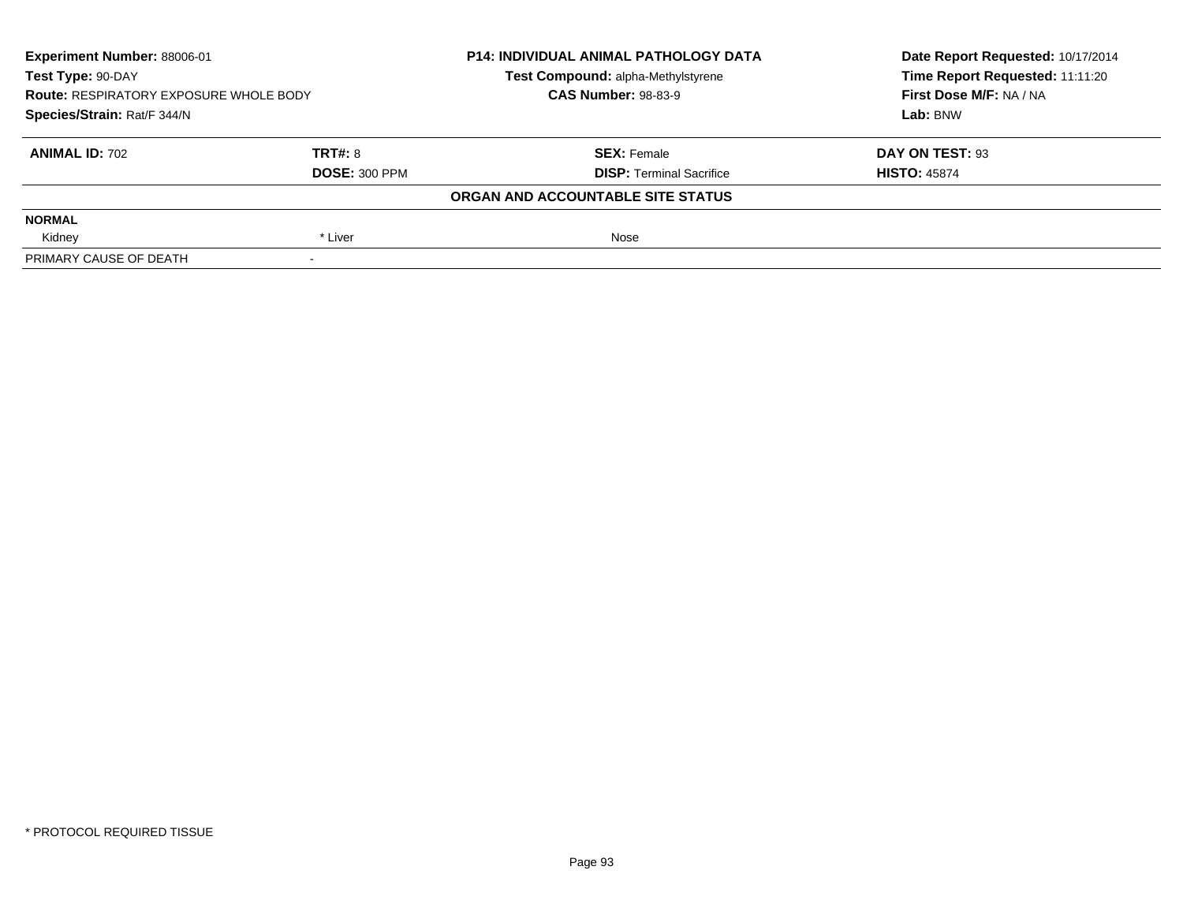**Experiment Number:** 88006-01
**Test Type:** 90-DAY
**Route:** RESPIRATORY EXPOSURE WHOLE BODY
**Species/Strain:** Rat/F 344/N

**P14: INDIVIDUAL ANIMAL PATHOLOGY DATA**
**Test Compound:** alpha-Methylstyrene
**CAS Number:** 98-83-9

**Date Report Requested:** 10/17/2014
**Time Report Requested:** 11:11:20
**First Dose M/F:** NA / NA
**Lab:** BNW

| **ANIMAL ID:** 702 | **TRT#:** 8 | **SEX:** Female | **DAY ON TEST:** 93 |
|---|---|---|---|
| | **DOSE:** 300 PPM | **DISP:** Terminal Sacrifice | **HISTO:** 45874 |

**ORGAN AND ACCOUNTABLE SITE STATUS**

| **NORMAL** | | | |
|---|---|---|---|
| Kidney | * Liver | Nose | |
| PRIMARY CAUSE OF DEATH | - | | |

\* PROTOCOL REQUIRED TISSUE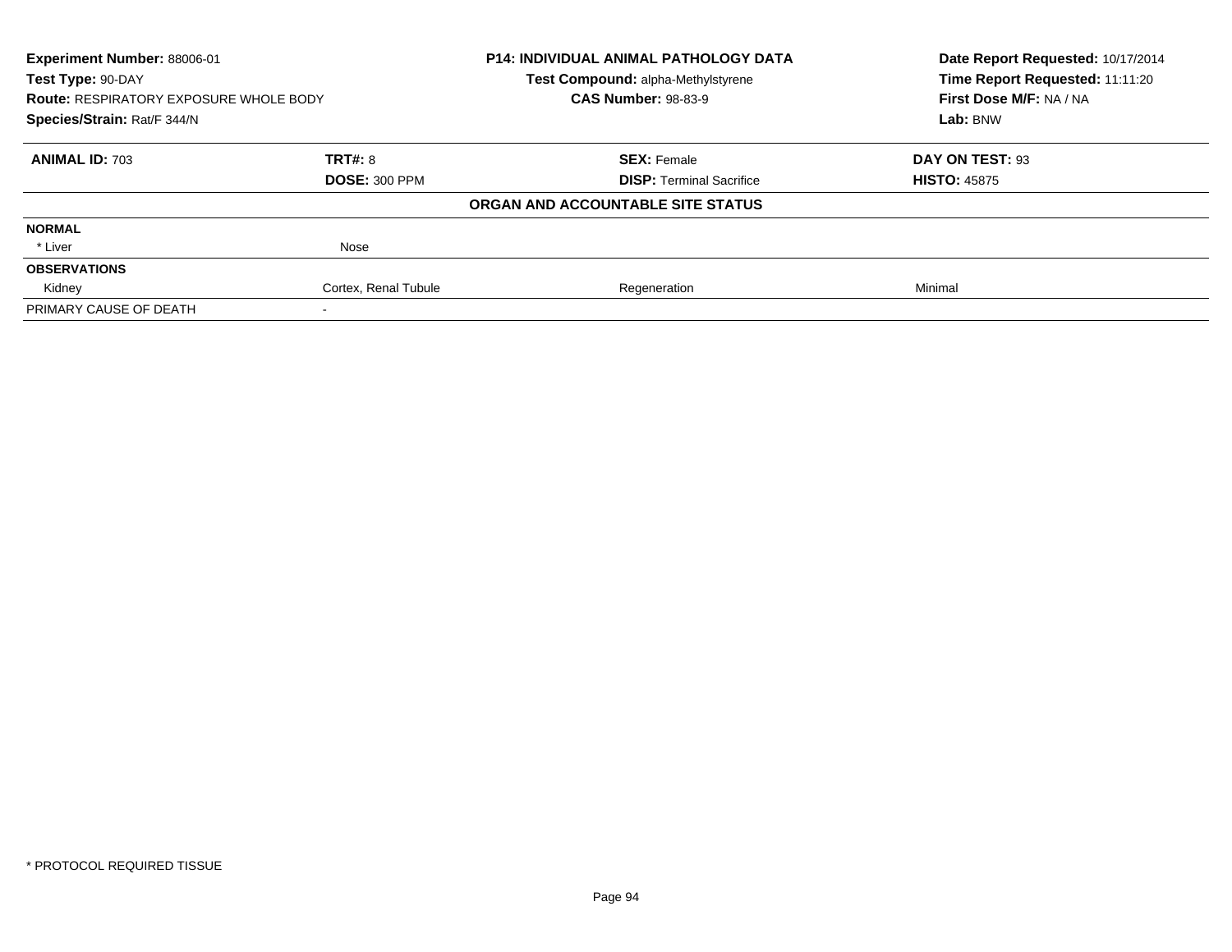| **Experiment Number:** 88006-01 | **P14: INDIVIDUAL ANIMAL PATHOLOGY DATA** | **Date Report Requested:** 10/17/2014 |
|---|---|---|
| **Test Type:** 90-DAY | **Test Compound:** alpha-Methylstyrene | **Time Report Requested:** 11:11:20 |
| **Route:** RESPIRATORY EXPOSURE WHOLE BODY | **CAS Number:** 98-83-9 | **First Dose M/F:** NA / NA |
| **Species/Strain:** Rat/F 344/N | | **Lab:** BNW |

| **ANIMAL ID:** 703 | **TRT#:** 8 | **SEX:** Female | **DAY ON TEST:** 93 |
|---|---|---|---|
| | **DOSE:** 300 PPM | **DISP:** Terminal Sacrifice | **HISTO:** 45875 |
| | | **ORGAN AND ACCOUNTABLE SITE STATUS** | |
| **NORMAL** | | | |
| * Liver | Nose | | |
| **OBSERVATIONS** | | | |
| Kidney | Cortex, Renal Tubule | Regeneration | Minimal |
| PRIMARY CAUSE OF DEATH | - | | |

* PROTOCOL REQUIRED TISSUE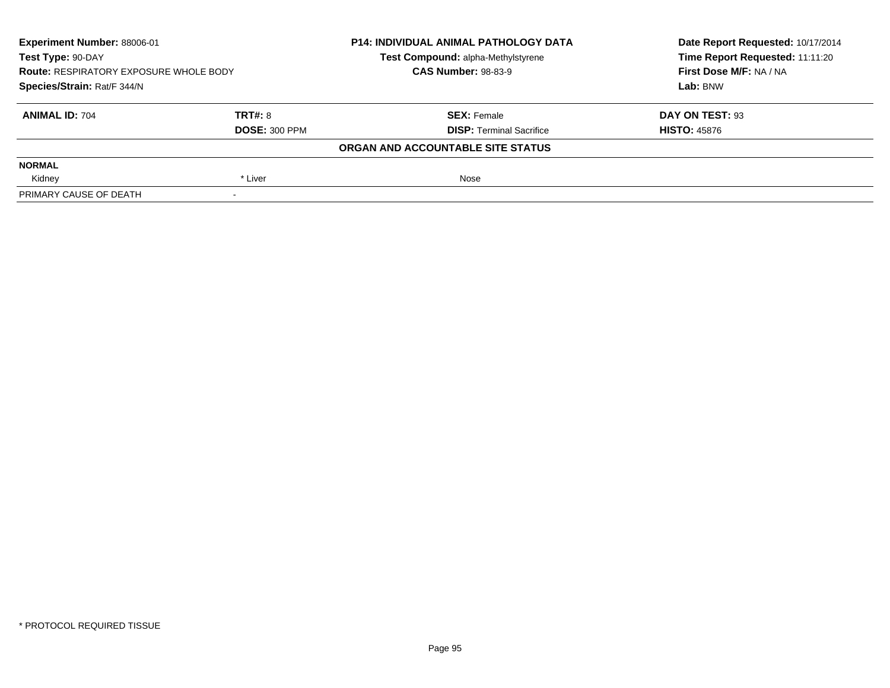| Experiment Number: 88006-01 | P14: INDIVIDUAL ANIMAL PATHOLOGY DATA | Date Report Requested: 10/17/2014 |
|---|---|---|
| Test Type: 90-DAY | Test Compound: alpha-Methylstyrene | Time Report Requested: 11:11:20 |
| Route: RESPIRATORY EXPOSURE WHOLE BODY | CAS Number: 98-83-9 | First Dose M/F: NA / NA |
| Species/Strain: Rat/F 344/N | | Lab: BNW |

| ANIMAL ID: 704 | TRT#: 8 | SEX: Female | DAY ON TEST: 93 |
|---|---|---|---|
| | DOSE: 300 PPM | DISP: Terminal Sacrifice | HISTO: 45876 |

**ORGAN AND ACCOUNTABLE SITE STATUS**

| | | |
|---|---|---|
| **NORMAL** | | |
| Kidney | * Liver | Nose |
| PRIMARY CAUSE OF DEATH | - | |

\* PROTOCOL REQUIRED TISSUE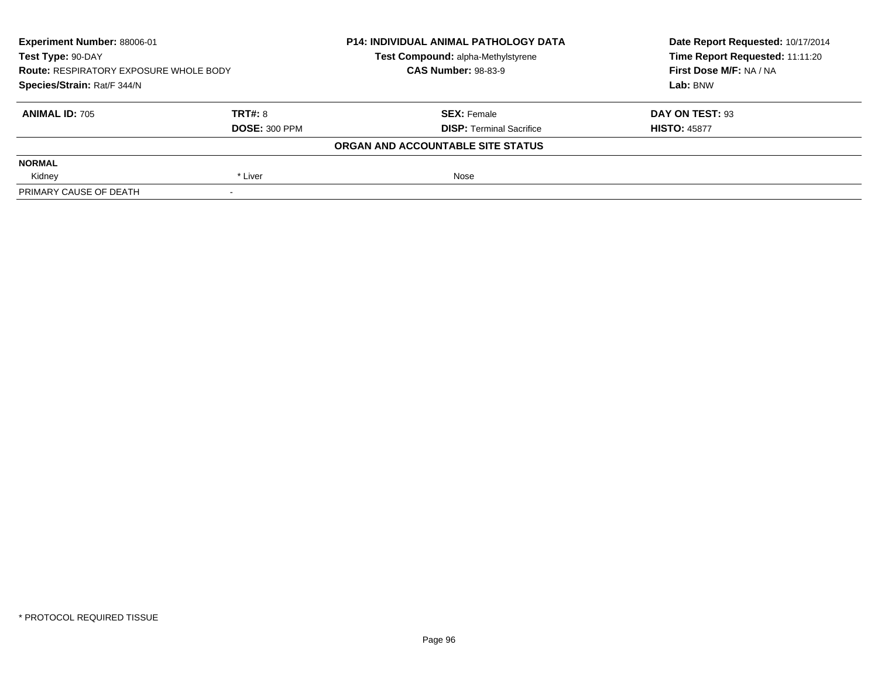**Experiment Number:** 88006-01
**Test Type:** 90-DAY
**Route:** RESPIRATORY EXPOSURE WHOLE BODY
**Species/Strain:** Rat/F 344/N

**P14: INDIVIDUAL ANIMAL PATHOLOGY DATA**
**Test Compound:** alpha-Methylstyrene
**CAS Number:** 98-83-9

**Date Report Requested:** 10/17/2014
**Time Report Requested:** 11:11:20
**First Dose M/F:** NA / NA
**Lab:** BNW

| **ANIMAL ID:** 705 | **TRT#:** 8 | **SEX:** Female | **DAY ON TEST:** 93 |
|---|---|---|---|
| | **DOSE:** 300 PPM | **DISP:** Terminal Sacrifice | **HISTO:** 45877 |

**ORGAN AND ACCOUNTABLE SITE STATUS**

| | | | |
|---|---|---|---|
| **NORMAL** | | | |
| Kidney | * Liver | Nose | |
| PRIMARY CAUSE OF DEATH | - | | |

* PROTOCOL REQUIRED TISSUE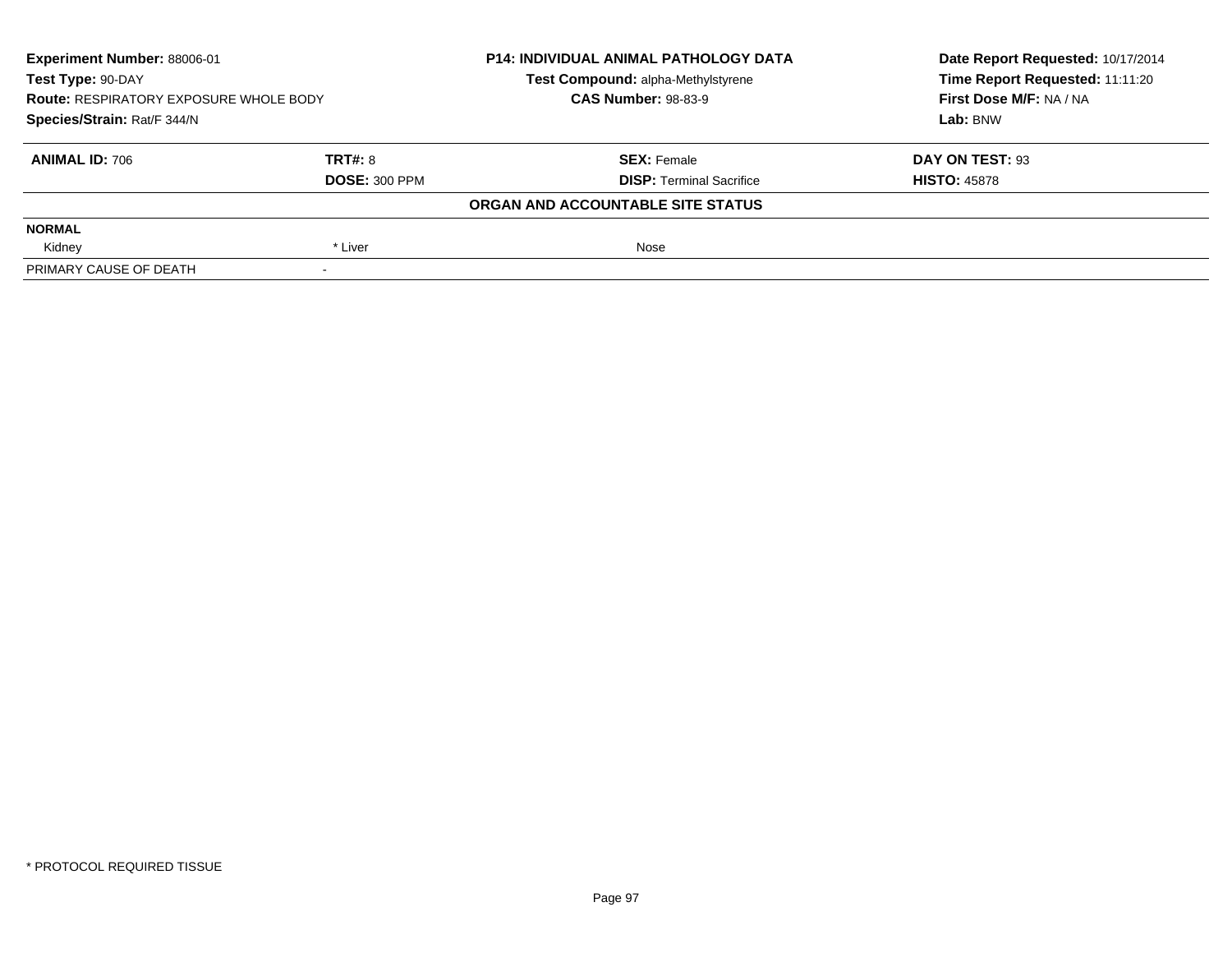| Experiment Number: 88006-01 | | P14: INDIVIDUAL ANIMAL PATHOLOGY DATA | Date Report Requested: 10/17/2014 |
|---|---|---|---|
| Test Type: 90-DAY | | Test Compound: alpha-Methylstyrene | Time Report Requested: 11:11:20 |
| Route: RESPIRATORY EXPOSURE WHOLE BODY | | CAS Number: 98-83-9 | First Dose M/F: NA / NA |
| Species/Strain: Rat/F 344/N | | | Lab: BNW |

| ANIMAL ID: 706 | TRT#: 8 | SEX: Female | DAY ON TEST: 93 |
|---|---|---|---|
| | DOSE: 300 PPM | DISP: Terminal Sacrifice | HISTO: 45878 |

**ORGAN AND ACCOUNTABLE SITE STATUS**

| NORMAL | | |
|---|---|---|
| Kidney | * Liver | Nose |
| PRIMARY CAUSE OF DEATH | - | |

\* PROTOCOL REQUIRED TISSUE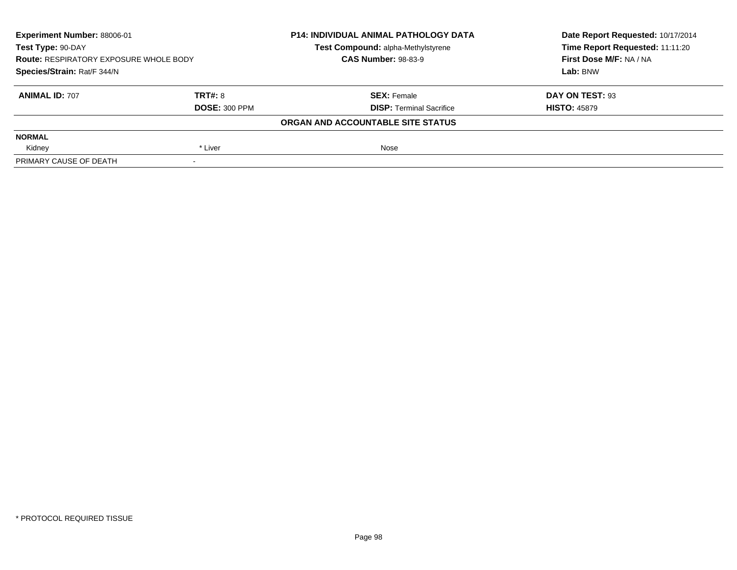**Experiment Number:** 88006-01
**Test Type:** 90-DAY
**Route:** RESPIRATORY EXPOSURE WHOLE BODY
**Species/Strain:** Rat/F 344/N

**P14: INDIVIDUAL ANIMAL PATHOLOGY DATA**
**Test Compound:** alpha-Methylstyrene
**CAS Number:** 98-83-9

**Date Report Requested:** 10/17/2014
**Time Report Requested:** 11:11:20
**First Dose M/F:** NA / NA
**Lab:** BNW

| **ANIMAL ID:** 707 | **TRT#:** 8 | **SEX:** Female | **DAY ON TEST:** 93 |
|---|---|---|---|
| | **DOSE:** 300 PPM | **DISP:** Terminal Sacrifice | **HISTO:** 45879 |

**ORGAN AND ACCOUNTABLE SITE STATUS**

| | | | |
|---|---|---|---|
| **NORMAL** | | | |
| Kidney | * Liver | Nose | |
| PRIMARY CAUSE OF DEATH | - | | |

* PROTOCOL REQUIRED TISSUE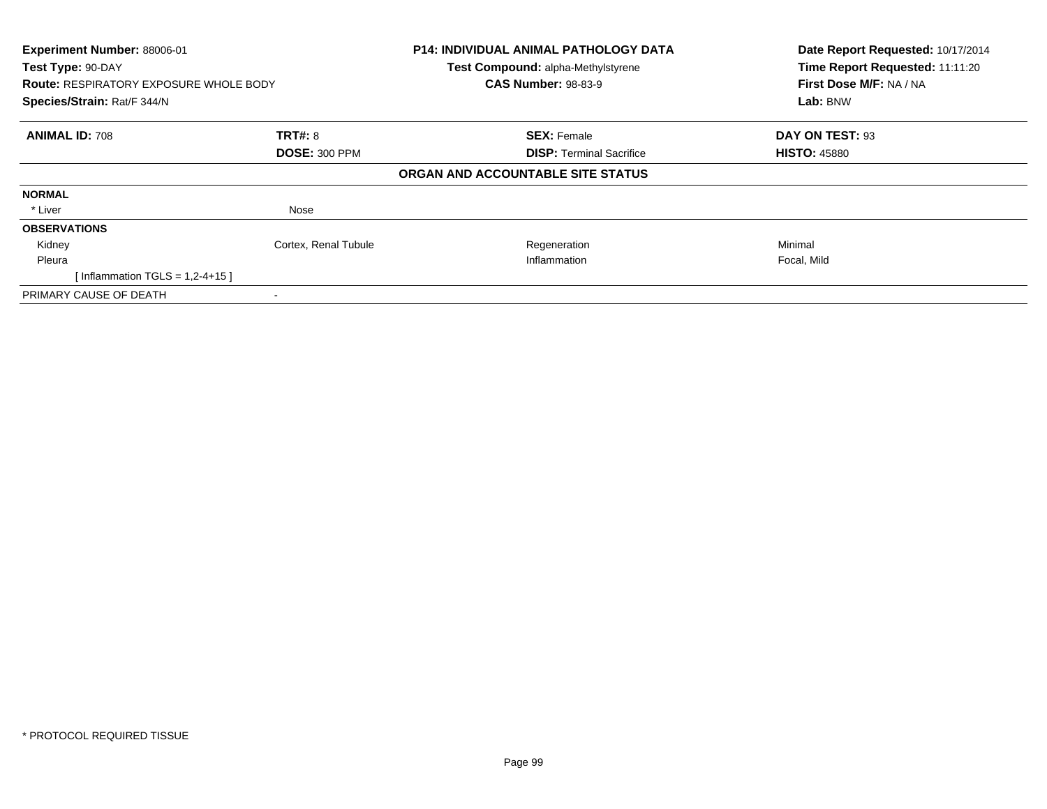| **Experiment Number:** 88006-01 | **P14: INDIVIDUAL ANIMAL PATHOLOGY DATA** | **Date Report Requested:** 10/17/2014 |
|---|---|---|
| **Test Type:** 90-DAY | **Test Compound:** alpha-Methylstyrene | **Time Report Requested:** 11:11:20 |
| **Route:** RESPIRATORY EXPOSURE WHOLE BODY | **CAS Number:** 98-83-9 | **First Dose M/F:** NA / NA |
| **Species/Strain:** Rat/F 344/N | | **Lab:** BNW |

| **ANIMAL ID:** 708 | **TRT#:** 8 | **SEX:** Female | **DAY ON TEST:** 93 |
|---|---|---|---|
| | **DOSE:** 300 PPM | **DISP:** Terminal Sacrifice | **HISTO:** 45880 |

**ORGAN AND ACCOUNTABLE SITE STATUS**

| | | | |
|---|---|---|---|
| **NORMAL** | | | |
| * Liver | Nose | | |
| **OBSERVATIONS** | | | |
| Kidney | Cortex, Renal Tubule | Regeneration | Minimal |
| Pleura | | Inflammation | Focal, Mild |
| [ Inflammation TGLS = 1,2-4+15 ] | | | |
| PRIMARY CAUSE OF DEATH | - | | |

* PROTOCOL REQUIRED TISSUE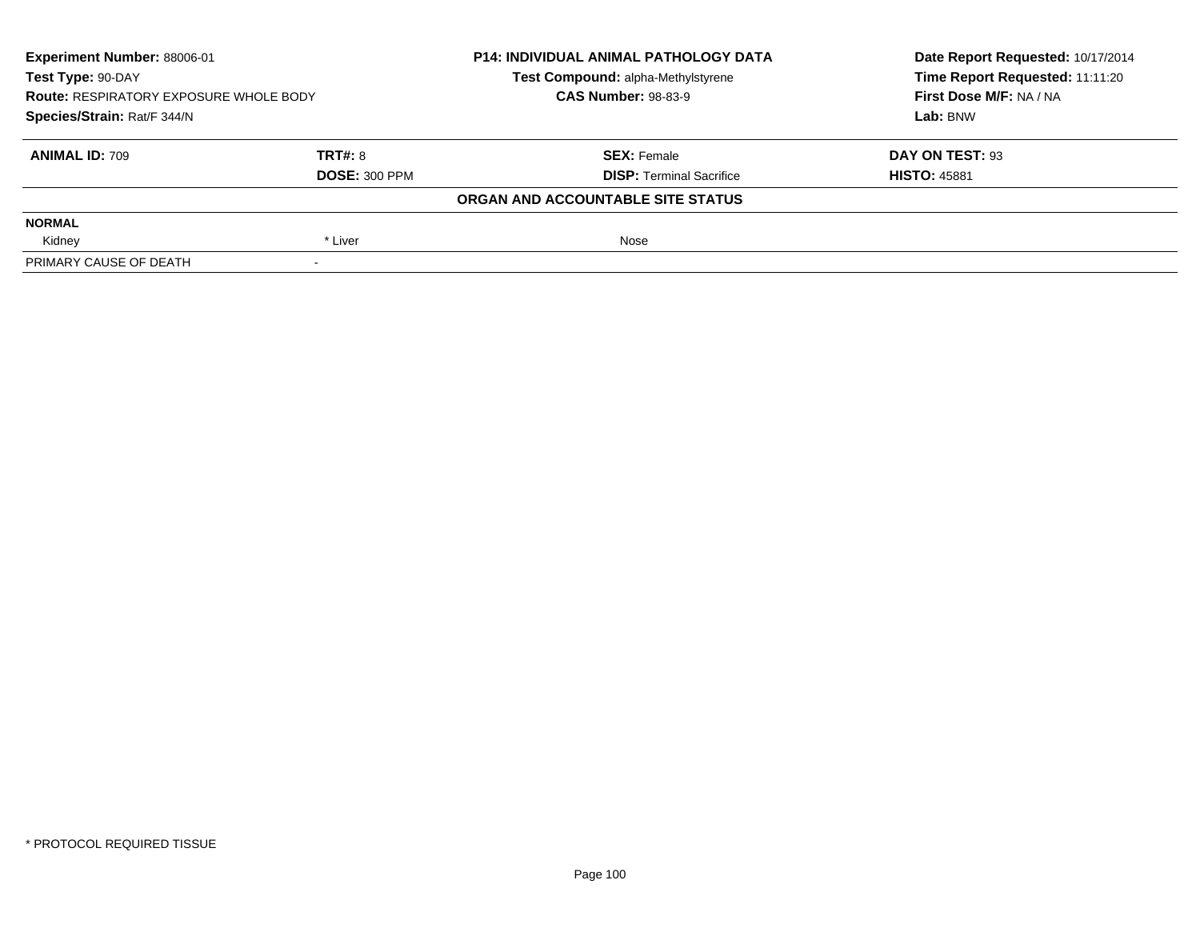**Experiment Number:** 88006-01
**Test Type:** 90-DAY
**Route:** RESPIRATORY EXPOSURE WHOLE BODY
**Species/Strain:** Rat/F 344/N

**P14: INDIVIDUAL ANIMAL PATHOLOGY DATA**
**Test Compound:** alpha-Methylstyrene
**CAS Number:** 98-83-9

**Date Report Requested:** 10/17/2014
**Time Report Requested:** 11:11:20
**First Dose M/F:** NA / NA
**Lab:** BNW

| **ANIMAL ID:** 709 | **TRT#:** 8 | **SEX:** Female | **DAY ON TEST:** 93 |
|---|---|---|---|
| | **DOSE:** 300 PPM | **DISP:** Terminal Sacrifice | **HISTO:** 45881 |

**ORGAN AND ACCOUNTABLE SITE STATUS**

| | | | |
|---|---|---|---|
| **NORMAL** | | | |
| Kidney | * Liver | Nose | |
| PRIMARY CAUSE OF DEATH | - | | |

* PROTOCOL REQUIRED TISSUE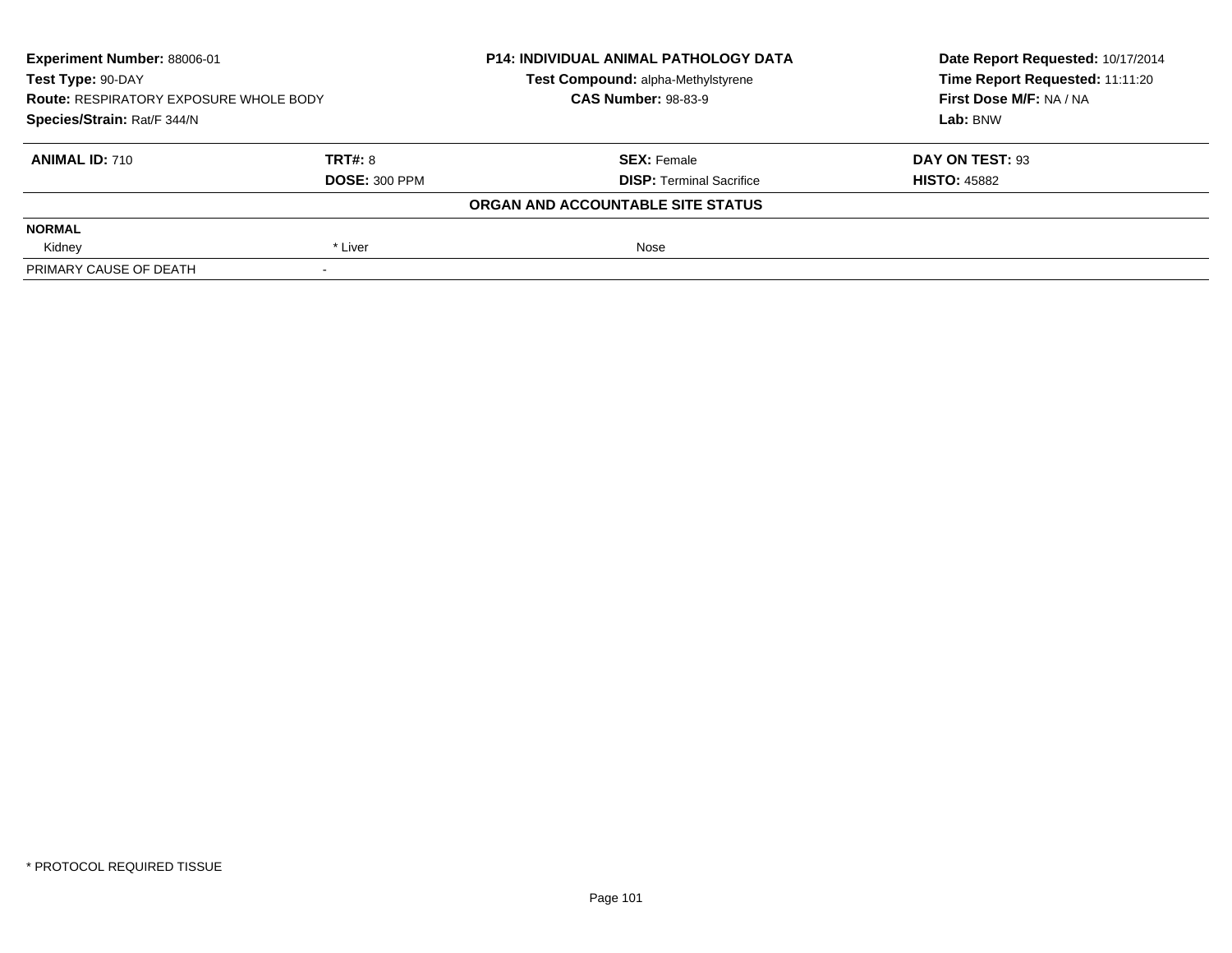**Experiment Number:** 88006-01
**Test Type:** 90-DAY
**Route:** RESPIRATORY EXPOSURE WHOLE BODY
**Species/Strain:** Rat/F 344/N

**P14: INDIVIDUAL ANIMAL PATHOLOGY DATA**
**Test Compound:** alpha-Methylstyrene
**CAS Number:** 98-83-9

**Date Report Requested:** 10/17/2014
**Time Report Requested:** 11:11:20
**First Dose M/F:** NA / NA
**Lab:** BNW

| **ANIMAL ID:** 710 | **TRT#:** 8 | **SEX:** Female | **DAY ON TEST:** 93 |
|---|---|---|---|
| | **DOSE:** 300 PPM | **DISP:** Terminal Sacrifice | **HISTO:** 45882 |

**ORGAN AND ACCOUNTABLE SITE STATUS**

| **NORMAL** | | | |
|---|---|---|---|
| Kidney | * Liver | Nose | |
| PRIMARY CAUSE OF DEATH | - | | |

\* PROTOCOL REQUIRED TISSUE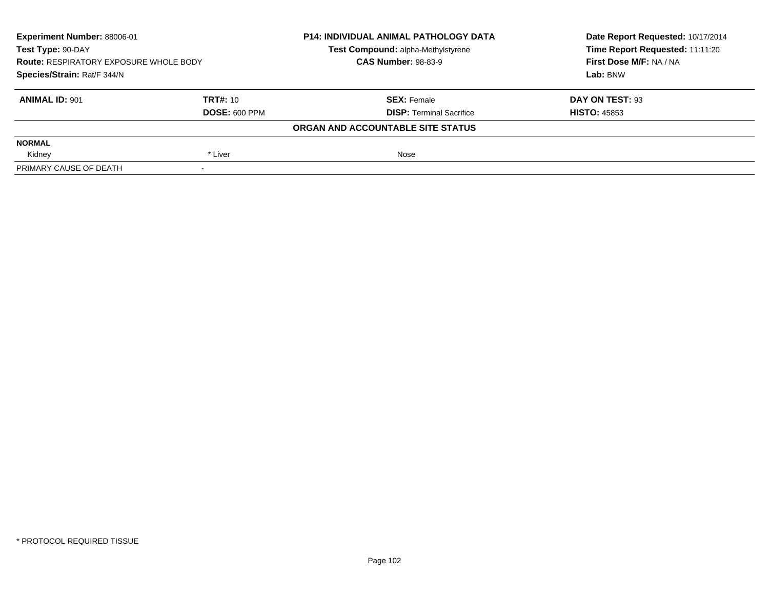| **Experiment Number:** 88006-01 | **P14: INDIVIDUAL ANIMAL PATHOLOGY DATA** | **Date Report Requested:** 10/17/2014 |
|---|---|---|
| **Test Type:** 90-DAY | **Test Compound:** alpha-Methylstyrene | **Time Report Requested:** 11:11:20 |
| **Route:** RESPIRATORY EXPOSURE WHOLE BODY | **CAS Number:** 98-83-9 | **First Dose M/F:** NA / NA |
| **Species/Strain:** Rat/F 344/N | | **Lab:** BNW |

| **ANIMAL ID:** 901 | **TRT#:** 10 | **SEX:** Female | **DAY ON TEST:** 93 |
|---|---|---|---|
| | **DOSE:** 600 PPM | **DISP:** Terminal Sacrifice | **HISTO:** 45853 |

**ORGAN AND ACCOUNTABLE SITE STATUS**

| | | | |
|---|---|---|---|
| **NORMAL** | | | |
| Kidney | * Liver | Nose | |
| PRIMARY CAUSE OF DEATH | - | | |

* PROTOCOL REQUIRED TISSUE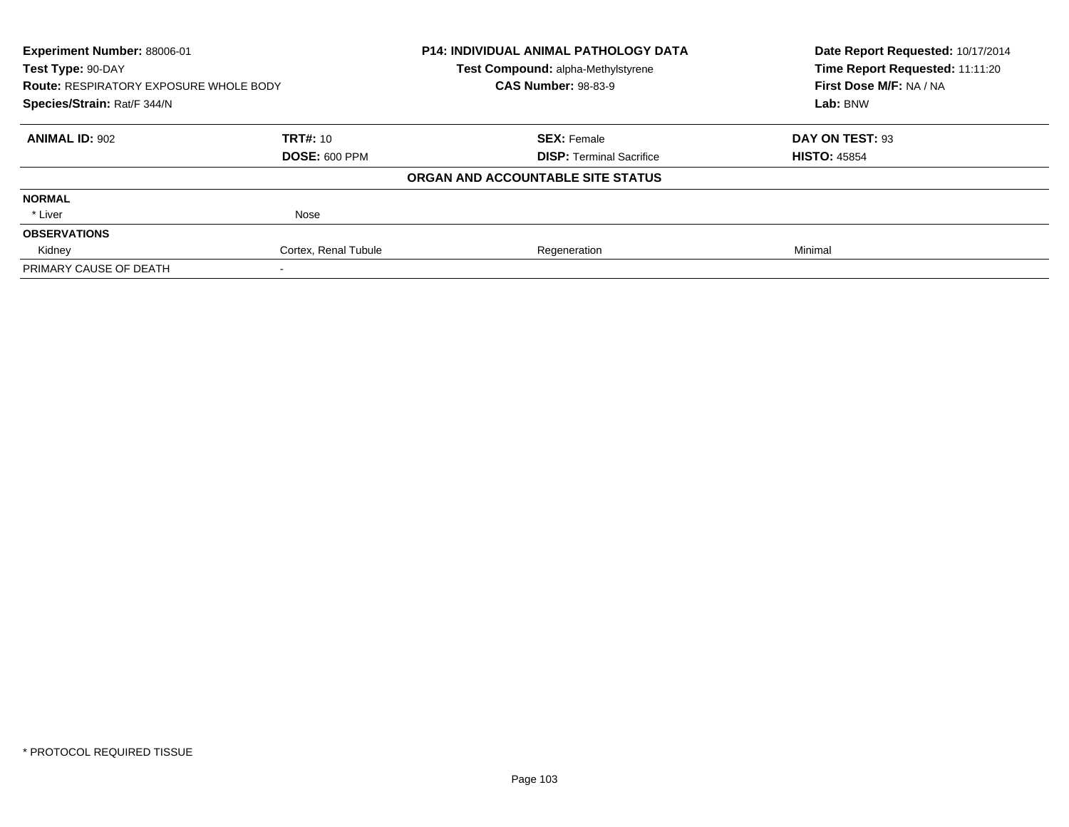| Experiment Number: 88006-01 | P14: INDIVIDUAL ANIMAL PATHOLOGY DATA | Date Report Requested: 10/17/2014 |
|---|---|---|
| Test Type: 90-DAY | Test Compound: alpha-Methylstyrene | Time Report Requested: 11:11:20 |
| Route: RESPIRATORY EXPOSURE WHOLE BODY | CAS Number: 98-83-9 | First Dose M/F: NA / NA |
| Species/Strain: Rat/F 344/N | | Lab: BNW |

| ANIMAL ID: 902 | TRT#: 10 | SEX: Female | DAY ON TEST: 93 |
|---|---|---|---|
| | DOSE: 600 PPM | DISP: Terminal Sacrifice | HISTO: 45854 |
| | | **ORGAN AND ACCOUNTABLE SITE STATUS** | |
| **NORMAL** | | | |
| * Liver | Nose | | |
| **OBSERVATIONS** | | | |
| Kidney | Cortex, Renal Tubule | Regeneration | Minimal |
| PRIMARY CAUSE OF DEATH | - | | |

* PROTOCOL REQUIRED TISSUE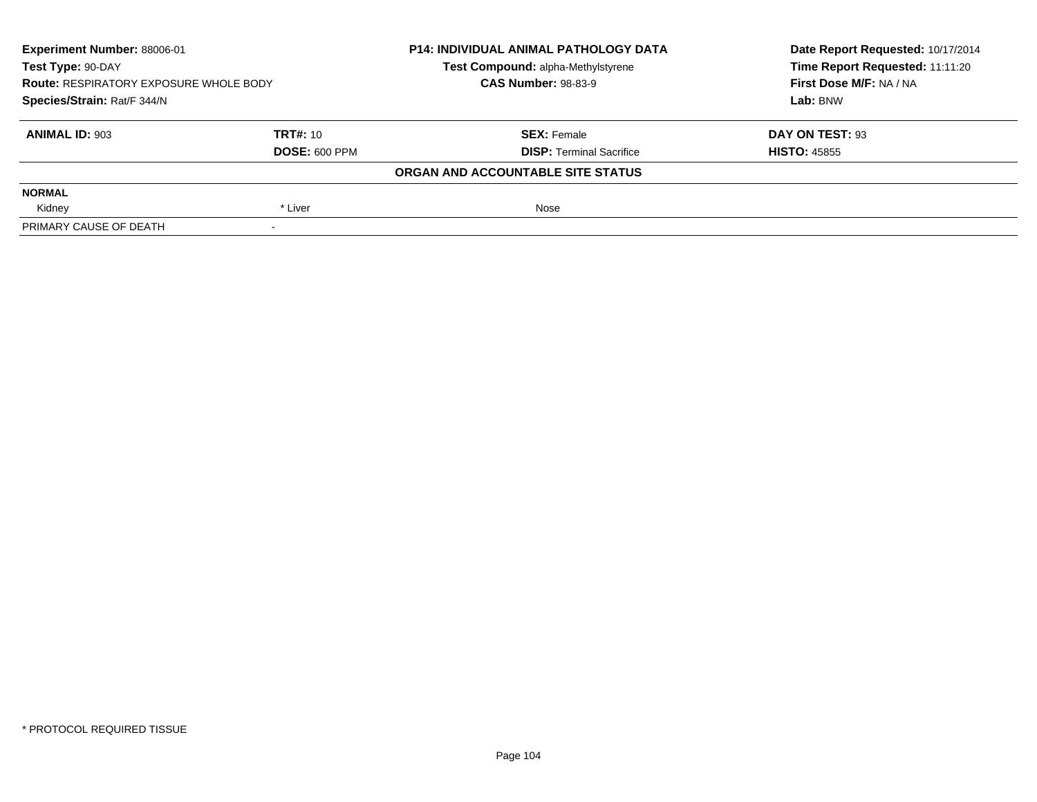**Experiment Number:** 88006-01
**Test Type:** 90-DAY
**Route:** RESPIRATORY EXPOSURE WHOLE BODY
**Species/Strain:** Rat/F 344/N

**P14: INDIVIDUAL ANIMAL PATHOLOGY DATA**
**Test Compound:** alpha-Methylstyrene
**CAS Number:** 98-83-9

**Date Report Requested:** 10/17/2014
**Time Report Requested:** 11:11:20
**First Dose M/F:** NA / NA
**Lab:** BNW

| **ANIMAL ID:** 903 | **TRT#:** 10 | **SEX:** Female | **DAY ON TEST:** 93 |
|---|---|---|---|
| | **DOSE:** 600 PPM | **DISP:** Terminal Sacrifice | **HISTO:** 45855 |

**ORGAN AND ACCOUNTABLE SITE STATUS**

| **NORMAL** | | | |
|---|---|---|---|
| Kidney | * Liver | Nose | |
| PRIMARY CAUSE OF DEATH | - | | |

* PROTOCOL REQUIRED TISSUE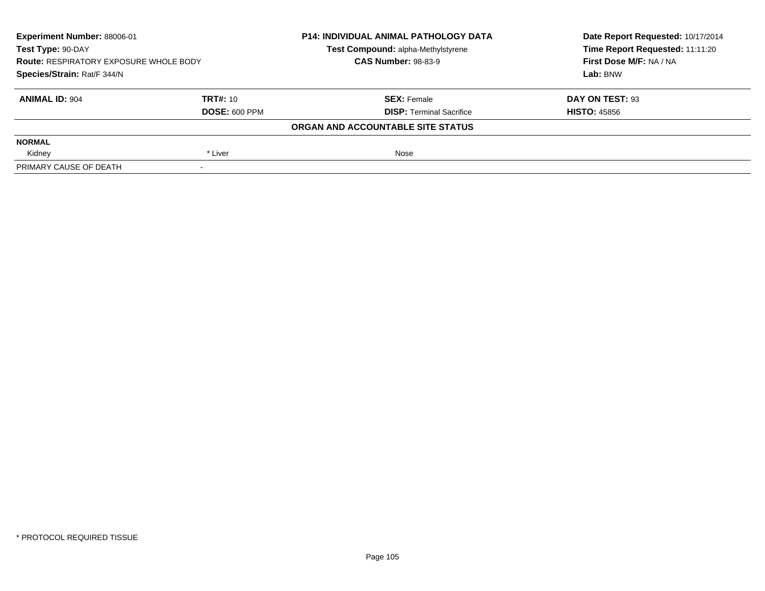**Experiment Number:** 88006-01
**Test Type:** 90-DAY
**Route:** RESPIRATORY EXPOSURE WHOLE BODY
**Species/Strain:** Rat/F 344/N

**P14: INDIVIDUAL ANIMAL PATHOLOGY DATA**
**Test Compound:** alpha-Methylstyrene
**CAS Number:** 98-83-9

**Date Report Requested:** 10/17/2014
**Time Report Requested:** 11:11:20
**First Dose M/F:** NA / NA
**Lab:** BNW

| **ANIMAL ID:** 904 | **TRT#:** 10 | **SEX:** Female | **DAY ON TEST:** 93 |
|---|---|---|---|
| | **DOSE:** 600 PPM | **DISP:** Terminal Sacrifice | **HISTO:** 45856 |

**ORGAN AND ACCOUNTABLE SITE STATUS**

| | | | |
|---|---|---|---|
| **NORMAL** | | | |
| Kidney | * Liver | Nose | |
| PRIMARY CAUSE OF DEATH | - | | |

\* PROTOCOL REQUIRED TISSUE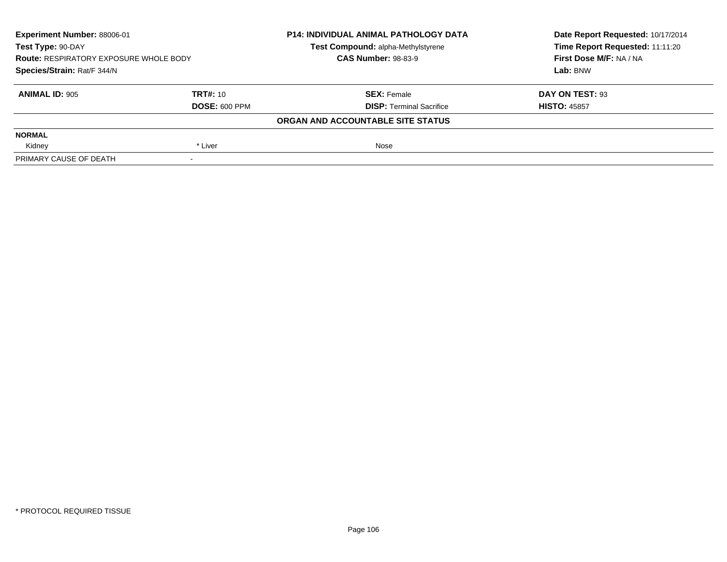| Experiment Number: 88006-01 | P14: INDIVIDUAL ANIMAL PATHOLOGY DATA | Date Report Requested: 10/17/2014 |
|---|---|---|
| Test Type: 90-DAY | Test Compound: alpha-Methylstyrene | Time Report Requested: 11:11:20 |
| Route: RESPIRATORY EXPOSURE WHOLE BODY | CAS Number: 98-83-9 | First Dose M/F: NA / NA |
| Species/Strain: Rat/F 344/N | | Lab: BNW |

| ANIMAL ID: 905 | TRT#: 10 | SEX: Female | DAY ON TEST: 93 |
|---|---|---|---|
| | DOSE: 600 PPM | DISP: Terminal Sacrifice | HISTO: 45857 |

**ORGAN AND ACCOUNTABLE SITE STATUS**

| NORMAL | | |
|---|---|---|
| Kidney | * Liver | Nose |
| PRIMARY CAUSE OF DEATH | - | |

* PROTOCOL REQUIRED TISSUE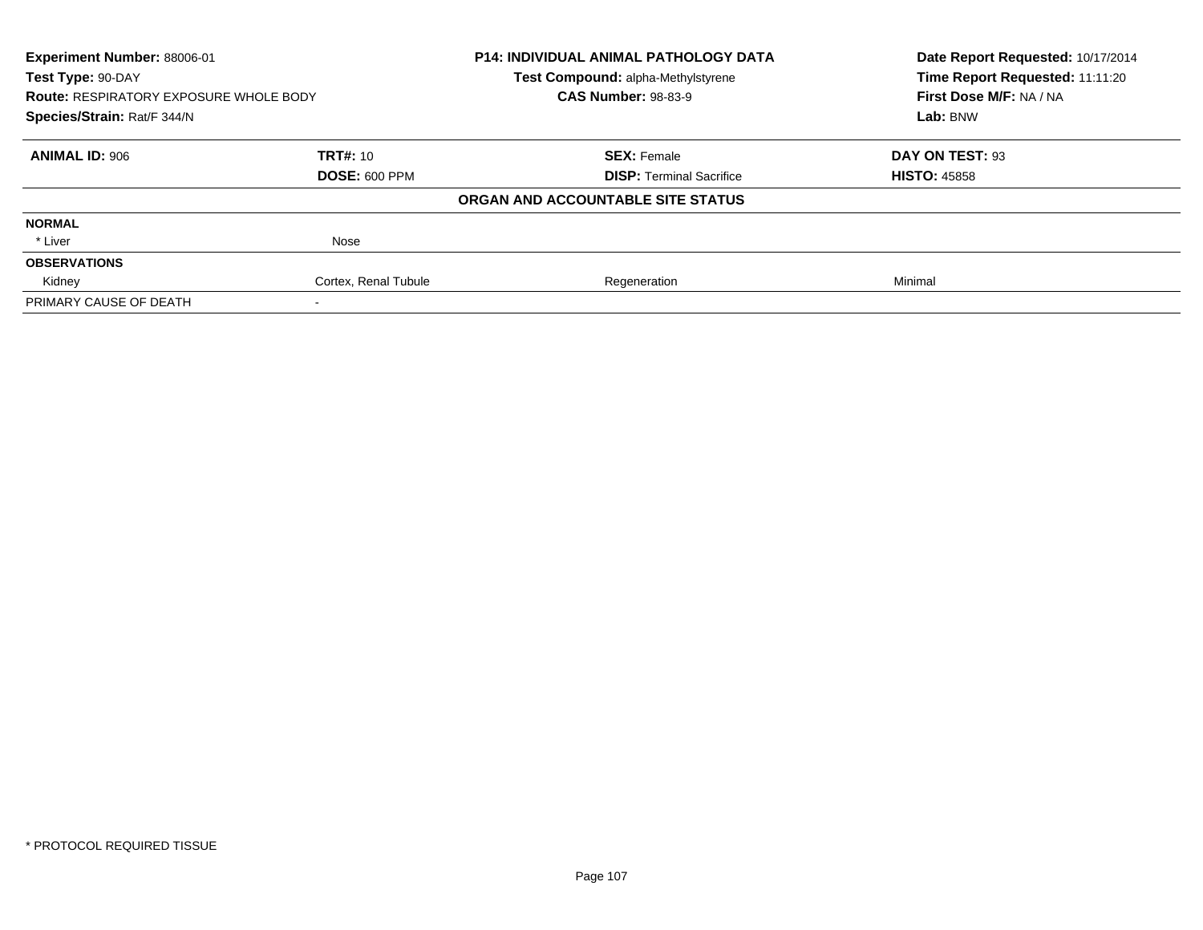| **Experiment Number:** 88006-01 | **P14: INDIVIDUAL ANIMAL PATHOLOGY DATA** | **Date Report Requested:** 10/17/2014 |
|---|---|---|
| **Test Type:** 90-DAY | **Test Compound:** alpha-Methylstyrene | **Time Report Requested:** 11:11:20 |
| **Route:** RESPIRATORY EXPOSURE WHOLE BODY | **CAS Number:** 98-83-9 | **First Dose M/F:** NA / NA |
| **Species/Strain:** Rat/F 344/N | | **Lab:** BNW |

| **ANIMAL ID:** 906 | **TRT#:** 10 | **SEX:** Female | **DAY ON TEST:** 93 |
|---|---|---|---|
| | **DOSE:** 600 PPM | **DISP:** Terminal Sacrifice | **HISTO:** 45858 |
| | | **ORGAN AND ACCOUNTABLE SITE STATUS** | |
| **NORMAL** | | | |
| * Liver | Nose | | |
| **OBSERVATIONS** | | | |
| Kidney | Cortex, Renal Tubule | Regeneration | Minimal |
| PRIMARY CAUSE OF DEATH | - | | |

* PROTOCOL REQUIRED TISSUE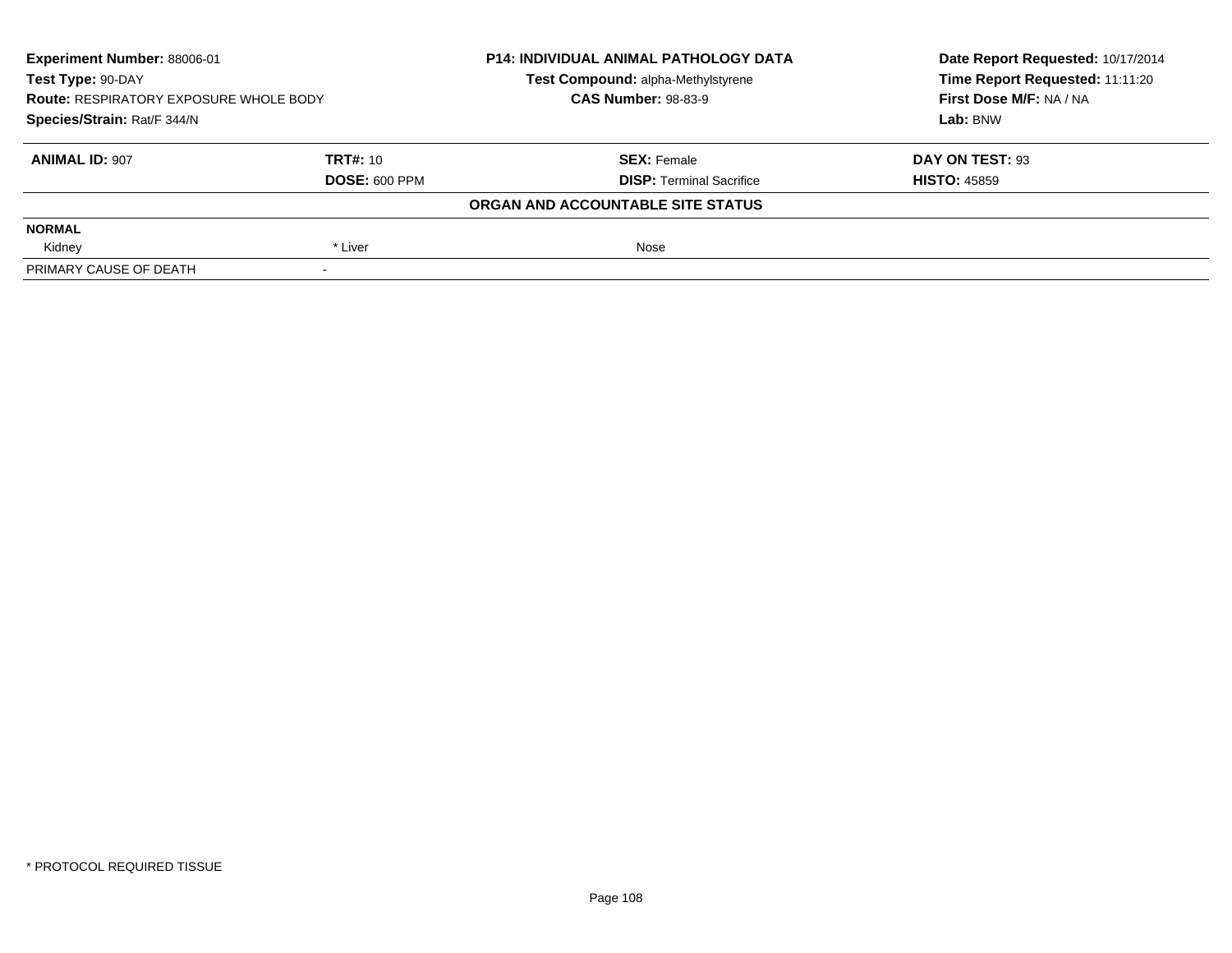**Experiment Number:** 88006-01
**Test Type:** 90-DAY
**Route:** RESPIRATORY EXPOSURE WHOLE BODY
**Species/Strain:** Rat/F 344/N

**P14: INDIVIDUAL ANIMAL PATHOLOGY DATA**
**Test Compound:** alpha-Methylstyrene
**CAS Number:** 98-83-9

**Date Report Requested:** 10/17/2014
**Time Report Requested:** 11:11:20
**First Dose M/F:** NA / NA
**Lab:** BNW

| **ANIMAL ID:** 907 | **TRT#:** 10 | **SEX:** Female | **DAY ON TEST:** 93 |
|---|---|---|---|
| | **DOSE:** 600 PPM | **DISP:** Terminal Sacrifice | **HISTO:** 45859 |

**ORGAN AND ACCOUNTABLE SITE STATUS**

| **NORMAL** | | | |
|---|---|---|---|
| Kidney | * Liver | Nose | |
| PRIMARY CAUSE OF DEATH | - | | |

* PROTOCOL REQUIRED TISSUE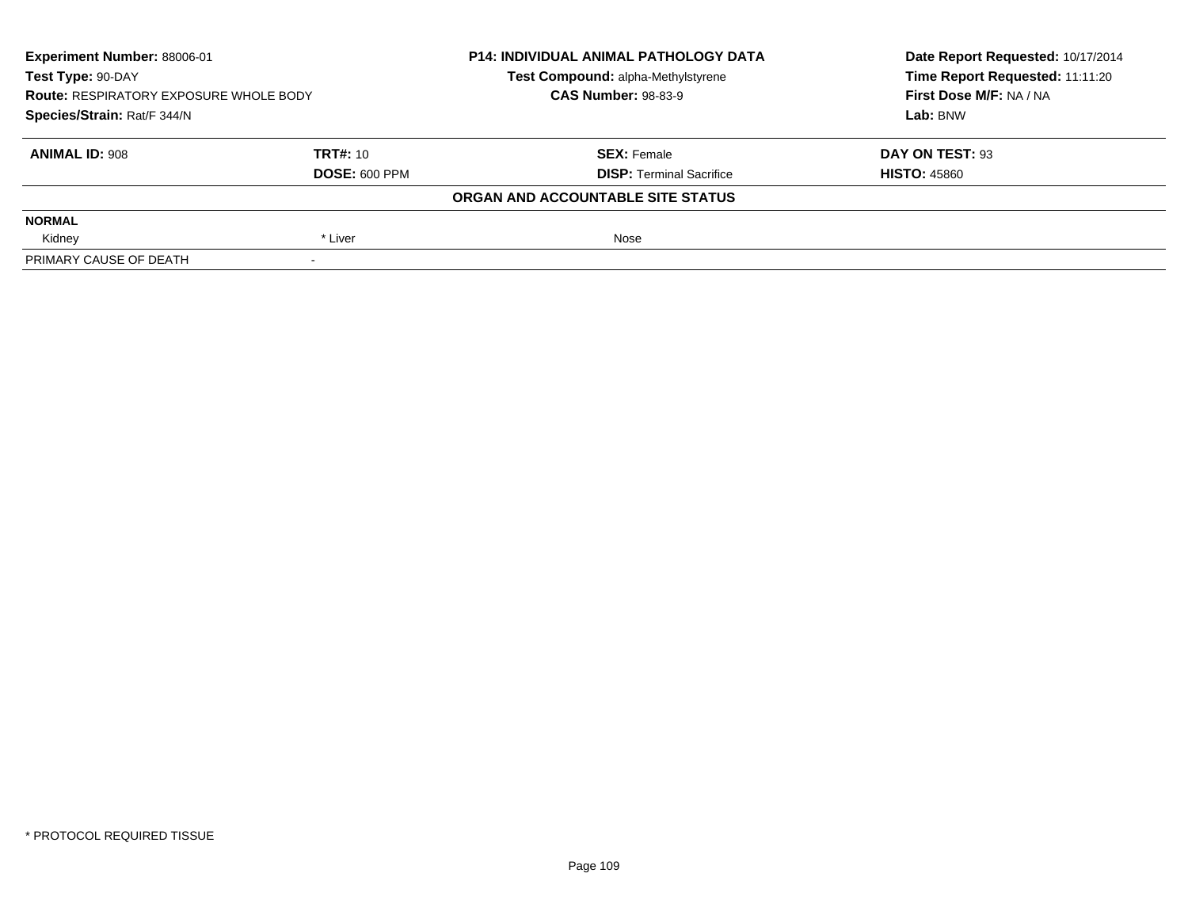**Experiment Number:** 88006-01
**Test Type:** 90-DAY
**Route:** RESPIRATORY EXPOSURE WHOLE BODY
**Species/Strain:** Rat/F 344/N

**P14: INDIVIDUAL ANIMAL PATHOLOGY DATA**
**Test Compound:** alpha-Methylstyrene
**CAS Number:** 98-83-9

**Date Report Requested:** 10/17/2014
**Time Report Requested:** 11:11:20
**First Dose M/F:** NA / NA
**Lab:** BNW

| **ANIMAL ID:** 908 | **TRT#:** 10 | **SEX:** Female | **DAY ON TEST:** 93 |
|---|---|---|---|
| | **DOSE:** 600 PPM | **DISP:** Terminal Sacrifice | **HISTO:** 45860 |

**ORGAN AND ACCOUNTABLE SITE STATUS**

| **NORMAL** | | | |
|---|---|---|---|
| Kidney | * Liver | Nose | |
| PRIMARY CAUSE OF DEATH | - | | |

* PROTOCOL REQUIRED TISSUE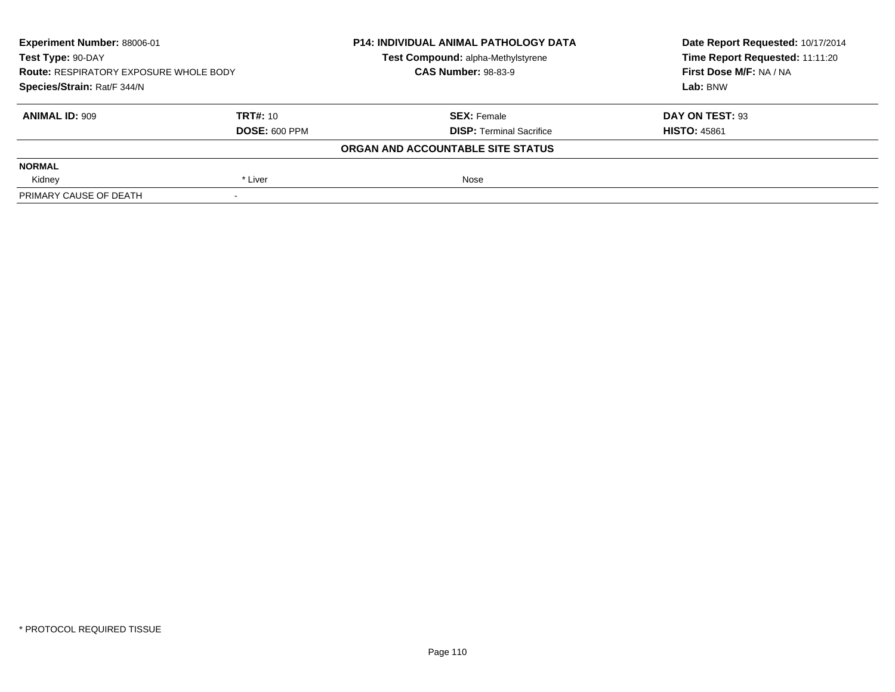**Experiment Number:** 88006-01
**Test Type:** 90-DAY
**Route:** RESPIRATORY EXPOSURE WHOLE BODY
**Species/Strain:** Rat/F 344/N

**P14: INDIVIDUAL ANIMAL PATHOLOGY DATA**
**Test Compound:** alpha-Methylstyrene
**CAS Number:** 98-83-9

**Date Report Requested:** 10/17/2014
**Time Report Requested:** 11:11:20
**First Dose M/F:** NA / NA
**Lab:** BNW

| **ANIMAL ID:** 909 | **TRT#:** 10 | **SEX:** Female | **DAY ON TEST:** 93 |
|---|---|---|---|
| | **DOSE:** 600 PPM | **DISP:** Terminal Sacrifice | **HISTO:** 45861 |

**ORGAN AND ACCOUNTABLE SITE STATUS**

| **NORMAL** | | | |
|---|---|---|---|
| Kidney | * Liver | Nose | |
| PRIMARY CAUSE OF DEATH | - | | |

* PROTOCOL REQUIRED TISSUE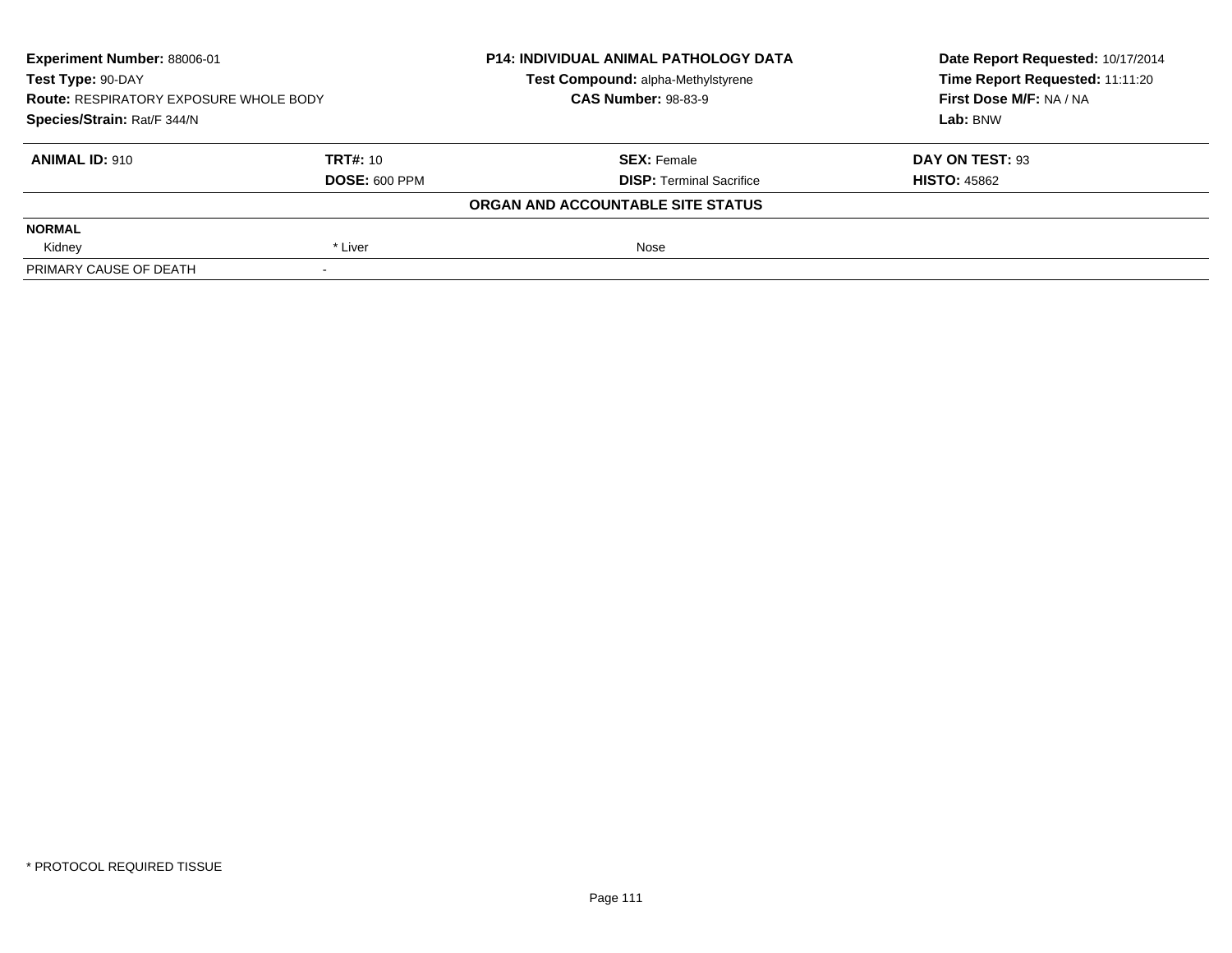| **Experiment Number:** 88006-01 | | **P14: INDIVIDUAL ANIMAL PATHOLOGY DATA** | **Date Report Requested:** 10/17/2014 |
|---|---|---|---|
| **Test Type:** 90-DAY | | **Test Compound:** alpha-Methylstyrene | **Time Report Requested:** 11:11:20 |
| **Route:** RESPIRATORY EXPOSURE WHOLE BODY | | **CAS Number:** 98-83-9 | **First Dose M/F:** NA / NA |
| **Species/Strain:** Rat/F 344/N | | | **Lab:** BNW |

| **ANIMAL ID:** 910 | **TRT#:** 10 | **SEX:** Female | **DAY ON TEST:** 93 |
|---|---|---|---|
| | **DOSE:** 600 PPM | **DISP:** Terminal Sacrifice | **HISTO:** 45862 |

**ORGAN AND ACCOUNTABLE SITE STATUS**

| **NORMAL** | | | |
|---|---|---|---|
| Kidney | * Liver | Nose | |
| PRIMARY CAUSE OF DEATH | - | | |

\* PROTOCOL REQUIRED TISSUE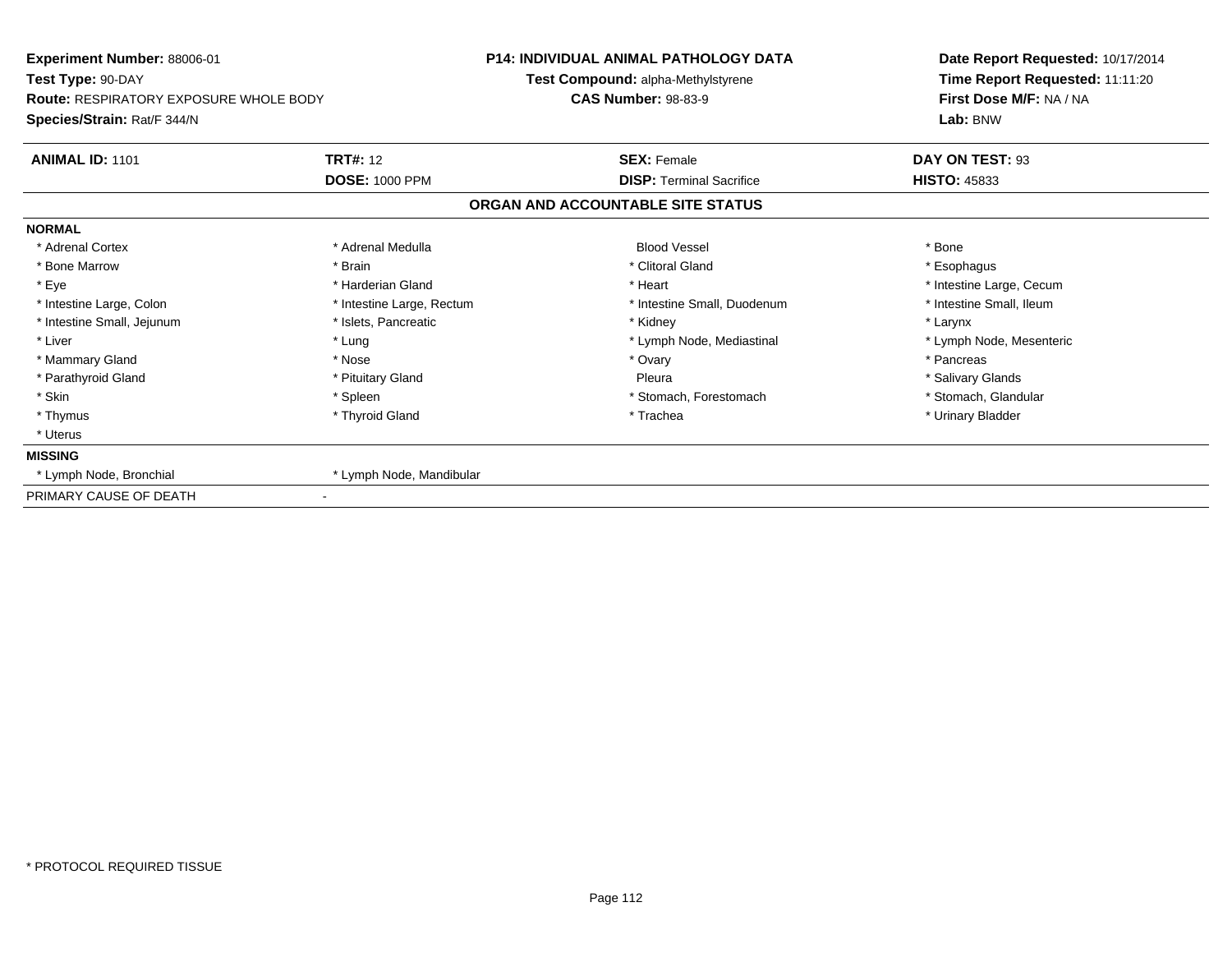**Experiment Number:** 88006-01
**Test Type:** 90-DAY
**Route:** RESPIRATORY EXPOSURE WHOLE BODY
**Species/Strain:** Rat/F 344/N

**P14: INDIVIDUAL ANIMAL PATHOLOGY DATA**
**Test Compound:** alpha-Methylstyrene
**CAS Number:** 98-83-9

**Date Report Requested:** 10/17/2014
**Time Report Requested:** 11:11:20
**First Dose M/F:** NA / NA
**Lab:** BNW

| **ANIMAL ID:** 1101 | **TRT#:** 12 | **SEX:** Female | **DAY ON TEST:** 93 |
|---|---|---|---|
| | **DOSE:** 1000 PPM | **DISP:** Terminal Sacrifice | **HISTO:** 45833 |

## ORGAN AND ACCOUNTABLE SITE STATUS

**NORMAL**

| | | | |
|---|---|---|---|
| * Adrenal Cortex | * Adrenal Medulla | Blood Vessel | * Bone |
| * Bone Marrow | * Brain | * Clitoral Gland | * Esophagus |
| * Eye | * Harderian Gland | * Heart | * Intestine Large, Cecum |
| * Intestine Large, Colon | * Intestine Large, Rectum | * Intestine Small, Duodenum | * Intestine Small, Ileum |
| * Intestine Small, Jejunum | * Islets, Pancreatic | * Kidney | * Larynx |
| * Liver | * Lung | * Lymph Node, Mediastinal | * Lymph Node, Mesenteric |
| * Mammary Gland | * Nose | * Ovary | * Pancreas |
| * Parathyroid Gland | * Pituitary Gland | Pleura | * Salivary Glands |
| * Skin | * Spleen | * Stomach, Forestomach | * Stomach, Glandular |
| * Thymus | * Thyroid Gland | * Trachea | * Urinary Bladder |
| * Uterus | | | |

**MISSING**

| | |
|---|---|
| * Lymph Node, Bronchial | * Lymph Node, Mandibular |

PRIMARY CAUSE OF DEATH -

* PROTOCOL REQUIRED TISSUE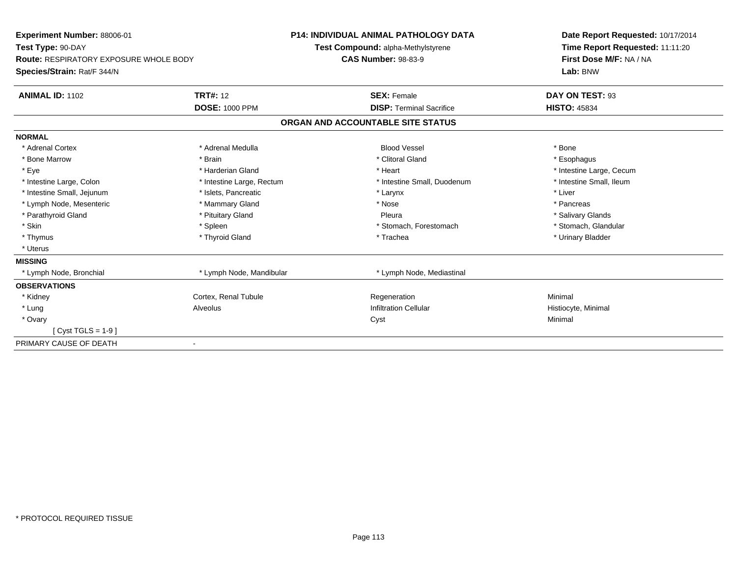**Experiment Number:** 88006-01
**Test Type:** 90-DAY
**Route:** RESPIRATORY EXPOSURE WHOLE BODY
**Species/Strain:** Rat/F 344/N

**P14: INDIVIDUAL ANIMAL PATHOLOGY DATA**
**Test Compound:** alpha-Methylstyrene
**CAS Number:** 98-83-9

**Date Report Requested:** 10/17/2014
**Time Report Requested:** 11:11:20
**First Dose M/F:** NA / NA
**Lab:** BNW

| **ANIMAL ID:** 1102 | **TRT#:** 12 | **SEX:** Female | **DAY ON TEST:** 93 |
|---|---|---|---|
| | **DOSE:** 1000 PPM | **DISP:** Terminal Sacrifice | **HISTO:** 45834 |

## ORGAN AND ACCOUNTABLE SITE STATUS

| | | | |
|---|---|---|---|
| **NORMAL** | | | |
| * Adrenal Cortex | * Adrenal Medulla | Blood Vessel | * Bone |
| * Bone Marrow | * Brain | * Clitoral Gland | * Esophagus |
| * Eye | * Harderian Gland | * Heart | * Intestine Large, Cecum |
| * Intestine Large, Colon | * Intestine Large, Rectum | * Intestine Small, Duodenum | * Intestine Small, Ileum |
| * Intestine Small, Jejunum | * Islets, Pancreatic | * Larynx | * Liver |
| * Lymph Node, Mesenteric | * Mammary Gland | * Nose | * Pancreas |
| * Parathyroid Gland | * Pituitary Gland | Pleura | * Salivary Glands |
| * Skin | * Spleen | * Stomach, Forestomach | * Stomach, Glandular |
| * Thymus | * Thyroid Gland | * Trachea | * Urinary Bladder |
| * Uterus | | | |
| **MISSING** | | | |
| * Lymph Node, Bronchial | * Lymph Node, Mandibular | * Lymph Node, Mediastinal | |
| **OBSERVATIONS** | | | |
| * Kidney | Cortex, Renal Tubule | Regeneration | Minimal |
| * Lung | Alveolus | Infiltration Cellular | Histiocyte, Minimal |
| * Ovary | | Cyst | Minimal |
| [ Cyst TGLS = 1-9 ] | | | |
| PRIMARY CAUSE OF DEATH | - | | |

* PROTOCOL REQUIRED TISSUE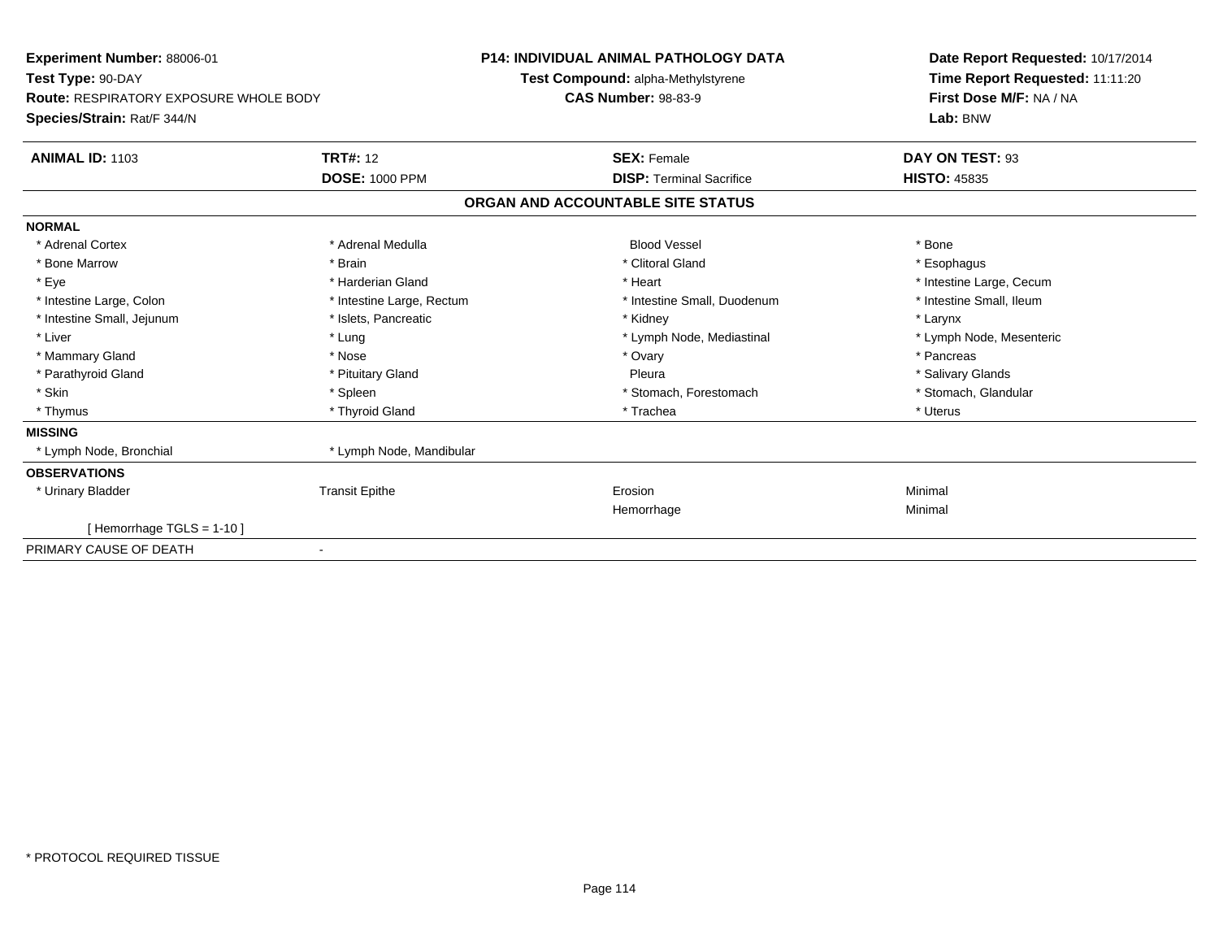**Experiment Number:** 88006-01
**Test Type:** 90-DAY
**Route:** RESPIRATORY EXPOSURE WHOLE BODY
**Species/Strain:** Rat/F 344/N

**P14: INDIVIDUAL ANIMAL PATHOLOGY DATA**
**Test Compound:** alpha-Methylstyrene
**CAS Number:** 98-83-9

**Date Report Requested:** 10/17/2014
**Time Report Requested:** 11:11:20
**First Dose M/F:** NA / NA
**Lab:** BNW

| **ANIMAL ID:** 1103 | **TRT#:** 12 | **SEX:** Female | **DAY ON TEST:** 93 |
|---|---|---|---|
| | **DOSE:** 1000 PPM | **DISP:** Terminal Sacrifice | **HISTO:** 45835 |

## ORGAN AND ACCOUNTABLE SITE STATUS

**NORMAL**

| | | | |
|---|---|---|---|
| * Adrenal Cortex | * Adrenal Medulla | Blood Vessel | * Bone |
| * Bone Marrow | * Brain | * Clitoral Gland | * Esophagus |
| * Eye | * Harderian Gland | * Heart | * Intestine Large, Cecum |
| * Intestine Large, Colon | * Intestine Large, Rectum | * Intestine Small, Duodenum | * Intestine Small, Ileum |
| * Intestine Small, Jejunum | * Islets, Pancreatic | * Kidney | * Larynx |
| * Liver | * Lung | * Lymph Node, Mediastinal | * Lymph Node, Mesenteric |
| * Mammary Gland | * Nose | * Ovary | * Pancreas |
| * Parathyroid Gland | * Pituitary Gland | Pleura | * Salivary Glands |
| * Skin | * Spleen | * Stomach, Forestomach | * Stomach, Glandular |
| * Thymus | * Thyroid Gland | * Trachea | * Uterus |

**MISSING**

| | |
|---|---|
| * Lymph Node, Bronchial | * Lymph Node, Mandibular |

**OBSERVATIONS**

| | | | |
|---|---|---|---|
| * Urinary Bladder | Transit Epithe | Erosion | Minimal |
| | | Hemorrhage | Minimal |
| [ Hemorrhage TGLS = 1-10 ] | | | |

PRIMARY CAUSE OF DEATH -

* PROTOCOL REQUIRED TISSUE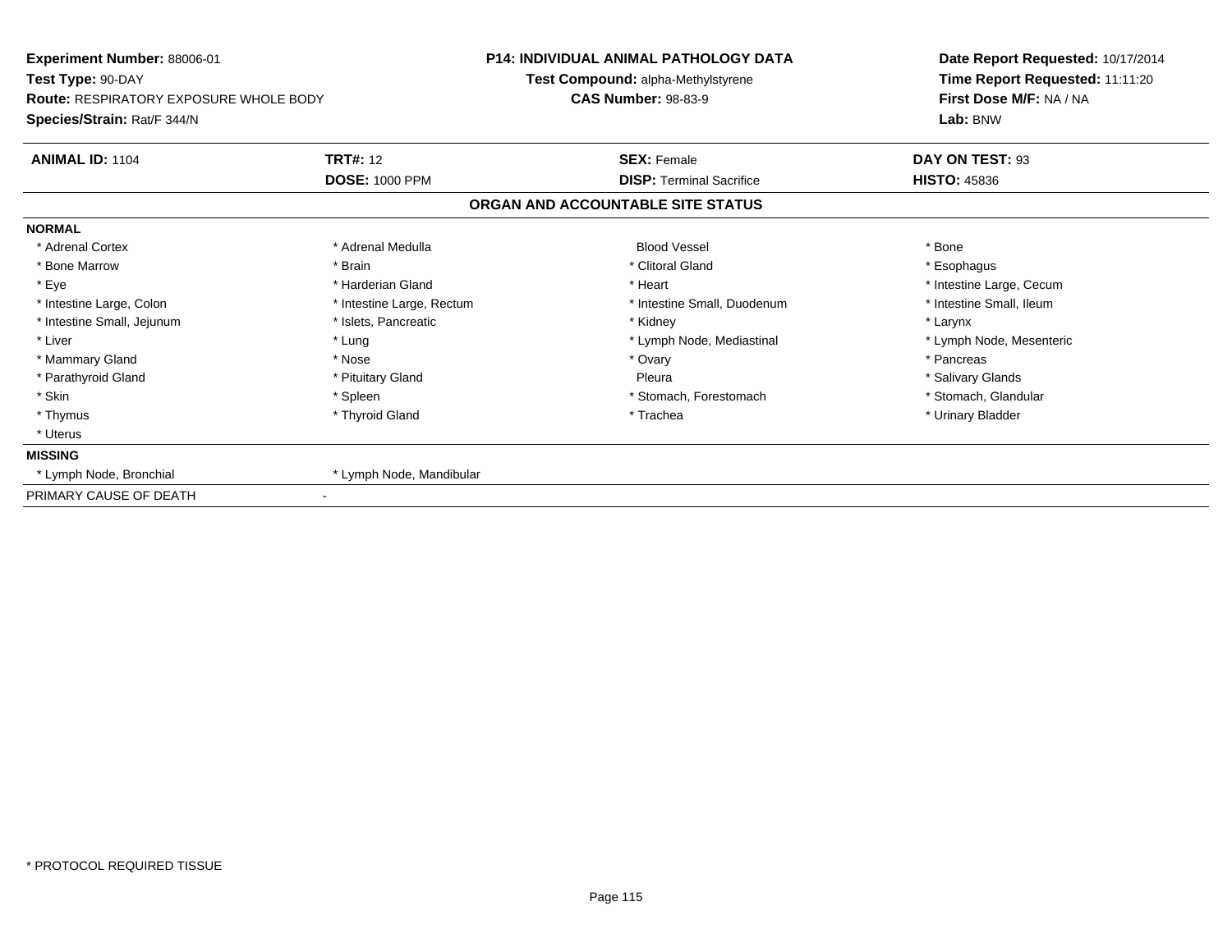**Experiment Number:** 88006-01
**Test Type:** 90-DAY
**Route:** RESPIRATORY EXPOSURE WHOLE BODY
**Species/Strain:** Rat/F 344/N

**P14: INDIVIDUAL ANIMAL PATHOLOGY DATA**
**Test Compound:** alpha-Methylstyrene
**CAS Number:** 98-83-9

**Date Report Requested:** 10/17/2014
**Time Report Requested:** 11:11:20
**First Dose M/F:** NA / NA
**Lab:** BNW

| **ANIMAL ID:** 1104 | **TRT#:** 12 | **SEX:** Female | **DAY ON TEST:** 93 |
|---|---|---|---|
| | **DOSE:** 1000 PPM | **DISP:** Terminal Sacrifice | **HISTO:** 45836 |

## ORGAN AND ACCOUNTABLE SITE STATUS

**NORMAL**

| | | | |
|---|---|---|---|
| * Adrenal Cortex | * Adrenal Medulla | Blood Vessel | * Bone |
| * Bone Marrow | * Brain | * Clitoral Gland | * Esophagus |
| * Eye | * Harderian Gland | * Heart | * Intestine Large, Cecum |
| * Intestine Large, Colon | * Intestine Large, Rectum | * Intestine Small, Duodenum | * Intestine Small, Ileum |
| * Intestine Small, Jejunum | * Islets, Pancreatic | * Kidney | * Larynx |
| * Liver | * Lung | * Lymph Node, Mediastinal | * Lymph Node, Mesenteric |
| * Mammary Gland | * Nose | * Ovary | * Pancreas |
| * Parathyroid Gland | * Pituitary Gland | Pleura | * Salivary Glands |
| * Skin | * Spleen | * Stomach, Forestomach | * Stomach, Glandular |
| * Thymus | * Thyroid Gland | * Trachea | * Urinary Bladder |
| * Uterus | | | |

**MISSING**

| | |
|---|---|
| * Lymph Node, Bronchial | * Lymph Node, Mandibular |

PRIMARY CAUSE OF DEATH -

* PROTOCOL REQUIRED TISSUE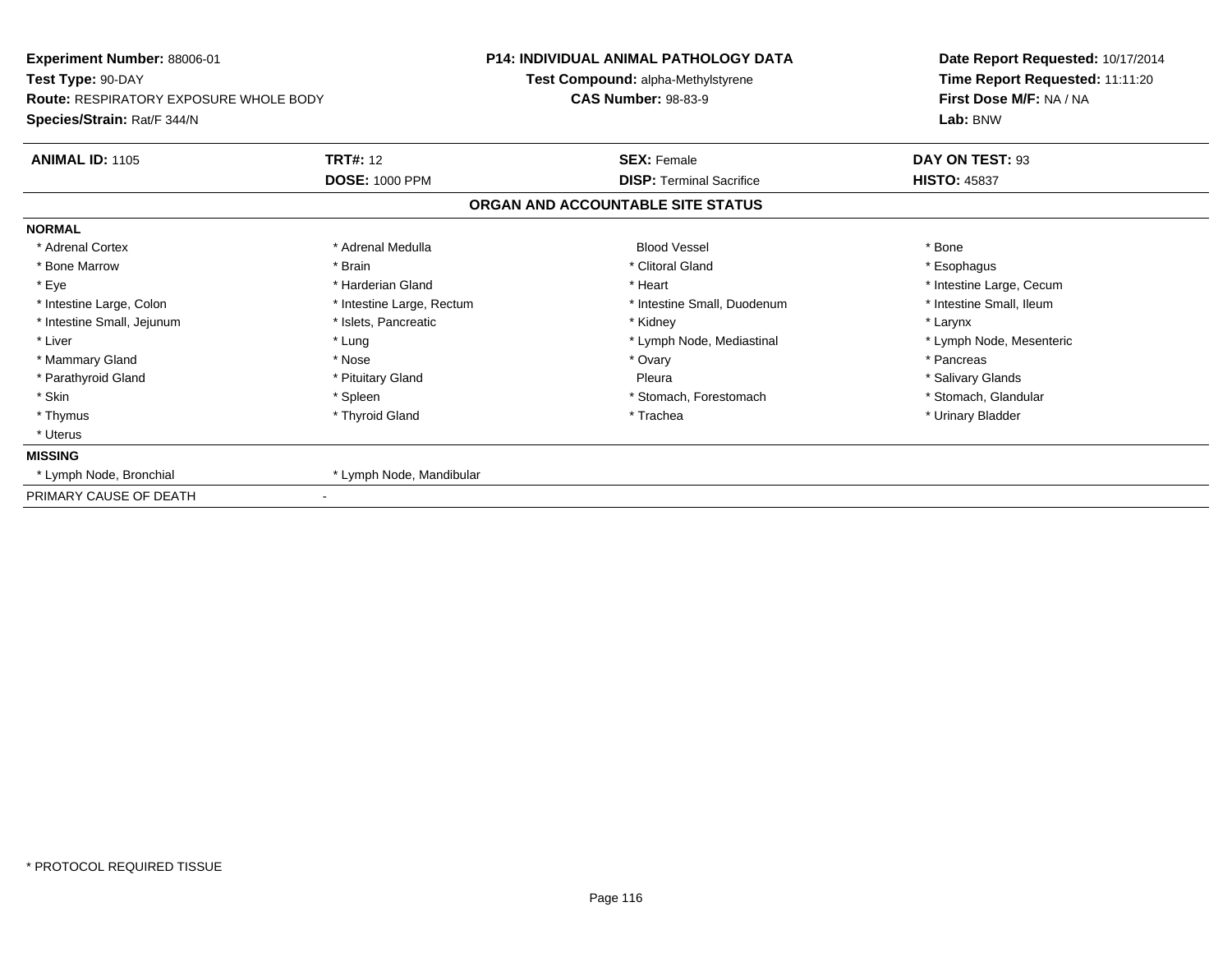**Experiment Number:** 88006-01
**Test Type:** 90-DAY
**Route:** RESPIRATORY EXPOSURE WHOLE BODY
**Species/Strain:** Rat/F 344/N

**P14: INDIVIDUAL ANIMAL PATHOLOGY DATA**
**Test Compound:** alpha-Methylstyrene
**CAS Number:** 98-83-9

**Date Report Requested:** 10/17/2014
**Time Report Requested:** 11:11:20
**First Dose M/F:** NA / NA
**Lab:** BNW

| **ANIMAL ID:** 1105 | **TRT#:** 12 | **SEX:** Female | **DAY ON TEST:** 93 |
|---|---|---|---|
| | **DOSE:** 1000 PPM | **DISP:** Terminal Sacrifice | **HISTO:** 45837 |

## ORGAN AND ACCOUNTABLE SITE STATUS

**NORMAL**

| | | | |
|---|---|---|---|
| * Adrenal Cortex | * Adrenal Medulla | Blood Vessel | * Bone |
| * Bone Marrow | * Brain | * Clitoral Gland | * Esophagus |
| * Eye | * Harderian Gland | * Heart | * Intestine Large, Cecum |
| * Intestine Large, Colon | * Intestine Large, Rectum | * Intestine Small, Duodenum | * Intestine Small, Ileum |
| * Intestine Small, Jejunum | * Islets, Pancreatic | * Kidney | * Larynx |
| * Liver | * Lung | * Lymph Node, Mediastinal | * Lymph Node, Mesenteric |
| * Mammary Gland | * Nose | * Ovary | * Pancreas |
| * Parathyroid Gland | * Pituitary Gland | Pleura | * Salivary Glands |
| * Skin | * Spleen | * Stomach, Forestomach | * Stomach, Glandular |
| * Thymus | * Thyroid Gland | * Trachea | * Urinary Bladder |
| * Uterus | | | |

**MISSING**

| | |
|---|---|
| * Lymph Node, Bronchial | * Lymph Node, Mandibular |

PRIMARY CAUSE OF DEATH -

* PROTOCOL REQUIRED TISSUE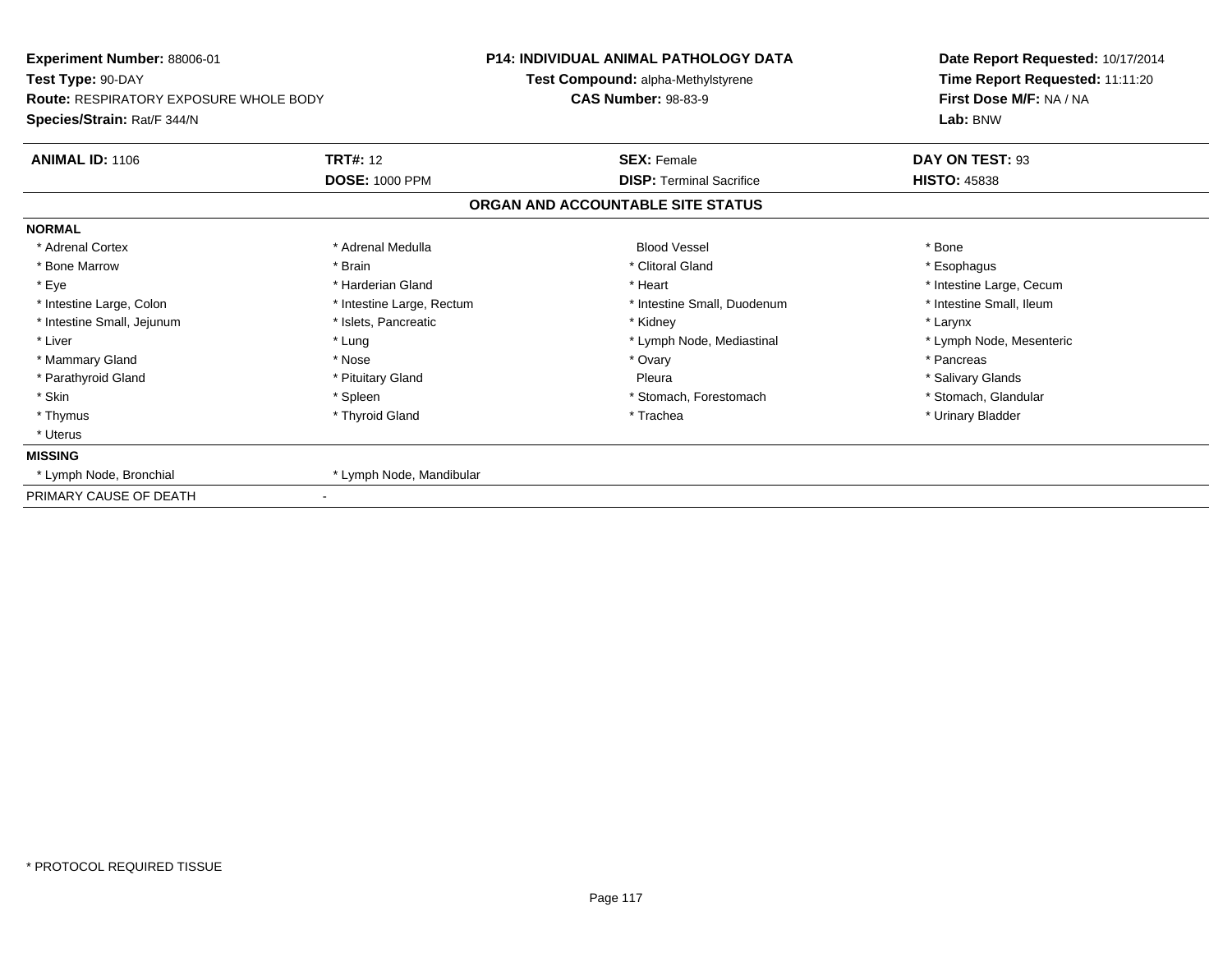**Experiment Number:** 88006-01
**Test Type:** 90-DAY
**Route:** RESPIRATORY EXPOSURE WHOLE BODY
**Species/Strain:** Rat/F 344/N

**P14: INDIVIDUAL ANIMAL PATHOLOGY DATA**
**Test Compound:** alpha-Methylstyrene
**CAS Number:** 98-83-9

**Date Report Requested:** 10/17/2014
**Time Report Requested:** 11:11:20
**First Dose M/F:** NA / NA
**Lab:** BNW

| **ANIMAL ID:** 1106 | **TRT#:** 12 | **SEX:** Female | **DAY ON TEST:** 93 |
|---|---|---|---|
| | **DOSE:** 1000 PPM | **DISP:** Terminal Sacrifice | **HISTO:** 45838 |

**ORGAN AND ACCOUNTABLE SITE STATUS**

**NORMAL**

| | | | |
|---|---|---|---|
| * Adrenal Cortex | * Adrenal Medulla | Blood Vessel | * Bone |
| * Bone Marrow | * Brain | * Clitoral Gland | * Esophagus |
| * Eye | * Harderian Gland | * Heart | * Intestine Large, Cecum |
| * Intestine Large, Colon | * Intestine Large, Rectum | * Intestine Small, Duodenum | * Intestine Small, Ileum |
| * Intestine Small, Jejunum | * Islets, Pancreatic | * Kidney | * Larynx |
| * Liver | * Lung | * Lymph Node, Mediastinal | * Lymph Node, Mesenteric |
| * Mammary Gland | * Nose | * Ovary | * Pancreas |
| * Parathyroid Gland | * Pituitary Gland | Pleura | * Salivary Glands |
| * Skin | * Spleen | * Stomach, Forestomach | * Stomach, Glandular |
| * Thymus | * Thyroid Gland | * Trachea | * Urinary Bladder |
| * Uterus | | | |

**MISSING**

| | |
|---|---|
| * Lymph Node, Bronchial | * Lymph Node, Mandibular |

PRIMARY CAUSE OF DEATH -

* PROTOCOL REQUIRED TISSUE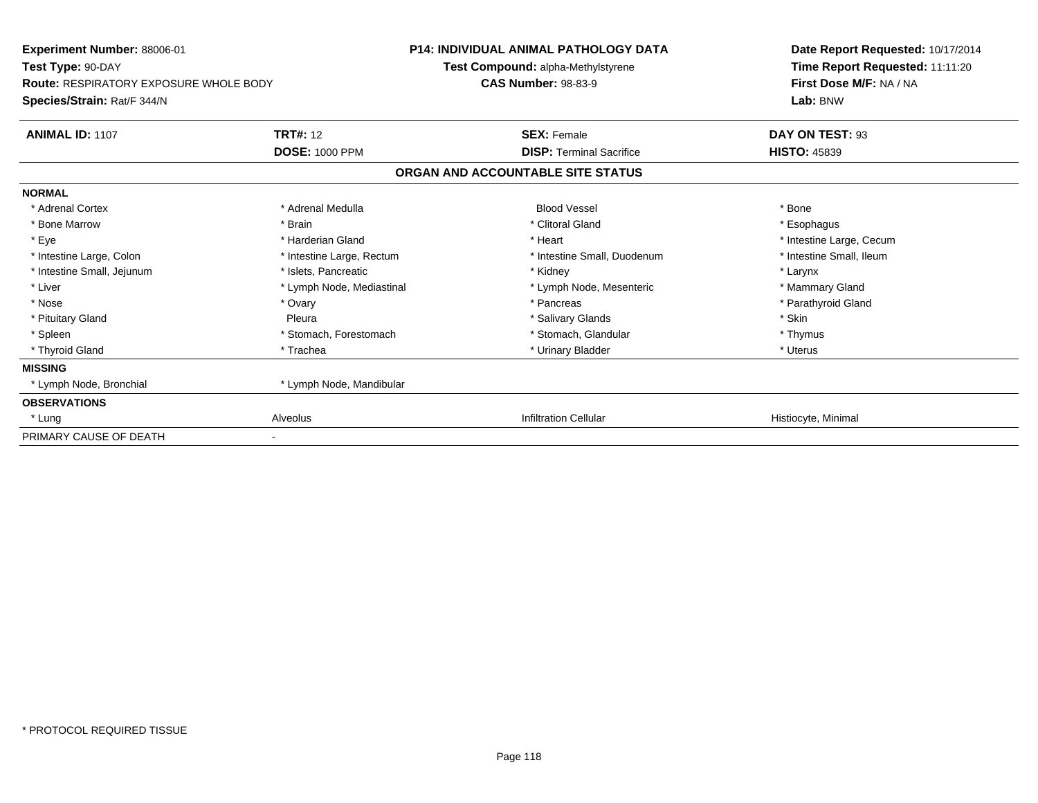**Experiment Number:** 88006-01
**Test Type:** 90-DAY
**Route:** RESPIRATORY EXPOSURE WHOLE BODY
**Species/Strain:** Rat/F 344/N

**P14: INDIVIDUAL ANIMAL PATHOLOGY DATA**
**Test Compound:** alpha-Methylstyrene
**CAS Number:** 98-83-9

**Date Report Requested:** 10/17/2014
**Time Report Requested:** 11:11:20
**First Dose M/F:** NA / NA
**Lab:** BNW

| **ANIMAL ID:** 1107 | **TRT#:** 12 | **SEX:** Female | **DAY ON TEST:** 93 |
|---|---|---|---|
| | **DOSE:** 1000 PPM | **DISP:** Terminal Sacrifice | **HISTO:** 45839 |

## ORGAN AND ACCOUNTABLE SITE STATUS

| | | | |
|---|---|---|---|
| **NORMAL** | | | |
| * Adrenal Cortex | * Adrenal Medulla | Blood Vessel | * Bone |
| * Bone Marrow | * Brain | * Clitoral Gland | * Esophagus |
| * Eye | * Harderian Gland | * Heart | * Intestine Large, Cecum |
| * Intestine Large, Colon | * Intestine Large, Rectum | * Intestine Small, Duodenum | * Intestine Small, Ileum |
| * Intestine Small, Jejunum | * Islets, Pancreatic | * Kidney | * Larynx |
| * Liver | * Lymph Node, Mediastinal | * Lymph Node, Mesenteric | * Mammary Gland |
| * Nose | * Ovary | * Pancreas | * Parathyroid Gland |
| * Pituitary Gland | Pleura | * Salivary Glands | * Skin |
| * Spleen | * Stomach, Forestomach | * Stomach, Glandular | * Thymus |
| * Thyroid Gland | * Trachea | * Urinary Bladder | * Uterus |
| **MISSING** | | | |
| * Lymph Node, Bronchial | * Lymph Node, Mandibular | | |
| **OBSERVATIONS** | | | |
| * Lung | Alveolus | Infiltration Cellular | Histiocyte, Minimal |
| PRIMARY CAUSE OF DEATH | - | | |

* PROTOCOL REQUIRED TISSUE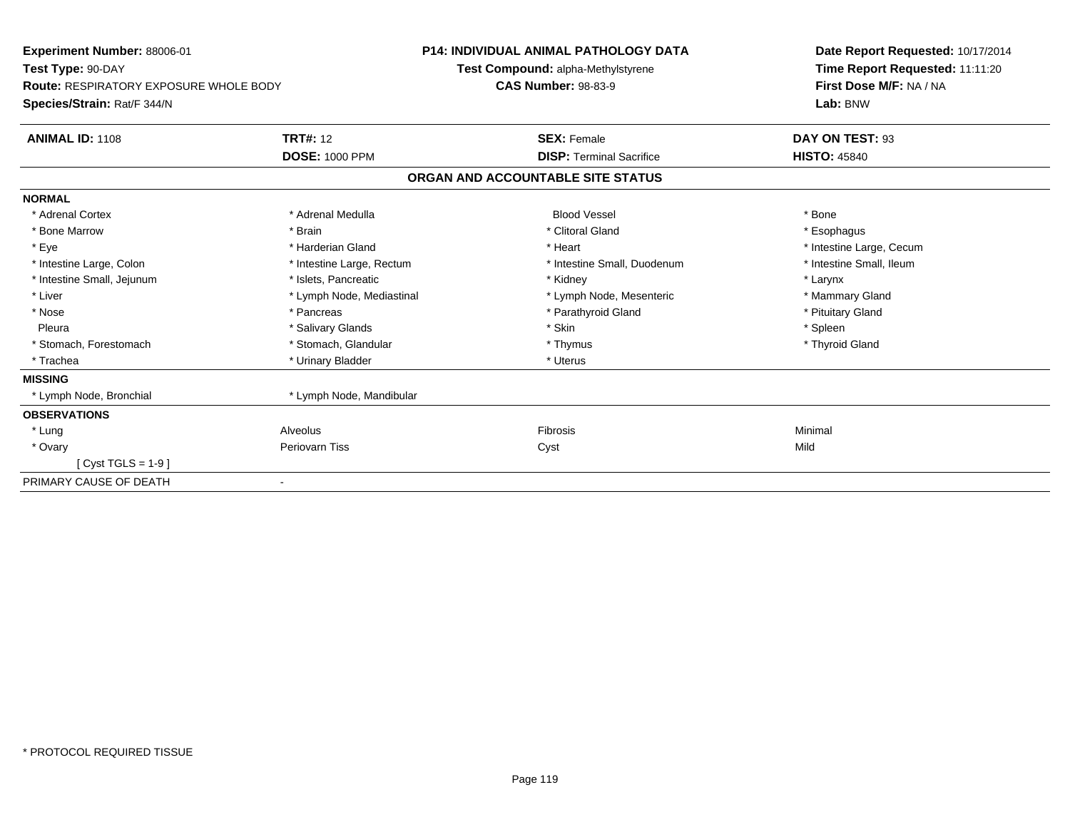| Experiment Number: 88006-01 | P14: INDIVIDUAL ANIMAL PATHOLOGY DATA | Date Report Requested: 10/17/2014 |
|---|---|---|
| Test Type: 90-DAY | Test Compound: alpha-Methylstyrene | Time Report Requested: 11:11:20 |
| Route: RESPIRATORY EXPOSURE WHOLE BODY | CAS Number: 98-83-9 | First Dose M/F: NA / NA |
| Species/Strain: Rat/F 344/N | | Lab: BNW |

| ANIMAL ID: 1108 | TRT#: 12 | SEX: Female | DAY ON TEST: 93 |
|---|---|---|---|
| | DOSE: 1000 PPM | DISP: Terminal Sacrifice | HISTO: 45840 |

## ORGAN AND ACCOUNTABLE SITE STATUS

**NORMAL**

| | | | |
|---|---|---|---|
| * Adrenal Cortex | * Adrenal Medulla | Blood Vessel | * Bone |
| * Bone Marrow | * Brain | * Clitoral Gland | * Esophagus |
| * Eye | * Harderian Gland | * Heart | * Intestine Large, Cecum |
| * Intestine Large, Colon | * Intestine Large, Rectum | * Intestine Small, Duodenum | * Intestine Small, Ileum |
| * Intestine Small, Jejunum | * Islets, Pancreatic | * Kidney | * Larynx |
| * Liver | * Lymph Node, Mediastinal | * Lymph Node, Mesenteric | * Mammary Gland |
| * Nose | * Pancreas | * Parathyroid Gland | * Pituitary Gland |
| Pleura | * Salivary Glands | * Skin | * Spleen |
| * Stomach, Forestomach | * Stomach, Glandular | * Thymus | * Thyroid Gland |
| * Trachea | * Urinary Bladder | * Uterus | |

**MISSING**

| | |
|---|---|
| * Lymph Node, Bronchial | * Lymph Node, Mandibular |

**OBSERVATIONS**

| | | | |
|---|---|---|---|
| * Lung | Alveolus | Fibrosis | Minimal |
| * Ovary | Periovarn Tiss | Cyst | Mild |
| [ Cyst TGLS = 1-9 ] | | | |

PRIMARY CAUSE OF DEATH -

* PROTOCOL REQUIRED TISSUE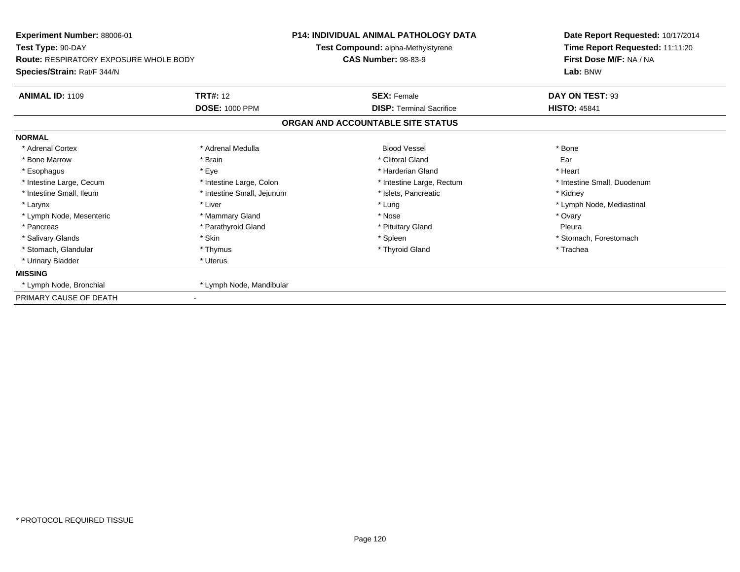**Experiment Number:** 88006-01
**Test Type:** 90-DAY
**Route:** RESPIRATORY EXPOSURE WHOLE BODY
**Species/Strain:** Rat/F 344/N

**P14: INDIVIDUAL ANIMAL PATHOLOGY DATA**
**Test Compound:** alpha-Methylstyrene
**CAS Number:** 98-83-9

**Date Report Requested:** 10/17/2014
**Time Report Requested:** 11:11:20
**First Dose M/F:** NA / NA
**Lab:** BNW

| **ANIMAL ID:** 1109 | **TRT#:** 12 | **SEX:** Female | **DAY ON TEST:** 93 |
|---|---|---|---|
| | **DOSE:** 1000 PPM | **DISP:** Terminal Sacrifice | **HISTO:** 45841 |

## ORGAN AND ACCOUNTABLE SITE STATUS

**NORMAL**

| | | | |
|---|---|---|---|
| * Adrenal Cortex | * Adrenal Medulla | Blood Vessel | * Bone |
| * Bone Marrow | * Brain | * Clitoral Gland | Ear |
| * Esophagus | * Eye | * Harderian Gland | * Heart |
| * Intestine Large, Cecum | * Intestine Large, Colon | * Intestine Large, Rectum | * Intestine Small, Duodenum |
| * Intestine Small, Ileum | * Intestine Small, Jejunum | * Islets, Pancreatic | * Kidney |
| * Larynx | * Liver | * Lung | * Lymph Node, Mediastinal |
| * Lymph Node, Mesenteric | * Mammary Gland | * Nose | * Ovary |
| * Pancreas | * Parathyroid Gland | * Pituitary Gland | Pleura |
| * Salivary Glands | * Skin | * Spleen | * Stomach, Forestomach |
| * Stomach, Glandular | * Thymus | * Thyroid Gland | * Trachea |
| * Urinary Bladder | * Uterus | | |

**MISSING**

| | |
|---|---|
| * Lymph Node, Bronchial | * Lymph Node, Mandibular |

PRIMARY CAUSE OF DEATH -

* PROTOCOL REQUIRED TISSUE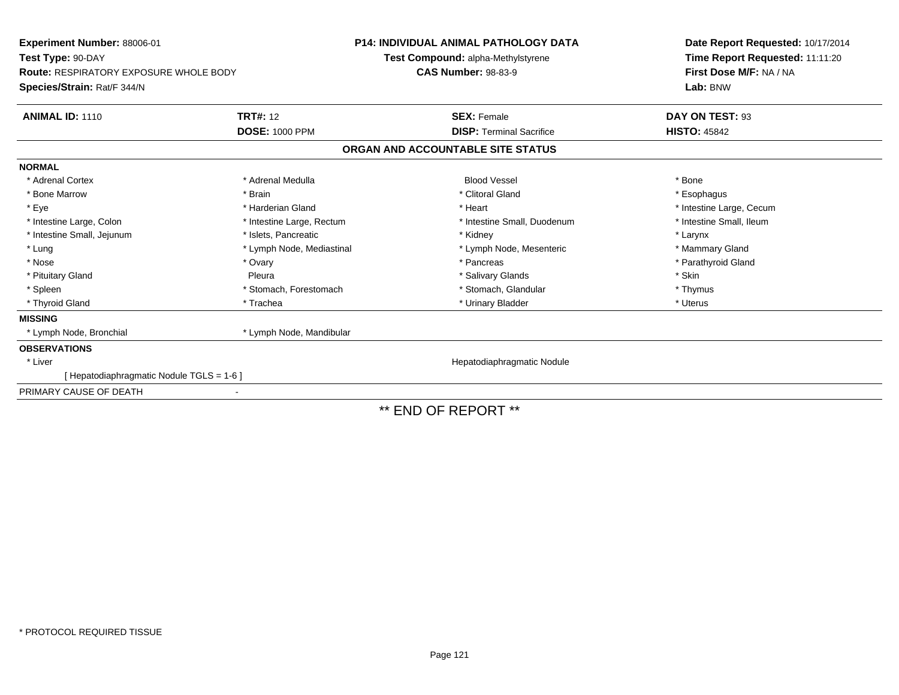**Experiment Number:** 88006-01
**Test Type:** 90-DAY
**Route:** RESPIRATORY EXPOSURE WHOLE BODY
**Species/Strain:** Rat/F 344/N

**P14: INDIVIDUAL ANIMAL PATHOLOGY DATA**
**Test Compound:** alpha-Methylstyrene
**CAS Number:** 98-83-9

**Date Report Requested:** 10/17/2014
**Time Report Requested:** 11:11:20
**First Dose M/F:** NA / NA
**Lab:** BNW

| | | | |
|---|---|---|---|
| **ANIMAL ID:** 1110 | **TRT#:** 12 | **SEX:** Female | **DAY ON TEST:** 93 |
| | **DOSE:** 1000 PPM | **DISP:** Terminal Sacrifice | **HISTO:** 45842 |

**ORGAN AND ACCOUNTABLE SITE STATUS**

**NORMAL**

| | | | |
|---|---|---|---|
| * Adrenal Cortex | * Adrenal Medulla | Blood Vessel | * Bone |
| * Bone Marrow | * Brain | * Clitoral Gland | * Esophagus |
| * Eye | * Harderian Gland | * Heart | * Intestine Large, Cecum |
| * Intestine Large, Colon | * Intestine Large, Rectum | * Intestine Small, Duodenum | * Intestine Small, Ileum |
| * Intestine Small, Jejunum | * Islets, Pancreatic | * Kidney | * Larynx |
| * Lung | * Lymph Node, Mediastinal | * Lymph Node, Mesenteric | * Mammary Gland |
| * Nose | * Ovary | * Pancreas | * Parathyroid Gland |
| * Pituitary Gland | Pleura | * Salivary Glands | * Skin |
| * Spleen | * Stomach, Forestomach | * Stomach, Glandular | * Thymus |
| * Thyroid Gland | * Trachea | * Urinary Bladder | * Uterus |

**MISSING**

| | |
|---|---|
| * Lymph Node, Bronchial | * Lymph Node, Mandibular |

**OBSERVATIONS**

| | |
|---|---|
| * Liver | Hepatodiaphragmatic Nodule |
| [ Hepatodiaphragmatic Nodule TGLS = 1-6 ] | |

PRIMARY CAUSE OF DEATH -

** END OF REPORT **

* PROTOCOL REQUIRED TISSUE